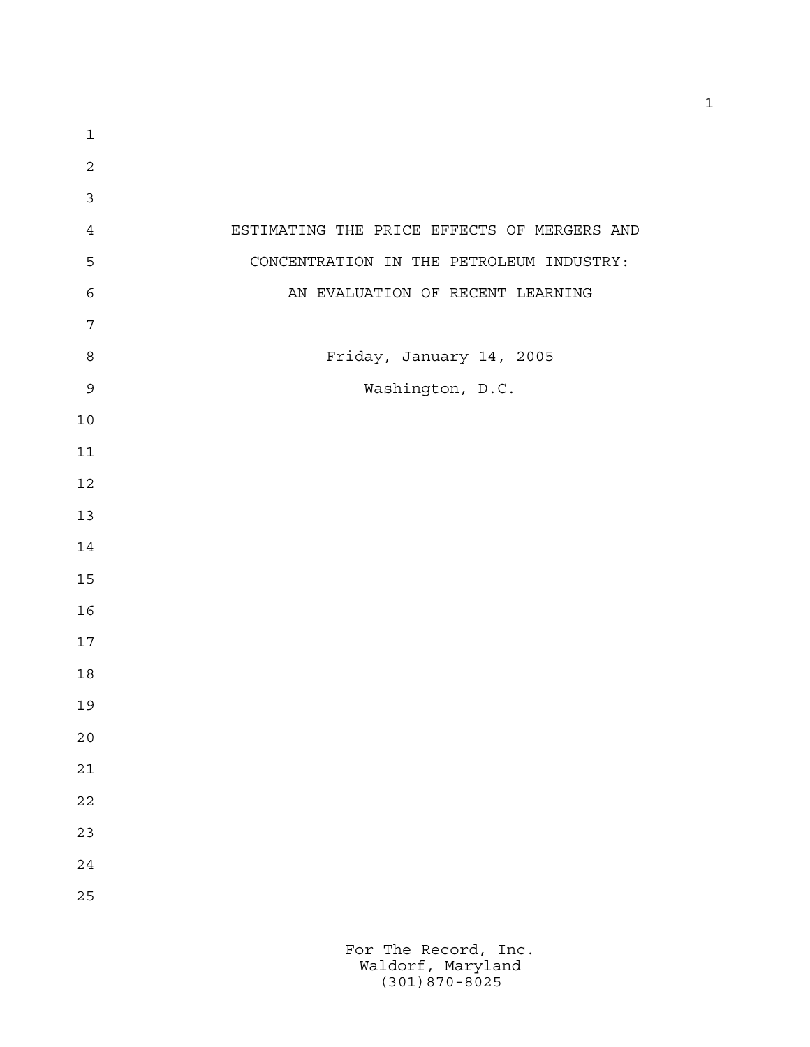# ESTIMATING THE PRICE EFFECTS OF MERGERS AND CONCENTRATION IN THE PETROLEUM INDUSTRY: AN EVALUATION OF RECENT LEARNING

Friday, January 14, 2005

Washington, D.C.

For The Record, Inc.
Waldorf, Maryland
(301)870-8025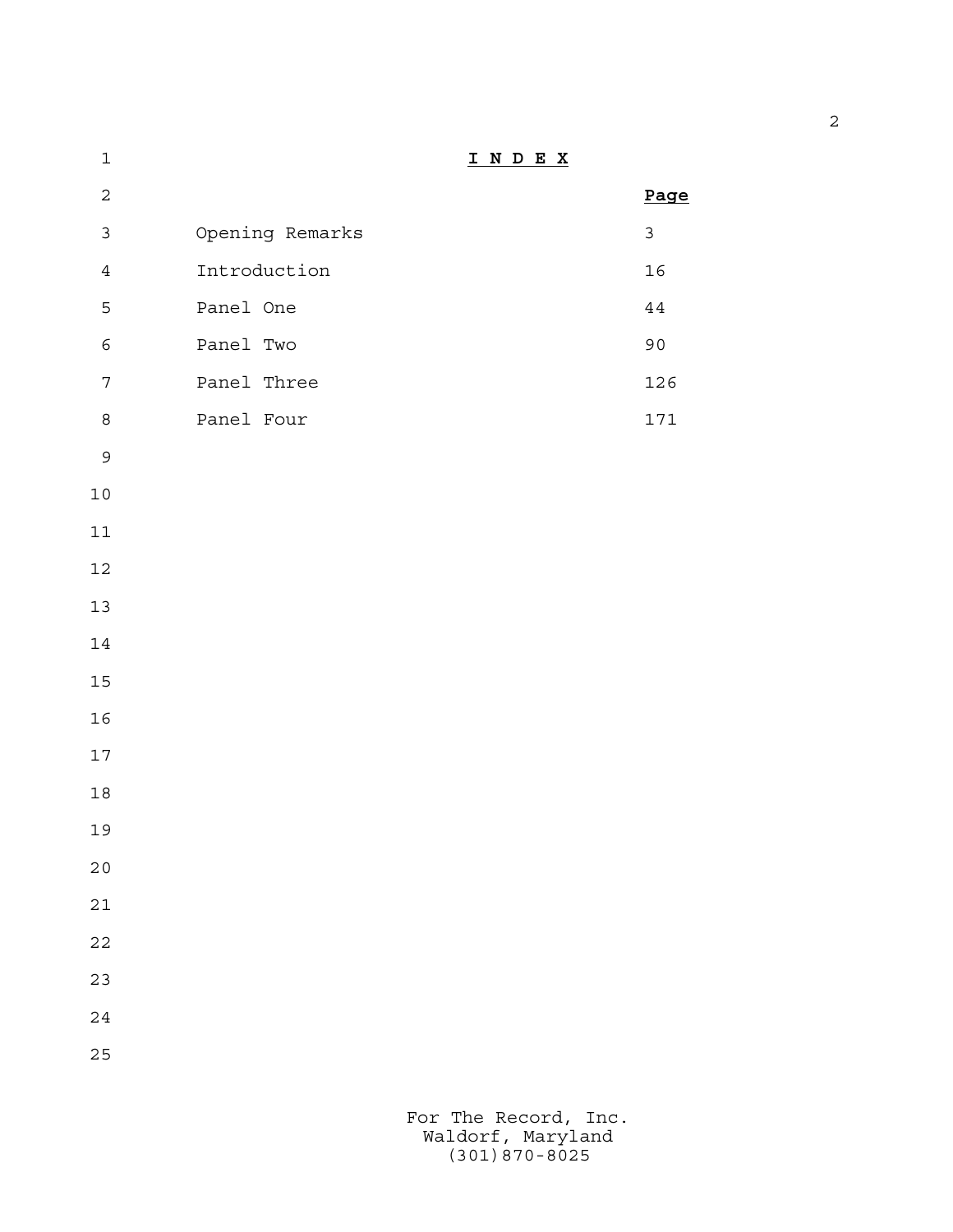# I N D E X

| | Page |
|---|---|
| Opening Remarks | 3 |
| Introduction | 16 |
| Panel One | 44 |
| Panel Two | 90 |
| Panel Three | 126 |
| Panel Four | 171 |

For The Record, Inc.
Waldorf, Maryland
(301)870-8025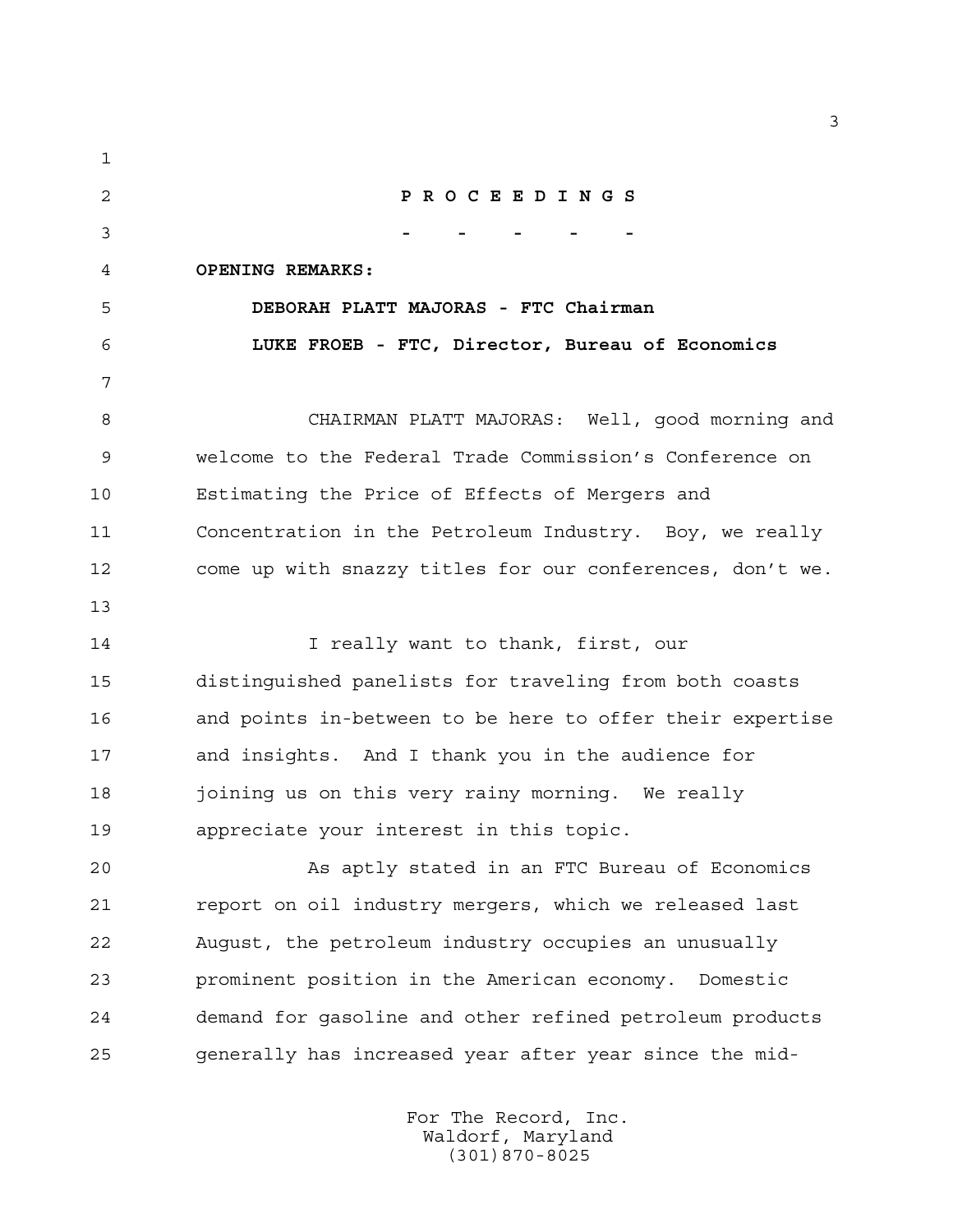**P R O C E E D I N G S**

- - - - -

**OPENING REMARKS:**

**DEBORAH PLATT MAJORAS - FTC Chairman**

**LUKE FROEB - FTC, Director, Bureau of Economics**

CHAIRMAN PLATT MAJORAS: Well, good morning and welcome to the Federal Trade Commission's Conference on Estimating the Price of Effects of Mergers and Concentration in the Petroleum Industry. Boy, we really come up with snazzy titles for our conferences, don't we.

I really want to thank, first, our distinguished panelists for traveling from both coasts and points in-between to be here to offer their expertise and insights. And I thank you in the audience for joining us on this very rainy morning. We really appreciate your interest in this topic.

As aptly stated in an FTC Bureau of Economics report on oil industry mergers, which we released last August, the petroleum industry occupies an unusually prominent position in the American economy. Domestic demand for gasoline and other refined petroleum products generally has increased year after year since the mid-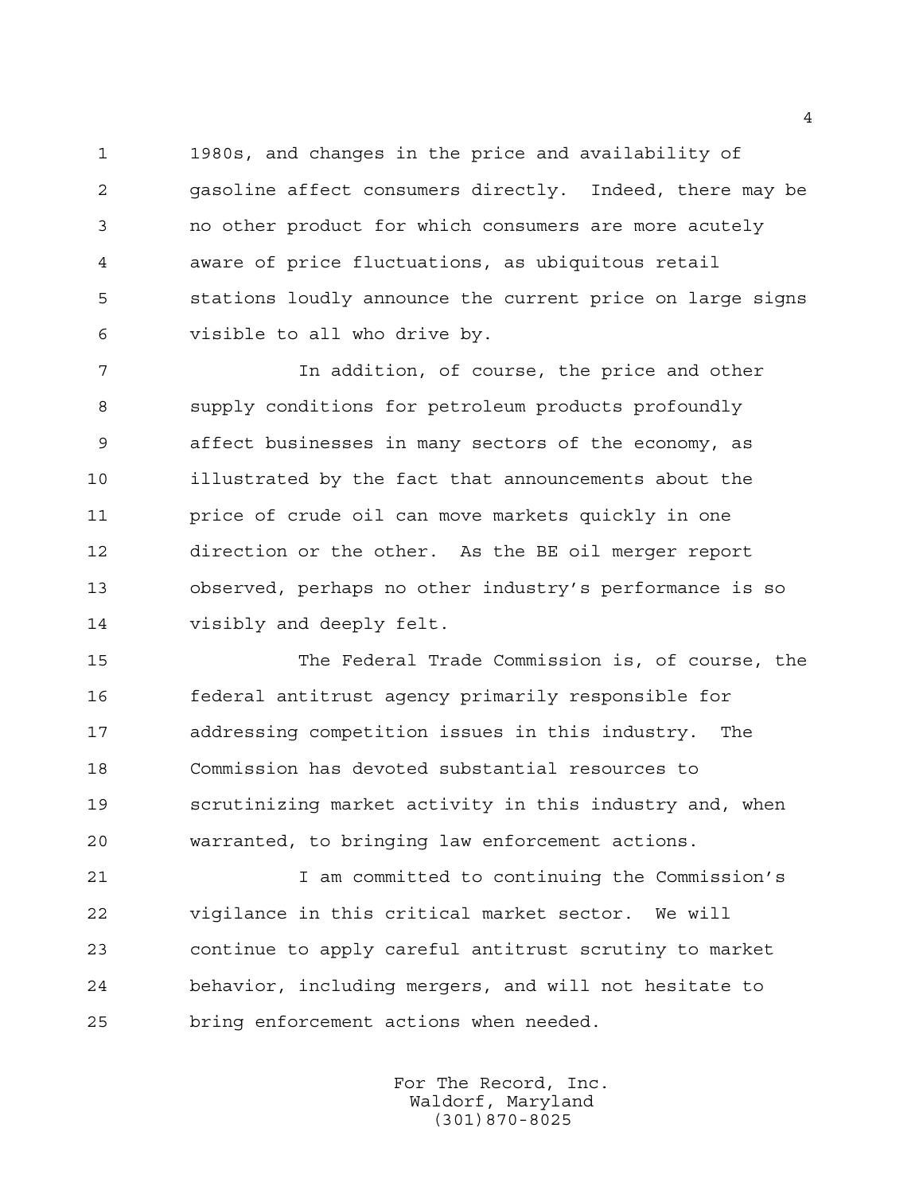1980s, and changes in the price and availability of gasoline affect consumers directly. Indeed, there may be no other product for which consumers are more acutely aware of price fluctuations, as ubiquitous retail stations loudly announce the current price on large signs visible to all who drive by.

In addition, of course, the price and other supply conditions for petroleum products profoundly affect businesses in many sectors of the economy, as illustrated by the fact that announcements about the price of crude oil can move markets quickly in one direction or the other. As the BE oil merger report observed, perhaps no other industry's performance is so visibly and deeply felt.

The Federal Trade Commission is, of course, the federal antitrust agency primarily responsible for addressing competition issues in this industry. The Commission has devoted substantial resources to scrutinizing market activity in this industry and, when warranted, to bringing law enforcement actions.

I am committed to continuing the Commission's vigilance in this critical market sector. We will continue to apply careful antitrust scrutiny to market behavior, including mergers, and will not hesitate to bring enforcement actions when needed.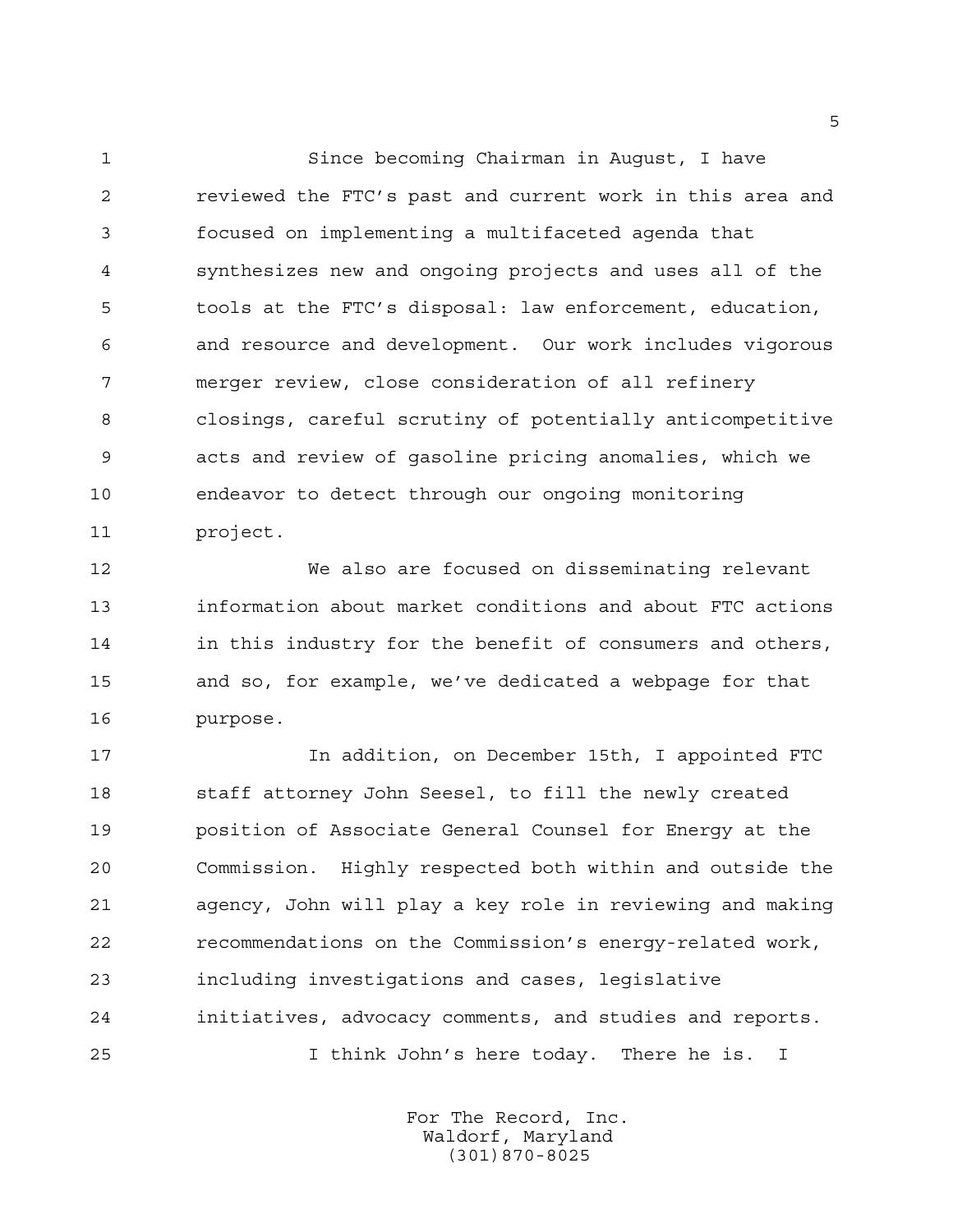Since becoming Chairman in August, I have reviewed the FTC's past and current work in this area and focused on implementing a multifaceted agenda that synthesizes new and ongoing projects and uses all of the tools at the FTC's disposal: law enforcement, education, and resource and development. Our work includes vigorous merger review, close consideration of all refinery closings, careful scrutiny of potentially anticompetitive acts and review of gasoline pricing anomalies, which we endeavor to detect through our ongoing monitoring project.

We also are focused on disseminating relevant information about market conditions and about FTC actions in this industry for the benefit of consumers and others, and so, for example, we've dedicated a webpage for that purpose.

In addition, on December 15th, I appointed FTC staff attorney John Seesel, to fill the newly created position of Associate General Counsel for Energy at the Commission. Highly respected both within and outside the agency, John will play a key role in reviewing and making recommendations on the Commission's energy-related work, including investigations and cases, legislative initiatives, advocacy comments, and studies and reports.

I think John's here today. There he is. I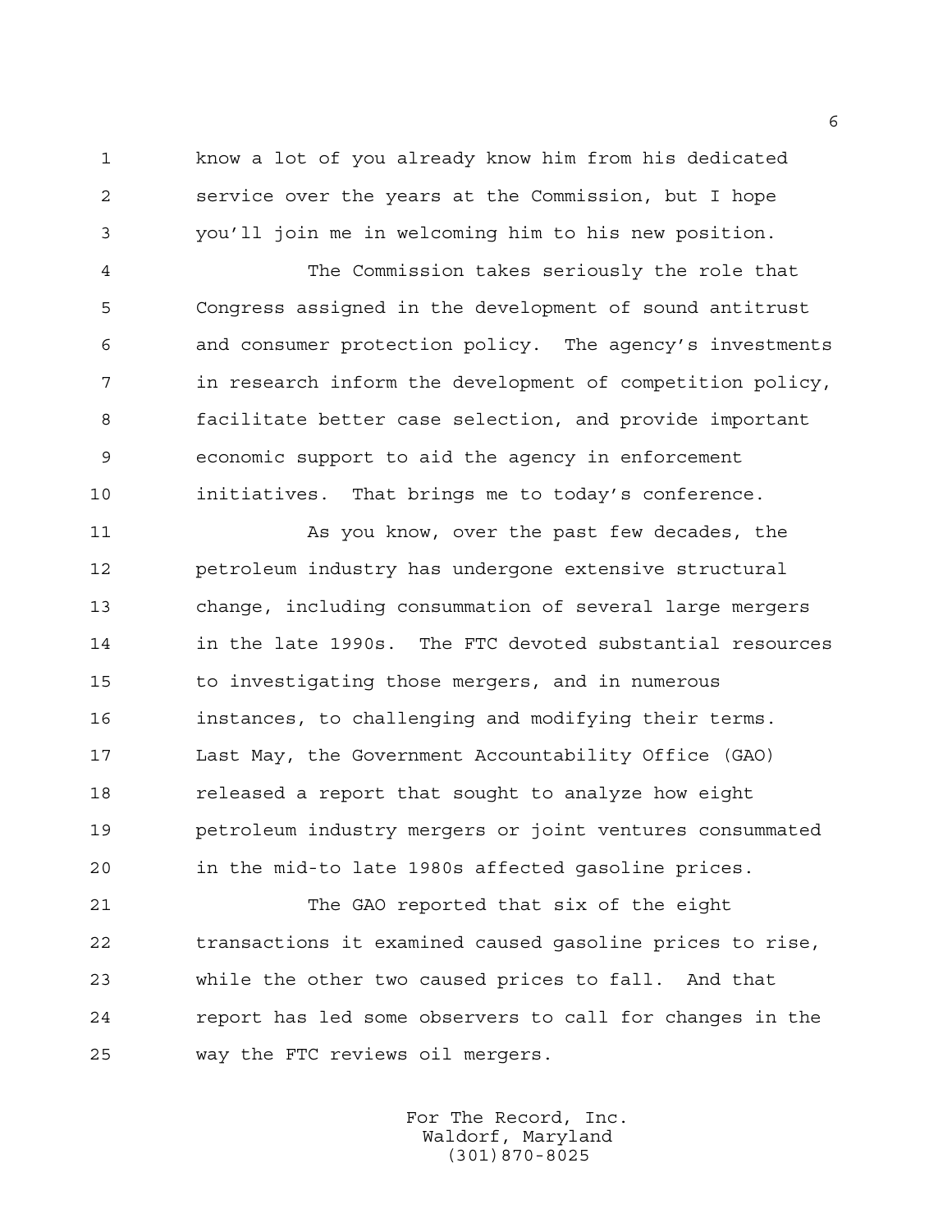know a lot of you already know him from his dedicated service over the years at the Commission, but I hope you'll join me in welcoming him to his new position.

The Commission takes seriously the role that Congress assigned in the development of sound antitrust and consumer protection policy. The agency's investments in research inform the development of competition policy, facilitate better case selection, and provide important economic support to aid the agency in enforcement initiatives. That brings me to today's conference.

As you know, over the past few decades, the petroleum industry has undergone extensive structural change, including consummation of several large mergers in the late 1990s. The FTC devoted substantial resources to investigating those mergers, and in numerous instances, to challenging and modifying their terms. Last May, the Government Accountability Office (GAO) released a report that sought to analyze how eight petroleum industry mergers or joint ventures consummated in the mid-to late 1980s affected gasoline prices.

The GAO reported that six of the eight transactions it examined caused gasoline prices to rise, while the other two caused prices to fall. And that report has led some observers to call for changes in the way the FTC reviews oil mergers.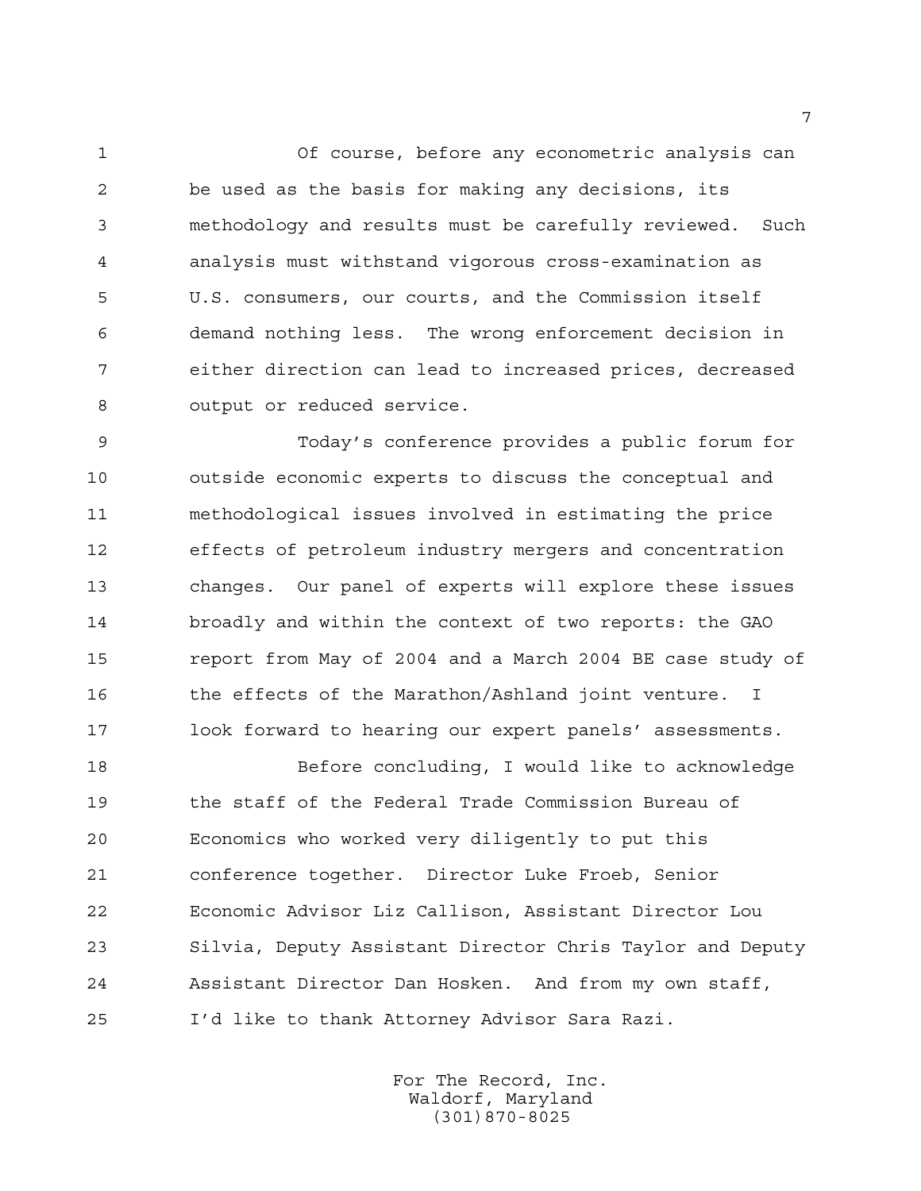Of course, before any econometric analysis can be used as the basis for making any decisions, its methodology and results must be carefully reviewed. Such analysis must withstand vigorous cross-examination as U.S. consumers, our courts, and the Commission itself demand nothing less. The wrong enforcement decision in either direction can lead to increased prices, decreased output or reduced service.

Today's conference provides a public forum for outside economic experts to discuss the conceptual and methodological issues involved in estimating the price effects of petroleum industry mergers and concentration changes. Our panel of experts will explore these issues broadly and within the context of two reports: the GAO report from May of 2004 and a March 2004 BE case study of the effects of the Marathon/Ashland joint venture. I look forward to hearing our expert panels' assessments.

Before concluding, I would like to acknowledge the staff of the Federal Trade Commission Bureau of Economics who worked very diligently to put this conference together. Director Luke Froeb, Senior Economic Advisor Liz Callison, Assistant Director Lou Silvia, Deputy Assistant Director Chris Taylor and Deputy Assistant Director Dan Hosken. And from my own staff, I'd like to thank Attorney Advisor Sara Razi.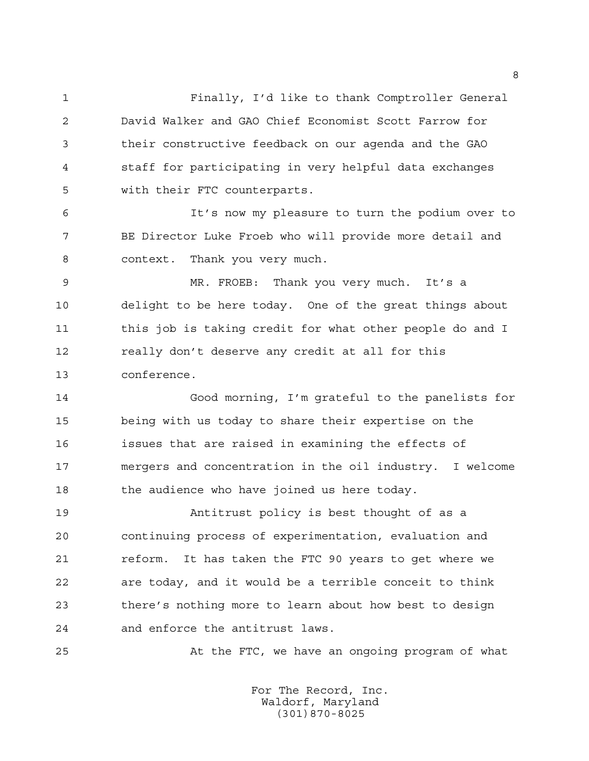Finally, I'd like to thank Comptroller General David Walker and GAO Chief Economist Scott Farrow for their constructive feedback on our agenda and the GAO staff for participating in very helpful data exchanges with their FTC counterparts.

It's now my pleasure to turn the podium over to BE Director Luke Froeb who will provide more detail and context. Thank you very much.

MR. FROEB: Thank you very much. It's a delight to be here today. One of the great things about this job is taking credit for what other people do and I really don't deserve any credit at all for this conference.

Good morning, I'm grateful to the panelists for being with us today to share their expertise on the issues that are raised in examining the effects of mergers and concentration in the oil industry. I welcome the audience who have joined us here today.

Antitrust policy is best thought of as a continuing process of experimentation, evaluation and reform. It has taken the FTC 90 years to get where we are today, and it would be a terrible conceit to think there's nothing more to learn about how best to design and enforce the antitrust laws.

At the FTC, we have an ongoing program of what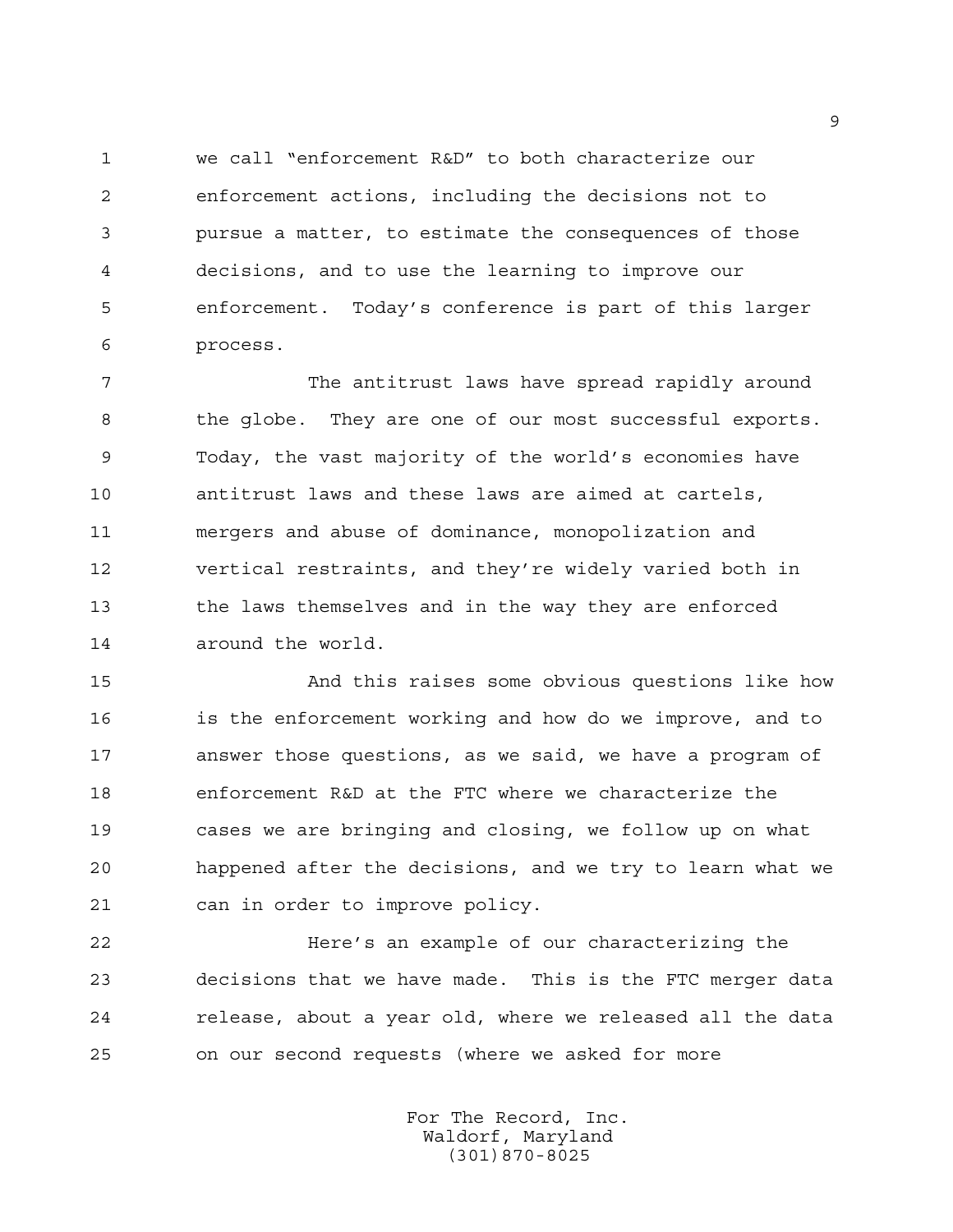we call "enforcement R&D" to both characterize our enforcement actions, including the decisions not to pursue a matter, to estimate the consequences of those decisions, and to use the learning to improve our enforcement. Today's conference is part of this larger process.

The antitrust laws have spread rapidly around the globe. They are one of our most successful exports. Today, the vast majority of the world's economies have antitrust laws and these laws are aimed at cartels, mergers and abuse of dominance, monopolization and vertical restraints, and they're widely varied both in the laws themselves and in the way they are enforced around the world.

And this raises some obvious questions like how is the enforcement working and how do we improve, and to answer those questions, as we said, we have a program of enforcement R&D at the FTC where we characterize the cases we are bringing and closing, we follow up on what happened after the decisions, and we try to learn what we can in order to improve policy.

Here's an example of our characterizing the decisions that we have made. This is the FTC merger data release, about a year old, where we released all the data on our second requests (where we asked for more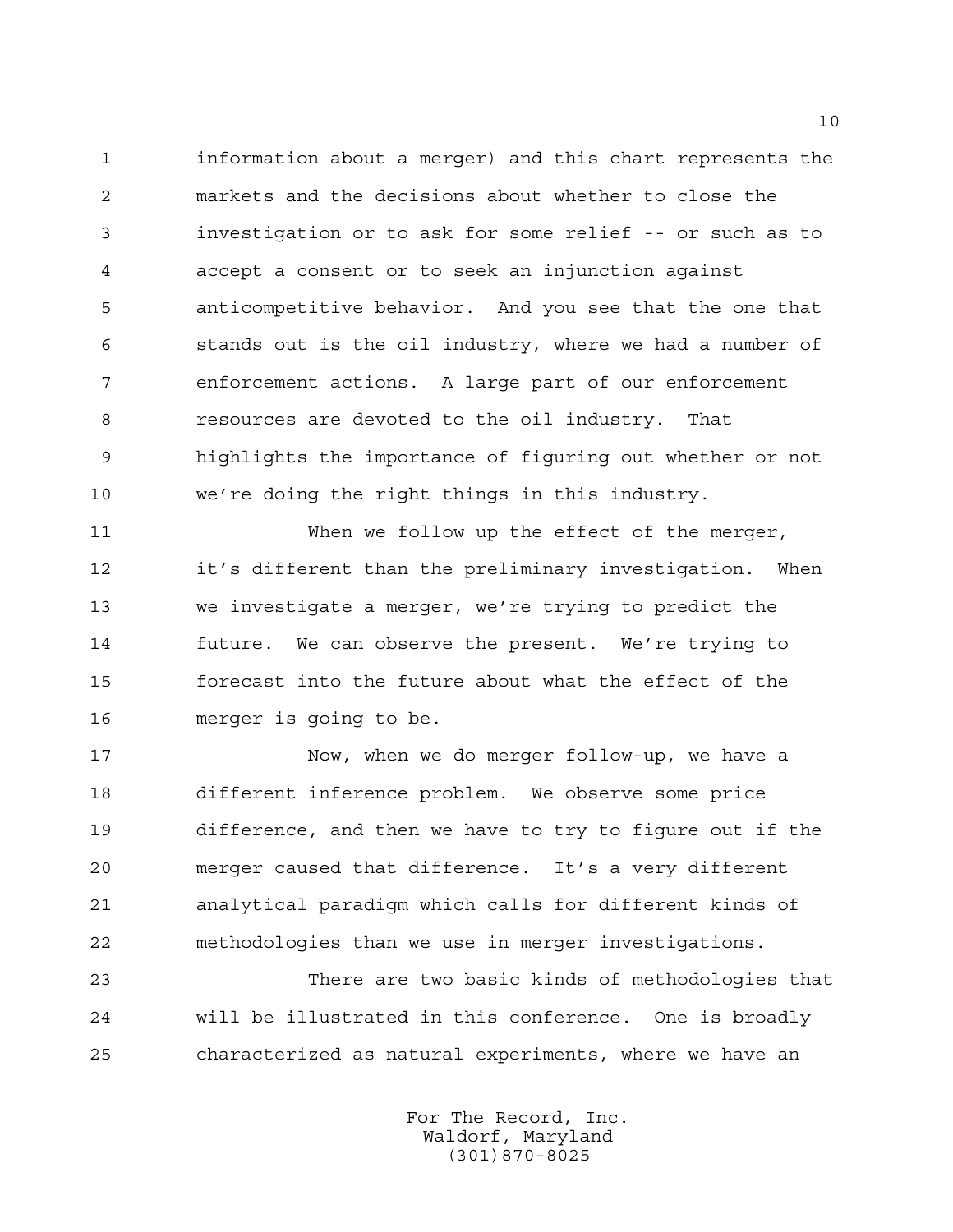information about a merger) and this chart represents the markets and the decisions about whether to close the investigation or to ask for some relief -- or such as to accept a consent or to seek an injunction against anticompetitive behavior. And you see that the one that stands out is the oil industry, where we had a number of enforcement actions. A large part of our enforcement resources are devoted to the oil industry. That highlights the importance of figuring out whether or not we're doing the right things in this industry.

When we follow up the effect of the merger, it's different than the preliminary investigation. When we investigate a merger, we're trying to predict the future. We can observe the present. We're trying to forecast into the future about what the effect of the merger is going to be.

Now, when we do merger follow-up, we have a different inference problem. We observe some price difference, and then we have to try to figure out if the merger caused that difference. It's a very different analytical paradigm which calls for different kinds of methodologies than we use in merger investigations.

There are two basic kinds of methodologies that will be illustrated in this conference. One is broadly characterized as natural experiments, where we have an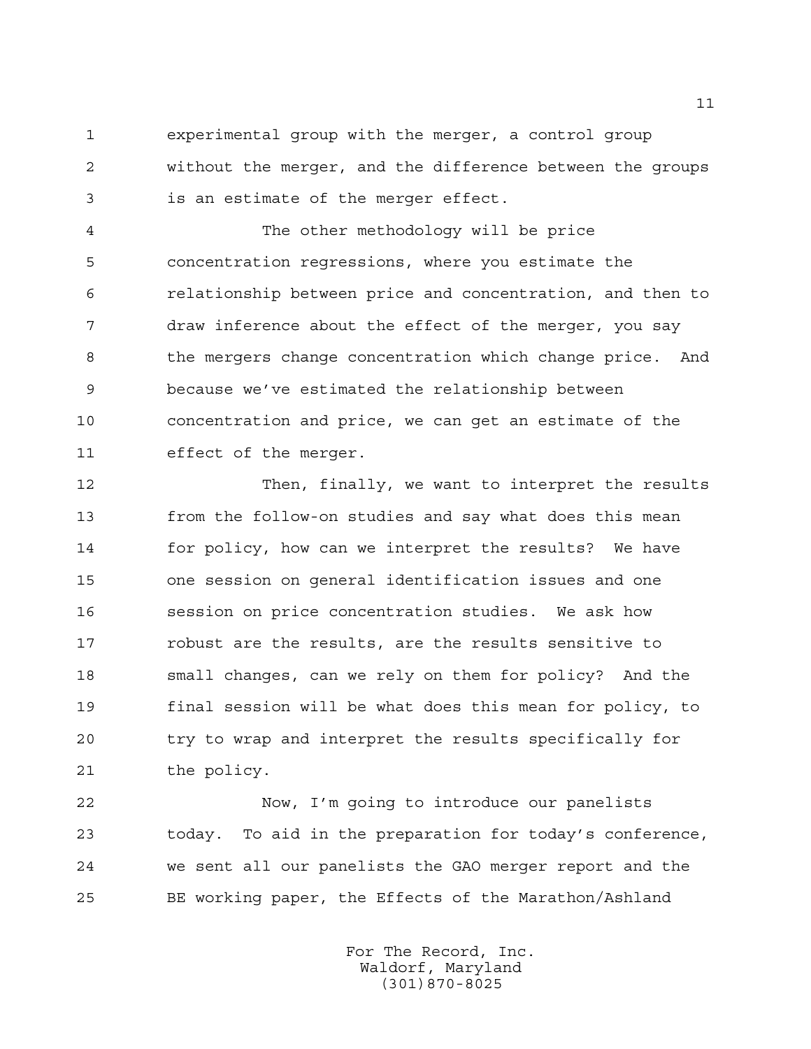experimental group with the merger, a control group without the merger, and the difference between the groups is an estimate of the merger effect.

The other methodology will be price concentration regressions, where you estimate the relationship between price and concentration, and then to draw inference about the effect of the merger, you say the mergers change concentration which change price. And because we've estimated the relationship between concentration and price, we can get an estimate of the effect of the merger.

Then, finally, we want to interpret the results from the follow-on studies and say what does this mean for policy, how can we interpret the results? We have one session on general identification issues and one session on price concentration studies. We ask how robust are the results, are the results sensitive to small changes, can we rely on them for policy? And the final session will be what does this mean for policy, to try to wrap and interpret the results specifically for the policy.

Now, I'm going to introduce our panelists today. To aid in the preparation for today's conference, we sent all our panelists the GAO merger report and the BE working paper, the Effects of the Marathon/Ashland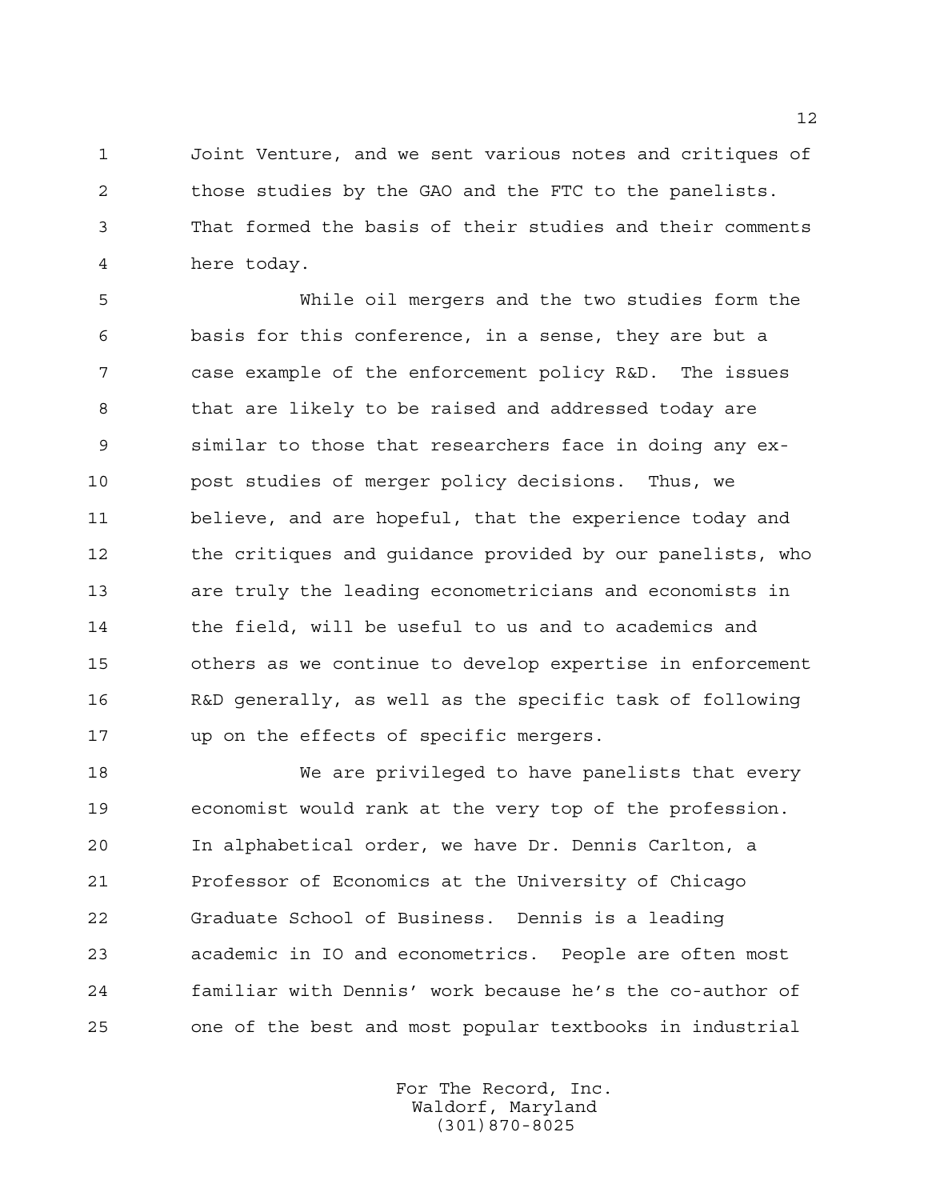Joint Venture, and we sent various notes and critiques of those studies by the GAO and the FTC to the panelists. That formed the basis of their studies and their comments here today.

While oil mergers and the two studies form the basis for this conference, in a sense, they are but a case example of the enforcement policy R&D. The issues that are likely to be raised and addressed today are similar to those that researchers face in doing any ex-post studies of merger policy decisions. Thus, we believe, and are hopeful, that the experience today and the critiques and guidance provided by our panelists, who are truly the leading econometricians and economists in the field, will be useful to us and to academics and others as we continue to develop expertise in enforcement R&D generally, as well as the specific task of following up on the effects of specific mergers.

We are privileged to have panelists that every economist would rank at the very top of the profession. In alphabetical order, we have Dr. Dennis Carlton, a Professor of Economics at the University of Chicago Graduate School of Business. Dennis is a leading academic in IO and econometrics. People are often most familiar with Dennis' work because he's the co-author of one of the best and most popular textbooks in industrial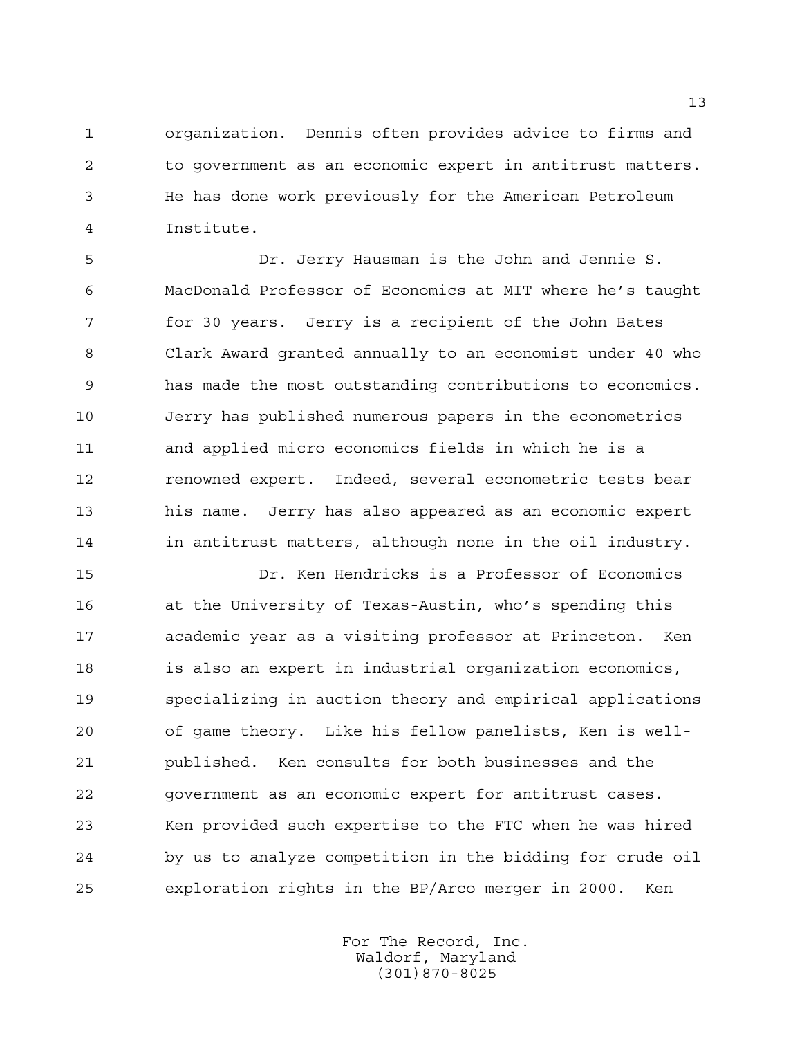organization. Dennis often provides advice to firms and to government as an economic expert in antitrust matters. He has done work previously for the American Petroleum Institute.

Dr. Jerry Hausman is the John and Jennie S. MacDonald Professor of Economics at MIT where he's taught for 30 years. Jerry is a recipient of the John Bates Clark Award granted annually to an economist under 40 who has made the most outstanding contributions to economics. Jerry has published numerous papers in the econometrics and applied micro economics fields in which he is a renowned expert. Indeed, several econometric tests bear his name. Jerry has also appeared as an economic expert in antitrust matters, although none in the oil industry.

Dr. Ken Hendricks is a Professor of Economics at the University of Texas-Austin, who's spending this academic year as a visiting professor at Princeton. Ken is also an expert in industrial organization economics, specializing in auction theory and empirical applications of game theory. Like his fellow panelists, Ken is well-published. Ken consults for both businesses and the government as an economic expert for antitrust cases. Ken provided such expertise to the FTC when he was hired by us to analyze competition in the bidding for crude oil exploration rights in the BP/Arco merger in 2000. Ken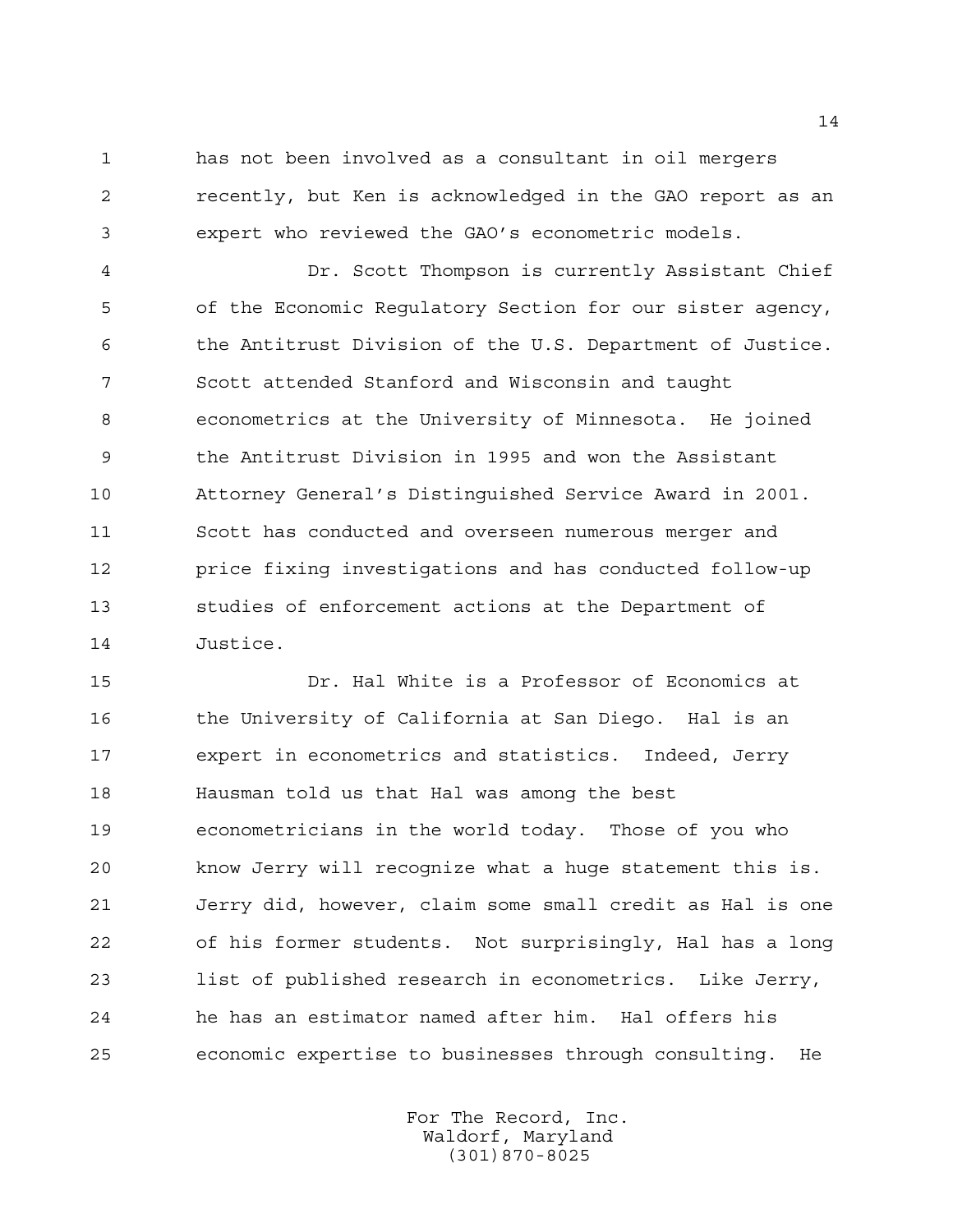has not been involved as a consultant in oil mergers recently, but Ken is acknowledged in the GAO report as an expert who reviewed the GAO's econometric models.

Dr. Scott Thompson is currently Assistant Chief of the Economic Regulatory Section for our sister agency, the Antitrust Division of the U.S. Department of Justice. Scott attended Stanford and Wisconsin and taught econometrics at the University of Minnesota. He joined the Antitrust Division in 1995 and won the Assistant Attorney General's Distinguished Service Award in 2001. Scott has conducted and overseen numerous merger and price fixing investigations and has conducted follow-up studies of enforcement actions at the Department of Justice.

Dr. Hal White is a Professor of Economics at the University of California at San Diego. Hal is an expert in econometrics and statistics. Indeed, Jerry Hausman told us that Hal was among the best econometricians in the world today. Those of you who know Jerry will recognize what a huge statement this is. Jerry did, however, claim some small credit as Hal is one of his former students. Not surprisingly, Hal has a long list of published research in econometrics. Like Jerry, he has an estimator named after him. Hal offers his economic expertise to businesses through consulting. He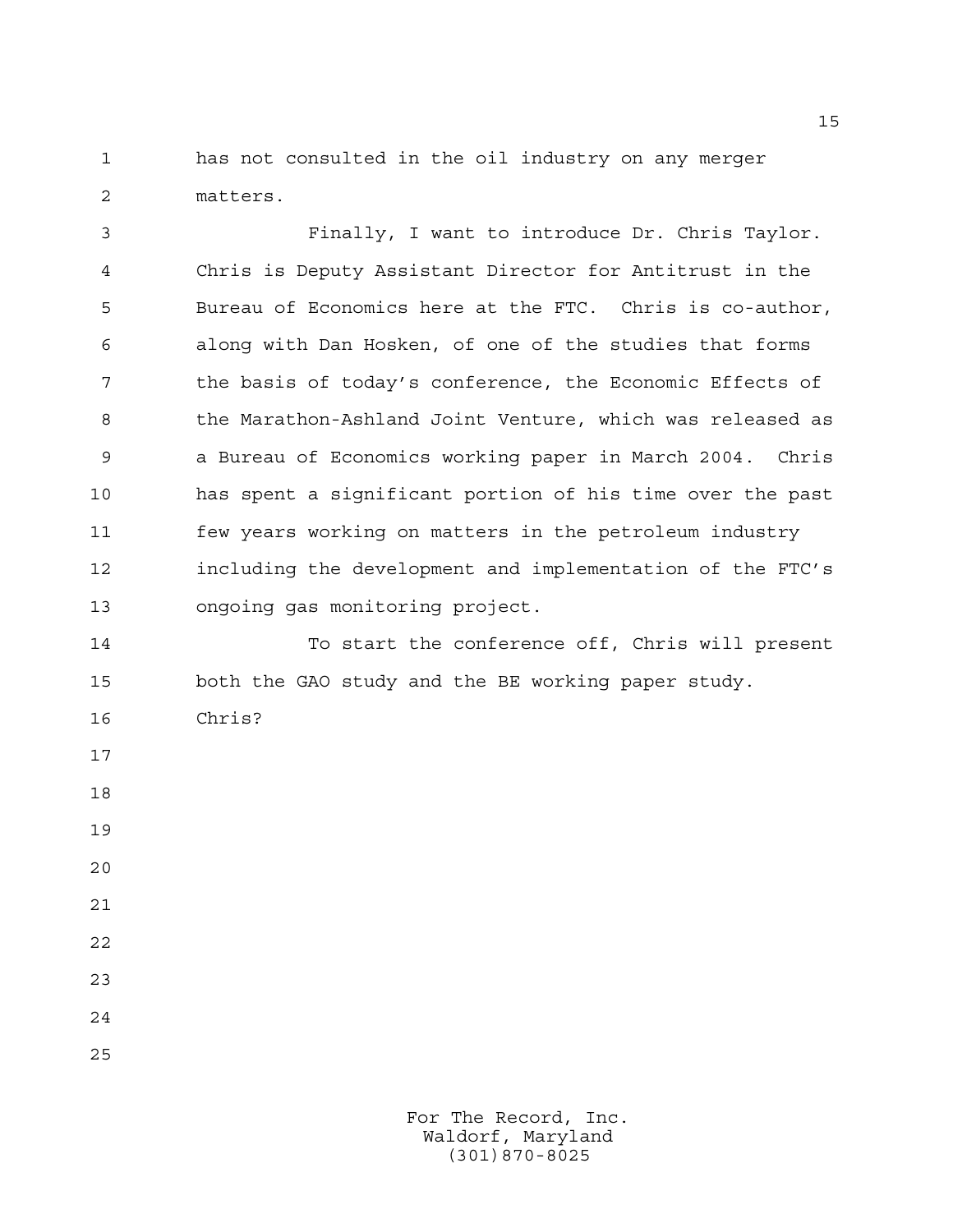has not consulted in the oil industry on any merger matters.

Finally, I want to introduce Dr. Chris Taylor. Chris is Deputy Assistant Director for Antitrust in the Bureau of Economics here at the FTC. Chris is co-author, along with Dan Hosken, of one of the studies that forms the basis of today's conference, the Economic Effects of the Marathon-Ashland Joint Venture, which was released as a Bureau of Economics working paper in March 2004. Chris has spent a significant portion of his time over the past few years working on matters in the petroleum industry including the development and implementation of the FTC's ongoing gas monitoring project.

To start the conference off, Chris will present both the GAO study and the BE working paper study. Chris?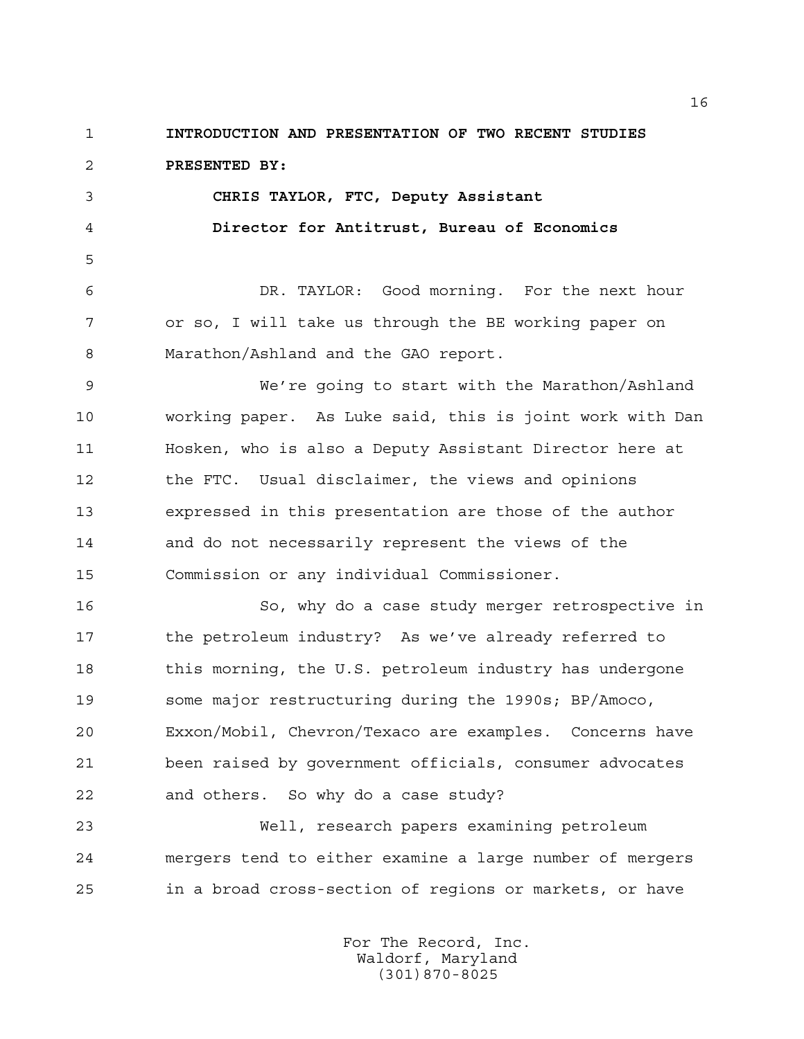**INTRODUCTION AND PRESENTATION OF TWO RECENT STUDIES**

**PRESENTED BY:**

**CHRIS TAYLOR, FTC, Deputy Assistant Director for Antitrust, Bureau of Economics**

DR. TAYLOR: Good morning. For the next hour or so, I will take us through the BE working paper on Marathon/Ashland and the GAO report.

We're going to start with the Marathon/Ashland working paper. As Luke said, this is joint work with Dan Hosken, who is also a Deputy Assistant Director here at the FTC. Usual disclaimer, the views and opinions expressed in this presentation are those of the author and do not necessarily represent the views of the Commission or any individual Commissioner.

So, why do a case study merger retrospective in the petroleum industry? As we've already referred to this morning, the U.S. petroleum industry has undergone some major restructuring during the 1990s; BP/Amoco, Exxon/Mobil, Chevron/Texaco are examples. Concerns have been raised by government officials, consumer advocates and others. So why do a case study?

Well, research papers examining petroleum mergers tend to either examine a large number of mergers in a broad cross-section of regions or markets, or have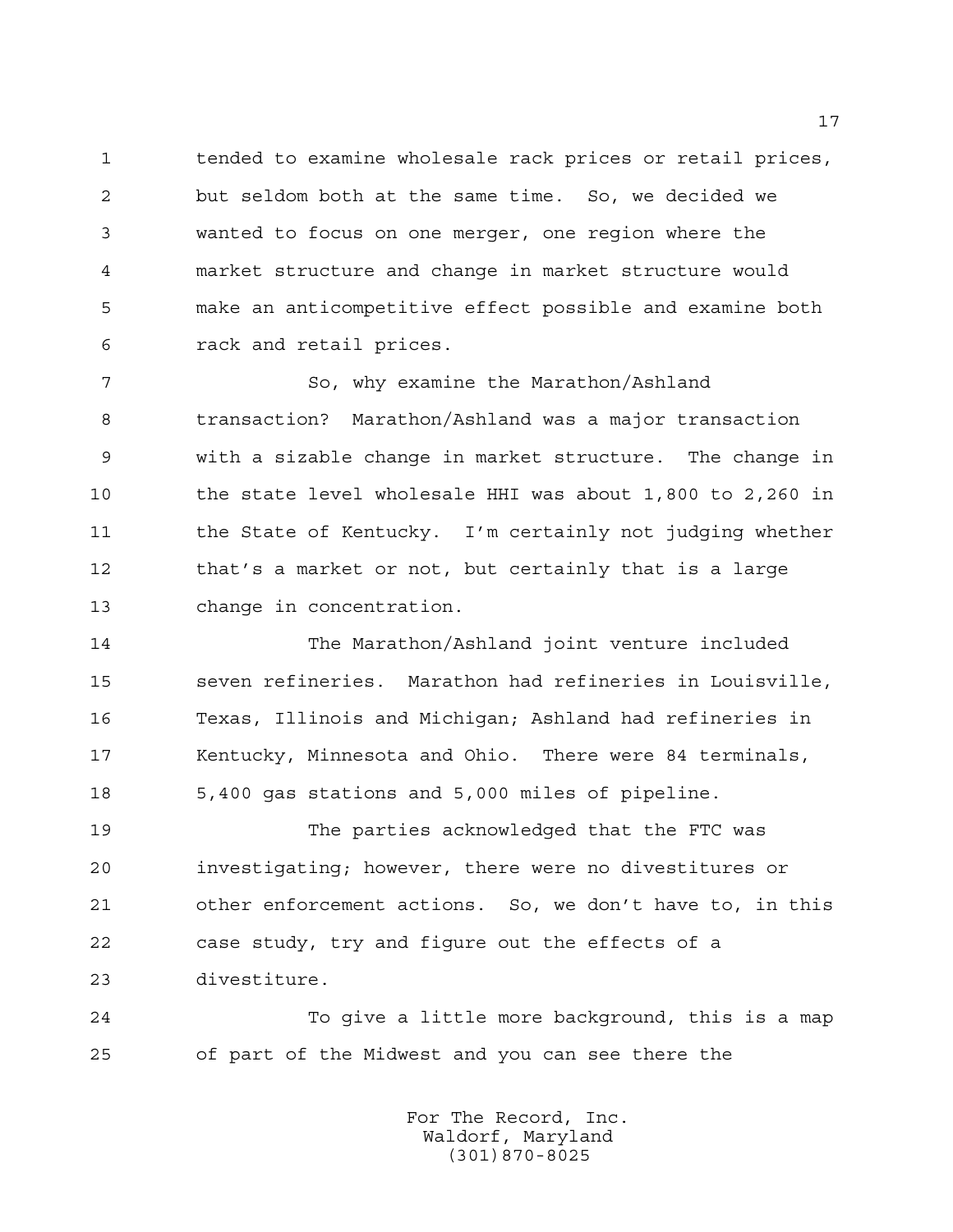tended to examine wholesale rack prices or retail prices, but seldom both at the same time. So, we decided we wanted to focus on one merger, one region where the market structure and change in market structure would make an anticompetitive effect possible and examine both rack and retail prices.

So, why examine the Marathon/Ashland transaction? Marathon/Ashland was a major transaction with a sizable change in market structure. The change in the state level wholesale HHI was about 1,800 to 2,260 in the State of Kentucky. I'm certainly not judging whether that's a market or not, but certainly that is a large change in concentration.

The Marathon/Ashland joint venture included seven refineries. Marathon had refineries in Louisville, Texas, Illinois and Michigan; Ashland had refineries in Kentucky, Minnesota and Ohio. There were 84 terminals, 5,400 gas stations and 5,000 miles of pipeline.

The parties acknowledged that the FTC was investigating; however, there were no divestitures or other enforcement actions. So, we don't have to, in this case study, try and figure out the effects of a divestiture.

To give a little more background, this is a map of part of the Midwest and you can see there the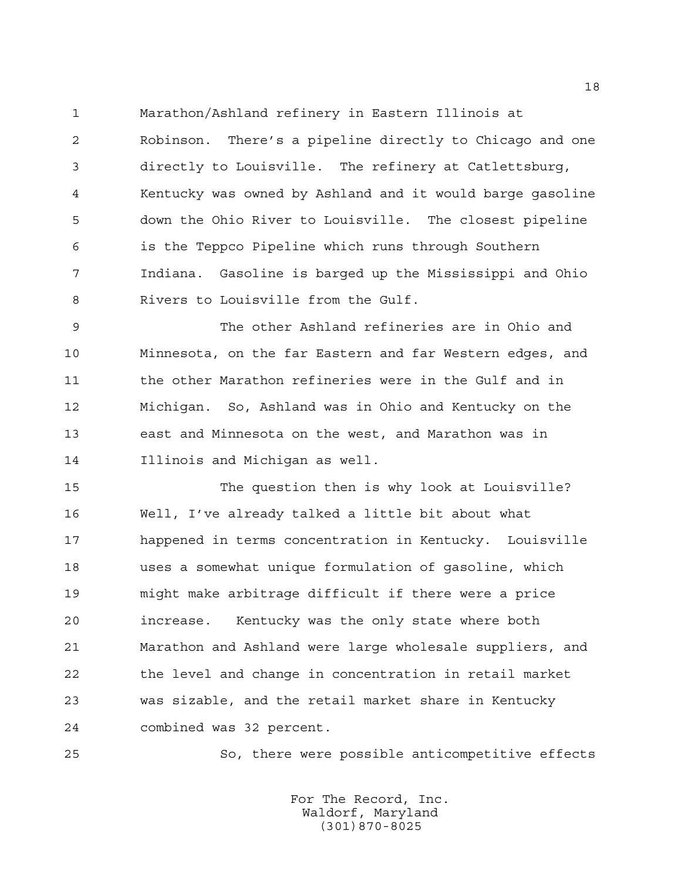Marathon/Ashland refinery in Eastern Illinois at Robinson. There's a pipeline directly to Chicago and one directly to Louisville. The refinery at Catlettsburg, Kentucky was owned by Ashland and it would barge gasoline down the Ohio River to Louisville. The closest pipeline is the Teppco Pipeline which runs through Southern Indiana. Gasoline is barged up the Mississippi and Ohio Rivers to Louisville from the Gulf.

The other Ashland refineries are in Ohio and Minnesota, on the far Eastern and far Western edges, and the other Marathon refineries were in the Gulf and in Michigan. So, Ashland was in Ohio and Kentucky on the east and Minnesota on the west, and Marathon was in Illinois and Michigan as well.

The question then is why look at Louisville? Well, I've already talked a little bit about what happened in terms concentration in Kentucky. Louisville uses a somewhat unique formulation of gasoline, which might make arbitrage difficult if there were a price increase. Kentucky was the only state where both Marathon and Ashland were large wholesale suppliers, and the level and change in concentration in retail market was sizable, and the retail market share in Kentucky combined was 32 percent.

So, there were possible anticompetitive effects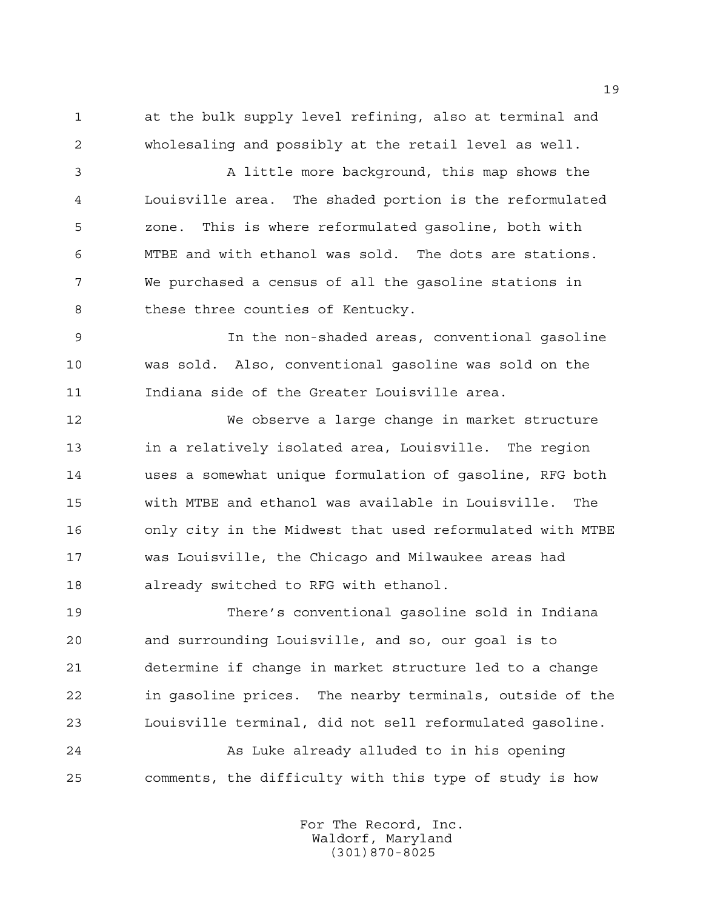at the bulk supply level refining, also at terminal and wholesaling and possibly at the retail level as well.

A little more background, this map shows the Louisville area. The shaded portion is the reformulated zone. This is where reformulated gasoline, both with MTBE and with ethanol was sold. The dots are stations. We purchased a census of all the gasoline stations in these three counties of Kentucky.

In the non-shaded areas, conventional gasoline was sold. Also, conventional gasoline was sold on the Indiana side of the Greater Louisville area.

We observe a large change in market structure in a relatively isolated area, Louisville. The region uses a somewhat unique formulation of gasoline, RFG both with MTBE and ethanol was available in Louisville. The only city in the Midwest that used reformulated with MTBE was Louisville, the Chicago and Milwaukee areas had already switched to RFG with ethanol.

There's conventional gasoline sold in Indiana and surrounding Louisville, and so, our goal is to determine if change in market structure led to a change in gasoline prices. The nearby terminals, outside of the Louisville terminal, did not sell reformulated gasoline.

As Luke already alluded to in his opening comments, the difficulty with this type of study is how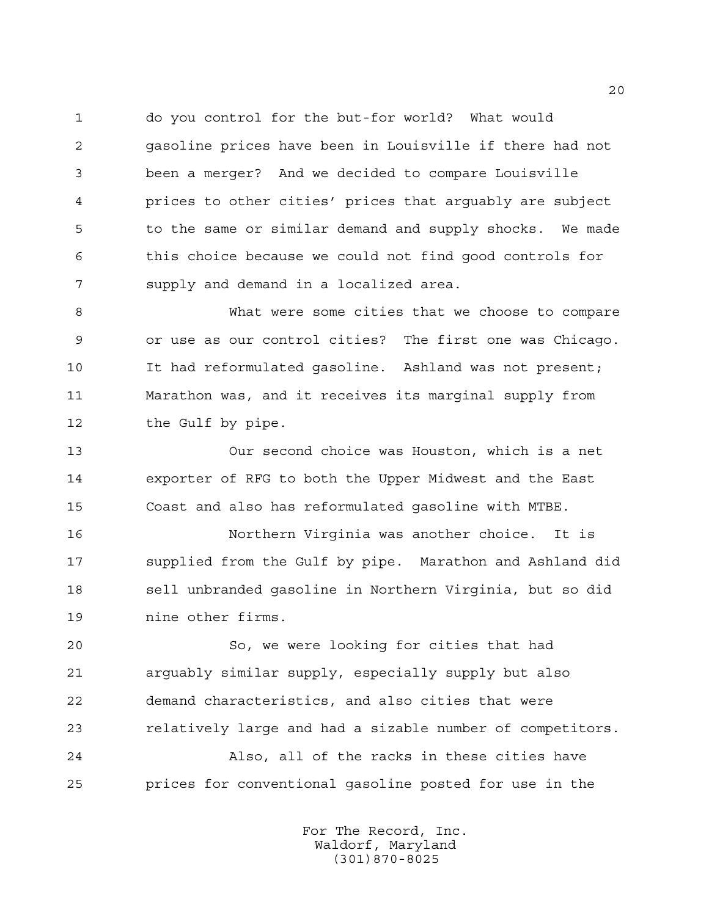do you control for the but-for world? What would gasoline prices have been in Louisville if there had not been a merger? And we decided to compare Louisville prices to other cities' prices that arguably are subject to the same or similar demand and supply shocks. We made this choice because we could not find good controls for supply and demand in a localized area.

What were some cities that we choose to compare or use as our control cities? The first one was Chicago. It had reformulated gasoline. Ashland was not present; Marathon was, and it receives its marginal supply from the Gulf by pipe.

Our second choice was Houston, which is a net exporter of RFG to both the Upper Midwest and the East Coast and also has reformulated gasoline with MTBE.

Northern Virginia was another choice. It is supplied from the Gulf by pipe. Marathon and Ashland did sell unbranded gasoline in Northern Virginia, but so did nine other firms.

So, we were looking for cities that had arguably similar supply, especially supply but also demand characteristics, and also cities that were relatively large and had a sizable number of competitors.

Also, all of the racks in these cities have prices for conventional gasoline posted for use in the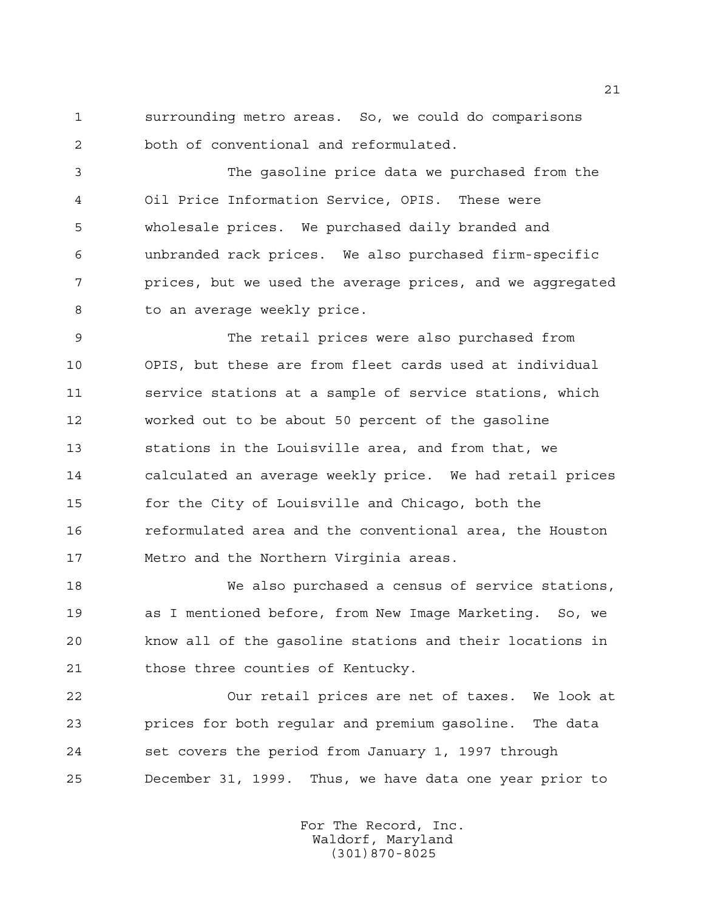surrounding metro areas. So, we could do comparisons both of conventional and reformulated.

The gasoline price data we purchased from the Oil Price Information Service, OPIS. These were wholesale prices. We purchased daily branded and unbranded rack prices. We also purchased firm-specific prices, but we used the average prices, and we aggregated to an average weekly price.

The retail prices were also purchased from OPIS, but these are from fleet cards used at individual service stations at a sample of service stations, which worked out to be about 50 percent of the gasoline stations in the Louisville area, and from that, we calculated an average weekly price. We had retail prices for the City of Louisville and Chicago, both the reformulated area and the conventional area, the Houston Metro and the Northern Virginia areas.

We also purchased a census of service stations, as I mentioned before, from New Image Marketing. So, we know all of the gasoline stations and their locations in those three counties of Kentucky.

Our retail prices are net of taxes. We look at prices for both regular and premium gasoline. The data set covers the period from January 1, 1997 through December 31, 1999. Thus, we have data one year prior to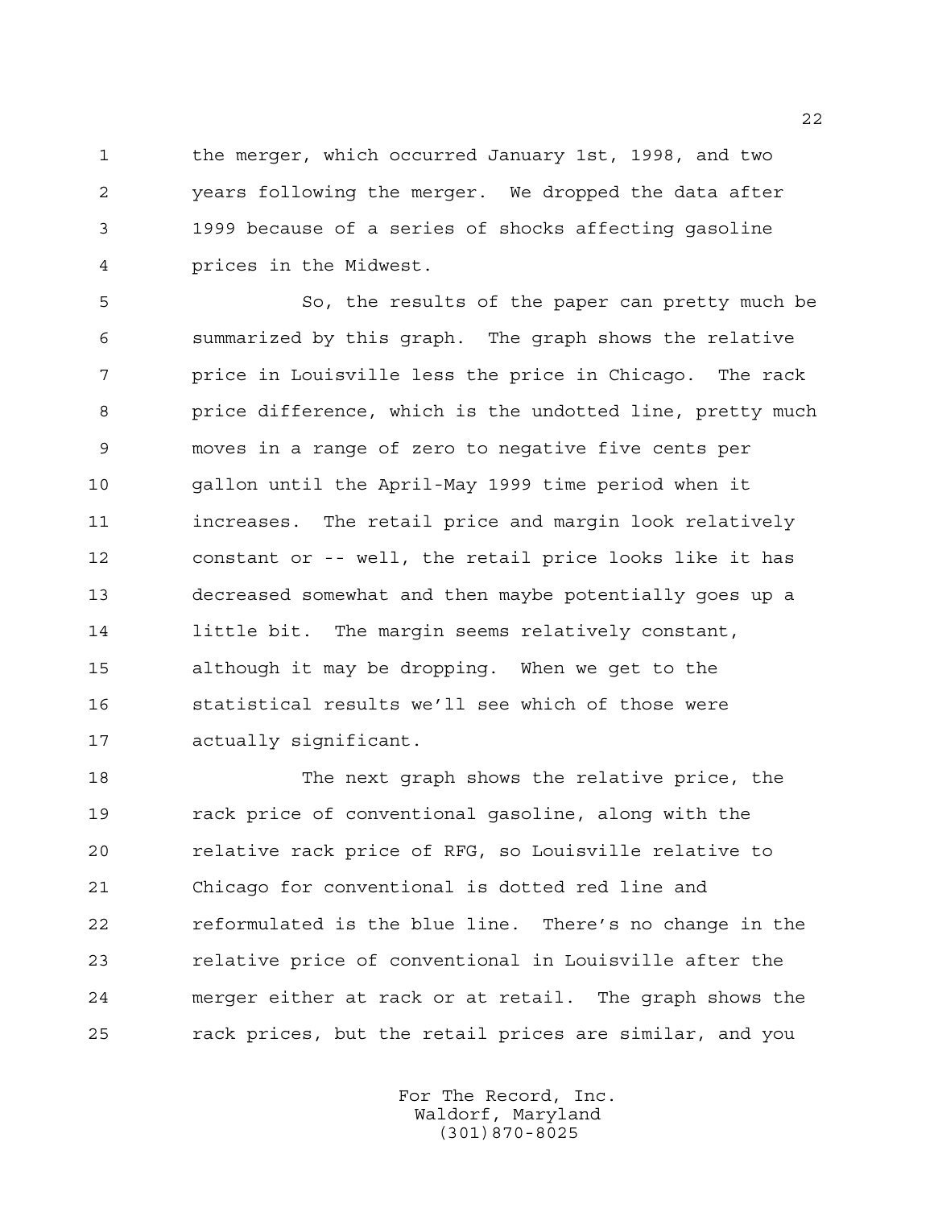the merger, which occurred January 1st, 1998, and two years following the merger. We dropped the data after 1999 because of a series of shocks affecting gasoline prices in the Midwest.

So, the results of the paper can pretty much be summarized by this graph. The graph shows the relative price in Louisville less the price in Chicago. The rack price difference, which is the undotted line, pretty much moves in a range of zero to negative five cents per gallon until the April-May 1999 time period when it increases. The retail price and margin look relatively constant or -- well, the retail price looks like it has decreased somewhat and then maybe potentially goes up a little bit. The margin seems relatively constant, although it may be dropping. When we get to the statistical results we'll see which of those were actually significant.

The next graph shows the relative price, the rack price of conventional gasoline, along with the relative rack price of RFG, so Louisville relative to Chicago for conventional is dotted red line and reformulated is the blue line. There's no change in the relative price of conventional in Louisville after the merger either at rack or at retail. The graph shows the rack prices, but the retail prices are similar, and you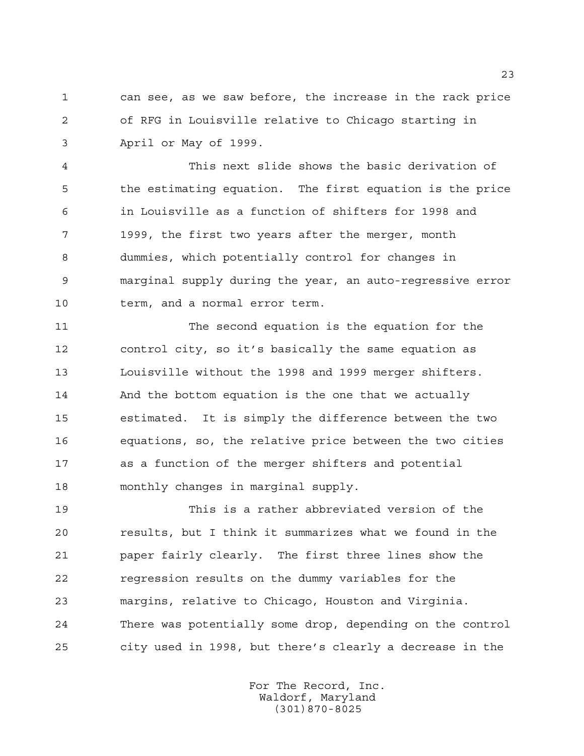can see, as we saw before, the increase in the rack price of RFG in Louisville relative to Chicago starting in April or May of 1999.

This next slide shows the basic derivation of the estimating equation. The first equation is the price in Louisville as a function of shifters for 1998 and 1999, the first two years after the merger, month dummies, which potentially control for changes in marginal supply during the year, an auto-regressive error term, and a normal error term.

The second equation is the equation for the control city, so it's basically the same equation as Louisville without the 1998 and 1999 merger shifters. And the bottom equation is the one that we actually estimated. It is simply the difference between the two equations, so, the relative price between the two cities as a function of the merger shifters and potential monthly changes in marginal supply.

This is a rather abbreviated version of the results, but I think it summarizes what we found in the paper fairly clearly. The first three lines show the regression results on the dummy variables for the margins, relative to Chicago, Houston and Virginia. There was potentially some drop, depending on the control city used in 1998, but there's clearly a decrease in the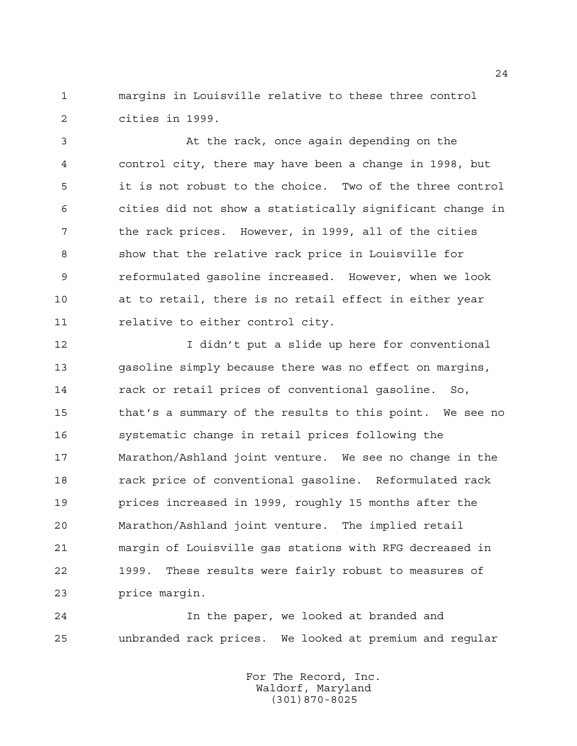margins in Louisville relative to these three control cities in 1999.

At the rack, once again depending on the control city, there may have been a change in 1998, but it is not robust to the choice. Two of the three control cities did not show a statistically significant change in the rack prices. However, in 1999, all of the cities show that the relative rack price in Louisville for reformulated gasoline increased. However, when we look at to retail, there is no retail effect in either year relative to either control city.

I didn't put a slide up here for conventional gasoline simply because there was no effect on margins, rack or retail prices of conventional gasoline. So, that's a summary of the results to this point. We see no systematic change in retail prices following the Marathon/Ashland joint venture. We see no change in the rack price of conventional gasoline. Reformulated rack prices increased in 1999, roughly 15 months after the Marathon/Ashland joint venture. The implied retail margin of Louisville gas stations with RFG decreased in 1999. These results were fairly robust to measures of price margin.

In the paper, we looked at branded and unbranded rack prices. We looked at premium and regular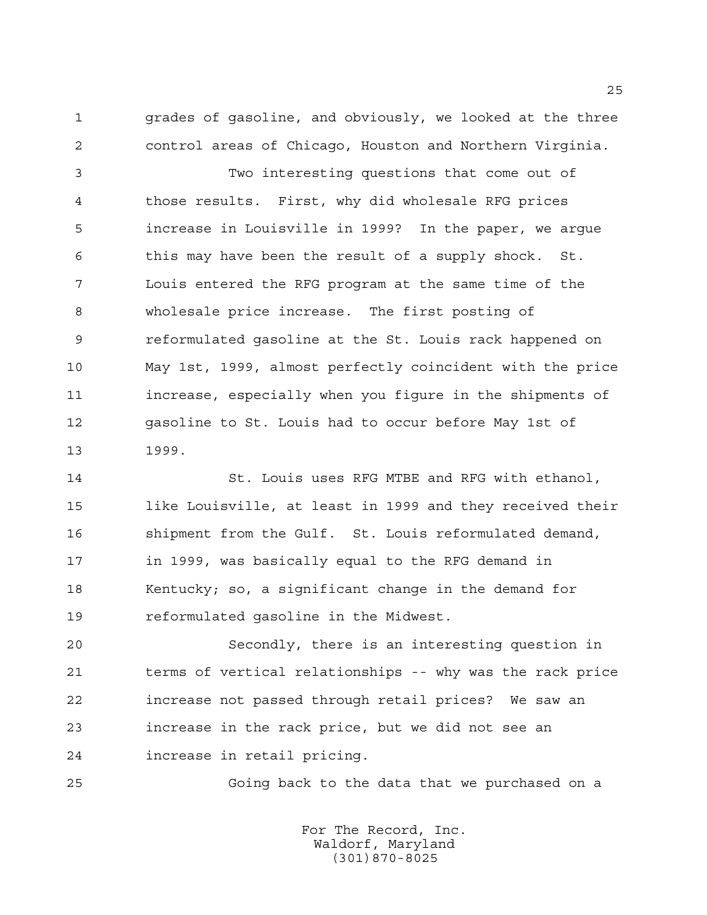grades of gasoline, and obviously, we looked at the three control areas of Chicago, Houston and Northern Virginia.

Two interesting questions that come out of those results. First, why did wholesale RFG prices increase in Louisville in 1999? In the paper, we argue this may have been the result of a supply shock. St. Louis entered the RFG program at the same time of the wholesale price increase. The first posting of reformulated gasoline at the St. Louis rack happened on May 1st, 1999, almost perfectly coincident with the price increase, especially when you figure in the shipments of gasoline to St. Louis had to occur before May 1st of 1999.

St. Louis uses RFG MTBE and RFG with ethanol, like Louisville, at least in 1999 and they received their shipment from the Gulf. St. Louis reformulated demand, in 1999, was basically equal to the RFG demand in Kentucky; so, a significant change in the demand for reformulated gasoline in the Midwest.

Secondly, there is an interesting question in terms of vertical relationships -- why was the rack price increase not passed through retail prices? We saw an increase in the rack price, but we did not see an increase in retail pricing.

Going back to the data that we purchased on a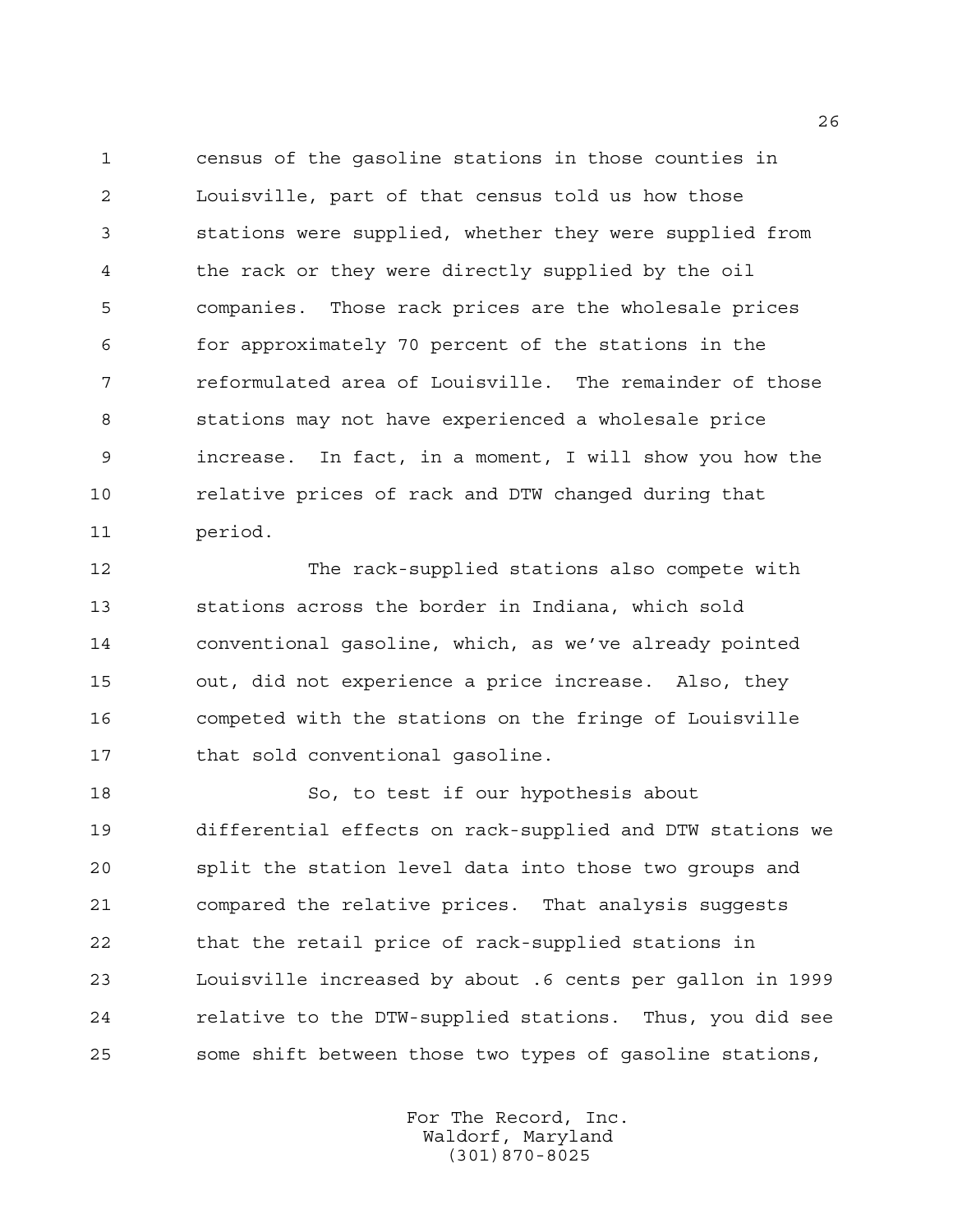census of the gasoline stations in those counties in Louisville, part of that census told us how those stations were supplied, whether they were supplied from the rack or they were directly supplied by the oil companies. Those rack prices are the wholesale prices for approximately 70 percent of the stations in the reformulated area of Louisville. The remainder of those stations may not have experienced a wholesale price increase. In fact, in a moment, I will show you how the relative prices of rack and DTW changed during that period.

The rack-supplied stations also compete with stations across the border in Indiana, which sold conventional gasoline, which, as we've already pointed out, did not experience a price increase. Also, they competed with the stations on the fringe of Louisville that sold conventional gasoline.

So, to test if our hypothesis about differential effects on rack-supplied and DTW stations we split the station level data into those two groups and compared the relative prices. That analysis suggests that the retail price of rack-supplied stations in Louisville increased by about .6 cents per gallon in 1999 relative to the DTW-supplied stations. Thus, you did see some shift between those two types of gasoline stations,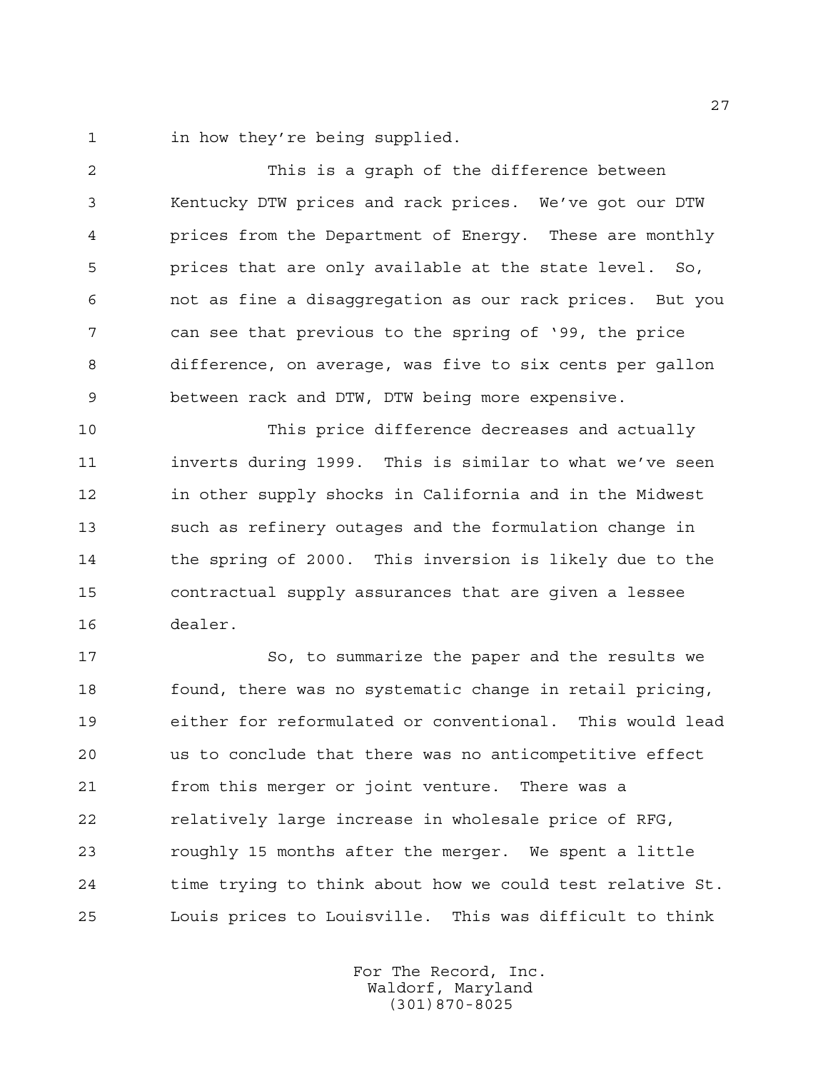in how they're being supplied.

This is a graph of the difference between Kentucky DTW prices and rack prices. We've got our DTW prices from the Department of Energy. These are monthly prices that are only available at the state level. So, not as fine a disaggregation as our rack prices. But you can see that previous to the spring of '99, the price difference, on average, was five to six cents per gallon between rack and DTW, DTW being more expensive.

This price difference decreases and actually inverts during 1999. This is similar to what we've seen in other supply shocks in California and in the Midwest such as refinery outages and the formulation change in the spring of 2000. This inversion is likely due to the contractual supply assurances that are given a lessee dealer.

So, to summarize the paper and the results we found, there was no systematic change in retail pricing, either for reformulated or conventional. This would lead us to conclude that there was no anticompetitive effect from this merger or joint venture. There was a relatively large increase in wholesale price of RFG, roughly 15 months after the merger. We spent a little time trying to think about how we could test relative St. Louis prices to Louisville. This was difficult to think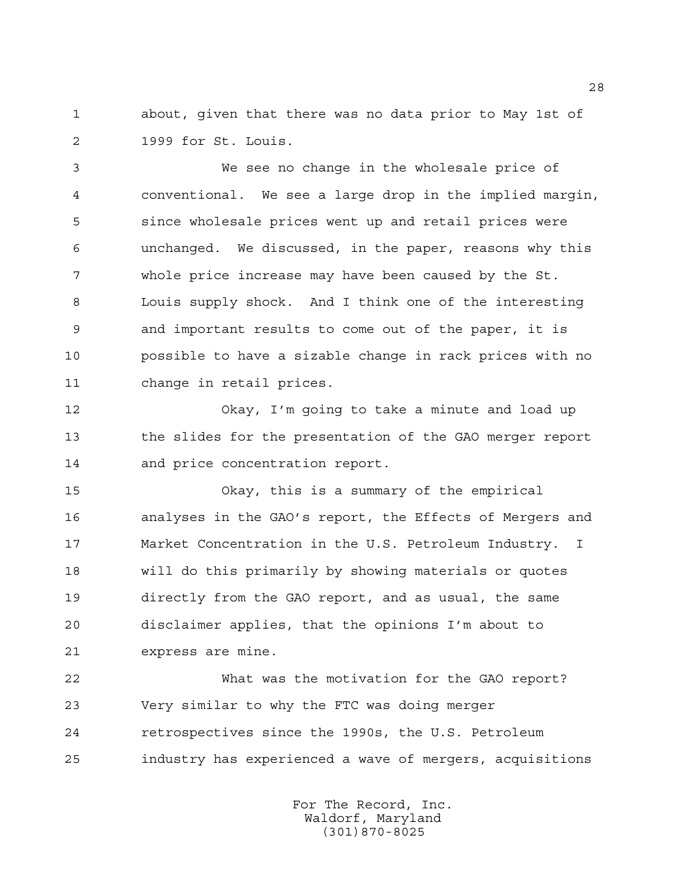about, given that there was no data prior to May 1st of 1999 for St. Louis.

We see no change in the wholesale price of conventional. We see a large drop in the implied margin, since wholesale prices went up and retail prices were unchanged. We discussed, in the paper, reasons why this whole price increase may have been caused by the St. Louis supply shock. And I think one of the interesting and important results to come out of the paper, it is possible to have a sizable change in rack prices with no change in retail prices.

Okay, I'm going to take a minute and load up the slides for the presentation of the GAO merger report and price concentration report.

Okay, this is a summary of the empirical analyses in the GAO's report, the Effects of Mergers and Market Concentration in the U.S. Petroleum Industry. I will do this primarily by showing materials or quotes directly from the GAO report, and as usual, the same disclaimer applies, that the opinions I'm about to express are mine.

What was the motivation for the GAO report? Very similar to why the FTC was doing merger retrospectives since the 1990s, the U.S. Petroleum industry has experienced a wave of mergers, acquisitions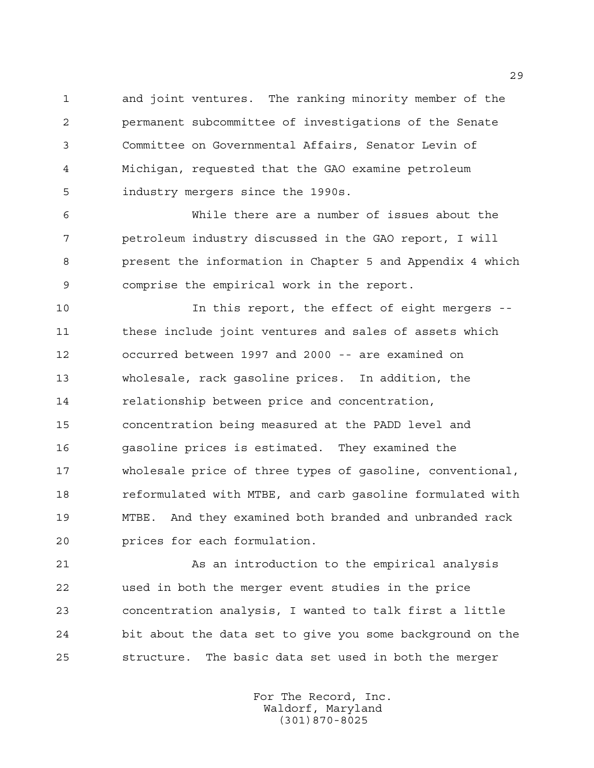and joint ventures. The ranking minority member of the permanent subcommittee of investigations of the Senate Committee on Governmental Affairs, Senator Levin of Michigan, requested that the GAO examine petroleum industry mergers since the 1990s.

While there are a number of issues about the petroleum industry discussed in the GAO report, I will present the information in Chapter 5 and Appendix 4 which comprise the empirical work in the report.

In this report, the effect of eight mergers -- these include joint ventures and sales of assets which occurred between 1997 and 2000 -- are examined on wholesale, rack gasoline prices. In addition, the relationship between price and concentration, concentration being measured at the PADD level and gasoline prices is estimated. They examined the wholesale price of three types of gasoline, conventional, reformulated with MTBE, and carb gasoline formulated with MTBE. And they examined both branded and unbranded rack prices for each formulation.

As an introduction to the empirical analysis used in both the merger event studies in the price concentration analysis, I wanted to talk first a little bit about the data set to give you some background on the structure. The basic data set used in both the merger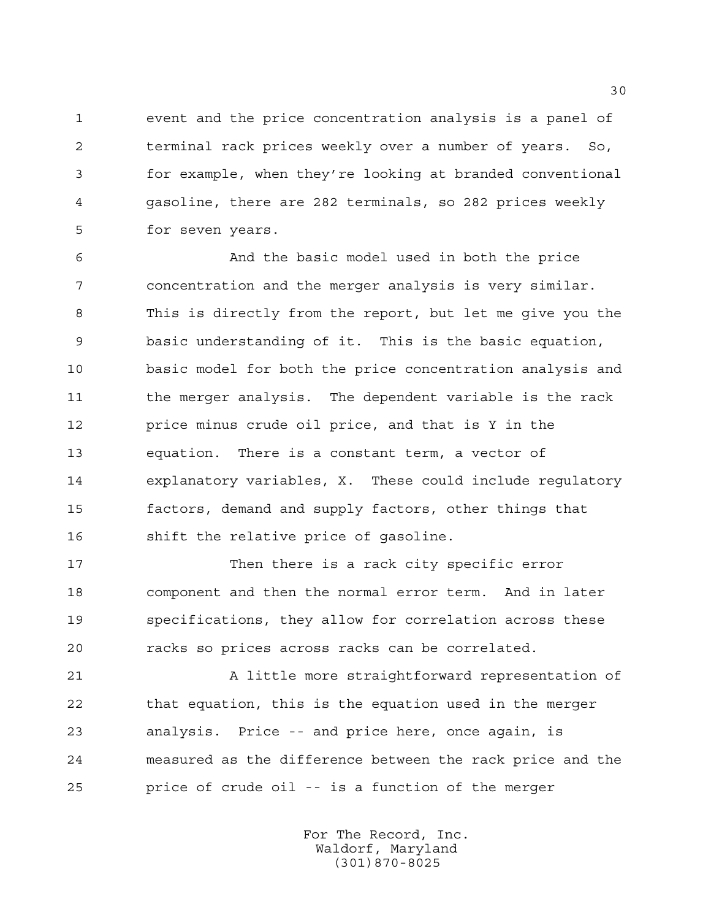event and the price concentration analysis is a panel of terminal rack prices weekly over a number of years. So, for example, when they're looking at branded conventional gasoline, there are 282 terminals, so 282 prices weekly for seven years.

And the basic model used in both the price concentration and the merger analysis is very similar. This is directly from the report, but let me give you the basic understanding of it. This is the basic equation, basic model for both the price concentration analysis and the merger analysis. The dependent variable is the rack price minus crude oil price, and that is Y in the equation. There is a constant term, a vector of explanatory variables, X. These could include regulatory factors, demand and supply factors, other things that shift the relative price of gasoline.

Then there is a rack city specific error component and then the normal error term. And in later specifications, they allow for correlation across these racks so prices across racks can be correlated.

A little more straightforward representation of that equation, this is the equation used in the merger analysis. Price -- and price here, once again, is measured as the difference between the rack price and the price of crude oil -- is a function of the merger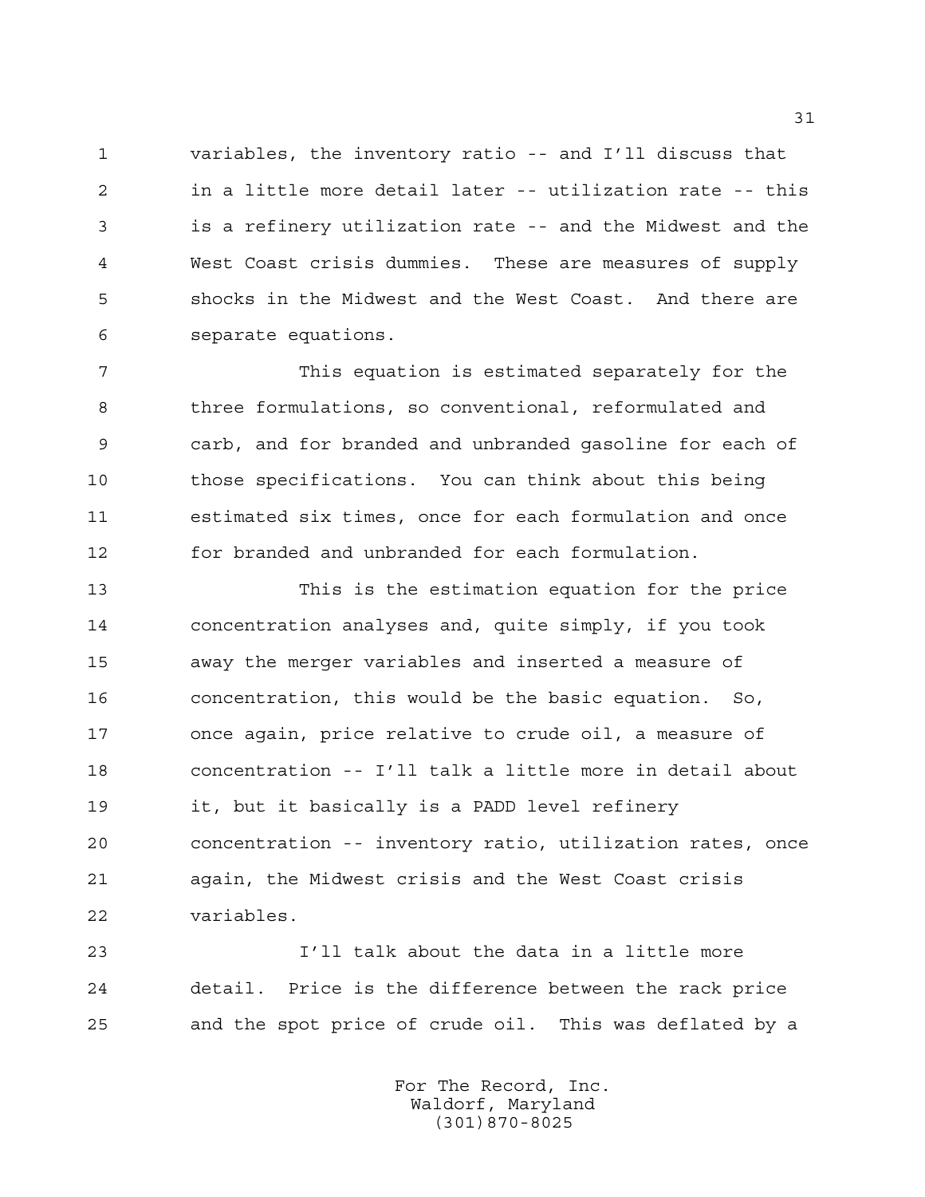variables, the inventory ratio -- and I'll discuss that in a little more detail later -- utilization rate -- this is a refinery utilization rate -- and the Midwest and the West Coast crisis dummies. These are measures of supply shocks in the Midwest and the West Coast. And there are separate equations.

This equation is estimated separately for the three formulations, so conventional, reformulated and carb, and for branded and unbranded gasoline for each of those specifications. You can think about this being estimated six times, once for each formulation and once for branded and unbranded for each formulation.

This is the estimation equation for the price concentration analyses and, quite simply, if you took away the merger variables and inserted a measure of concentration, this would be the basic equation. So, once again, price relative to crude oil, a measure of concentration -- I'll talk a little more in detail about it, but it basically is a PADD level refinery concentration -- inventory ratio, utilization rates, once again, the Midwest crisis and the West Coast crisis variables.

I'll talk about the data in a little more detail. Price is the difference between the rack price and the spot price of crude oil. This was deflated by a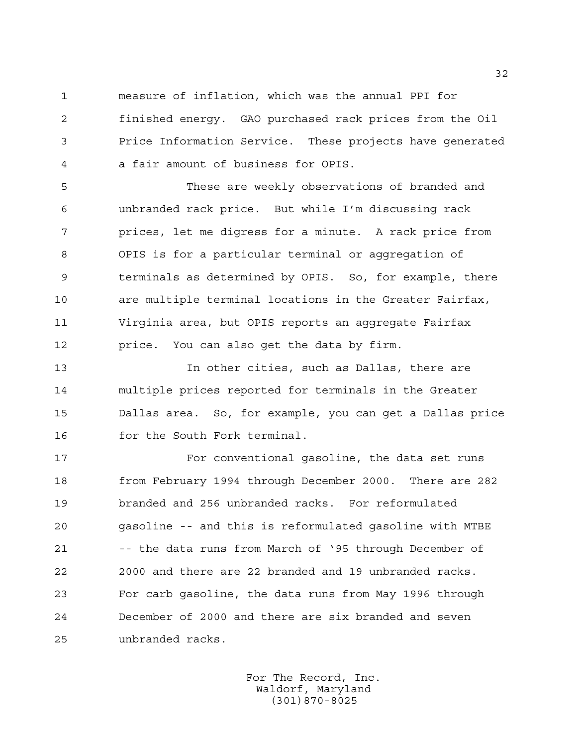measure of inflation, which was the annual PPI for finished energy. GAO purchased rack prices from the Oil Price Information Service. These projects have generated a fair amount of business for OPIS.

These are weekly observations of branded and unbranded rack price. But while I'm discussing rack prices, let me digress for a minute. A rack price from OPIS is for a particular terminal or aggregation of terminals as determined by OPIS. So, for example, there are multiple terminal locations in the Greater Fairfax, Virginia area, but OPIS reports an aggregate Fairfax price. You can also get the data by firm.

In other cities, such as Dallas, there are multiple prices reported for terminals in the Greater Dallas area. So, for example, you can get a Dallas price for the South Fork terminal.

For conventional gasoline, the data set runs from February 1994 through December 2000. There are 282 branded and 256 unbranded racks. For reformulated gasoline -- and this is reformulated gasoline with MTBE -- the data runs from March of '95 through December of 2000 and there are 22 branded and 19 unbranded racks. For carb gasoline, the data runs from May 1996 through December of 2000 and there are six branded and seven unbranded racks.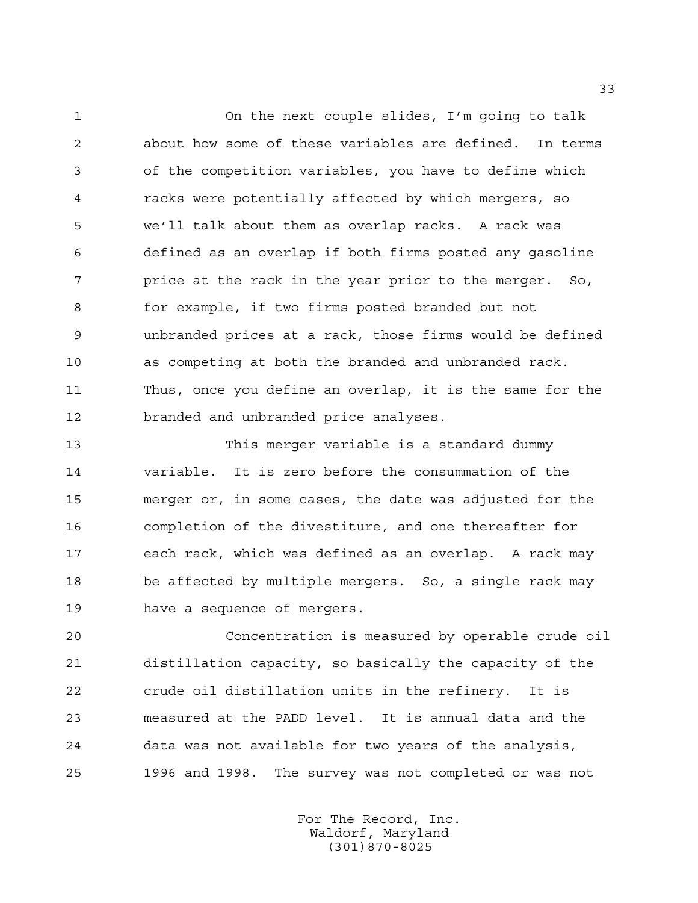On the next couple slides, I'm going to talk about how some of these variables are defined. In terms of the competition variables, you have to define which racks were potentially affected by which mergers, so we'll talk about them as overlap racks. A rack was defined as an overlap if both firms posted any gasoline price at the rack in the year prior to the merger. So, for example, if two firms posted branded but not unbranded prices at a rack, those firms would be defined as competing at both the branded and unbranded rack. Thus, once you define an overlap, it is the same for the branded and unbranded price analyses.

This merger variable is a standard dummy variable. It is zero before the consummation of the merger or, in some cases, the date was adjusted for the completion of the divestiture, and one thereafter for each rack, which was defined as an overlap. A rack may be affected by multiple mergers. So, a single rack may have a sequence of mergers.

Concentration is measured by operable crude oil distillation capacity, so basically the capacity of the crude oil distillation units in the refinery. It is measured at the PADD level. It is annual data and the data was not available for two years of the analysis, 1996 and 1998. The survey was not completed or was not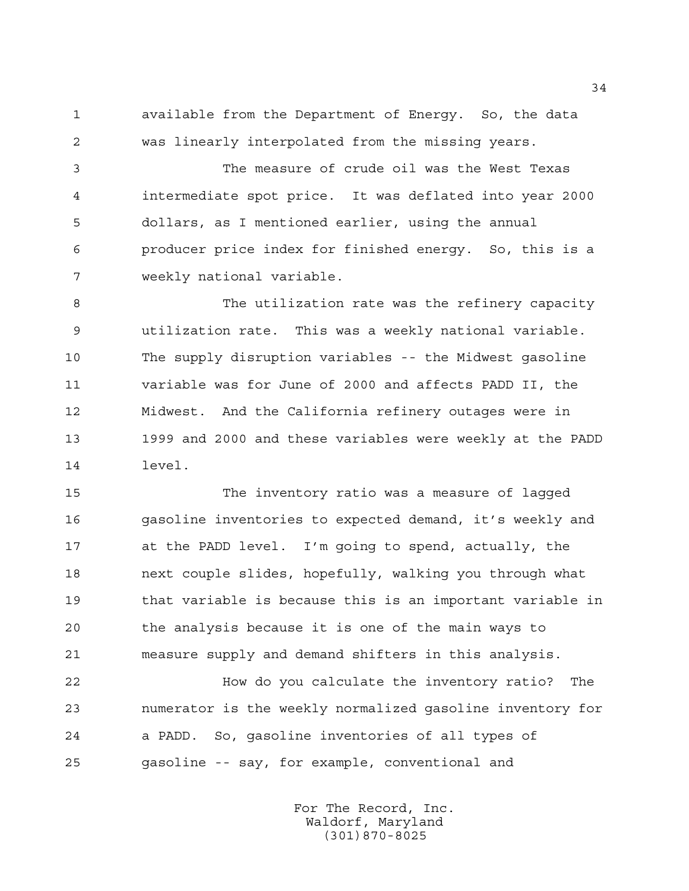available from the Department of Energy. So, the data was linearly interpolated from the missing years.

The measure of crude oil was the West Texas intermediate spot price. It was deflated into year 2000 dollars, as I mentioned earlier, using the annual producer price index for finished energy. So, this is a weekly national variable.

The utilization rate was the refinery capacity utilization rate. This was a weekly national variable. The supply disruption variables -- the Midwest gasoline variable was for June of 2000 and affects PADD II, the Midwest. And the California refinery outages were in 1999 and 2000 and these variables were weekly at the PADD level.

The inventory ratio was a measure of lagged gasoline inventories to expected demand, it's weekly and at the PADD level. I'm going to spend, actually, the next couple slides, hopefully, walking you through what that variable is because this is an important variable in the analysis because it is one of the main ways to measure supply and demand shifters in this analysis.

How do you calculate the inventory ratio? The numerator is the weekly normalized gasoline inventory for a PADD. So, gasoline inventories of all types of gasoline -- say, for example, conventional and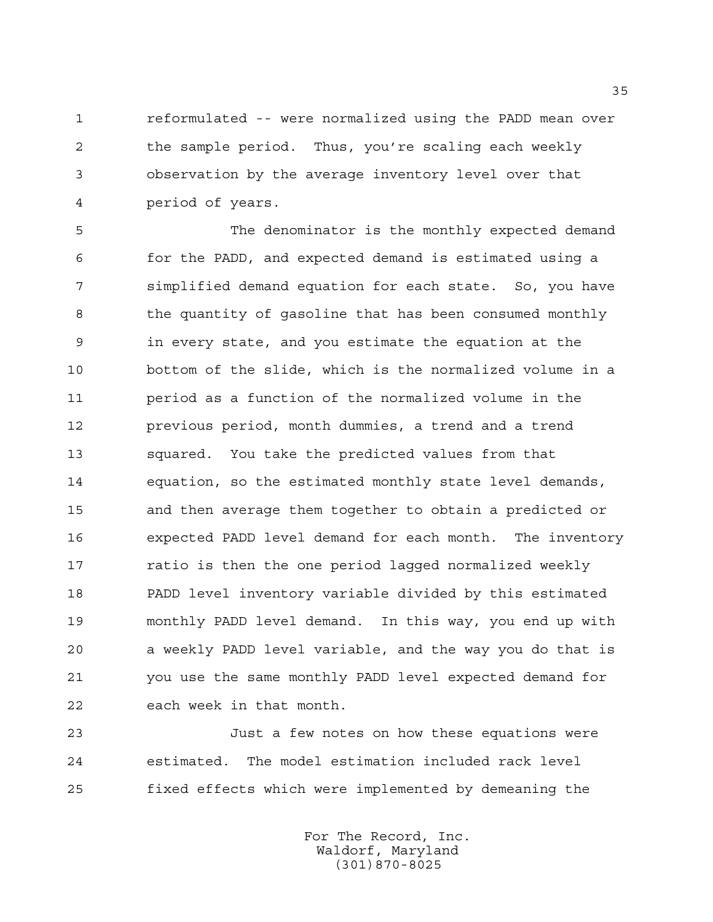reformulated -- were normalized using the PADD mean over the sample period. Thus, you're scaling each weekly observation by the average inventory level over that period of years.

The denominator is the monthly expected demand for the PADD, and expected demand is estimated using a simplified demand equation for each state. So, you have the quantity of gasoline that has been consumed monthly in every state, and you estimate the equation at the bottom of the slide, which is the normalized volume in a period as a function of the normalized volume in the previous period, month dummies, a trend and a trend squared. You take the predicted values from that equation, so the estimated monthly state level demands, and then average them together to obtain a predicted or expected PADD level demand for each month. The inventory ratio is then the one period lagged normalized weekly PADD level inventory variable divided by this estimated monthly PADD level demand. In this way, you end up with a weekly PADD level variable, and the way you do that is you use the same monthly PADD level expected demand for each week in that month.

Just a few notes on how these equations were estimated. The model estimation included rack level fixed effects which were implemented by demeaning the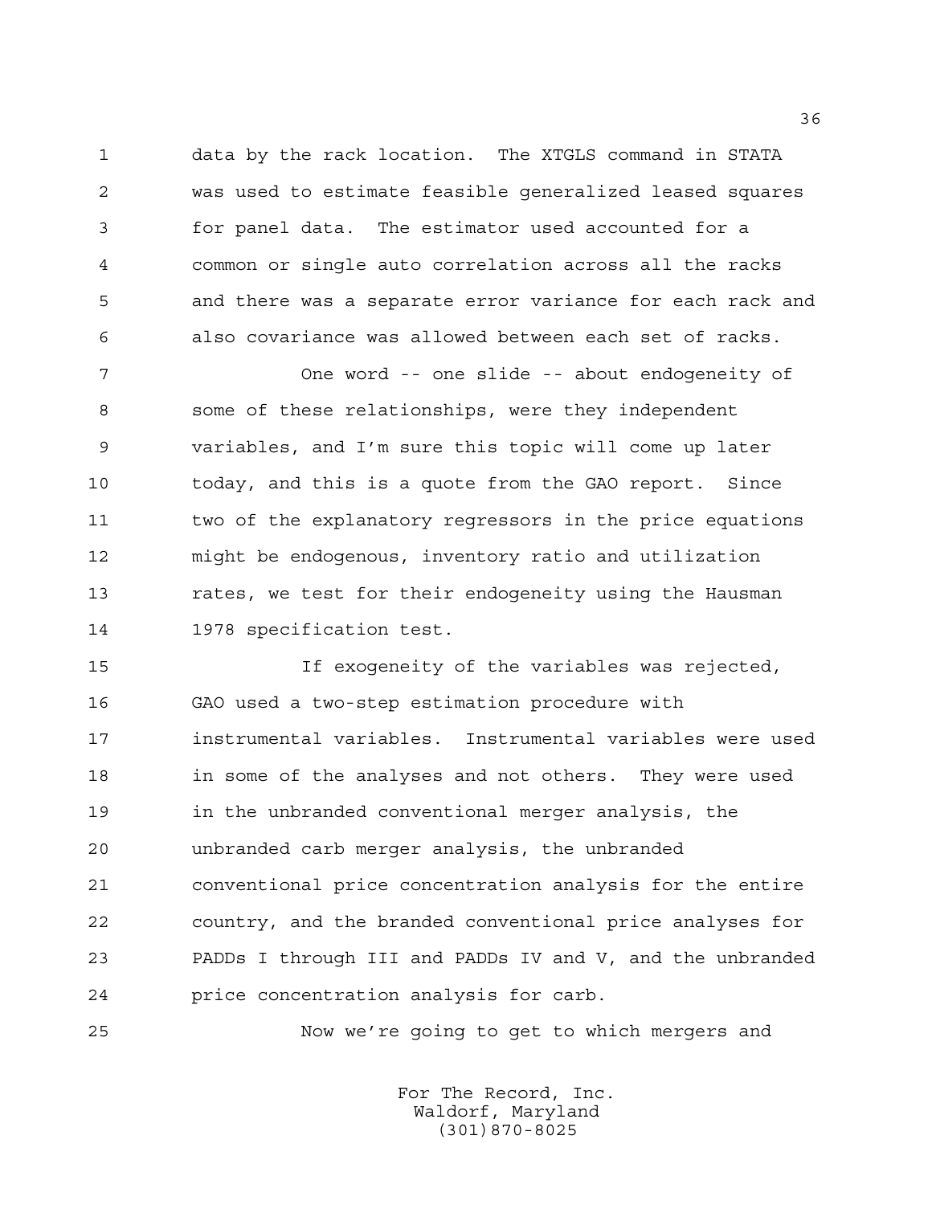data by the rack location. The XTGLS command in STATA was used to estimate feasible generalized leased squares for panel data. The estimator used accounted for a common or single auto correlation across all the racks and there was a separate error variance for each rack and also covariance was allowed between each set of racks.

One word -- one slide -- about endogeneity of some of these relationships, were they independent variables, and I'm sure this topic will come up later today, and this is a quote from the GAO report. Since two of the explanatory regressors in the price equations might be endogenous, inventory ratio and utilization rates, we test for their endogeneity using the Hausman 1978 specification test.

If exogeneity of the variables was rejected, GAO used a two-step estimation procedure with instrumental variables. Instrumental variables were used in some of the analyses and not others. They were used in the unbranded conventional merger analysis, the unbranded carb merger analysis, the unbranded conventional price concentration analysis for the entire country, and the branded conventional price analyses for PADDs I through III and PADDs IV and V, and the unbranded price concentration analysis for carb.

Now we're going to get to which mergers and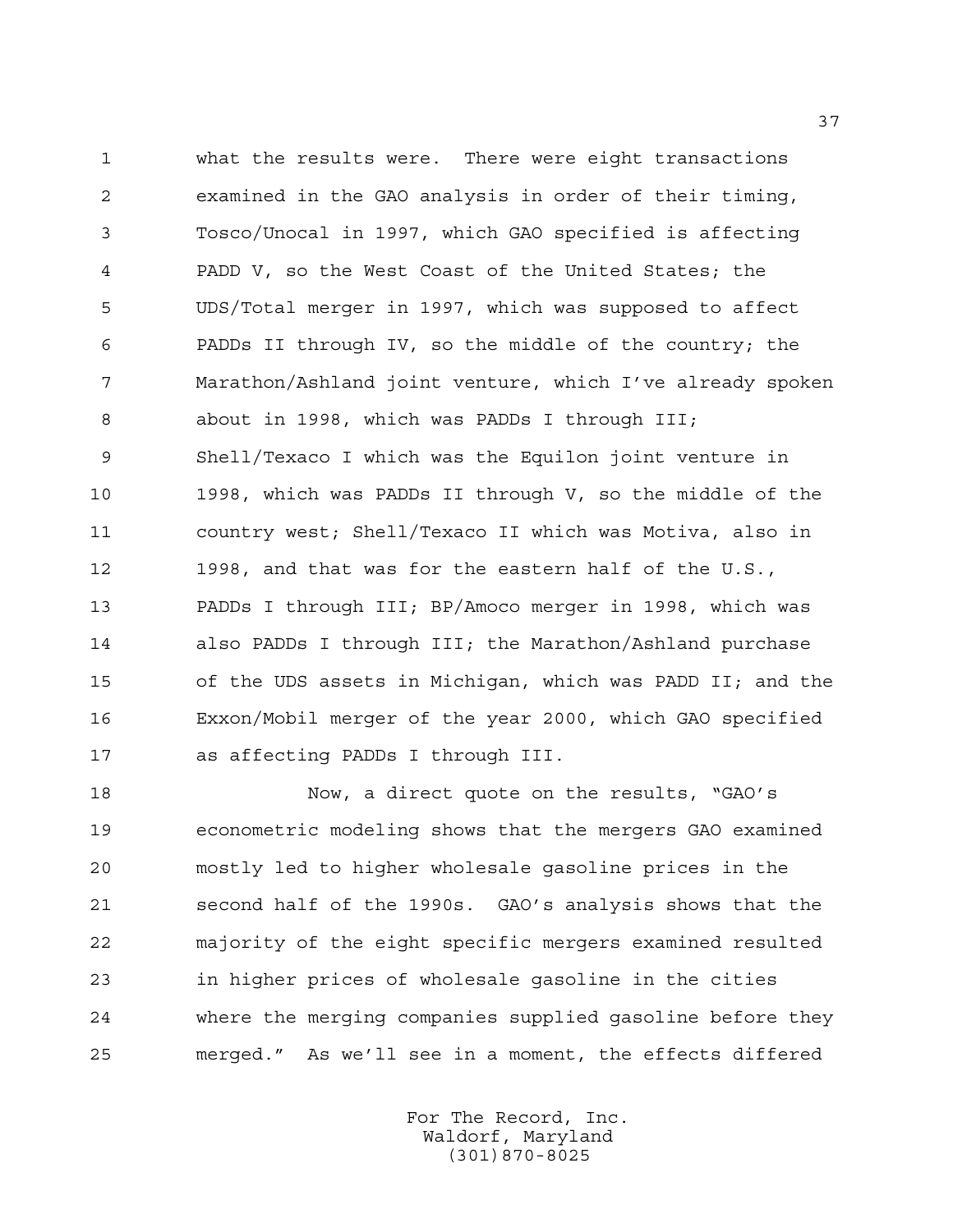what the results were. There were eight transactions examined in the GAO analysis in order of their timing, Tosco/Unocal in 1997, which GAO specified is affecting PADD V, so the West Coast of the United States; the UDS/Total merger in 1997, which was supposed to affect PADDs II through IV, so the middle of the country; the Marathon/Ashland joint venture, which I've already spoken about in 1998, which was PADDs I through III; Shell/Texaco I which was the Equilon joint venture in 1998, which was PADDs II through V, so the middle of the country west; Shell/Texaco II which was Motiva, also in 1998, and that was for the eastern half of the U.S., PADDs I through III; BP/Amoco merger in 1998, which was also PADDs I through III; the Marathon/Ashland purchase of the UDS assets in Michigan, which was PADD II; and the Exxon/Mobil merger of the year 2000, which GAO specified as affecting PADDs I through III.

Now, a direct quote on the results, "GAO's econometric modeling shows that the mergers GAO examined mostly led to higher wholesale gasoline prices in the second half of the 1990s. GAO's analysis shows that the majority of the eight specific mergers examined resulted in higher prices of wholesale gasoline in the cities where the merging companies supplied gasoline before they merged." As we'll see in a moment, the effects differed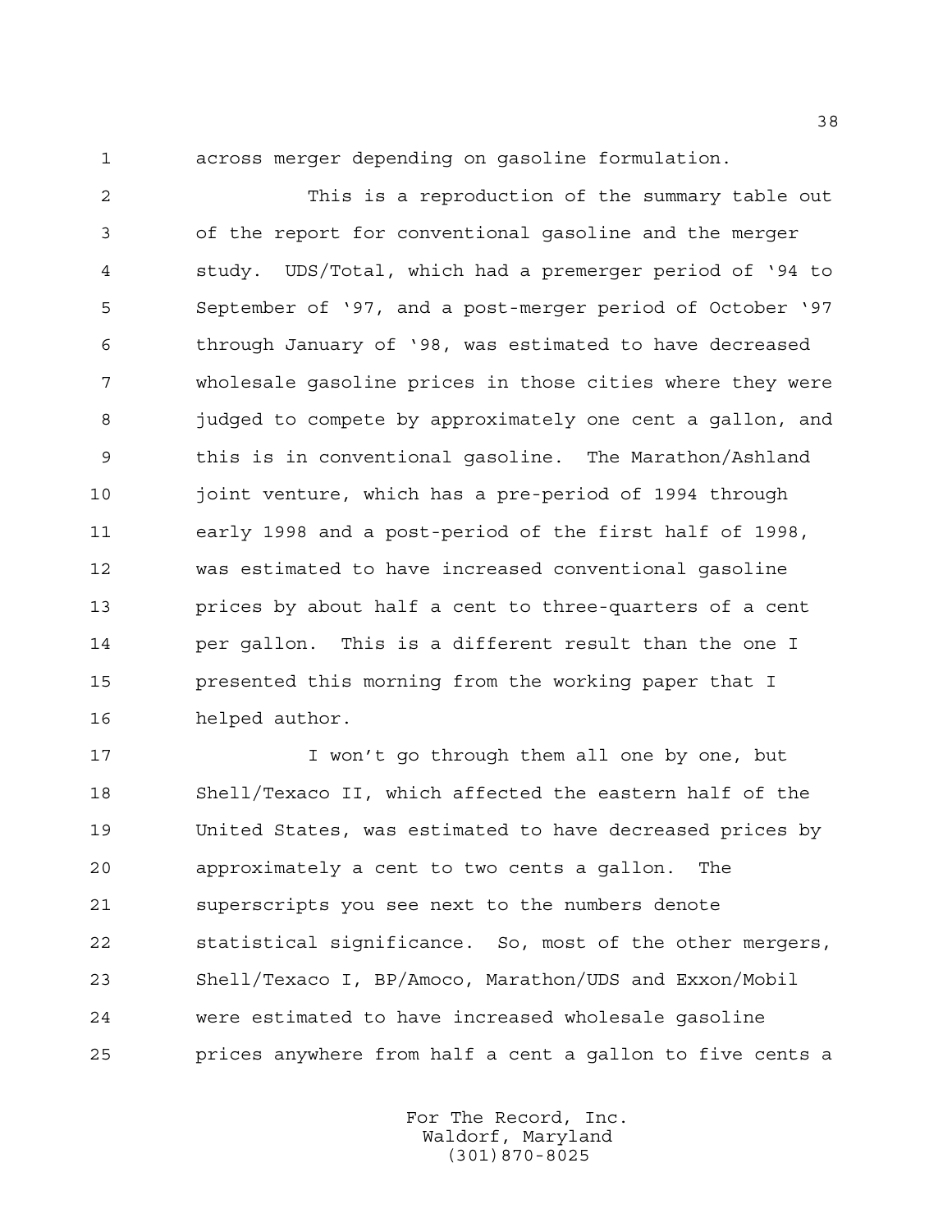across merger depending on gasoline formulation.

This is a reproduction of the summary table out of the report for conventional gasoline and the merger study. UDS/Total, which had a premerger period of '94 to September of '97, and a post-merger period of October '97 through January of '98, was estimated to have decreased wholesale gasoline prices in those cities where they were judged to compete by approximately one cent a gallon, and this is in conventional gasoline. The Marathon/Ashland joint venture, which has a pre-period of 1994 through early 1998 and a post-period of the first half of 1998, was estimated to have increased conventional gasoline prices by about half a cent to three-quarters of a cent per gallon. This is a different result than the one I presented this morning from the working paper that I helped author.

I won't go through them all one by one, but Shell/Texaco II, which affected the eastern half of the United States, was estimated to have decreased prices by approximately a cent to two cents a gallon. The superscripts you see next to the numbers denote statistical significance. So, most of the other mergers, Shell/Texaco I, BP/Amoco, Marathon/UDS and Exxon/Mobil were estimated to have increased wholesale gasoline prices anywhere from half a cent a gallon to five cents a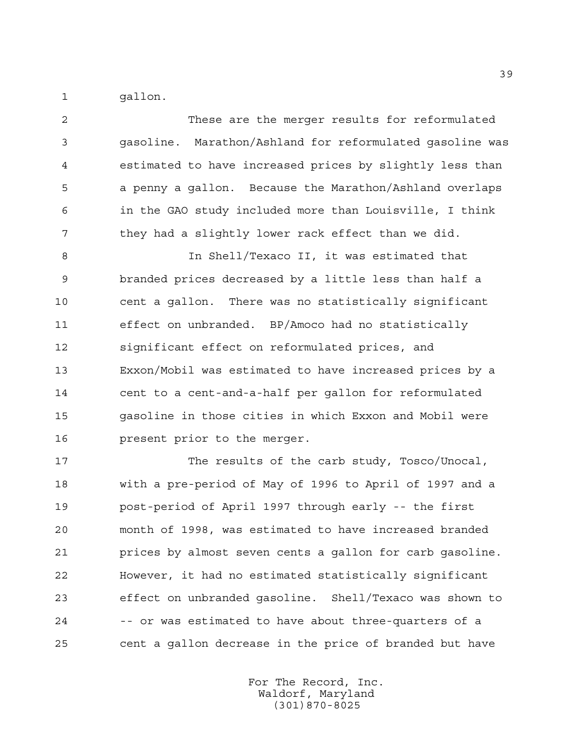gallon.

These are the merger results for reformulated gasoline. Marathon/Ashland for reformulated gasoline was estimated to have increased prices by slightly less than a penny a gallon. Because the Marathon/Ashland overlaps in the GAO study included more than Louisville, I think they had a slightly lower rack effect than we did.

In Shell/Texaco II, it was estimated that branded prices decreased by a little less than half a cent a gallon. There was no statistically significant effect on unbranded. BP/Amoco had no statistically significant effect on reformulated prices, and Exxon/Mobil was estimated to have increased prices by a cent to a cent-and-a-half per gallon for reformulated gasoline in those cities in which Exxon and Mobil were present prior to the merger.

The results of the carb study, Tosco/Unocal, with a pre-period of May of 1996 to April of 1997 and a post-period of April 1997 through early -- the first month of 1998, was estimated to have increased branded prices by almost seven cents a gallon for carb gasoline. However, it had no estimated statistically significant effect on unbranded gasoline. Shell/Texaco was shown to -- or was estimated to have about three-quarters of a cent a gallon decrease in the price of branded but have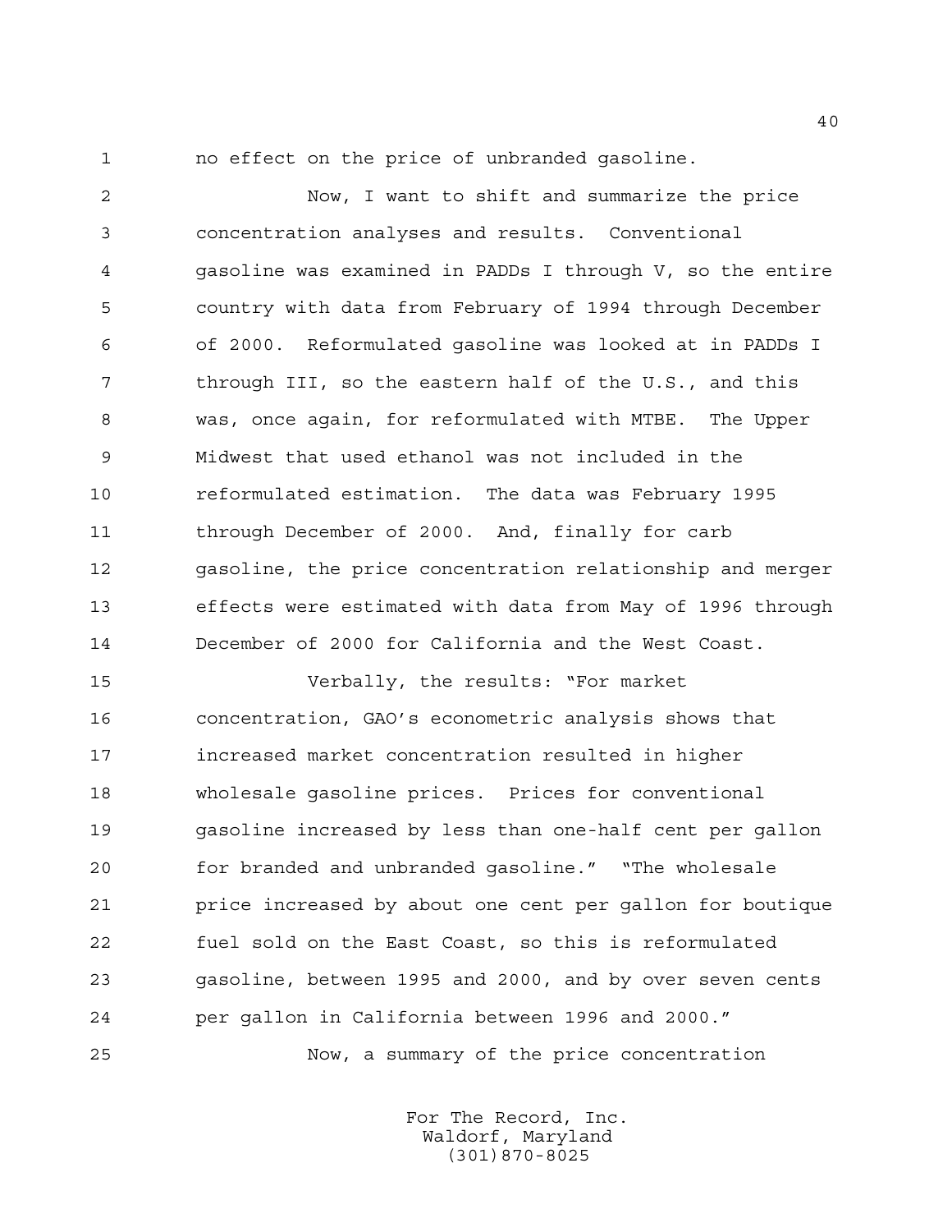no effect on the price of unbranded gasoline.

Now, I want to shift and summarize the price concentration analyses and results. Conventional gasoline was examined in PADDs I through V, so the entire country with data from February of 1994 through December of 2000. Reformulated gasoline was looked at in PADDs I through III, so the eastern half of the U.S., and this was, once again, for reformulated with MTBE. The Upper Midwest that used ethanol was not included in the reformulated estimation. The data was February 1995 through December of 2000. And, finally for carb gasoline, the price concentration relationship and merger effects were estimated with data from May of 1996 through December of 2000 for California and the West Coast.

Verbally, the results: "For market concentration, GAO's econometric analysis shows that increased market concentration resulted in higher wholesale gasoline prices. Prices for conventional gasoline increased by less than one-half cent per gallon for branded and unbranded gasoline." "The wholesale price increased by about one cent per gallon for boutique fuel sold on the East Coast, so this is reformulated gasoline, between 1995 and 2000, and by over seven cents per gallon in California between 1996 and 2000."

Now, a summary of the price concentration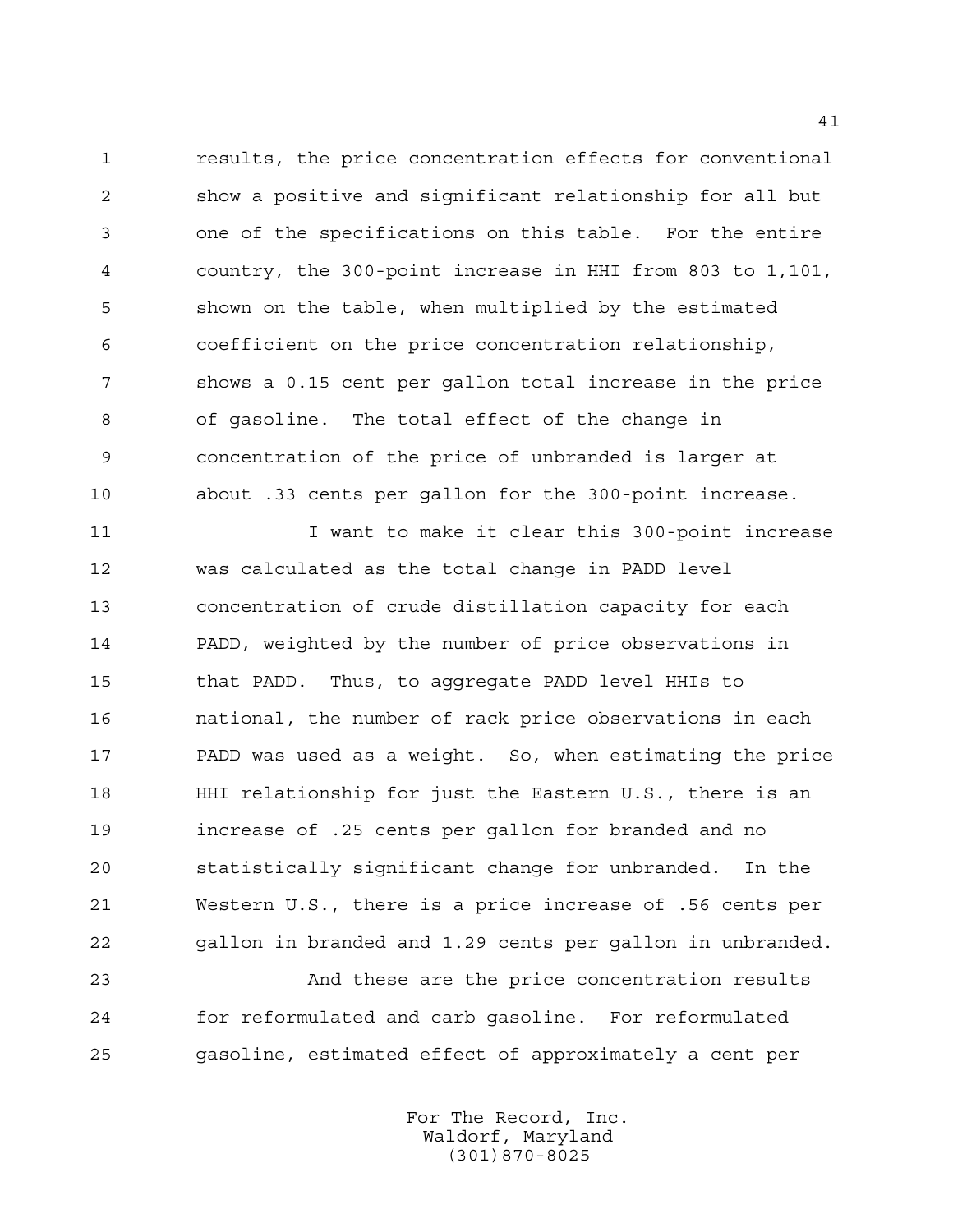results, the price concentration effects for conventional show a positive and significant relationship for all but one of the specifications on this table. For the entire country, the 300-point increase in HHI from 803 to 1,101, shown on the table, when multiplied by the estimated coefficient on the price concentration relationship, shows a 0.15 cent per gallon total increase in the price of gasoline. The total effect of the change in concentration of the price of unbranded is larger at about .33 cents per gallon for the 300-point increase.

I want to make it clear this 300-point increase was calculated as the total change in PADD level concentration of crude distillation capacity for each PADD, weighted by the number of price observations in that PADD. Thus, to aggregate PADD level HHIs to national, the number of rack price observations in each PADD was used as a weight. So, when estimating the price HHI relationship for just the Eastern U.S., there is an increase of .25 cents per gallon for branded and no statistically significant change for unbranded. In the Western U.S., there is a price increase of .56 cents per gallon in branded and 1.29 cents per gallon in unbranded.

And these are the price concentration results for reformulated and carb gasoline. For reformulated gasoline, estimated effect of approximately a cent per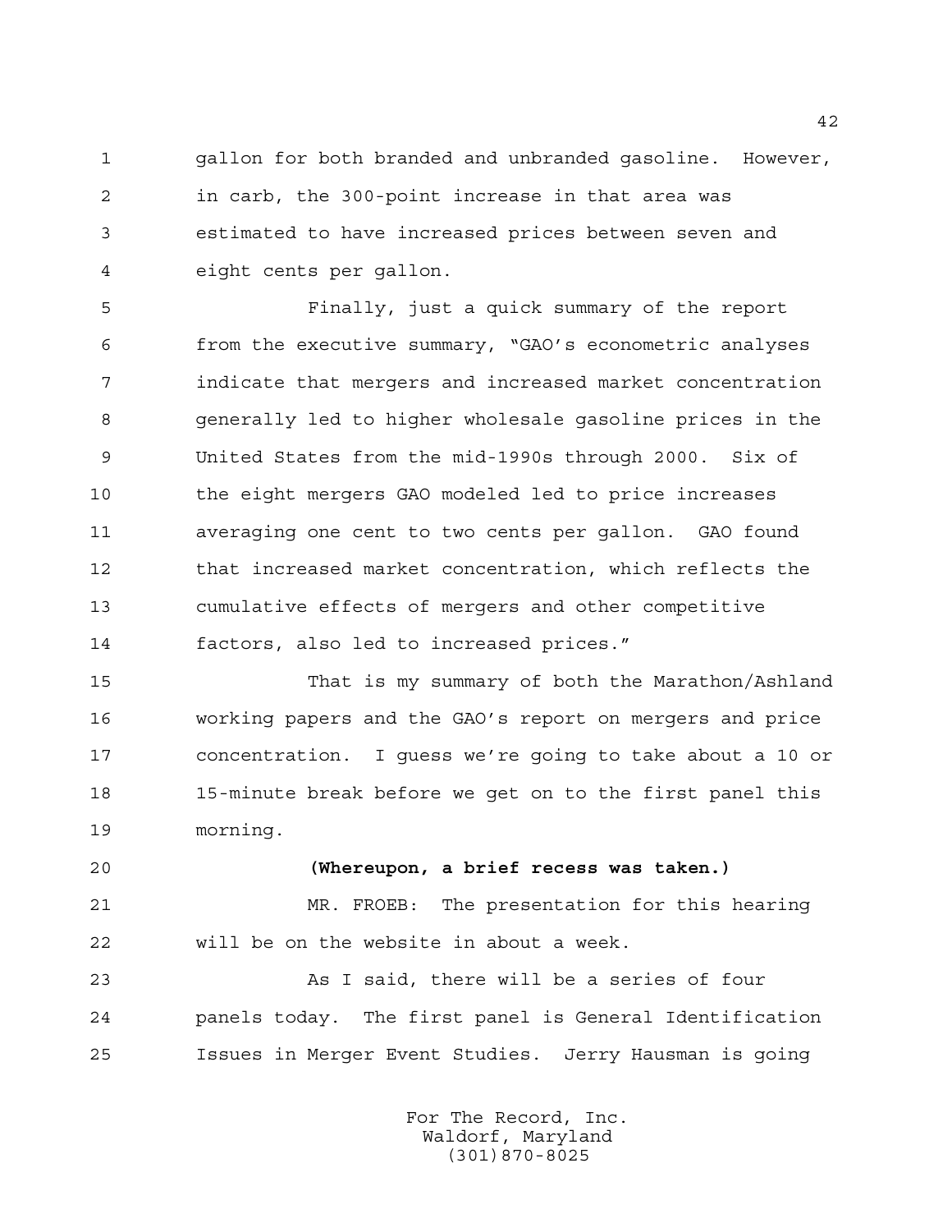gallon for both branded and unbranded gasoline. However, in carb, the 300-point increase in that area was estimated to have increased prices between seven and eight cents per gallon.

Finally, just a quick summary of the report from the executive summary, "GAO's econometric analyses indicate that mergers and increased market concentration generally led to higher wholesale gasoline prices in the United States from the mid-1990s through 2000. Six of the eight mergers GAO modeled led to price increases averaging one cent to two cents per gallon. GAO found that increased market concentration, which reflects the cumulative effects of mergers and other competitive factors, also led to increased prices."

That is my summary of both the Marathon/Ashland working papers and the GAO's report on mergers and price concentration. I guess we're going to take about a 10 or 15-minute break before we get on to the first panel this morning.

**(Whereupon, a brief recess was taken.)**

MR. FROEB: The presentation for this hearing will be on the website in about a week.

As I said, there will be a series of four panels today. The first panel is General Identification Issues in Merger Event Studies. Jerry Hausman is going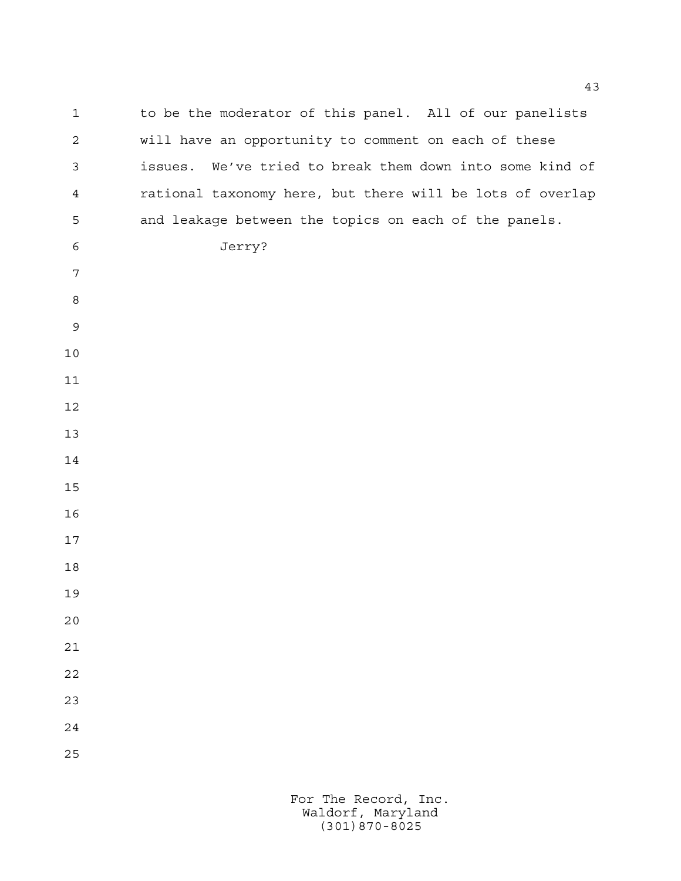to be the moderator of this panel. All of our panelists will have an opportunity to comment on each of these issues. We've tried to break them down into some kind of rational taxonomy here, but there will be lots of overlap and leakage between the topics on each of the panels.

Jerry?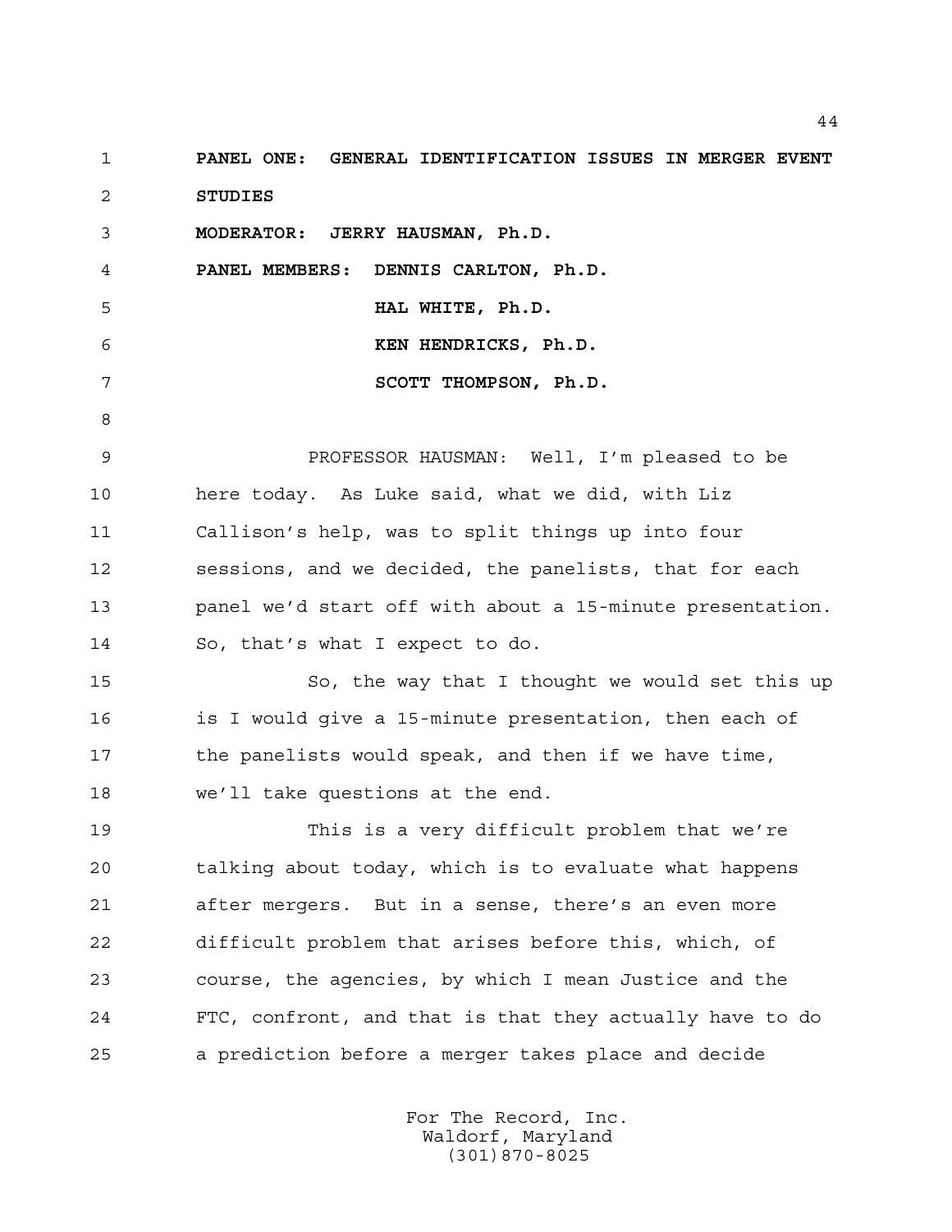**PANEL ONE: GENERAL IDENTIFICATION ISSUES IN MERGER EVENT STUDIES**

**MODERATOR: JERRY HAUSMAN, Ph.D.**

**PANEL MEMBERS: DENNIS CARLTON, Ph.D.**

**HAL WHITE, Ph.D.**

**KEN HENDRICKS, Ph.D.**

**SCOTT THOMPSON, Ph.D.**

PROFESSOR HAUSMAN: Well, I'm pleased to be here today. As Luke said, what we did, with Liz Callison's help, was to split things up into four sessions, and we decided, the panelists, that for each panel we'd start off with about a 15-minute presentation. So, that's what I expect to do.

So, the way that I thought we would set this up is I would give a 15-minute presentation, then each of the panelists would speak, and then if we have time, we'll take questions at the end.

This is a very difficult problem that we're talking about today, which is to evaluate what happens after mergers. But in a sense, there's an even more difficult problem that arises before this, which, of course, the agencies, by which I mean Justice and the FTC, confront, and that is that they actually have to do a prediction before a merger takes place and decide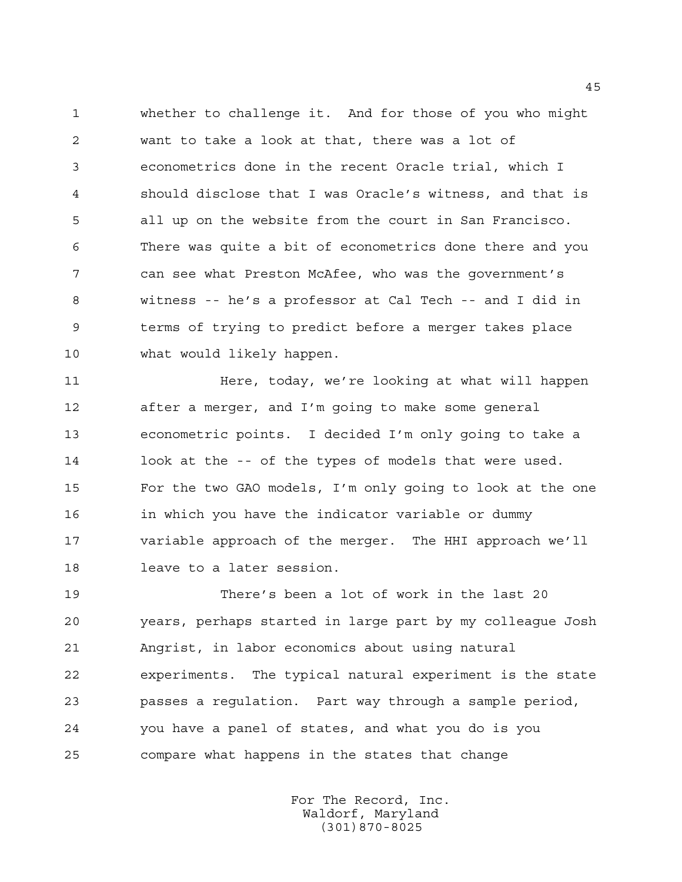whether to challenge it. And for those of you who might want to take a look at that, there was a lot of econometrics done in the recent Oracle trial, which I should disclose that I was Oracle's witness, and that is all up on the website from the court in San Francisco. There was quite a bit of econometrics done there and you can see what Preston McAfee, who was the government's witness -- he's a professor at Cal Tech -- and I did in terms of trying to predict before a merger takes place what would likely happen.

Here, today, we're looking at what will happen after a merger, and I'm going to make some general econometric points. I decided I'm only going to take a look at the -- of the types of models that were used. For the two GAO models, I'm only going to look at the one in which you have the indicator variable or dummy variable approach of the merger. The HHI approach we'll leave to a later session.

There's been a lot of work in the last 20 years, perhaps started in large part by my colleague Josh Angrist, in labor economics about using natural experiments. The typical natural experiment is the state passes a regulation. Part way through a sample period, you have a panel of states, and what you do is you compare what happens in the states that change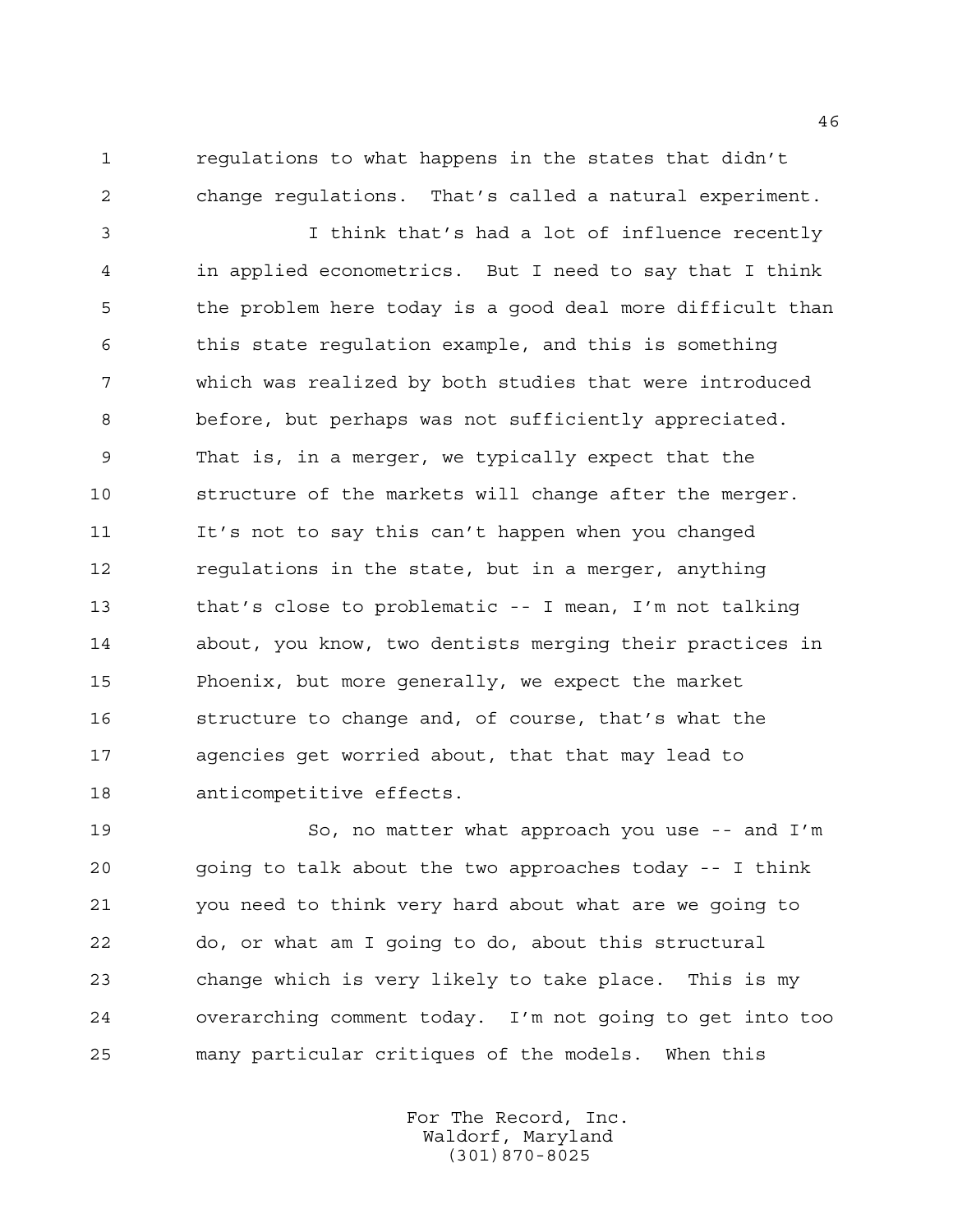regulations to what happens in the states that didn't change regulations. That's called a natural experiment.

I think that's had a lot of influence recently in applied econometrics. But I need to say that I think the problem here today is a good deal more difficult than this state regulation example, and this is something which was realized by both studies that were introduced before, but perhaps was not sufficiently appreciated. That is, in a merger, we typically expect that the structure of the markets will change after the merger. It's not to say this can't happen when you changed regulations in the state, but in a merger, anything that's close to problematic -- I mean, I'm not talking about, you know, two dentists merging their practices in Phoenix, but more generally, we expect the market structure to change and, of course, that's what the agencies get worried about, that that may lead to anticompetitive effects.

So, no matter what approach you use -- and I'm going to talk about the two approaches today -- I think you need to think very hard about what are we going to do, or what am I going to do, about this structural change which is very likely to take place. This is my overarching comment today. I'm not going to get into too many particular critiques of the models. When this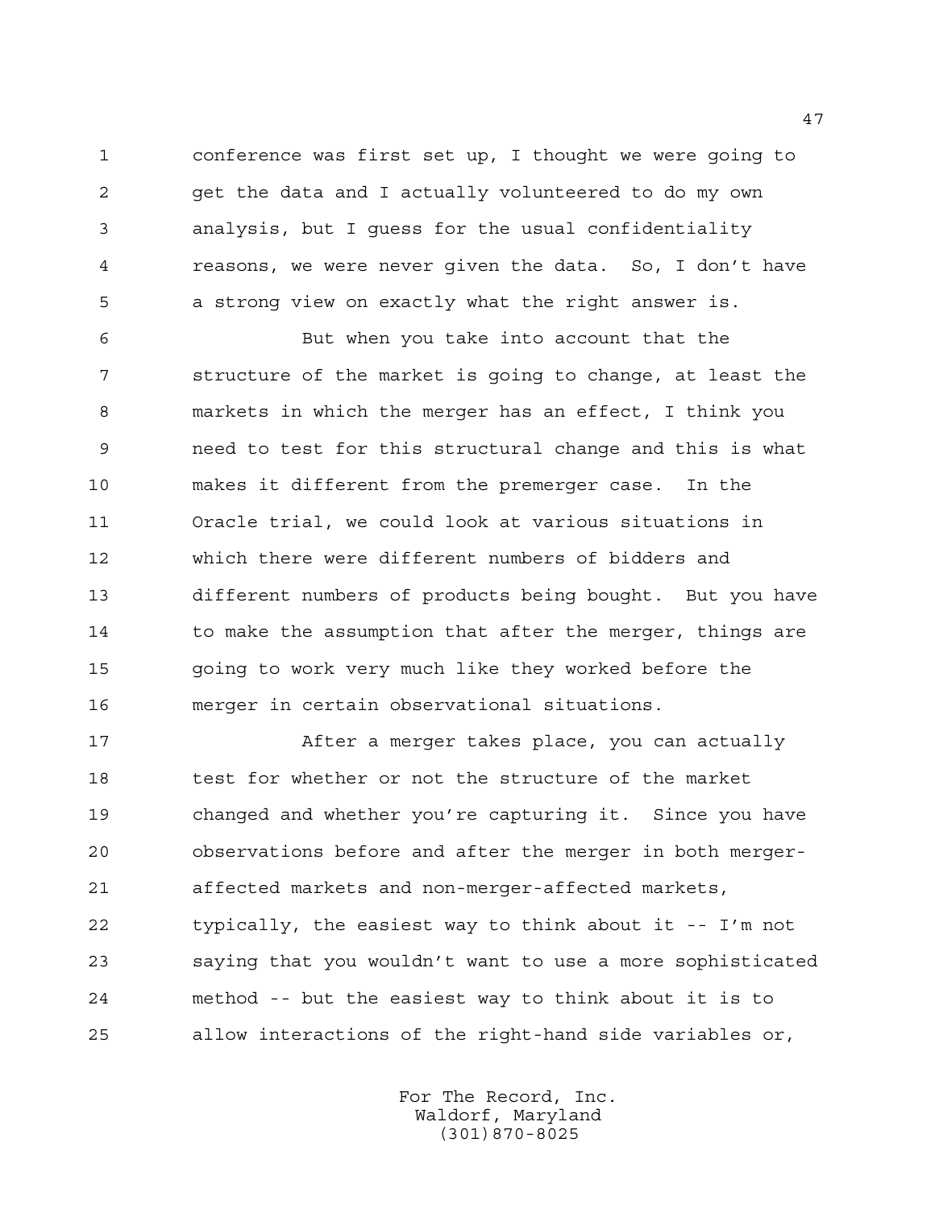conference was first set up, I thought we were going to get the data and I actually volunteered to do my own analysis, but I guess for the usual confidentiality reasons, we were never given the data. So, I don't have a strong view on exactly what the right answer is.

But when you take into account that the structure of the market is going to change, at least the markets in which the merger has an effect, I think you need to test for this structural change and this is what makes it different from the premerger case. In the Oracle trial, we could look at various situations in which there were different numbers of bidders and different numbers of products being bought. But you have to make the assumption that after the merger, things are going to work very much like they worked before the merger in certain observational situations.

After a merger takes place, you can actually test for whether or not the structure of the market changed and whether you're capturing it. Since you have observations before and after the merger in both merger-affected markets and non-merger-affected markets, typically, the easiest way to think about it -- I'm not saying that you wouldn't want to use a more sophisticated method -- but the easiest way to think about it is to allow interactions of the right-hand side variables or,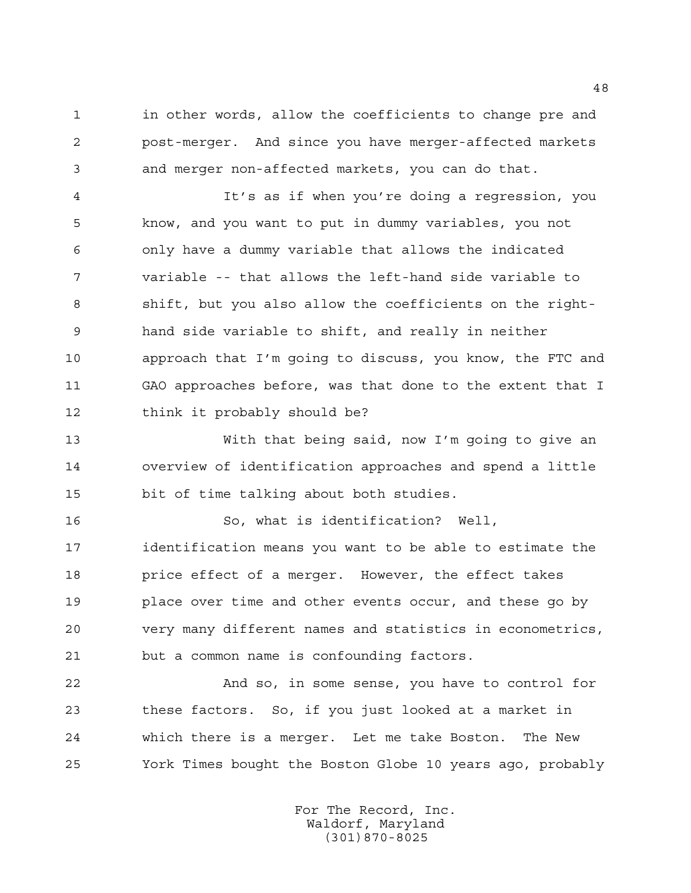in other words, allow the coefficients to change pre and post-merger. And since you have merger-affected markets and merger non-affected markets, you can do that.

It's as if when you're doing a regression, you know, and you want to put in dummy variables, you not only have a dummy variable that allows the indicated variable -- that allows the left-hand side variable to shift, but you also allow the coefficients on the right-hand side variable to shift, and really in neither approach that I'm going to discuss, you know, the FTC and GAO approaches before, was that done to the extent that I think it probably should be?

With that being said, now I'm going to give an overview of identification approaches and spend a little bit of time talking about both studies.

So, what is identification? Well, identification means you want to be able to estimate the price effect of a merger. However, the effect takes place over time and other events occur, and these go by very many different names and statistics in econometrics, but a common name is confounding factors.

And so, in some sense, you have to control for these factors. So, if you just looked at a market in which there is a merger. Let me take Boston. The New York Times bought the Boston Globe 10 years ago, probably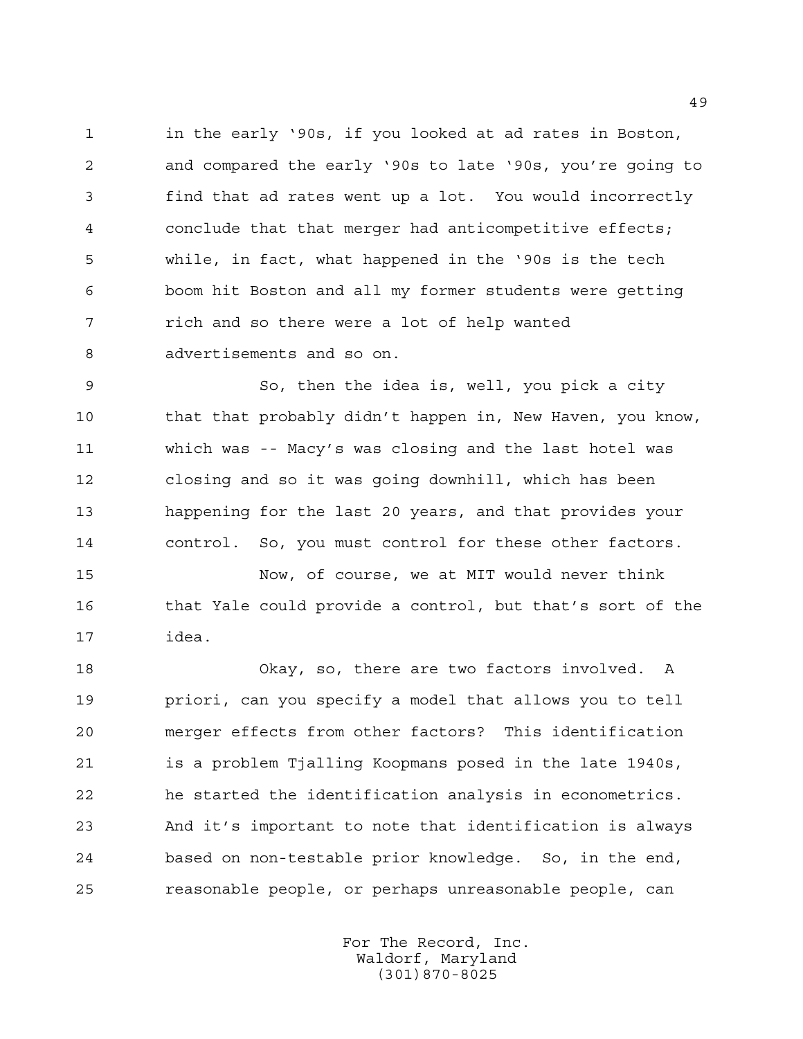in the early '90s, if you looked at ad rates in Boston, and compared the early '90s to late '90s, you're going to find that ad rates went up a lot. You would incorrectly conclude that that merger had anticompetitive effects; while, in fact, what happened in the '90s is the tech boom hit Boston and all my former students were getting rich and so there were a lot of help wanted advertisements and so on.

So, then the idea is, well, you pick a city that that probably didn't happen in, New Haven, you know, which was -- Macy's was closing and the last hotel was closing and so it was going downhill, which has been happening for the last 20 years, and that provides your control. So, you must control for these other factors.

Now, of course, we at MIT would never think that Yale could provide a control, but that's sort of the idea.

Okay, so, there are two factors involved. A priori, can you specify a model that allows you to tell merger effects from other factors? This identification is a problem Tjalling Koopmans posed in the late 1940s, he started the identification analysis in econometrics. And it's important to note that identification is always based on non-testable prior knowledge. So, in the end, reasonable people, or perhaps unreasonable people, can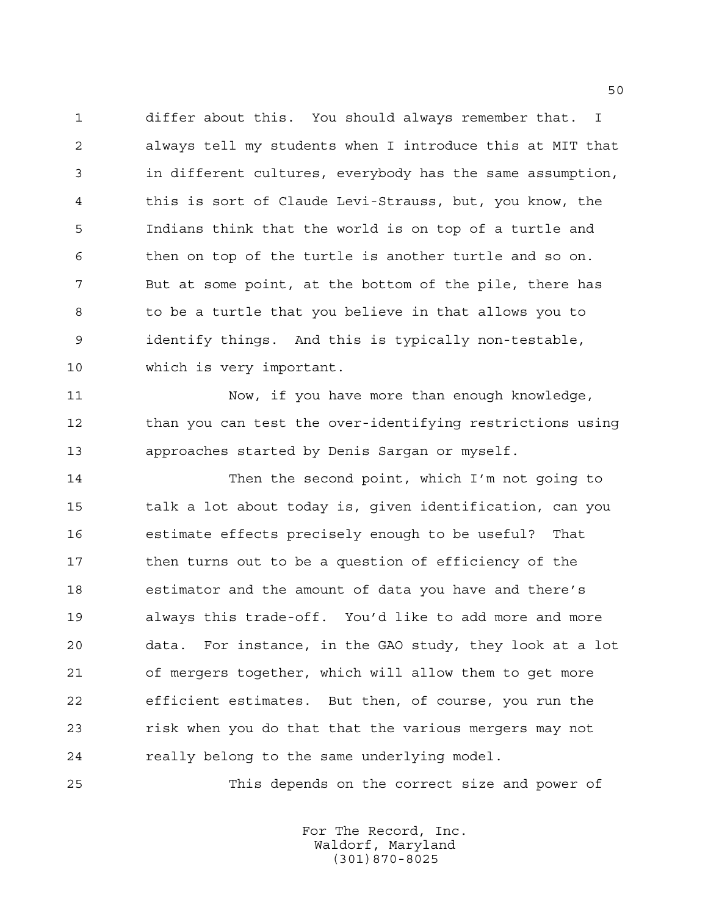differ about this. You should always remember that. I always tell my students when I introduce this at MIT that in different cultures, everybody has the same assumption, this is sort of Claude Levi-Strauss, but, you know, the Indians think that the world is on top of a turtle and then on top of the turtle is another turtle and so on. But at some point, at the bottom of the pile, there has to be a turtle that you believe in that allows you to identify things. And this is typically non-testable, which is very important.

Now, if you have more than enough knowledge, than you can test the over-identifying restrictions using approaches started by Denis Sargan or myself.

Then the second point, which I'm not going to talk a lot about today is, given identification, can you estimate effects precisely enough to be useful? That then turns out to be a question of efficiency of the estimator and the amount of data you have and there's always this trade-off. You'd like to add more and more data. For instance, in the GAO study, they look at a lot of mergers together, which will allow them to get more efficient estimates. But then, of course, you run the risk when you do that that the various mergers may not really belong to the same underlying model.

This depends on the correct size and power of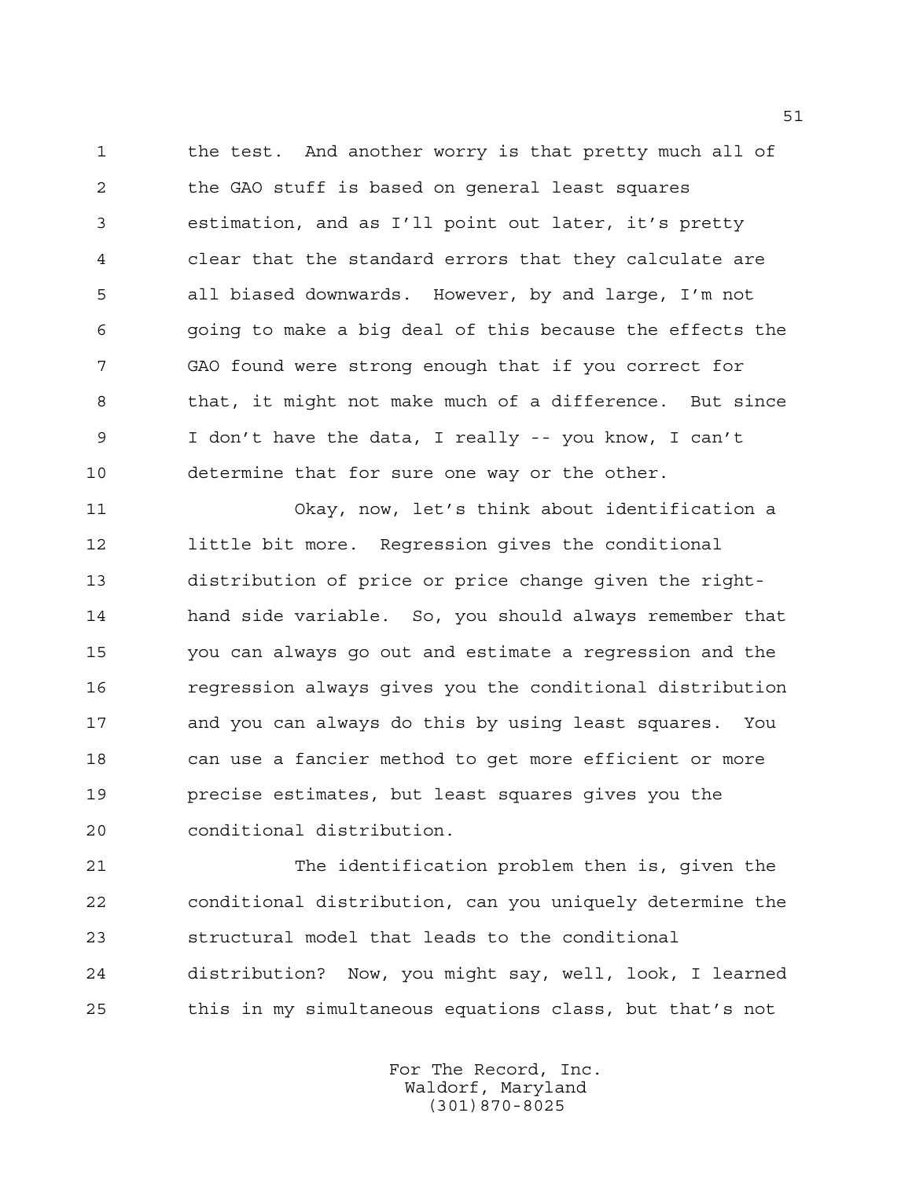the test. And another worry is that pretty much all of the GAO stuff is based on general least squares estimation, and as I'll point out later, it's pretty clear that the standard errors that they calculate are all biased downwards. However, by and large, I'm not going to make a big deal of this because the effects the GAO found were strong enough that if you correct for that, it might not make much of a difference. But since I don't have the data, I really -- you know, I can't determine that for sure one way or the other.

Okay, now, let's think about identification a little bit more. Regression gives the conditional distribution of price or price change given the right-hand side variable. So, you should always remember that you can always go out and estimate a regression and the regression always gives you the conditional distribution and you can always do this by using least squares. You can use a fancier method to get more efficient or more precise estimates, but least squares gives you the conditional distribution.

The identification problem then is, given the conditional distribution, can you uniquely determine the structural model that leads to the conditional distribution? Now, you might say, well, look, I learned this in my simultaneous equations class, but that's not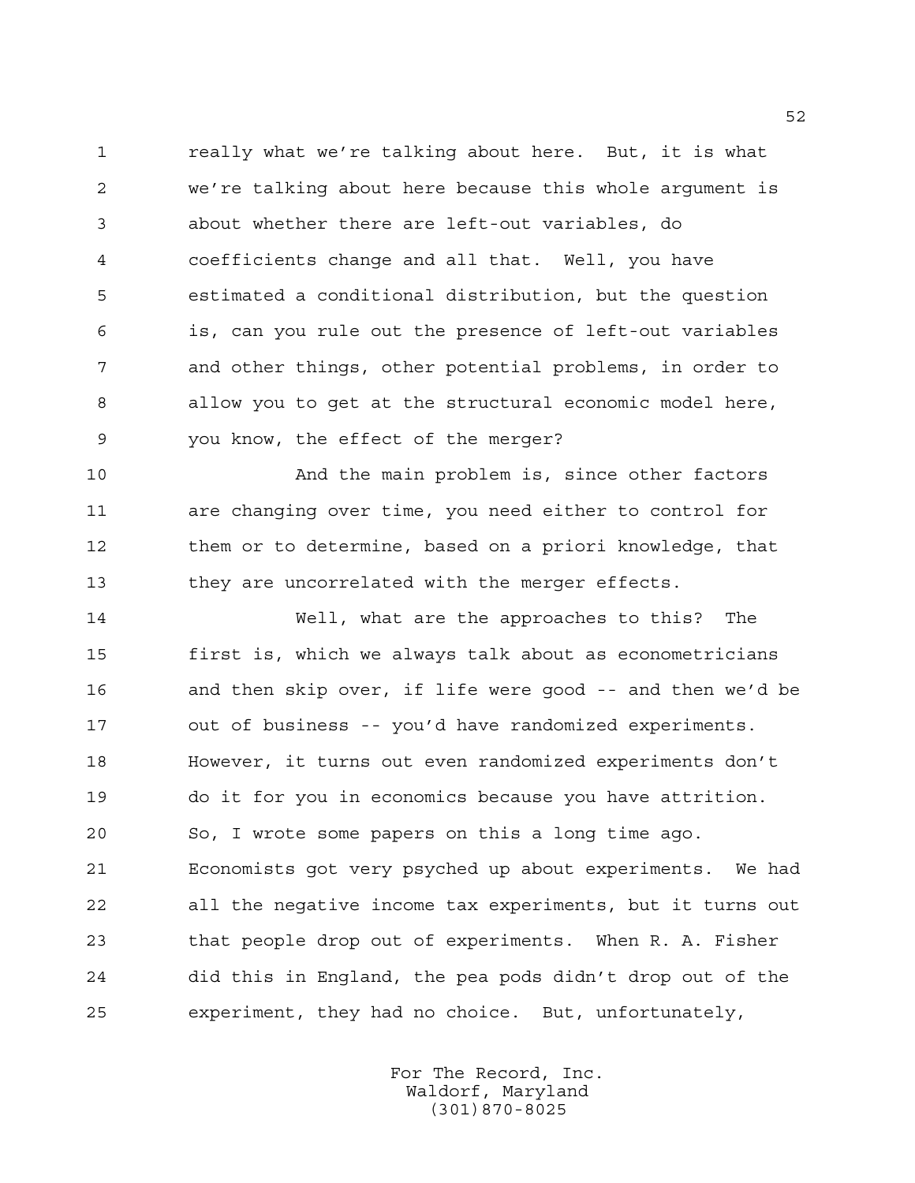really what we're talking about here. But, it is what we're talking about here because this whole argument is about whether there are left-out variables, do coefficients change and all that. Well, you have estimated a conditional distribution, but the question is, can you rule out the presence of left-out variables and other things, other potential problems, in order to allow you to get at the structural economic model here, you know, the effect of the merger?

And the main problem is, since other factors are changing over time, you need either to control for them or to determine, based on a priori knowledge, that they are uncorrelated with the merger effects.

Well, what are the approaches to this? The first is, which we always talk about as econometricians and then skip over, if life were good -- and then we'd be out of business -- you'd have randomized experiments. However, it turns out even randomized experiments don't do it for you in economics because you have attrition. So, I wrote some papers on this a long time ago. Economists got very psyched up about experiments. We had all the negative income tax experiments, but it turns out that people drop out of experiments. When R. A. Fisher did this in England, the pea pods didn't drop out of the experiment, they had no choice. But, unfortunately,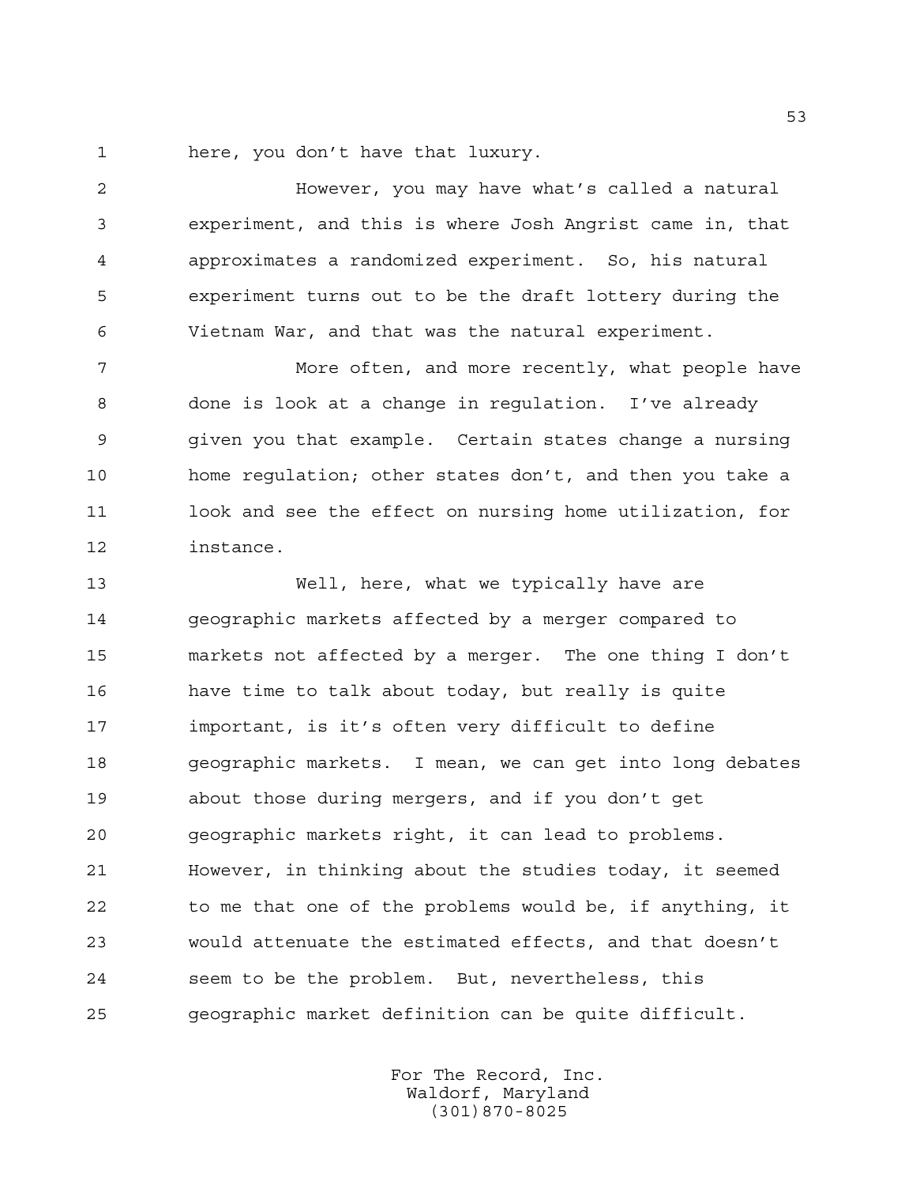here, you don't have that luxury.

However, you may have what's called a natural experiment, and this is where Josh Angrist came in, that approximates a randomized experiment. So, his natural experiment turns out to be the draft lottery during the Vietnam War, and that was the natural experiment.

More often, and more recently, what people have done is look at a change in regulation. I've already given you that example. Certain states change a nursing home regulation; other states don't, and then you take a look and see the effect on nursing home utilization, for instance.

Well, here, what we typically have are geographic markets affected by a merger compared to markets not affected by a merger. The one thing I don't have time to talk about today, but really is quite important, is it's often very difficult to define geographic markets. I mean, we can get into long debates about those during mergers, and if you don't get geographic markets right, it can lead to problems. However, in thinking about the studies today, it seemed to me that one of the problems would be, if anything, it would attenuate the estimated effects, and that doesn't seem to be the problem. But, nevertheless, this geographic market definition can be quite difficult.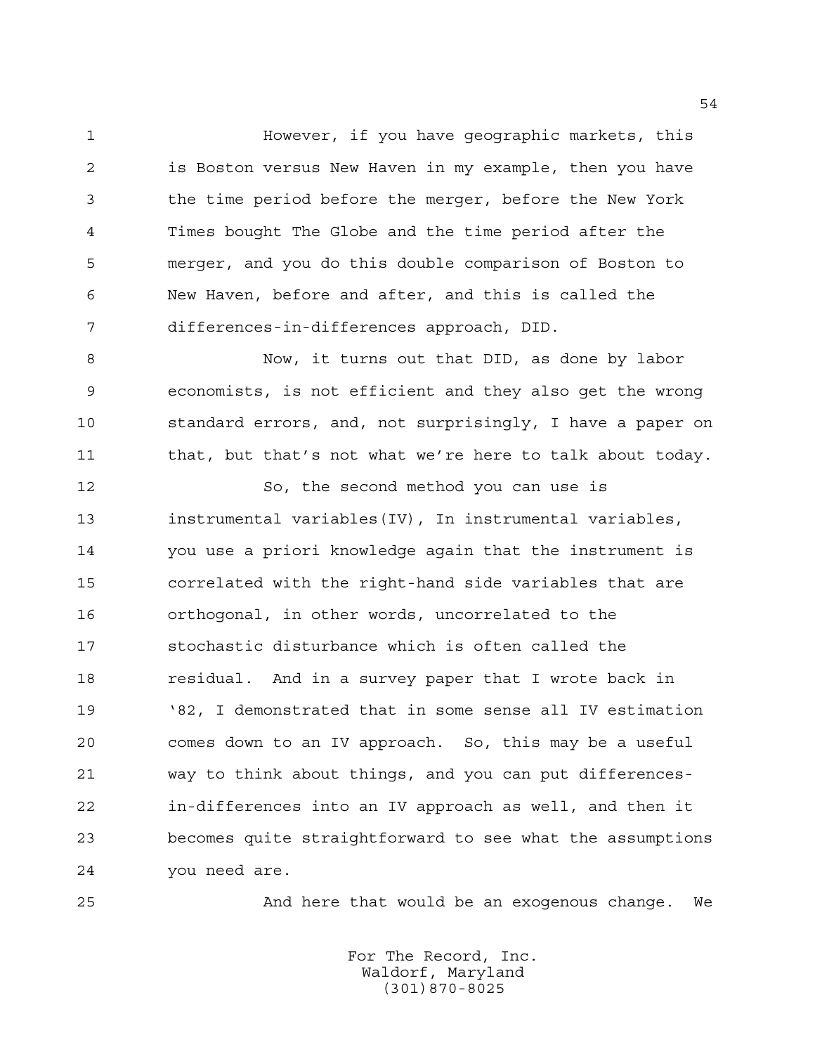However, if you have geographic markets, this is Boston versus New Haven in my example, then you have the time period before the merger, before the New York Times bought The Globe and the time period after the merger, and you do this double comparison of Boston to New Haven, before and after, and this is called the differences-in-differences approach, DID.

Now, it turns out that DID, as done by labor economists, is not efficient and they also get the wrong standard errors, and, not surprisingly, I have a paper on that, but that's not what we're here to talk about today.

So, the second method you can use is instrumental variables(IV), In instrumental variables, you use a priori knowledge again that the instrument is correlated with the right-hand side variables that are orthogonal, in other words, uncorrelated to the stochastic disturbance which is often called the residual. And in a survey paper that I wrote back in '82, I demonstrated that in some sense all IV estimation comes down to an IV approach. So, this may be a useful way to think about things, and you can put differences-in-differences into an IV approach as well, and then it becomes quite straightforward to see what the assumptions you need are.

And here that would be an exogenous change. We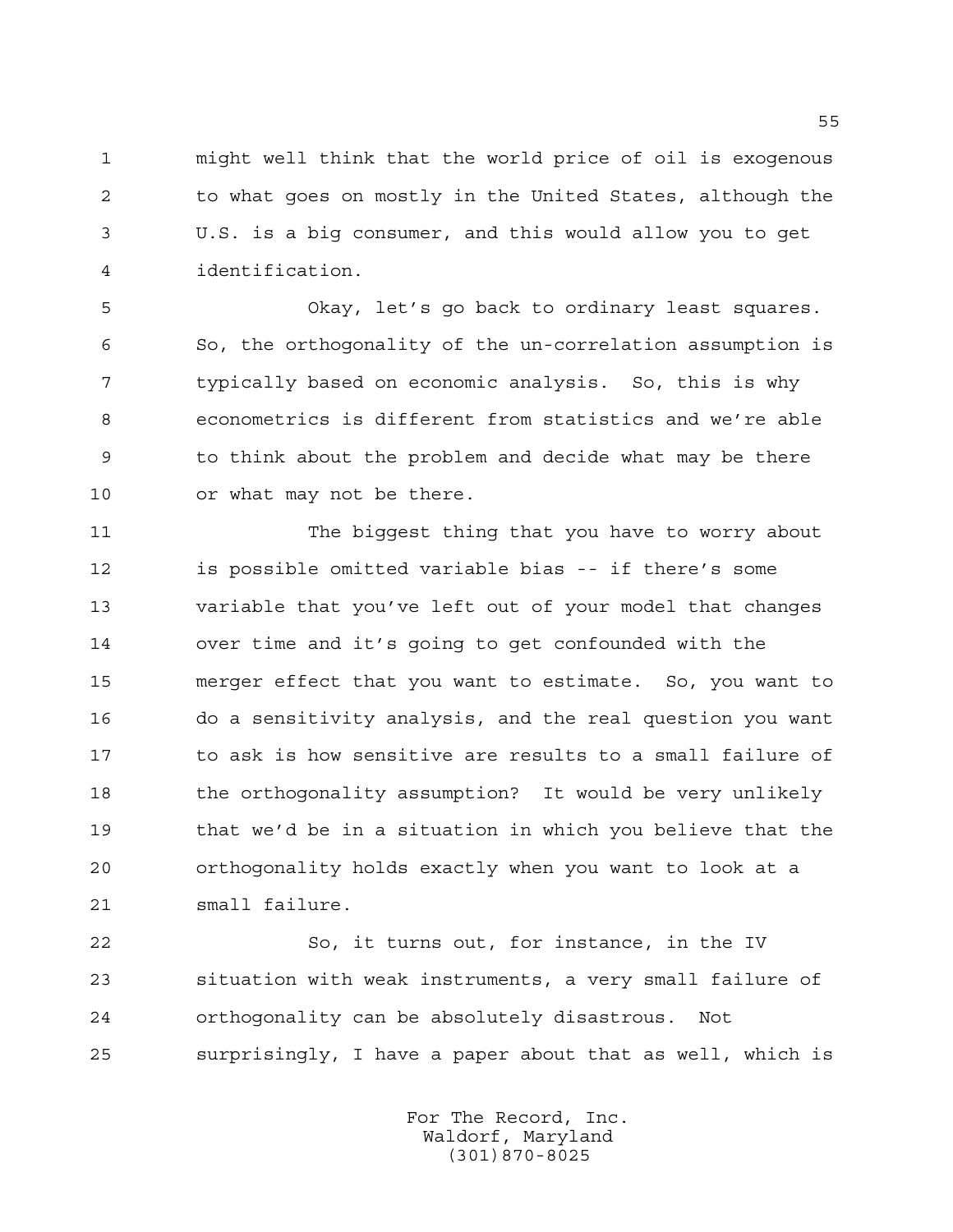might well think that the world price of oil is exogenous to what goes on mostly in the United States, although the U.S. is a big consumer, and this would allow you to get identification.

Okay, let's go back to ordinary least squares. So, the orthogonality of the un-correlation assumption is typically based on economic analysis. So, this is why econometrics is different from statistics and we're able to think about the problem and decide what may be there or what may not be there.

The biggest thing that you have to worry about is possible omitted variable bias -- if there's some variable that you've left out of your model that changes over time and it's going to get confounded with the merger effect that you want to estimate. So, you want to do a sensitivity analysis, and the real question you want to ask is how sensitive are results to a small failure of the orthogonality assumption? It would be very unlikely that we'd be in a situation in which you believe that the orthogonality holds exactly when you want to look at a small failure.

So, it turns out, for instance, in the IV situation with weak instruments, a very small failure of orthogonality can be absolutely disastrous. Not surprisingly, I have a paper about that as well, which is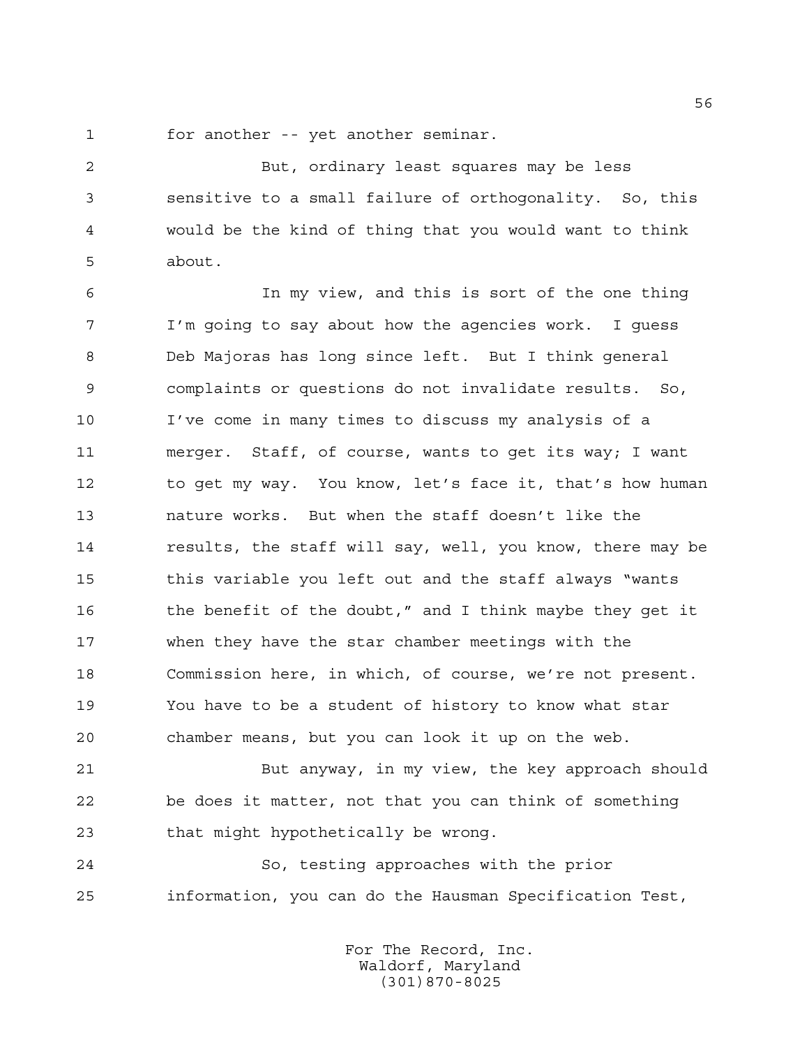for another -- yet another seminar.

But, ordinary least squares may be less sensitive to a small failure of orthogonality. So, this would be the kind of thing that you would want to think about.

In my view, and this is sort of the one thing I'm going to say about how the agencies work. I guess Deb Majoras has long since left. But I think general complaints or questions do not invalidate results. So, I've come in many times to discuss my analysis of a merger. Staff, of course, wants to get its way; I want to get my way. You know, let's face it, that's how human nature works. But when the staff doesn't like the results, the staff will say, well, you know, there may be this variable you left out and the staff always "wants the benefit of the doubt," and I think maybe they get it when they have the star chamber meetings with the Commission here, in which, of course, we're not present. You have to be a student of history to know what star chamber means, but you can look it up on the web.

But anyway, in my view, the key approach should be does it matter, not that you can think of something that might hypothetically be wrong.

So, testing approaches with the prior information, you can do the Hausman Specification Test,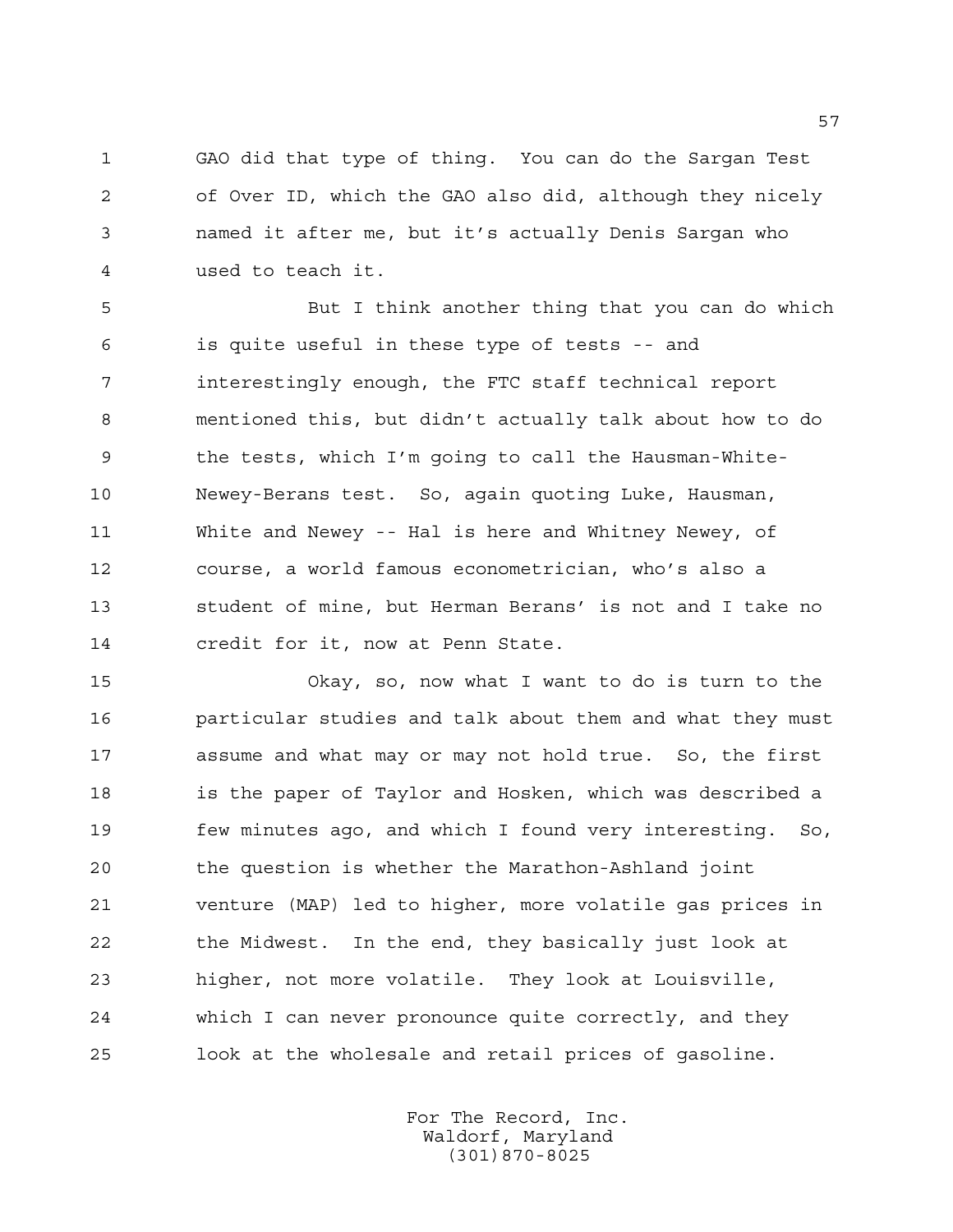GAO did that type of thing. You can do the Sargan Test of Over ID, which the GAO also did, although they nicely named it after me, but it's actually Denis Sargan who used to teach it.

But I think another thing that you can do which is quite useful in these type of tests -- and interestingly enough, the FTC staff technical report mentioned this, but didn't actually talk about how to do the tests, which I'm going to call the Hausman-White-Newey-Berans test. So, again quoting Luke, Hausman, White and Newey -- Hal is here and Whitney Newey, of course, a world famous econometrician, who's also a student of mine, but Herman Berans' is not and I take no credit for it, now at Penn State.

Okay, so, now what I want to do is turn to the particular studies and talk about them and what they must assume and what may or may not hold true. So, the first is the paper of Taylor and Hosken, which was described a few minutes ago, and which I found very interesting. So, the question is whether the Marathon-Ashland joint venture (MAP) led to higher, more volatile gas prices in the Midwest. In the end, they basically just look at higher, not more volatile. They look at Louisville, which I can never pronounce quite correctly, and they look at the wholesale and retail prices of gasoline.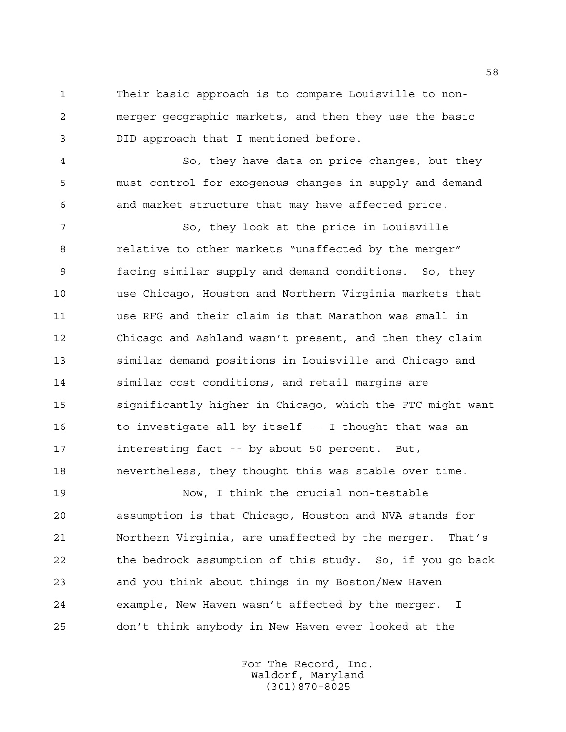Their basic approach is to compare Louisville to non-merger geographic markets, and then they use the basic DID approach that I mentioned before.

So, they have data on price changes, but they must control for exogenous changes in supply and demand and market structure that may have affected price.

So, they look at the price in Louisville relative to other markets "unaffected by the merger" facing similar supply and demand conditions. So, they use Chicago, Houston and Northern Virginia markets that use RFG and their claim is that Marathon was small in Chicago and Ashland wasn't present, and then they claim similar demand positions in Louisville and Chicago and similar cost conditions, and retail margins are significantly higher in Chicago, which the FTC might want to investigate all by itself -- I thought that was an interesting fact -- by about 50 percent. But, nevertheless, they thought this was stable over time.

Now, I think the crucial non-testable assumption is that Chicago, Houston and NVA stands for Northern Virginia, are unaffected by the merger. That's the bedrock assumption of this study. So, if you go back and you think about things in my Boston/New Haven example, New Haven wasn't affected by the merger. I don't think anybody in New Haven ever looked at the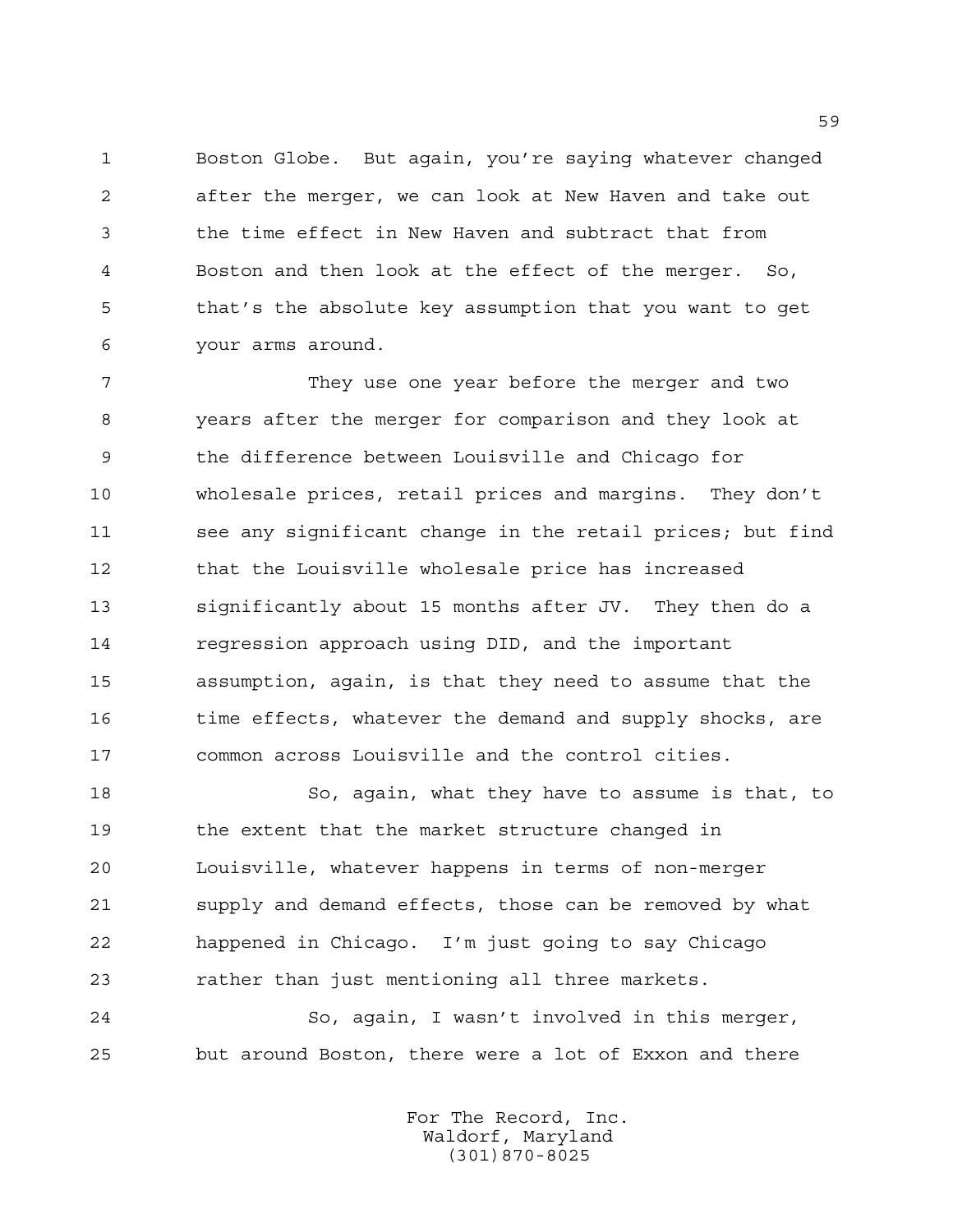Boston Globe. But again, you're saying whatever changed after the merger, we can look at New Haven and take out the time effect in New Haven and subtract that from Boston and then look at the effect of the merger. So, that's the absolute key assumption that you want to get your arms around.

They use one year before the merger and two years after the merger for comparison and they look at the difference between Louisville and Chicago for wholesale prices, retail prices and margins. They don't see any significant change in the retail prices; but find that the Louisville wholesale price has increased significantly about 15 months after JV. They then do a regression approach using DID, and the important assumption, again, is that they need to assume that the time effects, whatever the demand and supply shocks, are common across Louisville and the control cities.

So, again, what they have to assume is that, to the extent that the market structure changed in Louisville, whatever happens in terms of non-merger supply and demand effects, those can be removed by what happened in Chicago. I'm just going to say Chicago rather than just mentioning all three markets.

So, again, I wasn't involved in this merger, but around Boston, there were a lot of Exxon and there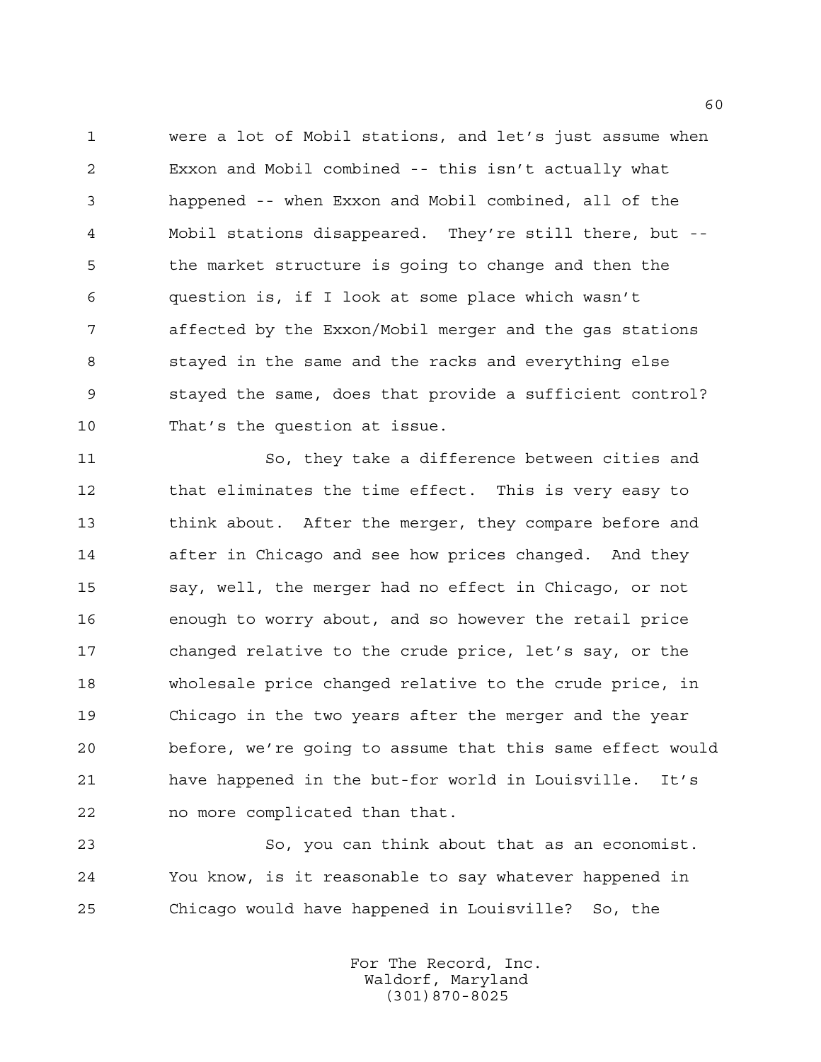were a lot of Mobil stations, and let's just assume when Exxon and Mobil combined -- this isn't actually what happened -- when Exxon and Mobil combined, all of the Mobil stations disappeared. They're still there, but -- the market structure is going to change and then the question is, if I look at some place which wasn't affected by the Exxon/Mobil merger and the gas stations stayed in the same and the racks and everything else stayed the same, does that provide a sufficient control? That's the question at issue.

So, they take a difference between cities and that eliminates the time effect. This is very easy to think about. After the merger, they compare before and after in Chicago and see how prices changed. And they say, well, the merger had no effect in Chicago, or not enough to worry about, and so however the retail price changed relative to the crude price, let's say, or the wholesale price changed relative to the crude price, in Chicago in the two years after the merger and the year before, we're going to assume that this same effect would have happened in the but-for world in Louisville. It's no more complicated than that.

So, you can think about that as an economist. You know, is it reasonable to say whatever happened in Chicago would have happened in Louisville? So, the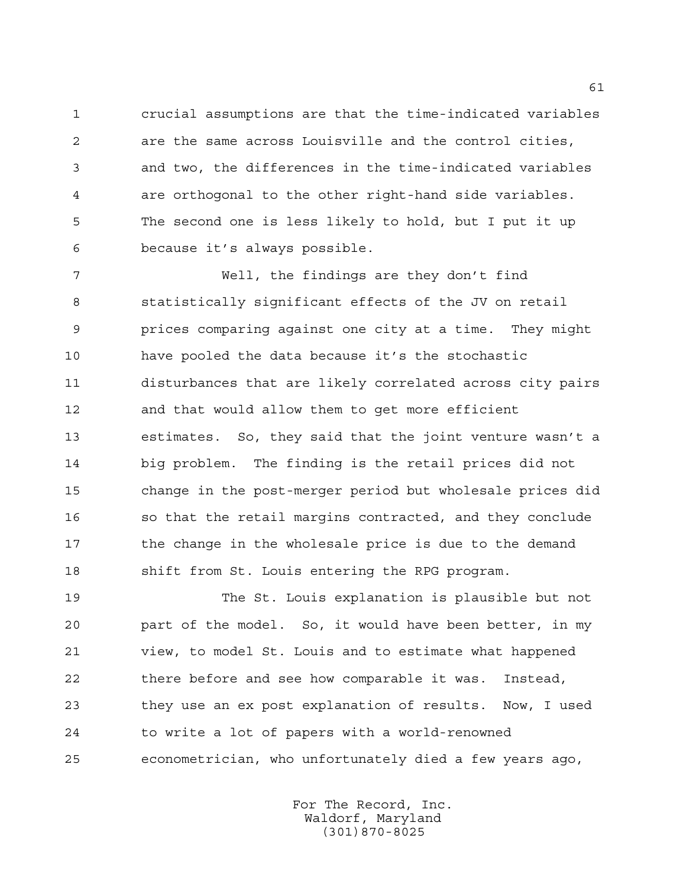crucial assumptions are that the time-indicated variables are the same across Louisville and the control cities, and two, the differences in the time-indicated variables are orthogonal to the other right-hand side variables. The second one is less likely to hold, but I put it up because it's always possible.

Well, the findings are they don't find statistically significant effects of the JV on retail prices comparing against one city at a time. They might have pooled the data because it's the stochastic disturbances that are likely correlated across city pairs and that would allow them to get more efficient estimates. So, they said that the joint venture wasn't a big problem. The finding is the retail prices did not change in the post-merger period but wholesale prices did so that the retail margins contracted, and they conclude the change in the wholesale price is due to the demand shift from St. Louis entering the RPG program.

The St. Louis explanation is plausible but not part of the model. So, it would have been better, in my view, to model St. Louis and to estimate what happened there before and see how comparable it was. Instead, they use an ex post explanation of results. Now, I used to write a lot of papers with a world-renowned econometrician, who unfortunately died a few years ago,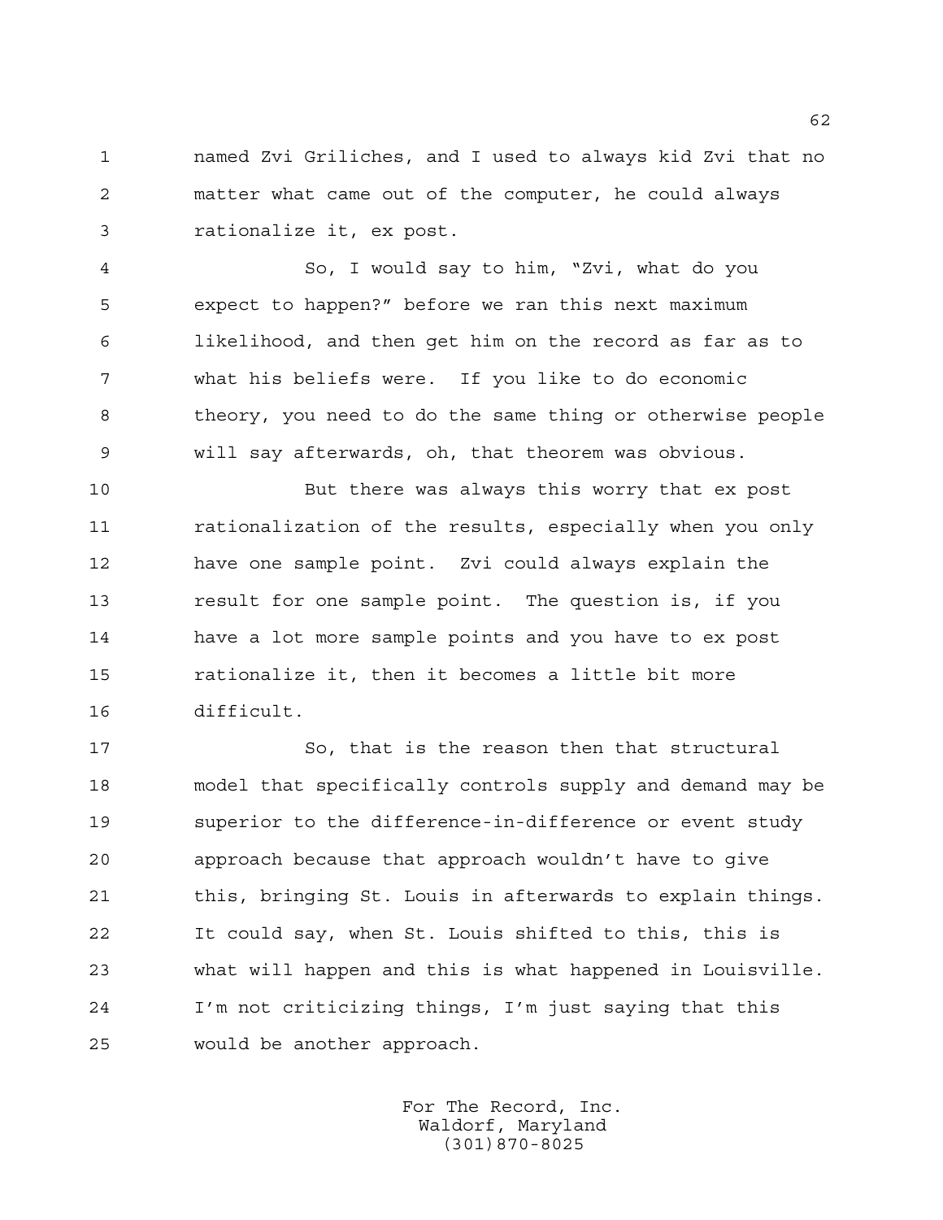named Zvi Griliches, and I used to always kid Zvi that no matter what came out of the computer, he could always rationalize it, ex post.

So, I would say to him, "Zvi, what do you expect to happen?" before we ran this next maximum likelihood, and then get him on the record as far as to what his beliefs were. If you like to do economic theory, you need to do the same thing or otherwise people will say afterwards, oh, that theorem was obvious.

But there was always this worry that ex post rationalization of the results, especially when you only have one sample point. Zvi could always explain the result for one sample point. The question is, if you have a lot more sample points and you have to ex post rationalize it, then it becomes a little bit more difficult.

So, that is the reason then that structural model that specifically controls supply and demand may be superior to the difference-in-difference or event study approach because that approach wouldn't have to give this, bringing St. Louis in afterwards to explain things. It could say, when St. Louis shifted to this, this is what will happen and this is what happened in Louisville. I'm not criticizing things, I'm just saying that this would be another approach.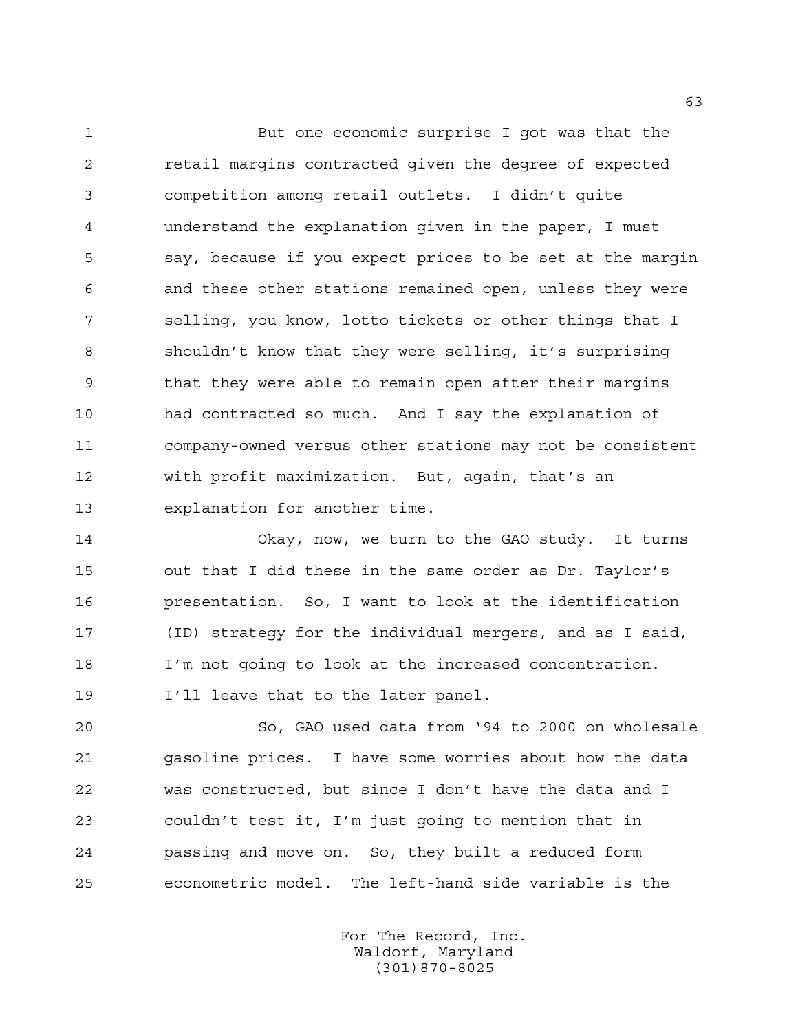But one economic surprise I got was that the retail margins contracted given the degree of expected competition among retail outlets. I didn't quite understand the explanation given in the paper, I must say, because if you expect prices to be set at the margin and these other stations remained open, unless they were selling, you know, lotto tickets or other things that I shouldn't know that they were selling, it's surprising that they were able to remain open after their margins had contracted so much. And I say the explanation of company-owned versus other stations may not be consistent with profit maximization. But, again, that's an explanation for another time.

Okay, now, we turn to the GAO study. It turns out that I did these in the same order as Dr. Taylor's presentation. So, I want to look at the identification (ID) strategy for the individual mergers, and as I said, I'm not going to look at the increased concentration. I'll leave that to the later panel.

So, GAO used data from '94 to 2000 on wholesale gasoline prices. I have some worries about how the data was constructed, but since I don't have the data and I couldn't test it, I'm just going to mention that in passing and move on. So, they built a reduced form econometric model. The left-hand side variable is the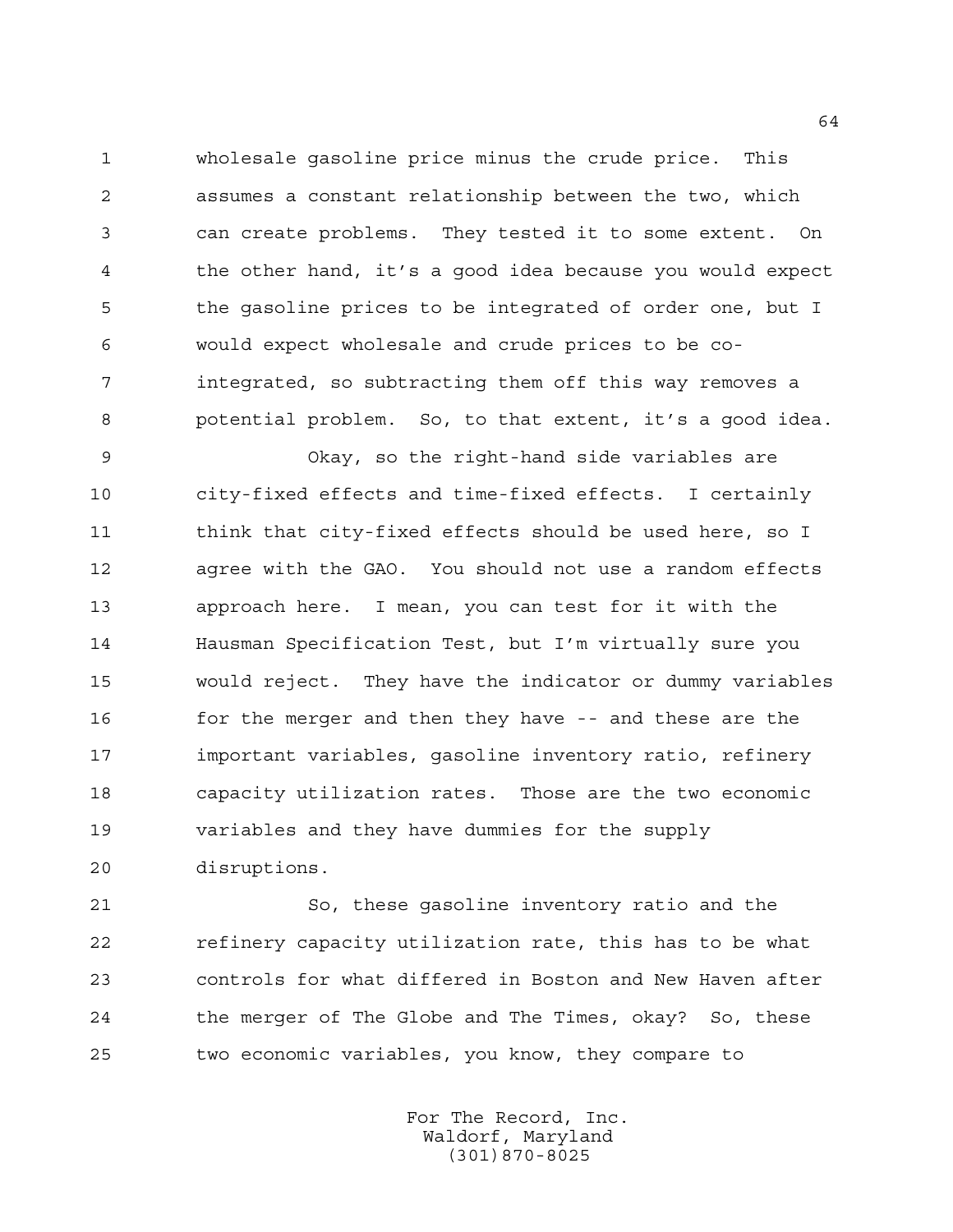wholesale gasoline price minus the crude price. This assumes a constant relationship between the two, which can create problems. They tested it to some extent. On the other hand, it's a good idea because you would expect the gasoline prices to be integrated of order one, but I would expect wholesale and crude prices to be co-integrated, so subtracting them off this way removes a potential problem. So, to that extent, it's a good idea.

Okay, so the right-hand side variables are city-fixed effects and time-fixed effects. I certainly think that city-fixed effects should be used here, so I agree with the GAO. You should not use a random effects approach here. I mean, you can test for it with the Hausman Specification Test, but I'm virtually sure you would reject. They have the indicator or dummy variables for the merger and then they have -- and these are the important variables, gasoline inventory ratio, refinery capacity utilization rates. Those are the two economic variables and they have dummies for the supply disruptions.

So, these gasoline inventory ratio and the refinery capacity utilization rate, this has to be what controls for what differed in Boston and New Haven after the merger of The Globe and The Times, okay? So, these two economic variables, you know, they compare to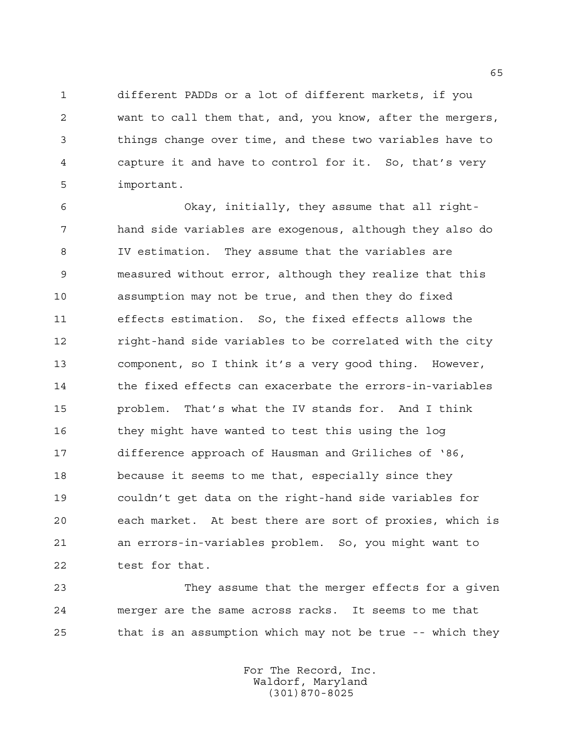different PADDs or a lot of different markets, if you want to call them that, and, you know, after the mergers, things change over time, and these two variables have to capture it and have to control for it. So, that's very important.

Okay, initially, they assume that all right-hand side variables are exogenous, although they also do IV estimation. They assume that the variables are measured without error, although they realize that this assumption may not be true, and then they do fixed effects estimation. So, the fixed effects allows the right-hand side variables to be correlated with the city component, so I think it's a very good thing. However, the fixed effects can exacerbate the errors-in-variables problem. That's what the IV stands for. And I think they might have wanted to test this using the log difference approach of Hausman and Griliches of '86, because it seems to me that, especially since they couldn't get data on the right-hand side variables for each market. At best there are sort of proxies, which is an errors-in-variables problem. So, you might want to test for that.

They assume that the merger effects for a given merger are the same across racks. It seems to me that that is an assumption which may not be true -- which they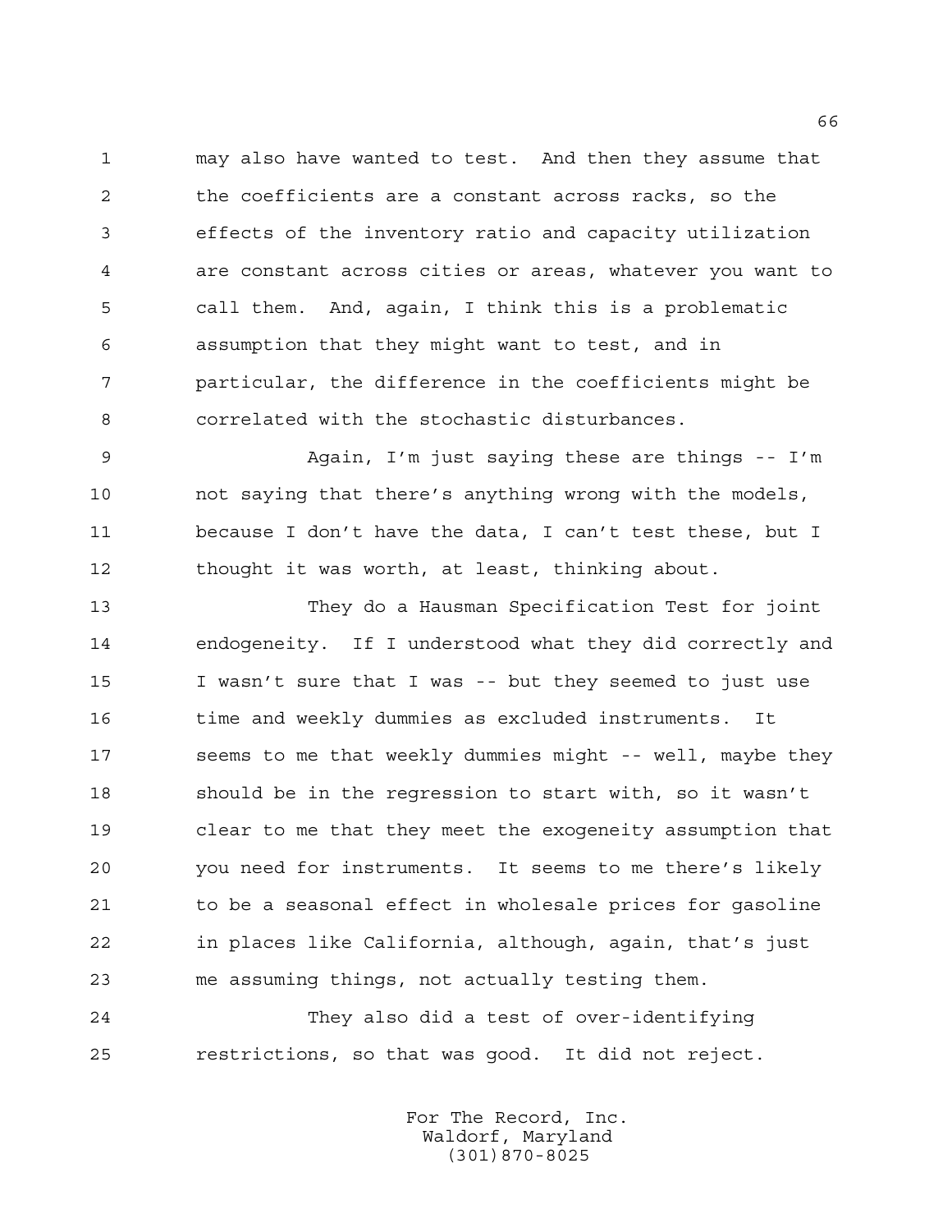may also have wanted to test. And then they assume that the coefficients are a constant across racks, so the effects of the inventory ratio and capacity utilization are constant across cities or areas, whatever you want to call them. And, again, I think this is a problematic assumption that they might want to test, and in particular, the difference in the coefficients might be correlated with the stochastic disturbances.

Again, I'm just saying these are things -- I'm not saying that there's anything wrong with the models, because I don't have the data, I can't test these, but I thought it was worth, at least, thinking about.

They do a Hausman Specification Test for joint endogeneity. If I understood what they did correctly and I wasn't sure that I was -- but they seemed to just use time and weekly dummies as excluded instruments. It seems to me that weekly dummies might -- well, maybe they should be in the regression to start with, so it wasn't clear to me that they meet the exogeneity assumption that you need for instruments. It seems to me there's likely to be a seasonal effect in wholesale prices for gasoline in places like California, although, again, that's just me assuming things, not actually testing them.

They also did a test of over-identifying restrictions, so that was good. It did not reject.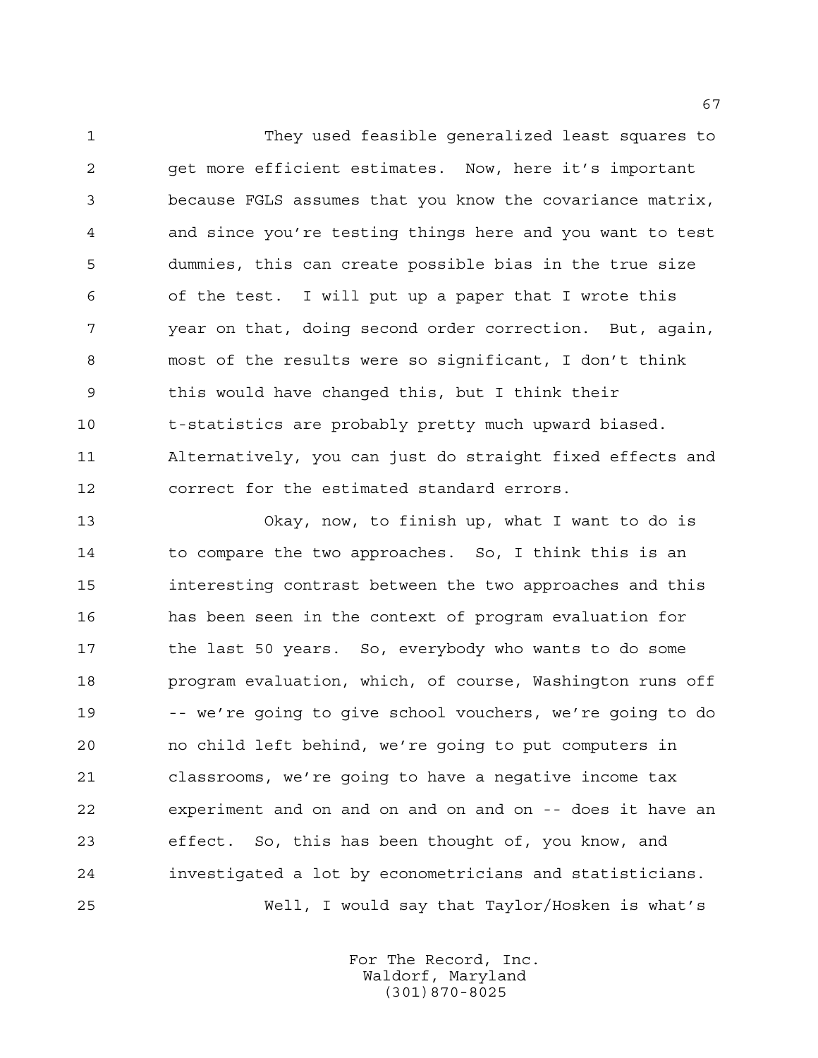They used feasible generalized least squares to get more efficient estimates. Now, here it's important because FGLS assumes that you know the covariance matrix, and since you're testing things here and you want to test dummies, this can create possible bias in the true size of the test. I will put up a paper that I wrote this year on that, doing second order correction. But, again, most of the results were so significant, I don't think this would have changed this, but I think their t-statistics are probably pretty much upward biased. Alternatively, you can just do straight fixed effects and correct for the estimated standard errors.

Okay, now, to finish up, what I want to do is to compare the two approaches. So, I think this is an interesting contrast between the two approaches and this has been seen in the context of program evaluation for the last 50 years. So, everybody who wants to do some program evaluation, which, of course, Washington runs off -- we're going to give school vouchers, we're going to do no child left behind, we're going to put computers in classrooms, we're going to have a negative income tax experiment and on and on and on and on -- does it have an effect. So, this has been thought of, you know, and investigated a lot by econometricians and statisticians.

Well, I would say that Taylor/Hosken is what's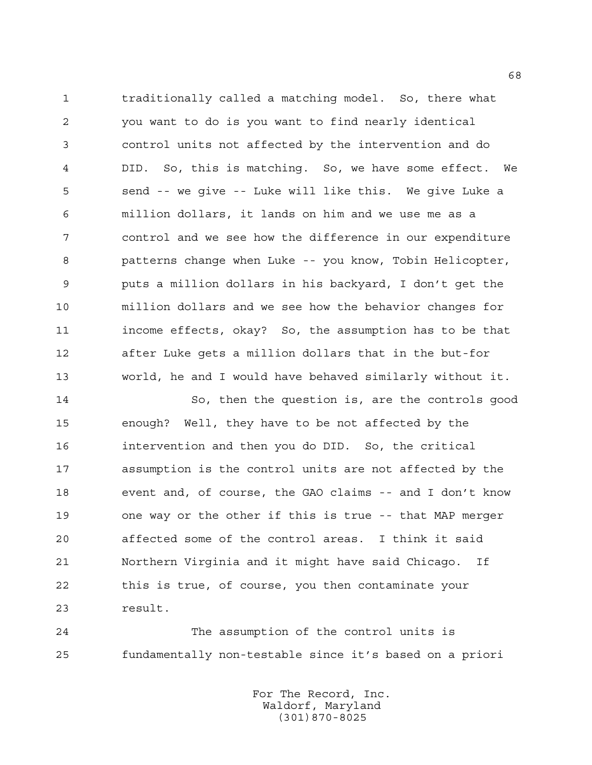traditionally called a matching model. So, there what you want to do is you want to find nearly identical control units not affected by the intervention and do DID. So, this is matching. So, we have some effect. We send -- we give -- Luke will like this. We give Luke a million dollars, it lands on him and we use me as a control and we see how the difference in our expenditure patterns change when Luke -- you know, Tobin Helicopter, puts a million dollars in his backyard, I don't get the million dollars and we see how the behavior changes for income effects, okay? So, the assumption has to be that after Luke gets a million dollars that in the but-for world, he and I would have behaved similarly without it.

So, then the question is, are the controls good enough? Well, they have to be not affected by the intervention and then you do DID. So, the critical assumption is the control units are not affected by the event and, of course, the GAO claims -- and I don't know one way or the other if this is true -- that MAP merger affected some of the control areas. I think it said Northern Virginia and it might have said Chicago. If this is true, of course, you then contaminate your result.

The assumption of the control units is fundamentally non-testable since it's based on a priori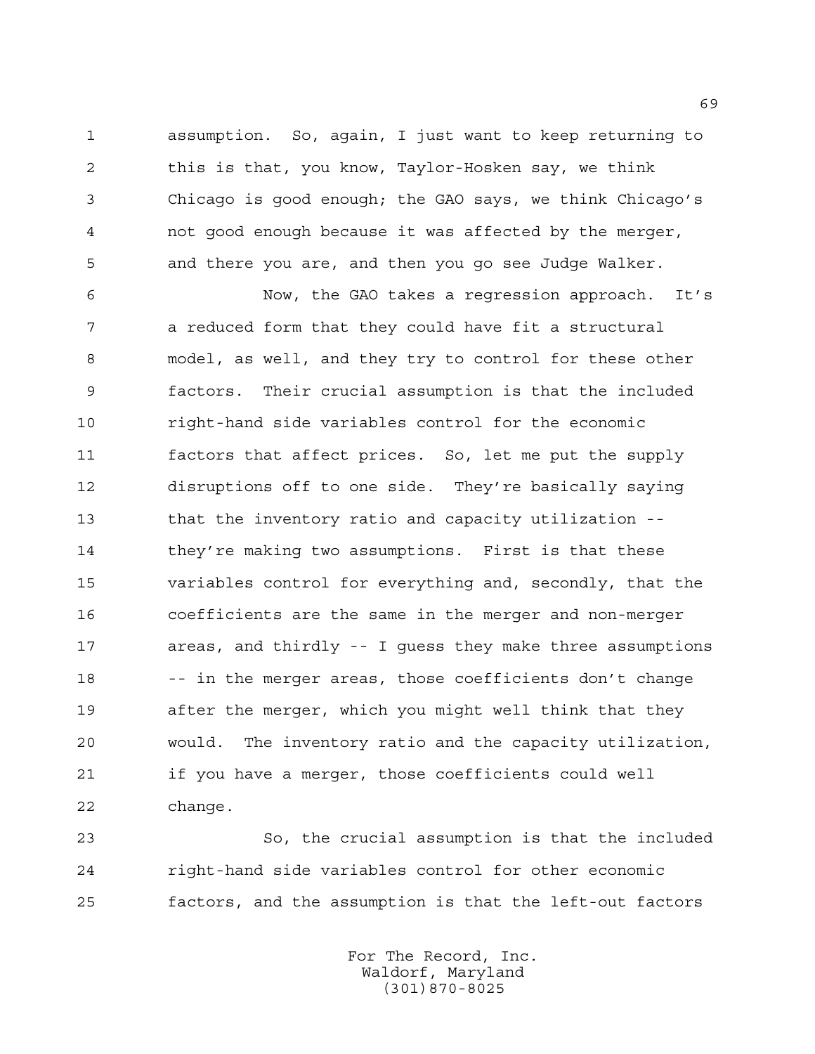assumption. So, again, I just want to keep returning to this is that, you know, Taylor-Hosken say, we think Chicago is good enough; the GAO says, we think Chicago's not good enough because it was affected by the merger, and there you are, and then you go see Judge Walker.

Now, the GAO takes a regression approach. It's a reduced form that they could have fit a structural model, as well, and they try to control for these other factors. Their crucial assumption is that the included right-hand side variables control for the economic factors that affect prices. So, let me put the supply disruptions off to one side. They're basically saying that the inventory ratio and capacity utilization -- they're making two assumptions. First is that these variables control for everything and, secondly, that the coefficients are the same in the merger and non-merger areas, and thirdly -- I guess they make three assumptions -- in the merger areas, those coefficients don't change after the merger, which you might well think that they would. The inventory ratio and the capacity utilization, if you have a merger, those coefficients could well change.

So, the crucial assumption is that the included right-hand side variables control for other economic factors, and the assumption is that the left-out factors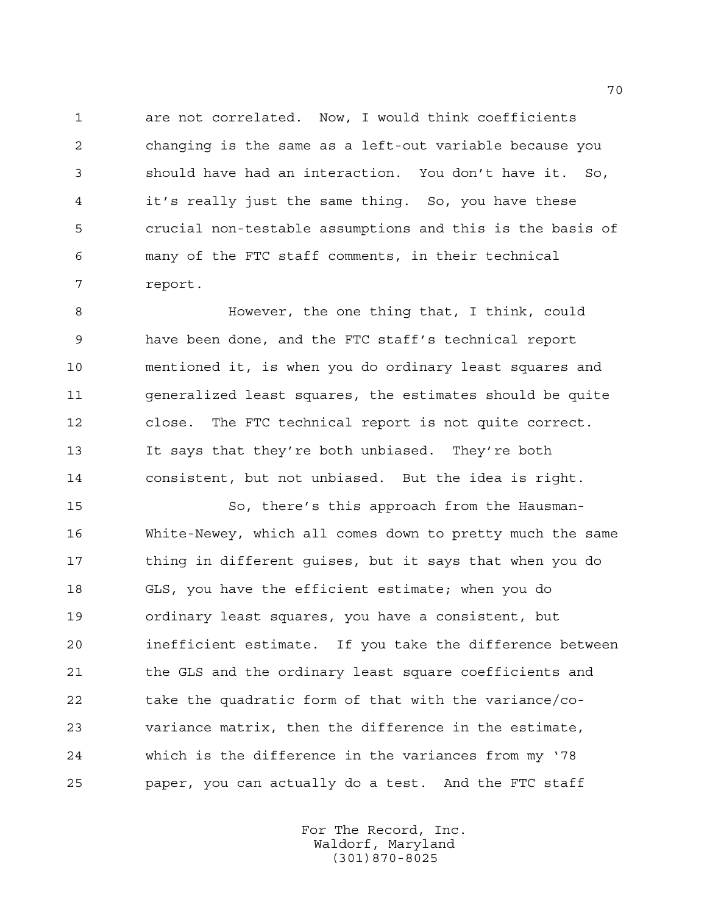are not correlated. Now, I would think coefficients changing is the same as a left-out variable because you should have had an interaction. You don't have it. So, it's really just the same thing. So, you have these crucial non-testable assumptions and this is the basis of many of the FTC staff comments, in their technical report.

However, the one thing that, I think, could have been done, and the FTC staff's technical report mentioned it, is when you do ordinary least squares and generalized least squares, the estimates should be quite close. The FTC technical report is not quite correct. It says that they're both unbiased. They're both consistent, but not unbiased. But the idea is right.

So, there's this approach from the Hausman-White-Newey, which all comes down to pretty much the same thing in different guises, but it says that when you do GLS, you have the efficient estimate; when you do ordinary least squares, you have a consistent, but inefficient estimate. If you take the difference between the GLS and the ordinary least square coefficients and take the quadratic form of that with the variance/co-variance matrix, then the difference in the estimate, which is the difference in the variances from my '78 paper, you can actually do a test. And the FTC staff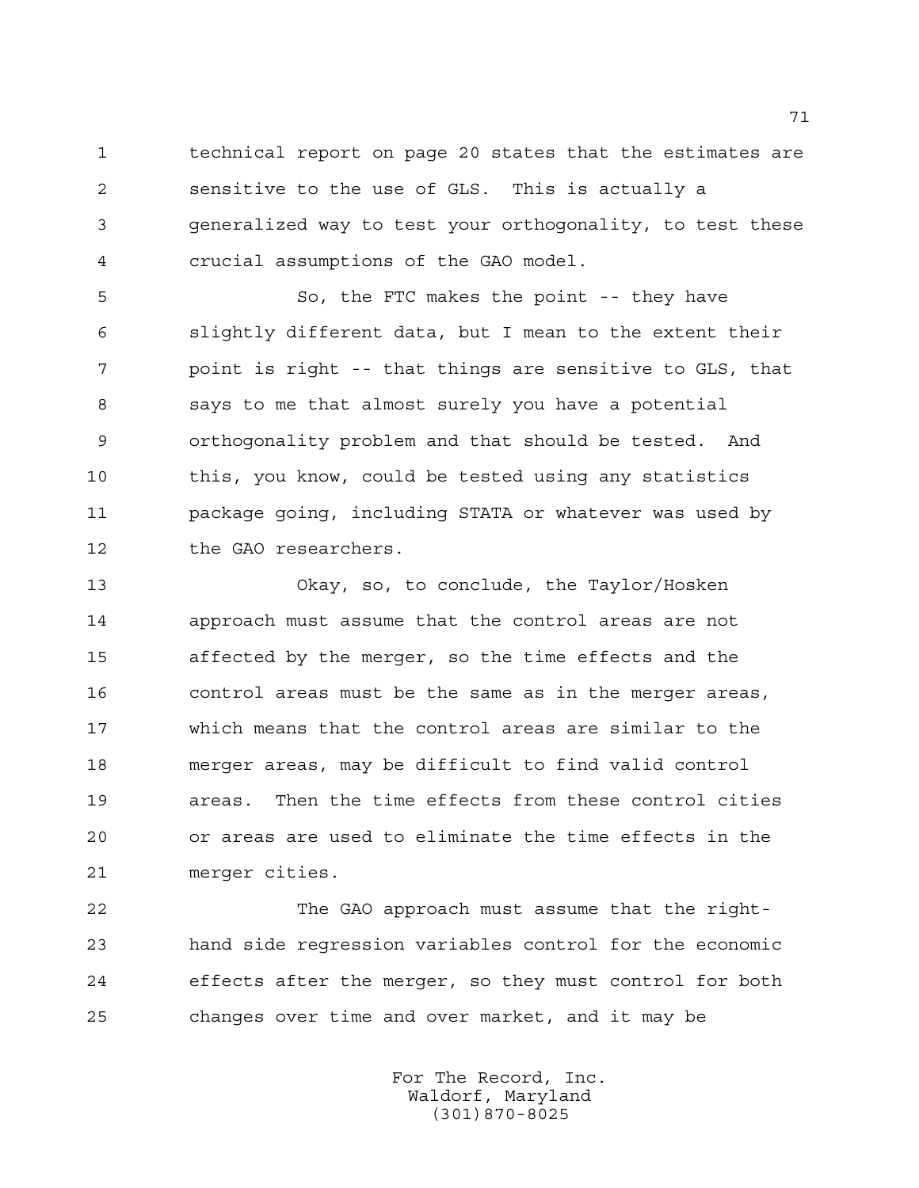technical report on page 20 states that the estimates are sensitive to the use of GLS. This is actually a generalized way to test your orthogonality, to test these crucial assumptions of the GAO model.

So, the FTC makes the point -- they have slightly different data, but I mean to the extent their point is right -- that things are sensitive to GLS, that says to me that almost surely you have a potential orthogonality problem and that should be tested. And this, you know, could be tested using any statistics package going, including STATA or whatever was used by the GAO researchers.

Okay, so, to conclude, the Taylor/Hosken approach must assume that the control areas are not affected by the merger, so the time effects and the control areas must be the same as in the merger areas, which means that the control areas are similar to the merger areas, may be difficult to find valid control areas. Then the time effects from these control cities or areas are used to eliminate the time effects in the merger cities.

The GAO approach must assume that the right-hand side regression variables control for the economic effects after the merger, so they must control for both changes over time and over market, and it may be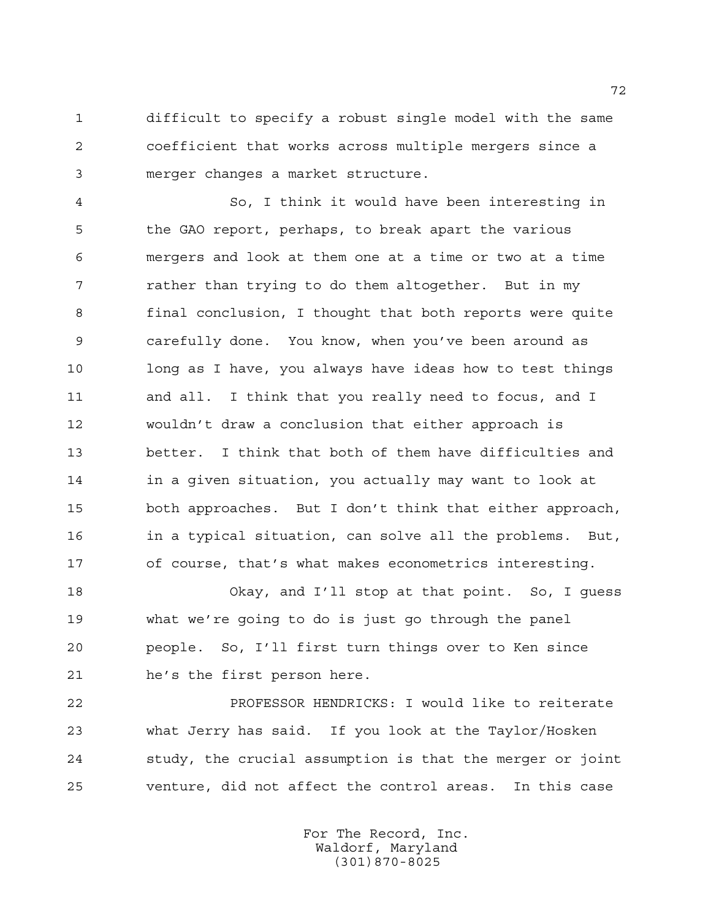difficult to specify a robust single model with the same coefficient that works across multiple mergers since a merger changes a market structure.

So, I think it would have been interesting in the GAO report, perhaps, to break apart the various mergers and look at them one at a time or two at a time rather than trying to do them altogether. But in my final conclusion, I thought that both reports were quite carefully done. You know, when you've been around as long as I have, you always have ideas how to test things and all. I think that you really need to focus, and I wouldn't draw a conclusion that either approach is better. I think that both of them have difficulties and in a given situation, you actually may want to look at both approaches. But I don't think that either approach, in a typical situation, can solve all the problems. But, of course, that's what makes econometrics interesting.

Okay, and I'll stop at that point. So, I guess what we're going to do is just go through the panel people. So, I'll first turn things over to Ken since he's the first person here.

PROFESSOR HENDRICKS: I would like to reiterate what Jerry has said. If you look at the Taylor/Hosken study, the crucial assumption is that the merger or joint venture, did not affect the control areas. In this case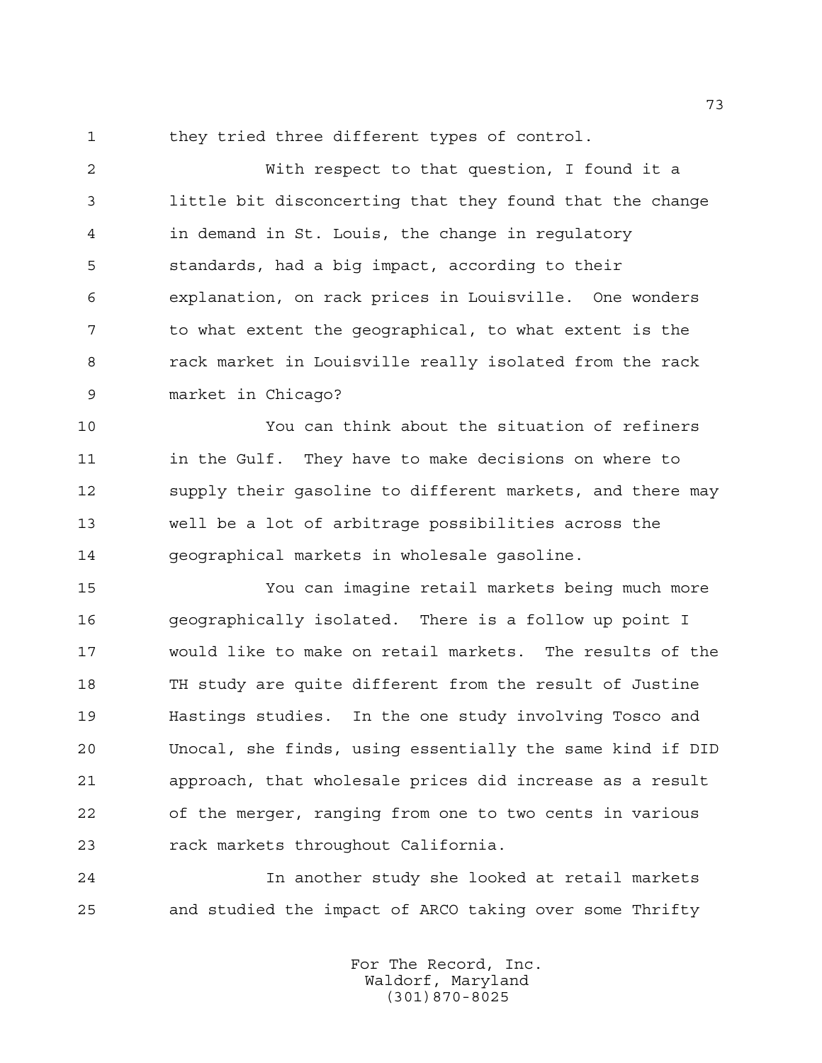they tried three different types of control.

With respect to that question, I found it a little bit disconcerting that they found that the change in demand in St. Louis, the change in regulatory standards, had a big impact, according to their explanation, on rack prices in Louisville. One wonders to what extent the geographical, to what extent is the rack market in Louisville really isolated from the rack market in Chicago?

You can think about the situation of refiners in the Gulf. They have to make decisions on where to supply their gasoline to different markets, and there may well be a lot of arbitrage possibilities across the geographical markets in wholesale gasoline.

You can imagine retail markets being much more geographically isolated. There is a follow up point I would like to make on retail markets. The results of the TH study are quite different from the result of Justine Hastings studies. In the one study involving Tosco and Unocal, she finds, using essentially the same kind if DID approach, that wholesale prices did increase as a result of the merger, ranging from one to two cents in various rack markets throughout California.

In another study she looked at retail markets and studied the impact of ARCO taking over some Thrifty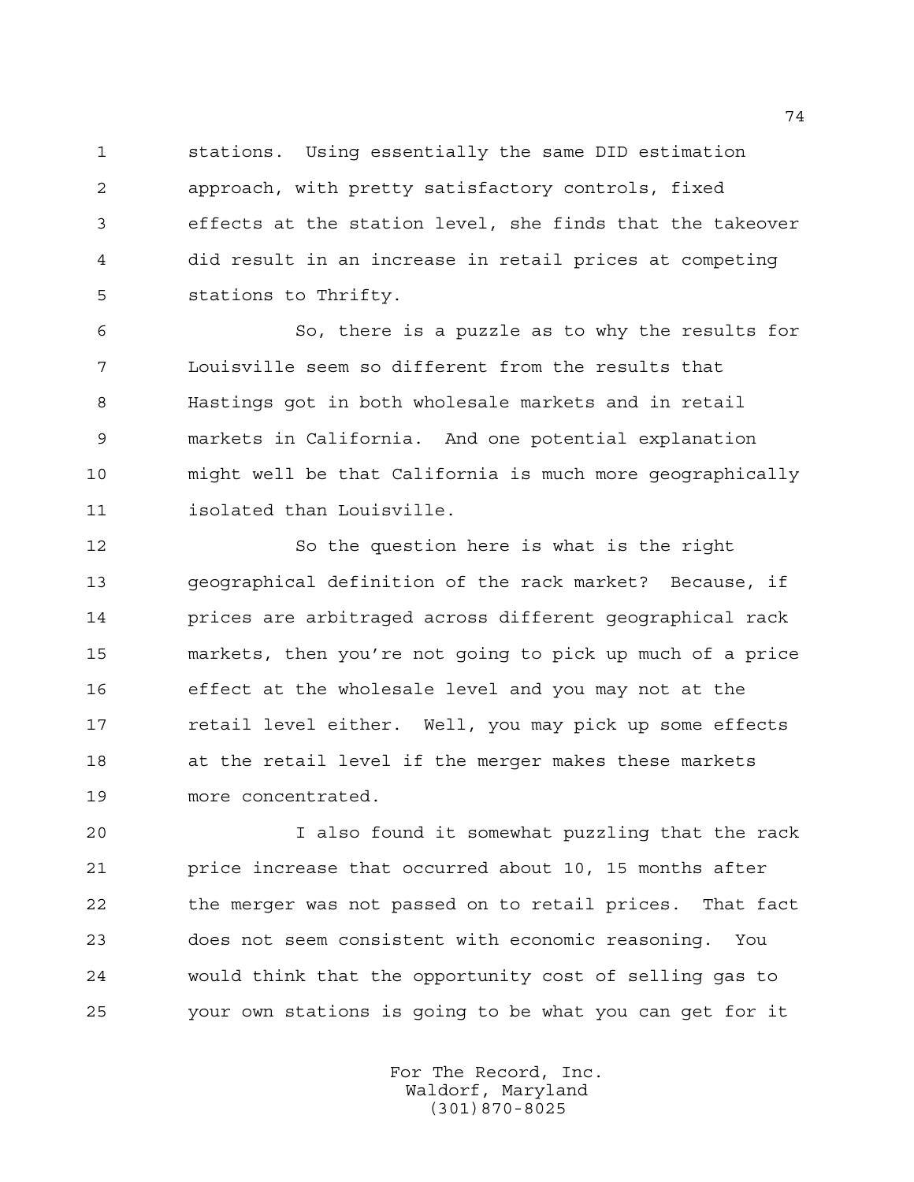stations. Using essentially the same DID estimation approach, with pretty satisfactory controls, fixed effects at the station level, she finds that the takeover did result in an increase in retail prices at competing stations to Thrifty.

So, there is a puzzle as to why the results for Louisville seem so different from the results that Hastings got in both wholesale markets and in retail markets in California. And one potential explanation might well be that California is much more geographically isolated than Louisville.

So the question here is what is the right geographical definition of the rack market? Because, if prices are arbitraged across different geographical rack markets, then you're not going to pick up much of a price effect at the wholesale level and you may not at the retail level either. Well, you may pick up some effects at the retail level if the merger makes these markets more concentrated.

I also found it somewhat puzzling that the rack price increase that occurred about 10, 15 months after the merger was not passed on to retail prices. That fact does not seem consistent with economic reasoning. You would think that the opportunity cost of selling gas to your own stations is going to be what you can get for it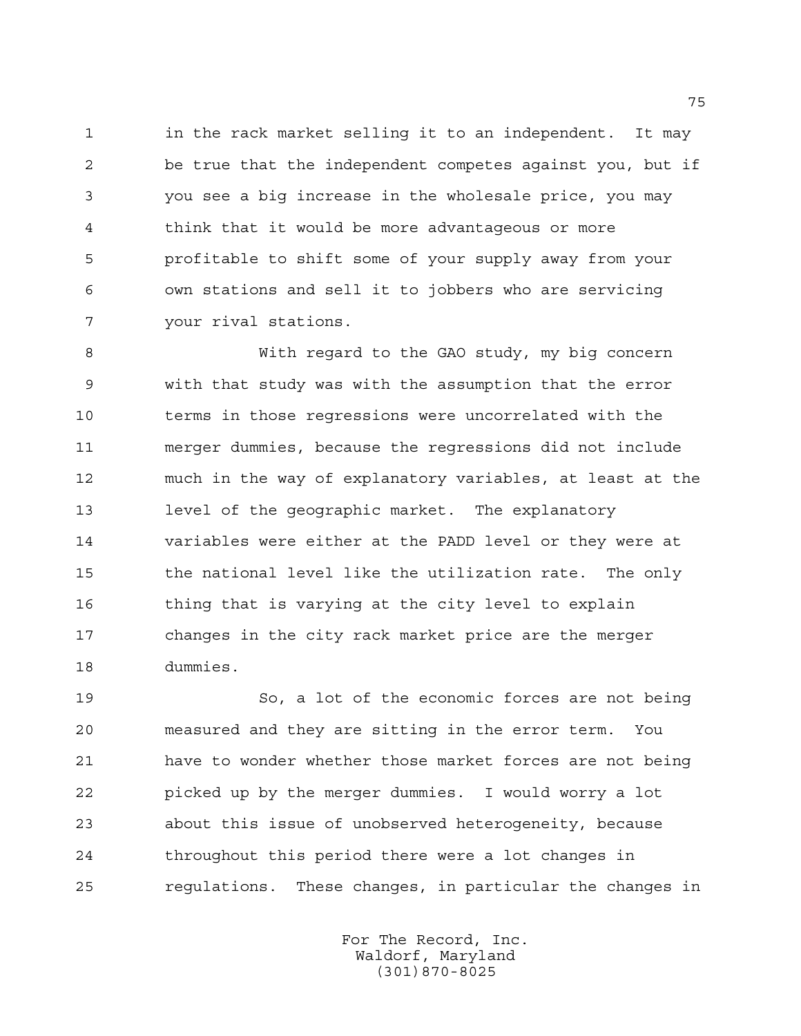in the rack market selling it to an independent. It may be true that the independent competes against you, but if you see a big increase in the wholesale price, you may think that it would be more advantageous or more profitable to shift some of your supply away from your own stations and sell it to jobbers who are servicing your rival stations.

With regard to the GAO study, my big concern with that study was with the assumption that the error terms in those regressions were uncorrelated with the merger dummies, because the regressions did not include much in the way of explanatory variables, at least at the level of the geographic market. The explanatory variables were either at the PADD level or they were at the national level like the utilization rate. The only thing that is varying at the city level to explain changes in the city rack market price are the merger dummies.

So, a lot of the economic forces are not being measured and they are sitting in the error term. You have to wonder whether those market forces are not being picked up by the merger dummies. I would worry a lot about this issue of unobserved heterogeneity, because throughout this period there were a lot changes in regulations. These changes, in particular the changes in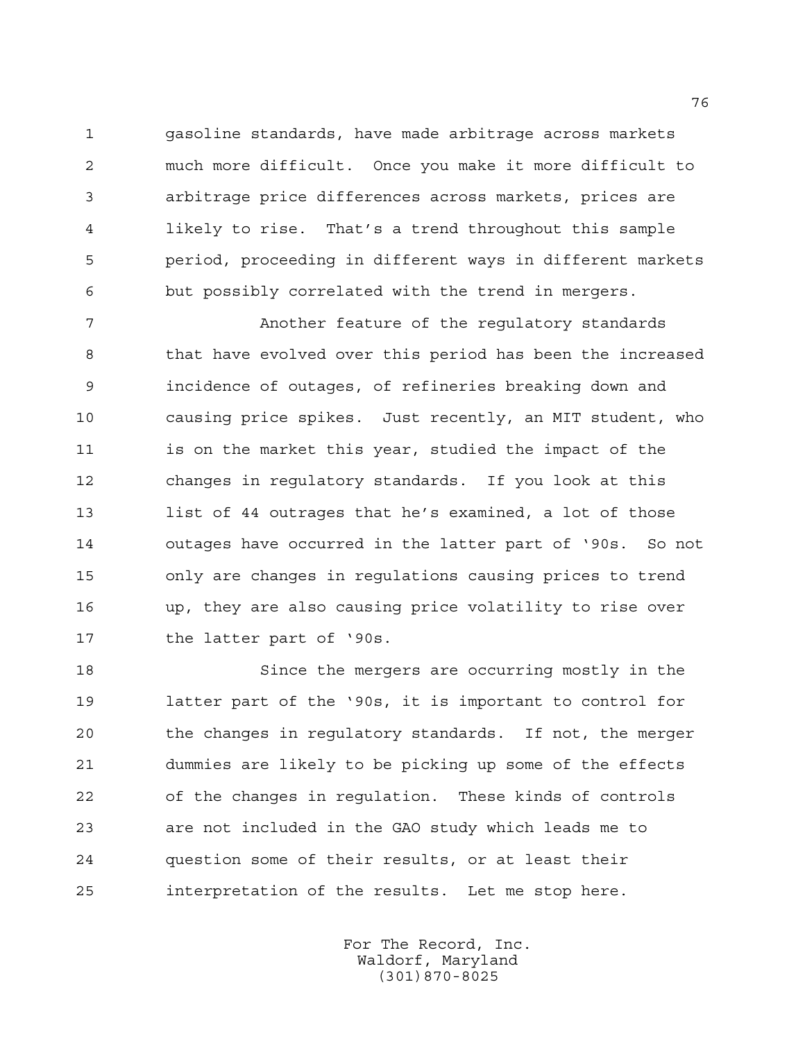gasoline standards, have made arbitrage across markets much more difficult. Once you make it more difficult to arbitrage price differences across markets, prices are likely to rise. That's a trend throughout this sample period, proceeding in different ways in different markets but possibly correlated with the trend in mergers.

Another feature of the regulatory standards that have evolved over this period has been the increased incidence of outages, of refineries breaking down and causing price spikes. Just recently, an MIT student, who is on the market this year, studied the impact of the changes in regulatory standards. If you look at this list of 44 outrages that he's examined, a lot of those outages have occurred in the latter part of '90s. So not only are changes in regulations causing prices to trend up, they are also causing price volatility to rise over the latter part of '90s.

Since the mergers are occurring mostly in the latter part of the '90s, it is important to control for the changes in regulatory standards. If not, the merger dummies are likely to be picking up some of the effects of the changes in regulation. These kinds of controls are not included in the GAO study which leads me to question some of their results, or at least their interpretation of the results. Let me stop here.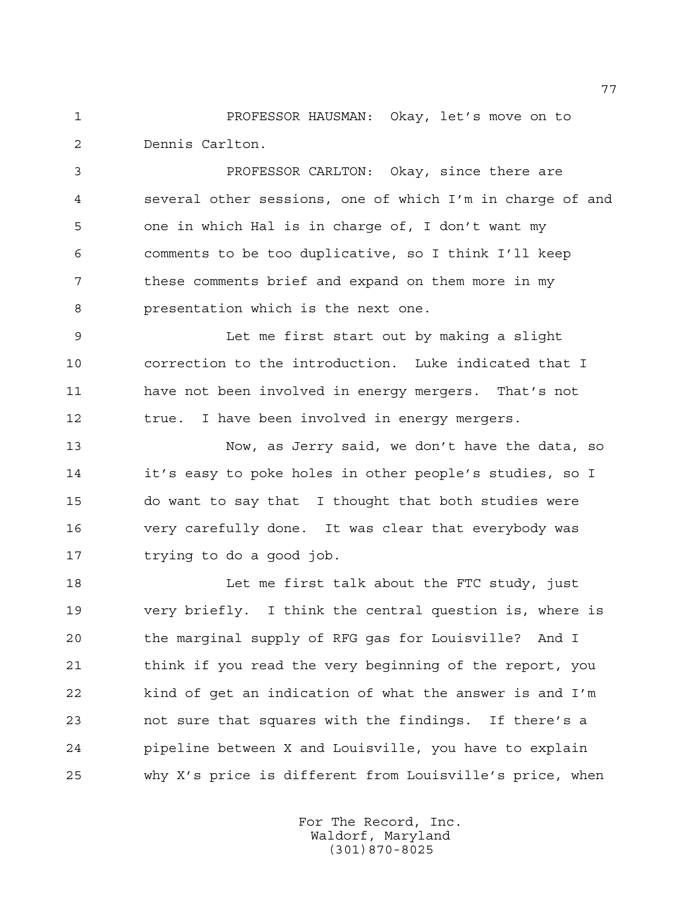PROFESSOR HAUSMAN: Okay, let's move on to Dennis Carlton.

PROFESSOR CARLTON: Okay, since there are several other sessions, one of which I'm in charge of and one in which Hal is in charge of, I don't want my comments to be too duplicative, so I think I'll keep these comments brief and expand on them more in my presentation which is the next one.

Let me first start out by making a slight correction to the introduction. Luke indicated that I have not been involved in energy mergers. That's not true. I have been involved in energy mergers.

Now, as Jerry said, we don't have the data, so it's easy to poke holes in other people's studies, so I do want to say that I thought that both studies were very carefully done. It was clear that everybody was trying to do a good job.

Let me first talk about the FTC study, just very briefly. I think the central question is, where is the marginal supply of RFG gas for Louisville? And I think if you read the very beginning of the report, you kind of get an indication of what the answer is and I'm not sure that squares with the findings. If there's a pipeline between X and Louisville, you have to explain why X's price is different from Louisville's price, when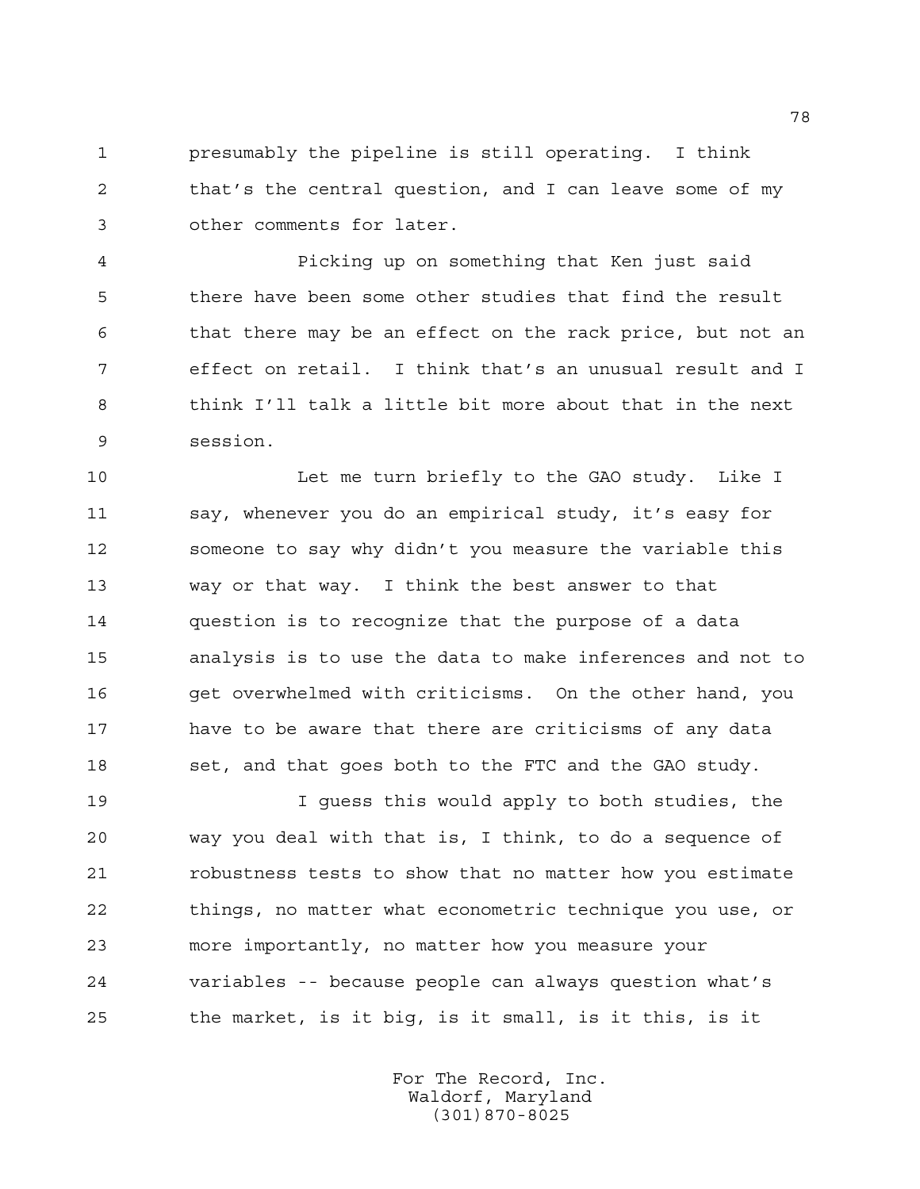presumably the pipeline is still operating. I think that's the central question, and I can leave some of my other comments for later.

Picking up on something that Ken just said there have been some other studies that find the result that there may be an effect on the rack price, but not an effect on retail. I think that's an unusual result and I think I'll talk a little bit more about that in the next session.

Let me turn briefly to the GAO study. Like I say, whenever you do an empirical study, it's easy for someone to say why didn't you measure the variable this way or that way. I think the best answer to that question is to recognize that the purpose of a data analysis is to use the data to make inferences and not to get overwhelmed with criticisms. On the other hand, you have to be aware that there are criticisms of any data set, and that goes both to the FTC and the GAO study.

I guess this would apply to both studies, the way you deal with that is, I think, to do a sequence of robustness tests to show that no matter how you estimate things, no matter what econometric technique you use, or more importantly, no matter how you measure your variables -- because people can always question what's the market, is it big, is it small, is it this, is it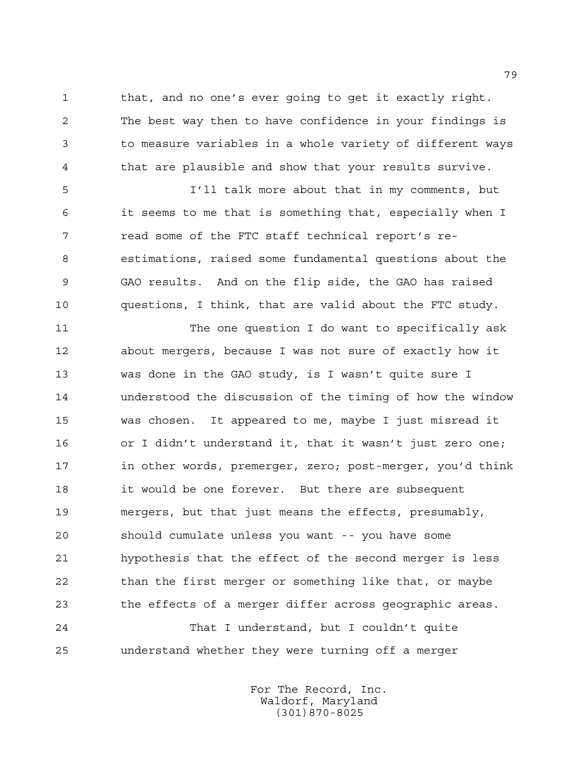that, and no one's ever going to get it exactly right. The best way then to have confidence in your findings is to measure variables in a whole variety of different ways that are plausible and show that your results survive.

I'll talk more about that in my comments, but it seems to me that is something that, especially when I read some of the FTC staff technical report's re-estimations, raised some fundamental questions about the GAO results. And on the flip side, the GAO has raised questions, I think, that are valid about the FTC study.

The one question I do want to specifically ask about mergers, because I was not sure of exactly how it was done in the GAO study, is I wasn't quite sure I understood the discussion of the timing of how the window was chosen. It appeared to me, maybe I just misread it or I didn't understand it, that it wasn't just zero one; in other words, premerger, zero; post-merger, you'd think it would be one forever. But there are subsequent mergers, but that just means the effects, presumably, should cumulate unless you want -- you have some hypothesis that the effect of the second merger is less than the first merger or something like that, or maybe the effects of a merger differ across geographic areas.

That I understand, but I couldn't quite understand whether they were turning off a merger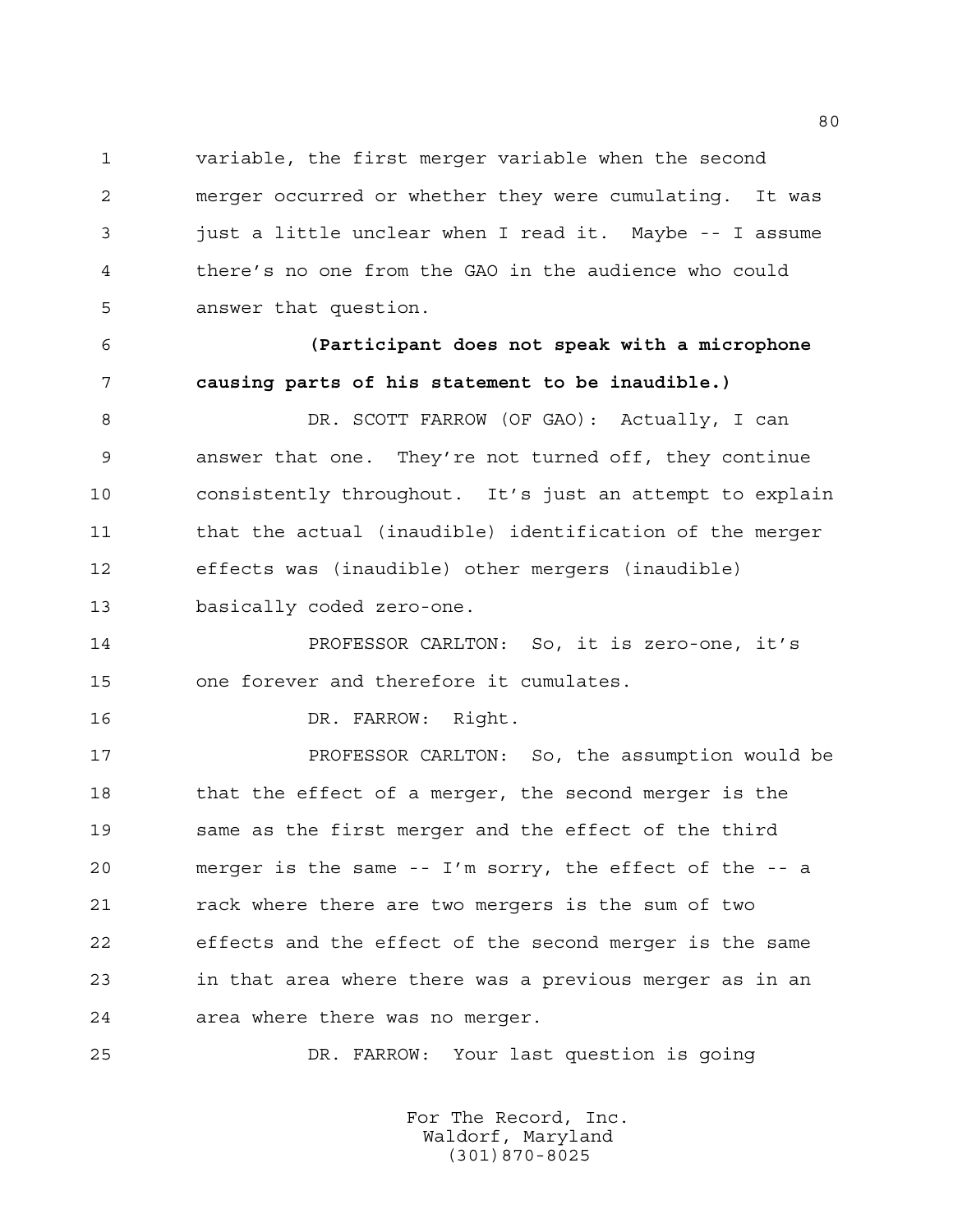variable, the first merger variable when the second merger occurred or whether they were cumulating. It was just a little unclear when I read it. Maybe -- I assume there's no one from the GAO in the audience who could answer that question.

**(Participant does not speak with a microphone causing parts of his statement to be inaudible.)**

DR. SCOTT FARROW (OF GAO): Actually, I can answer that one. They're not turned off, they continue consistently throughout. It's just an attempt to explain that the actual (inaudible) identification of the merger effects was (inaudible) other mergers (inaudible) basically coded zero-one.

PROFESSOR CARLTON: So, it is zero-one, it's one forever and therefore it cumulates.

DR. FARROW: Right.

PROFESSOR CARLTON: So, the assumption would be that the effect of a merger, the second merger is the same as the first merger and the effect of the third merger is the same -- I'm sorry, the effect of the -- a rack where there are two mergers is the sum of two effects and the effect of the second merger is the same in that area where there was a previous merger as in an area where there was no merger.

DR. FARROW: Your last question is going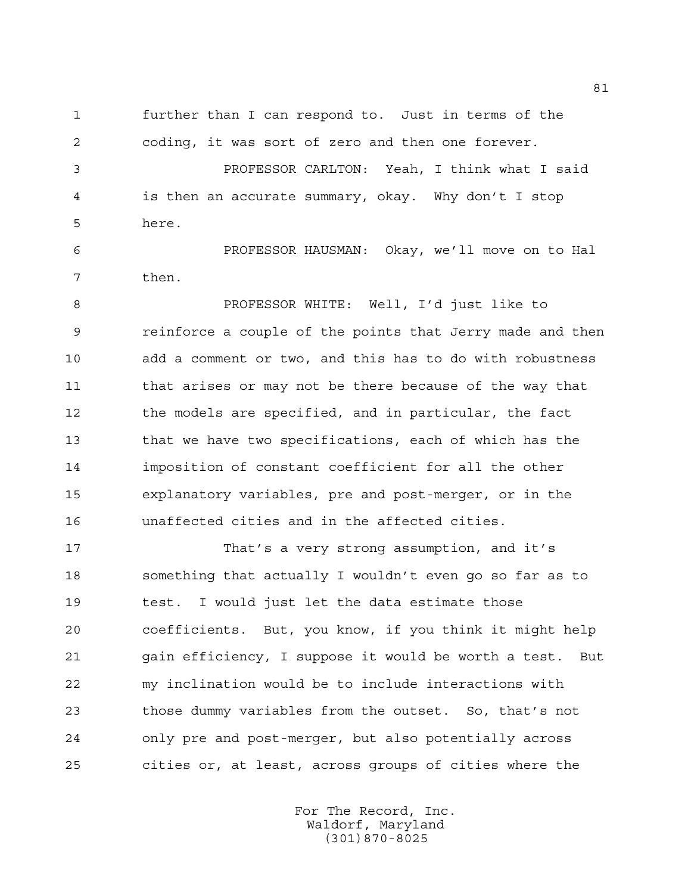further than I can respond to. Just in terms of the coding, it was sort of zero and then one forever.

PROFESSOR CARLTON: Yeah, I think what I said is then an accurate summary, okay. Why don't I stop here.

PROFESSOR HAUSMAN: Okay, we'll move on to Hal then.

PROFESSOR WHITE: Well, I'd just like to reinforce a couple of the points that Jerry made and then add a comment or two, and this has to do with robustness that arises or may not be there because of the way that the models are specified, and in particular, the fact that we have two specifications, each of which has the imposition of constant coefficient for all the other explanatory variables, pre and post-merger, or in the unaffected cities and in the affected cities.

That's a very strong assumption, and it's something that actually I wouldn't even go so far as to test. I would just let the data estimate those coefficients. But, you know, if you think it might help gain efficiency, I suppose it would be worth a test. But my inclination would be to include interactions with those dummy variables from the outset. So, that's not only pre and post-merger, but also potentially across cities or, at least, across groups of cities where the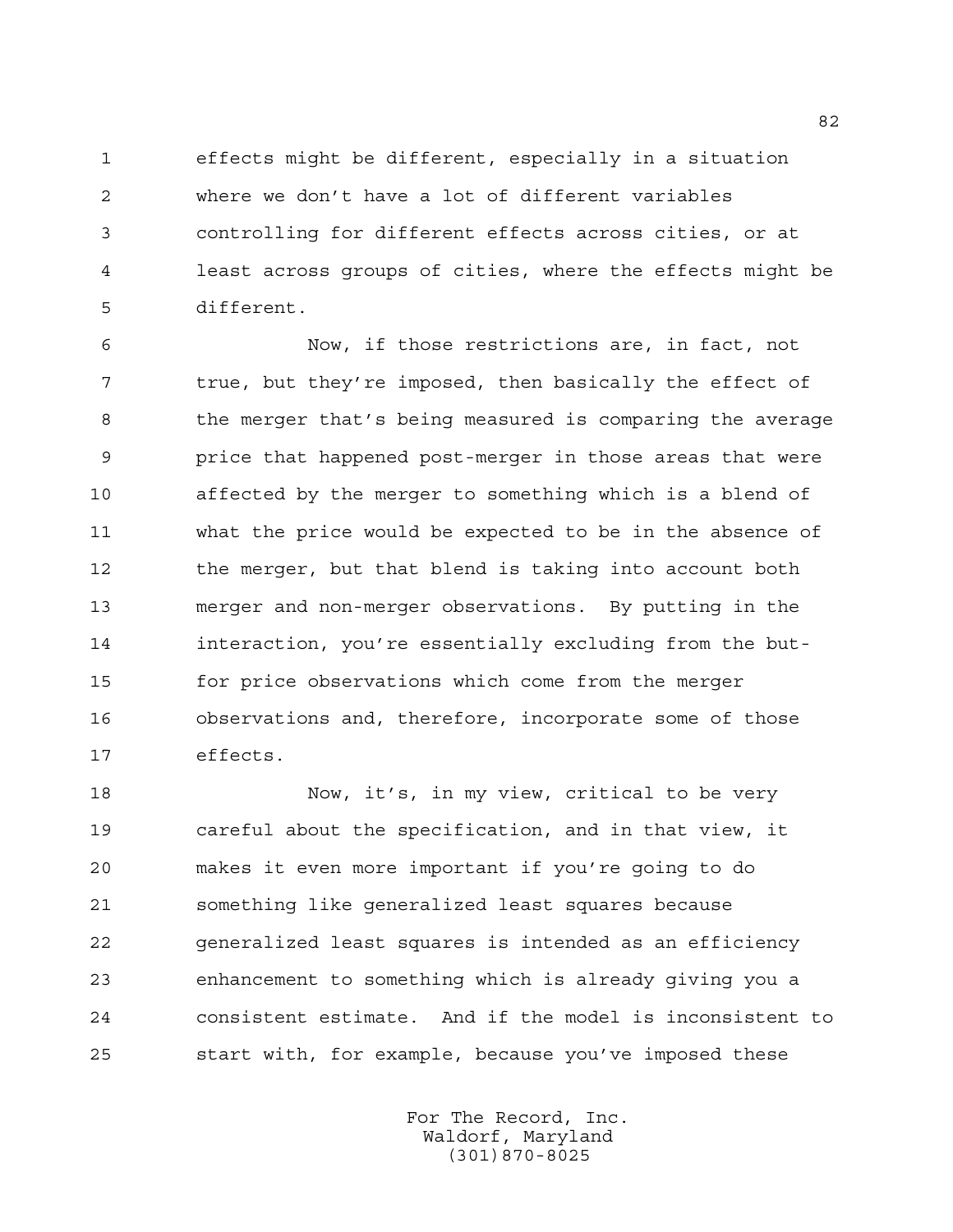effects might be different, especially in a situation where we don't have a lot of different variables controlling for different effects across cities, or at least across groups of cities, where the effects might be different.

Now, if those restrictions are, in fact, not true, but they're imposed, then basically the effect of the merger that's being measured is comparing the average price that happened post-merger in those areas that were affected by the merger to something which is a blend of what the price would be expected to be in the absence of the merger, but that blend is taking into account both merger and non-merger observations. By putting in the interaction, you're essentially excluding from the but-for price observations which come from the merger observations and, therefore, incorporate some of those effects.

Now, it's, in my view, critical to be very careful about the specification, and in that view, it makes it even more important if you're going to do something like generalized least squares because generalized least squares is intended as an efficiency enhancement to something which is already giving you a consistent estimate. And if the model is inconsistent to start with, for example, because you've imposed these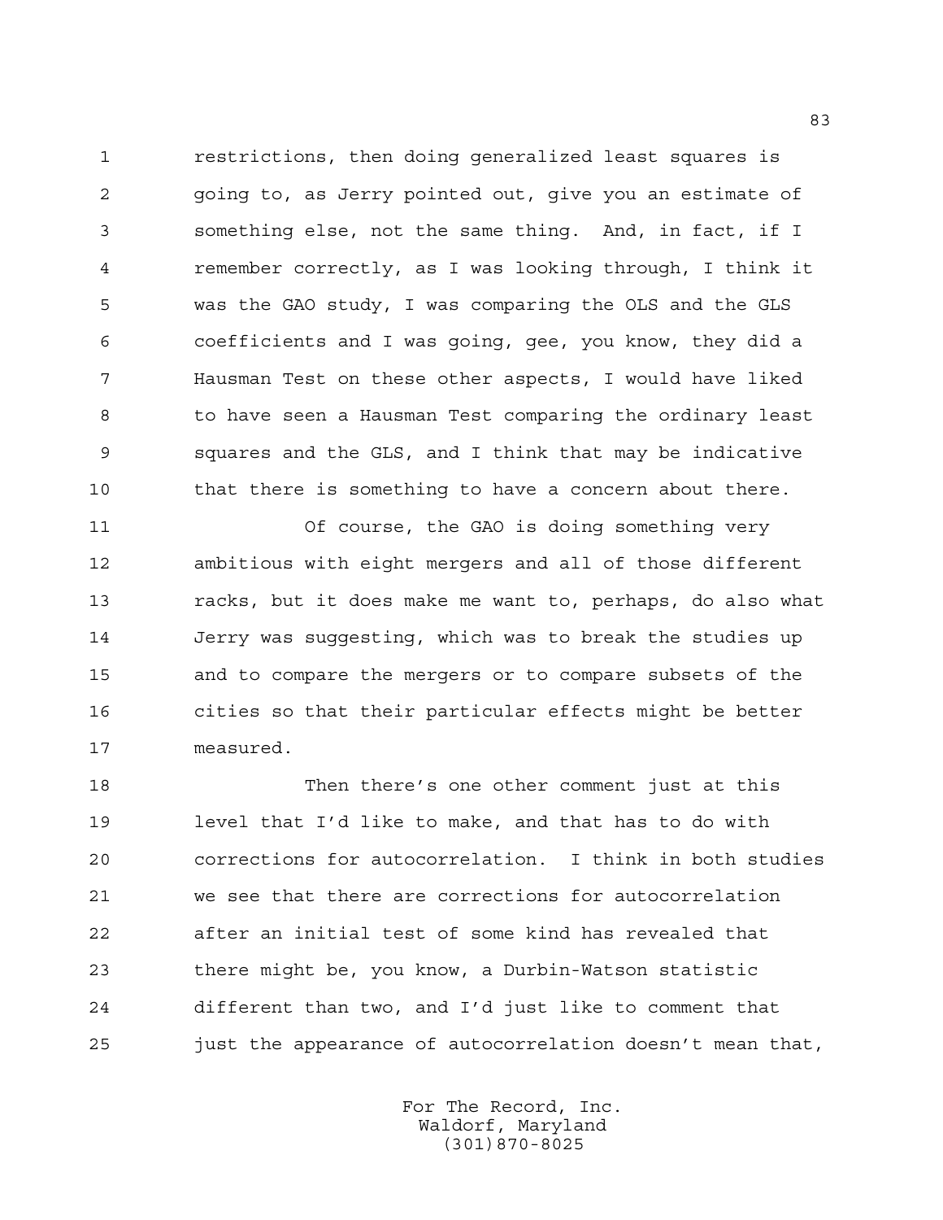restrictions, then doing generalized least squares is going to, as Jerry pointed out, give you an estimate of something else, not the same thing. And, in fact, if I remember correctly, as I was looking through, I think it was the GAO study, I was comparing the OLS and the GLS coefficients and I was going, gee, you know, they did a Hausman Test on these other aspects, I would have liked to have seen a Hausman Test comparing the ordinary least squares and the GLS, and I think that may be indicative that there is something to have a concern about there.

Of course, the GAO is doing something very ambitious with eight mergers and all of those different racks, but it does make me want to, perhaps, do also what Jerry was suggesting, which was to break the studies up and to compare the mergers or to compare subsets of the cities so that their particular effects might be better measured.

Then there's one other comment just at this level that I'd like to make, and that has to do with corrections for autocorrelation. I think in both studies we see that there are corrections for autocorrelation after an initial test of some kind has revealed that there might be, you know, a Durbin-Watson statistic different than two, and I'd just like to comment that just the appearance of autocorrelation doesn't mean that,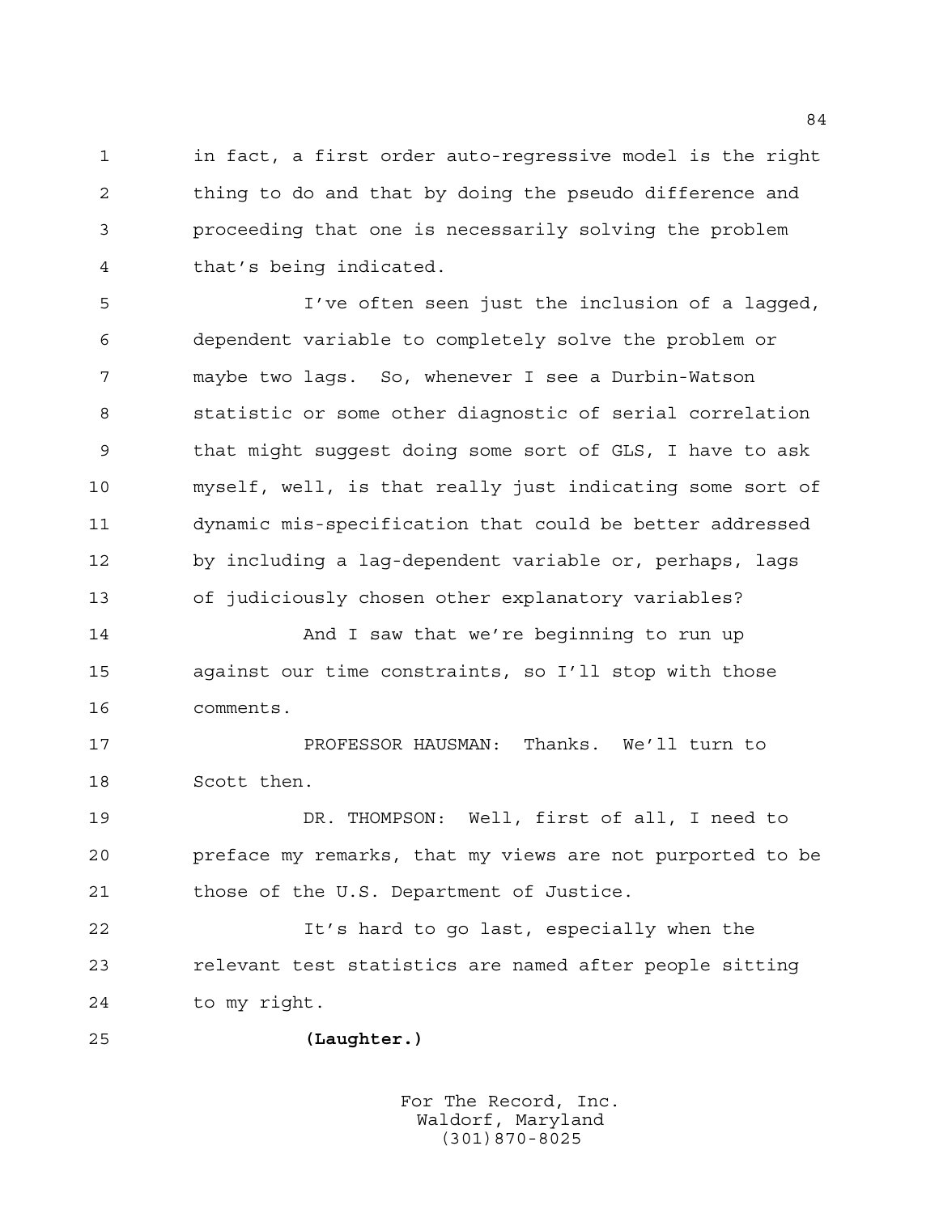in fact, a first order auto-regressive model is the right thing to do and that by doing the pseudo difference and proceeding that one is necessarily solving the problem that's being indicated.

I've often seen just the inclusion of a lagged, dependent variable to completely solve the problem or maybe two lags. So, whenever I see a Durbin-Watson statistic or some other diagnostic of serial correlation that might suggest doing some sort of GLS, I have to ask myself, well, is that really just indicating some sort of dynamic mis-specification that could be better addressed by including a lag-dependent variable or, perhaps, lags of judiciously chosen other explanatory variables?

And I saw that we're beginning to run up against our time constraints, so I'll stop with those comments.

PROFESSOR HAUSMAN: Thanks. We'll turn to Scott then.

DR. THOMPSON: Well, first of all, I need to preface my remarks, that my views are not purported to be those of the U.S. Department of Justice.

It's hard to go last, especially when the relevant test statistics are named after people sitting to my right.

**(Laughter.)**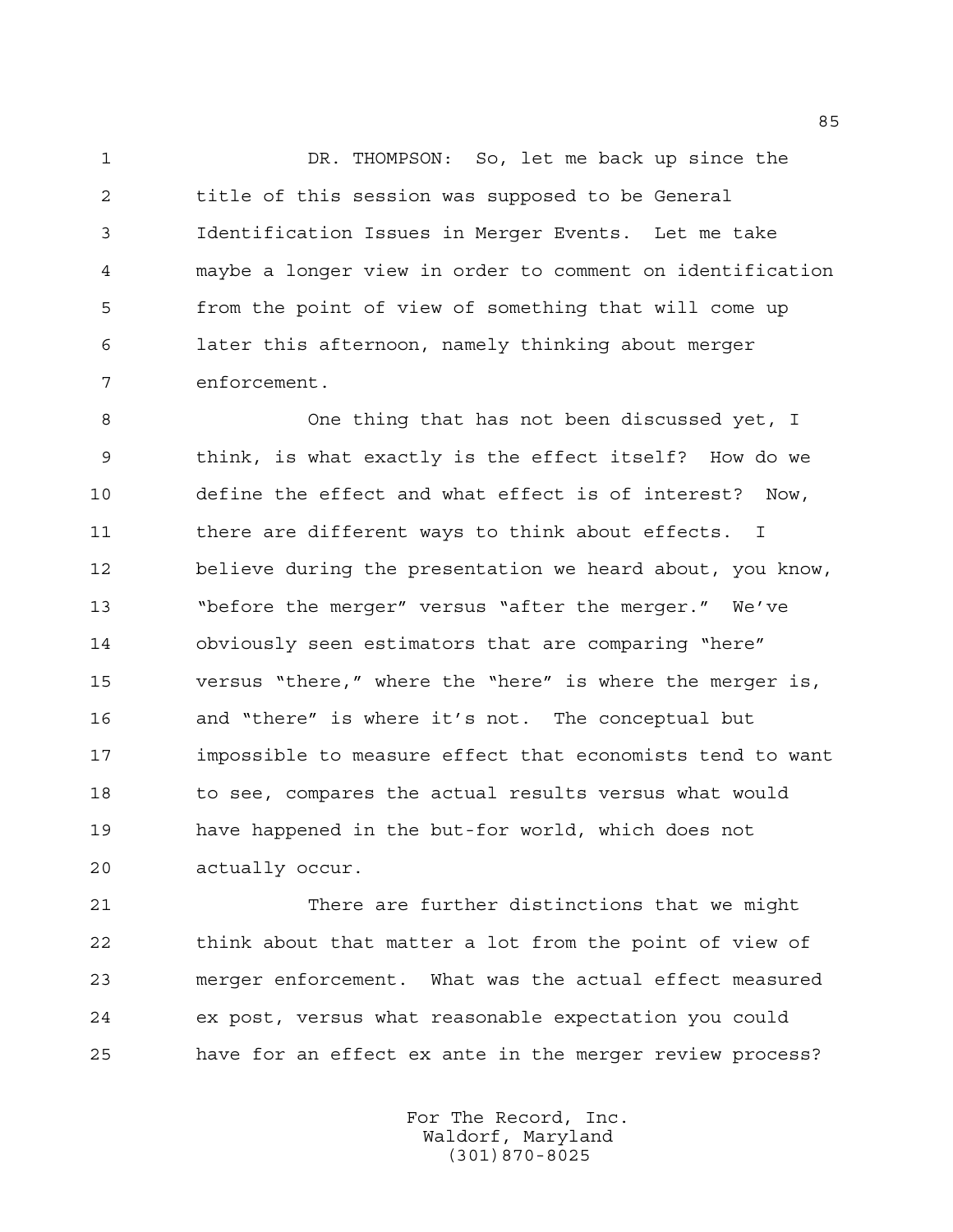DR. THOMPSON: So, let me back up since the title of this session was supposed to be General Identification Issues in Merger Events. Let me take maybe a longer view in order to comment on identification from the point of view of something that will come up later this afternoon, namely thinking about merger enforcement.

One thing that has not been discussed yet, I think, is what exactly is the effect itself? How do we define the effect and what effect is of interest? Now, there are different ways to think about effects. I believe during the presentation we heard about, you know, "before the merger" versus "after the merger." We've obviously seen estimators that are comparing "here" versus "there," where the "here" is where the merger is, and "there" is where it's not. The conceptual but impossible to measure effect that economists tend to want to see, compares the actual results versus what would have happened in the but-for world, which does not actually occur.

There are further distinctions that we might think about that matter a lot from the point of view of merger enforcement. What was the actual effect measured ex post, versus what reasonable expectation you could have for an effect ex ante in the merger review process?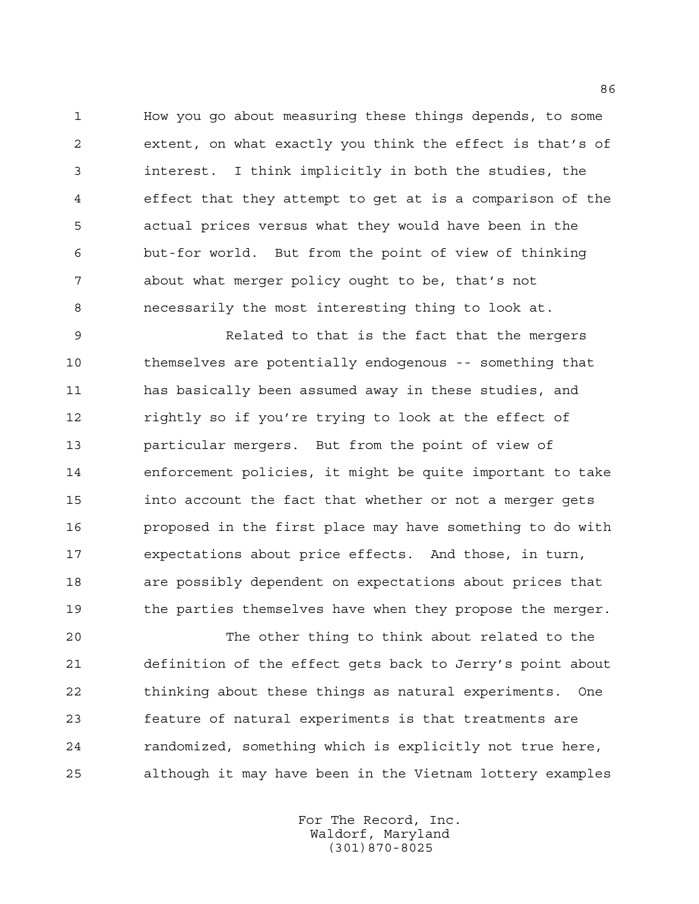How you go about measuring these things depends, to some extent, on what exactly you think the effect is that's of interest. I think implicitly in both the studies, the effect that they attempt to get at is a comparison of the actual prices versus what they would have been in the but-for world. But from the point of view of thinking about what merger policy ought to be, that's not necessarily the most interesting thing to look at.

Related to that is the fact that the mergers themselves are potentially endogenous -- something that has basically been assumed away in these studies, and rightly so if you're trying to look at the effect of particular mergers. But from the point of view of enforcement policies, it might be quite important to take into account the fact that whether or not a merger gets proposed in the first place may have something to do with expectations about price effects. And those, in turn, are possibly dependent on expectations about prices that the parties themselves have when they propose the merger.

The other thing to think about related to the definition of the effect gets back to Jerry's point about thinking about these things as natural experiments. One feature of natural experiments is that treatments are randomized, something which is explicitly not true here, although it may have been in the Vietnam lottery examples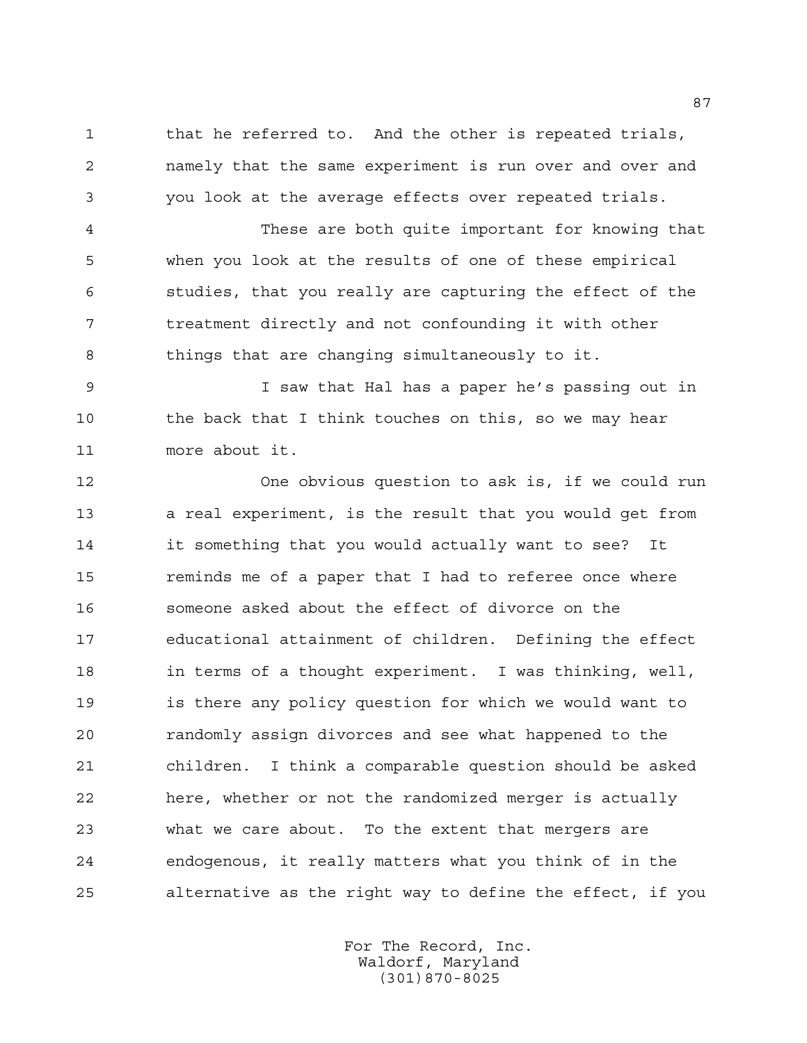that he referred to. And the other is repeated trials, namely that the same experiment is run over and over and you look at the average effects over repeated trials.

These are both quite important for knowing that when you look at the results of one of these empirical studies, that you really are capturing the effect of the treatment directly and not confounding it with other things that are changing simultaneously to it.

I saw that Hal has a paper he's passing out in the back that I think touches on this, so we may hear more about it.

One obvious question to ask is, if we could run a real experiment, is the result that you would get from it something that you would actually want to see? It reminds me of a paper that I had to referee once where someone asked about the effect of divorce on the educational attainment of children. Defining the effect in terms of a thought experiment. I was thinking, well, is there any policy question for which we would want to randomly assign divorces and see what happened to the children. I think a comparable question should be asked here, whether or not the randomized merger is actually what we care about. To the extent that mergers are endogenous, it really matters what you think of in the alternative as the right way to define the effect, if you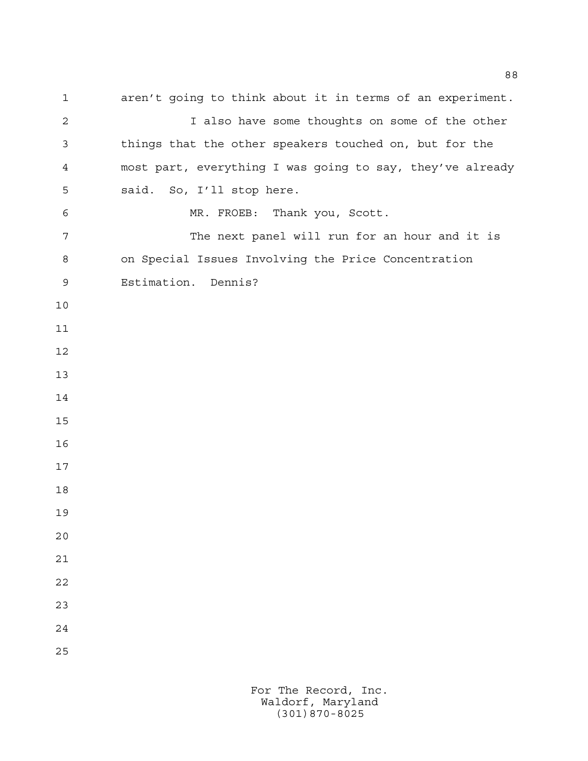aren't going to think about it in terms of an experiment.

I also have some thoughts on some of the other things that the other speakers touched on, but for the most part, everything I was going to say, they've already said. So, I'll stop here.

MR. FROEB: Thank you, Scott.

The next panel will run for an hour and it is on Special Issues Involving the Price Concentration Estimation. Dennis?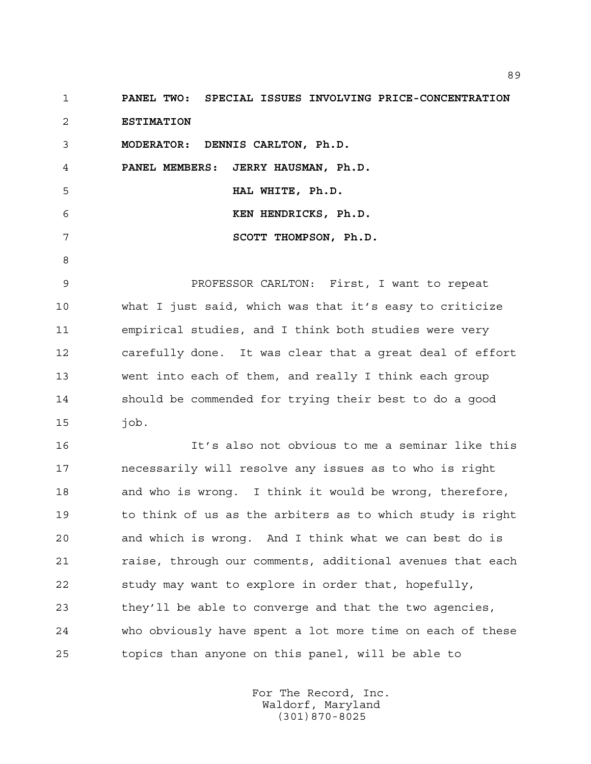**PANEL TWO: SPECIAL ISSUES INVOLVING PRICE-CONCENTRATION ESTIMATION**

**MODERATOR: DENNIS CARLTON, Ph.D.**

**PANEL MEMBERS: JERRY HAUSMAN, Ph.D.**

**HAL WHITE, Ph.D.**

**KEN HENDRICKS, Ph.D.**

**SCOTT THOMPSON, Ph.D.**

PROFESSOR CARLTON: First, I want to repeat what I just said, which was that it's easy to criticize empirical studies, and I think both studies were very carefully done. It was clear that a great deal of effort went into each of them, and really I think each group should be commended for trying their best to do a good job.

It's also not obvious to me a seminar like this necessarily will resolve any issues as to who is right and who is wrong. I think it would be wrong, therefore, to think of us as the arbiters as to which study is right and which is wrong. And I think what we can best do is raise, through our comments, additional avenues that each study may want to explore in order that, hopefully, they'll be able to converge and that the two agencies, who obviously have spent a lot more time on each of these topics than anyone on this panel, will be able to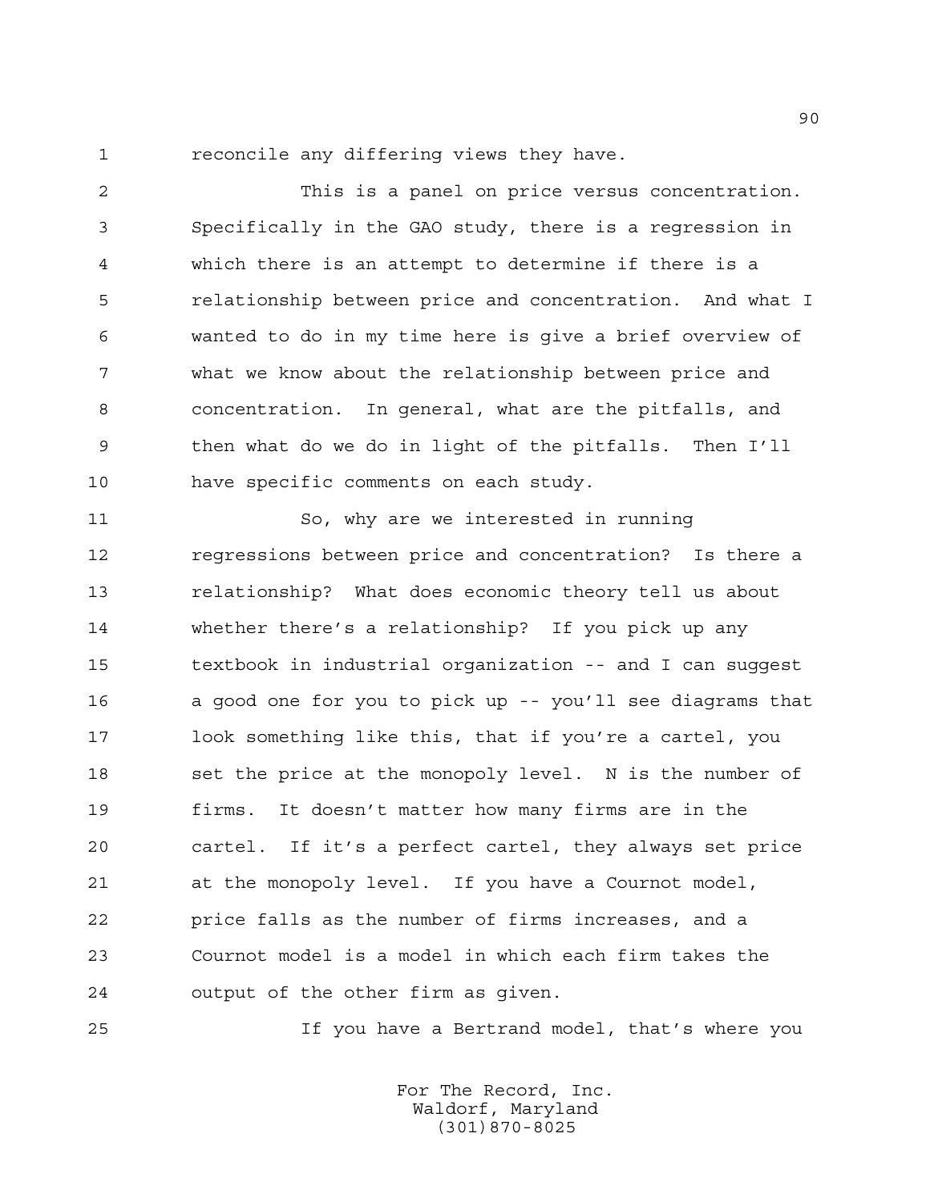reconcile any differing views they have.

This is a panel on price versus concentration. Specifically in the GAO study, there is a regression in which there is an attempt to determine if there is a relationship between price and concentration. And what I wanted to do in my time here is give a brief overview of what we know about the relationship between price and concentration. In general, what are the pitfalls, and then what do we do in light of the pitfalls. Then I'll have specific comments on each study.

So, why are we interested in running regressions between price and concentration? Is there a relationship? What does economic theory tell us about whether there's a relationship? If you pick up any textbook in industrial organization -- and I can suggest a good one for you to pick up -- you'll see diagrams that look something like this, that if you're a cartel, you set the price at the monopoly level. N is the number of firms. It doesn't matter how many firms are in the cartel. If it's a perfect cartel, they always set price at the monopoly level. If you have a Cournot model, price falls as the number of firms increases, and a Cournot model is a model in which each firm takes the output of the other firm as given.

If you have a Bertrand model, that's where you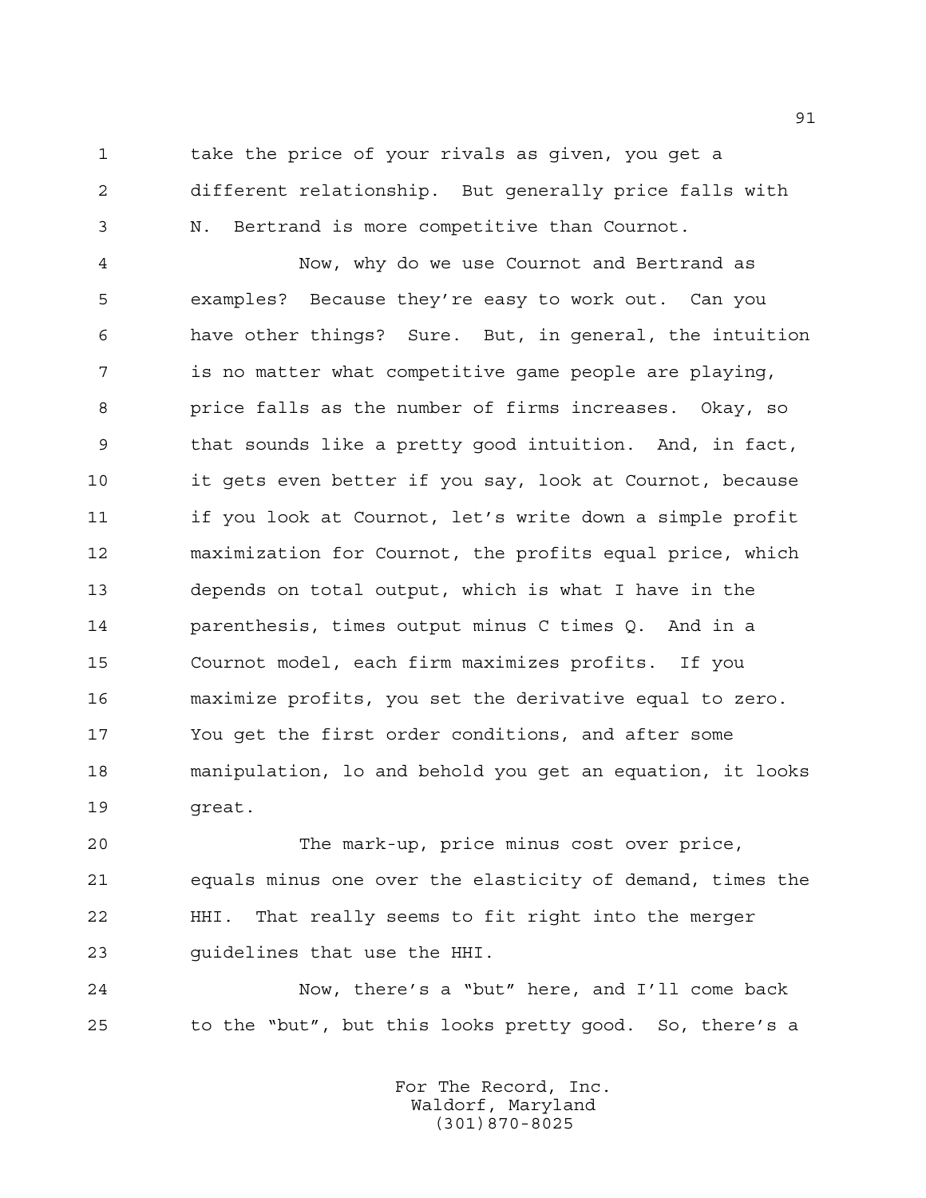take the price of your rivals as given, you get a different relationship. But generally price falls with N. Bertrand is more competitive than Cournot.

Now, why do we use Cournot and Bertrand as examples? Because they're easy to work out. Can you have other things? Sure. But, in general, the intuition is no matter what competitive game people are playing, price falls as the number of firms increases. Okay, so that sounds like a pretty good intuition. And, in fact, it gets even better if you say, look at Cournot, because if you look at Cournot, let's write down a simple profit maximization for Cournot, the profits equal price, which depends on total output, which is what I have in the parenthesis, times output minus C times Q. And in a Cournot model, each firm maximizes profits. If you maximize profits, you set the derivative equal to zero. You get the first order conditions, and after some manipulation, lo and behold you get an equation, it looks great.

The mark-up, price minus cost over price, equals minus one over the elasticity of demand, times the HHI. That really seems to fit right into the merger guidelines that use the HHI.

Now, there's a "but" here, and I'll come back to the "but", but this looks pretty good. So, there's a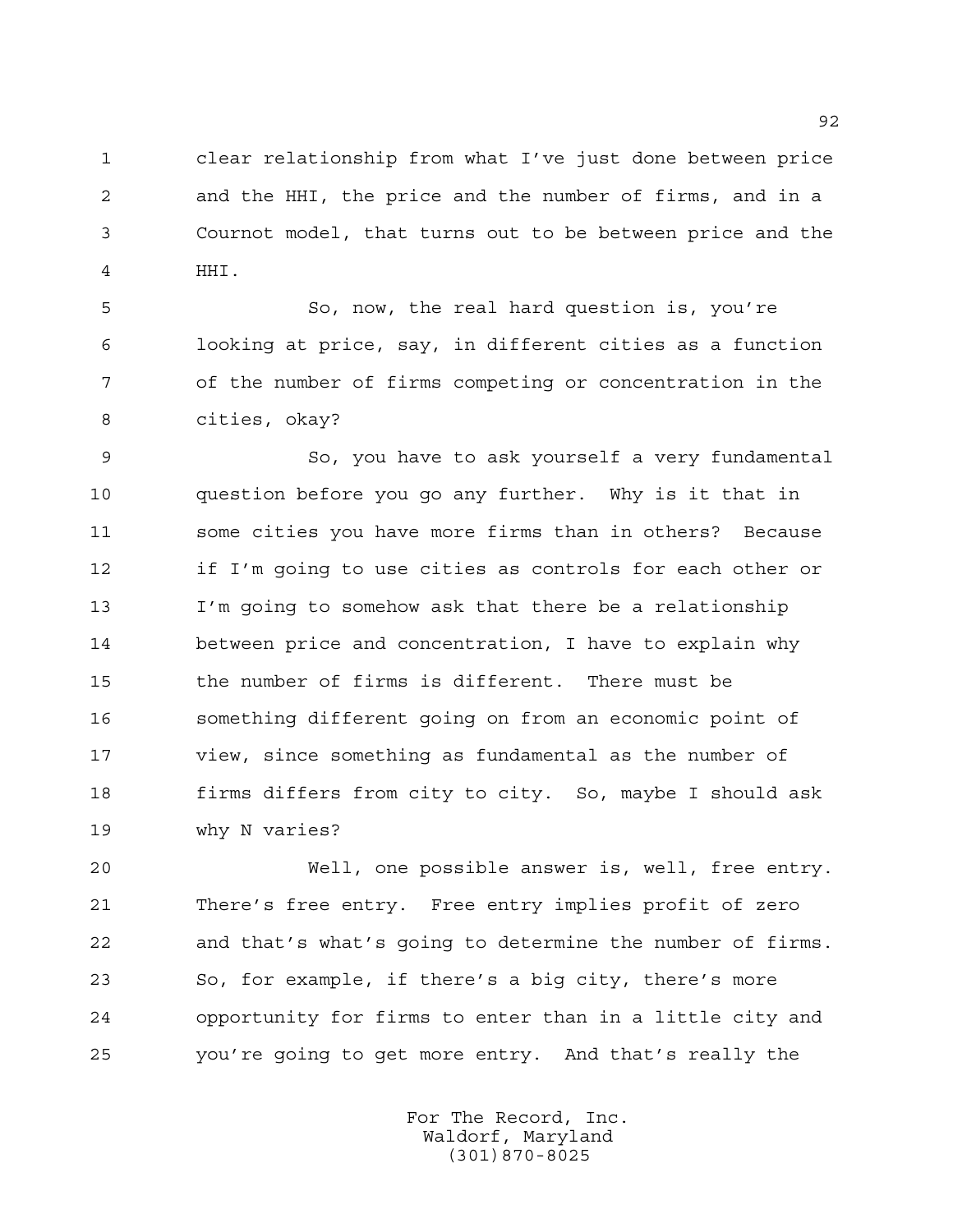clear relationship from what I've just done between price and the HHI, the price and the number of firms, and in a Cournot model, that turns out to be between price and the HHI.

So, now, the real hard question is, you're looking at price, say, in different cities as a function of the number of firms competing or concentration in the cities, okay?

So, you have to ask yourself a very fundamental question before you go any further. Why is it that in some cities you have more firms than in others? Because if I'm going to use cities as controls for each other or I'm going to somehow ask that there be a relationship between price and concentration, I have to explain why the number of firms is different. There must be something different going on from an economic point of view, since something as fundamental as the number of firms differs from city to city. So, maybe I should ask why N varies?

Well, one possible answer is, well, free entry. There's free entry. Free entry implies profit of zero and that's what's going to determine the number of firms. So, for example, if there's a big city, there's more opportunity for firms to enter than in a little city and you're going to get more entry. And that's really the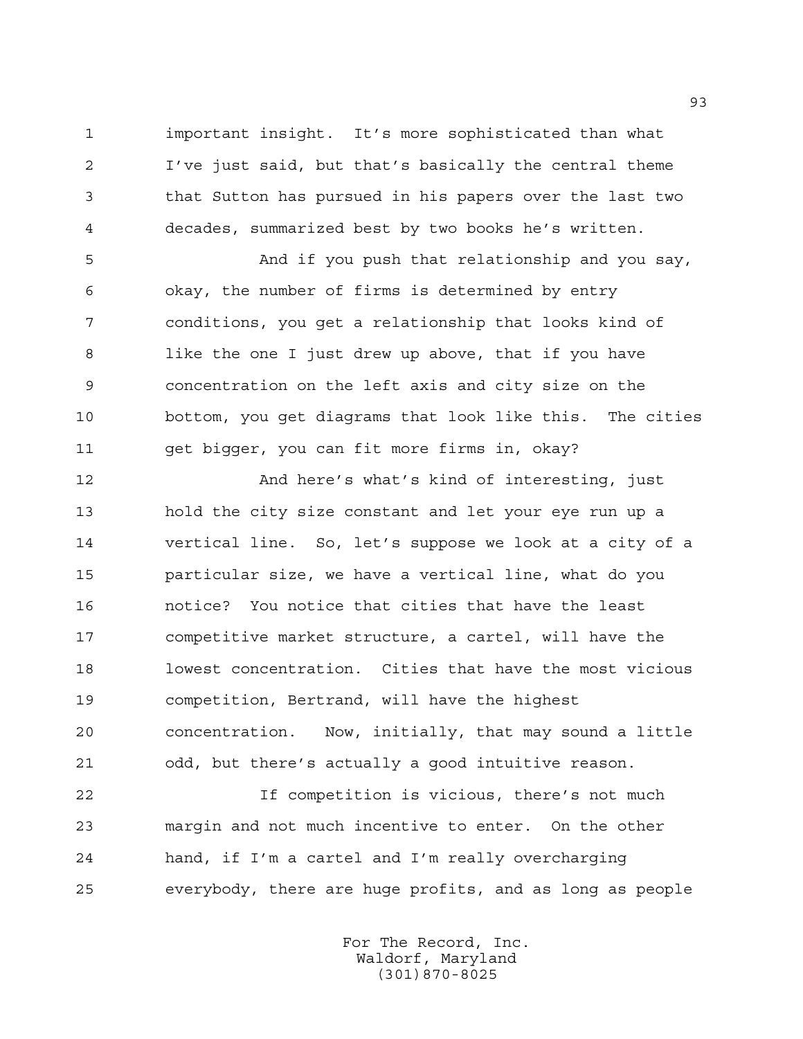important insight. It's more sophisticated than what I've just said, but that's basically the central theme that Sutton has pursued in his papers over the last two decades, summarized best by two books he's written.

And if you push that relationship and you say, okay, the number of firms is determined by entry conditions, you get a relationship that looks kind of like the one I just drew up above, that if you have concentration on the left axis and city size on the bottom, you get diagrams that look like this. The cities get bigger, you can fit more firms in, okay?

And here's what's kind of interesting, just hold the city size constant and let your eye run up a vertical line. So, let's suppose we look at a city of a particular size, we have a vertical line, what do you notice? You notice that cities that have the least competitive market structure, a cartel, will have the lowest concentration. Cities that have the most vicious competition, Bertrand, will have the highest concentration. Now, initially, that may sound a little odd, but there's actually a good intuitive reason.

If competition is vicious, there's not much margin and not much incentive to enter. On the other hand, if I'm a cartel and I'm really overcharging everybody, there are huge profits, and as long as people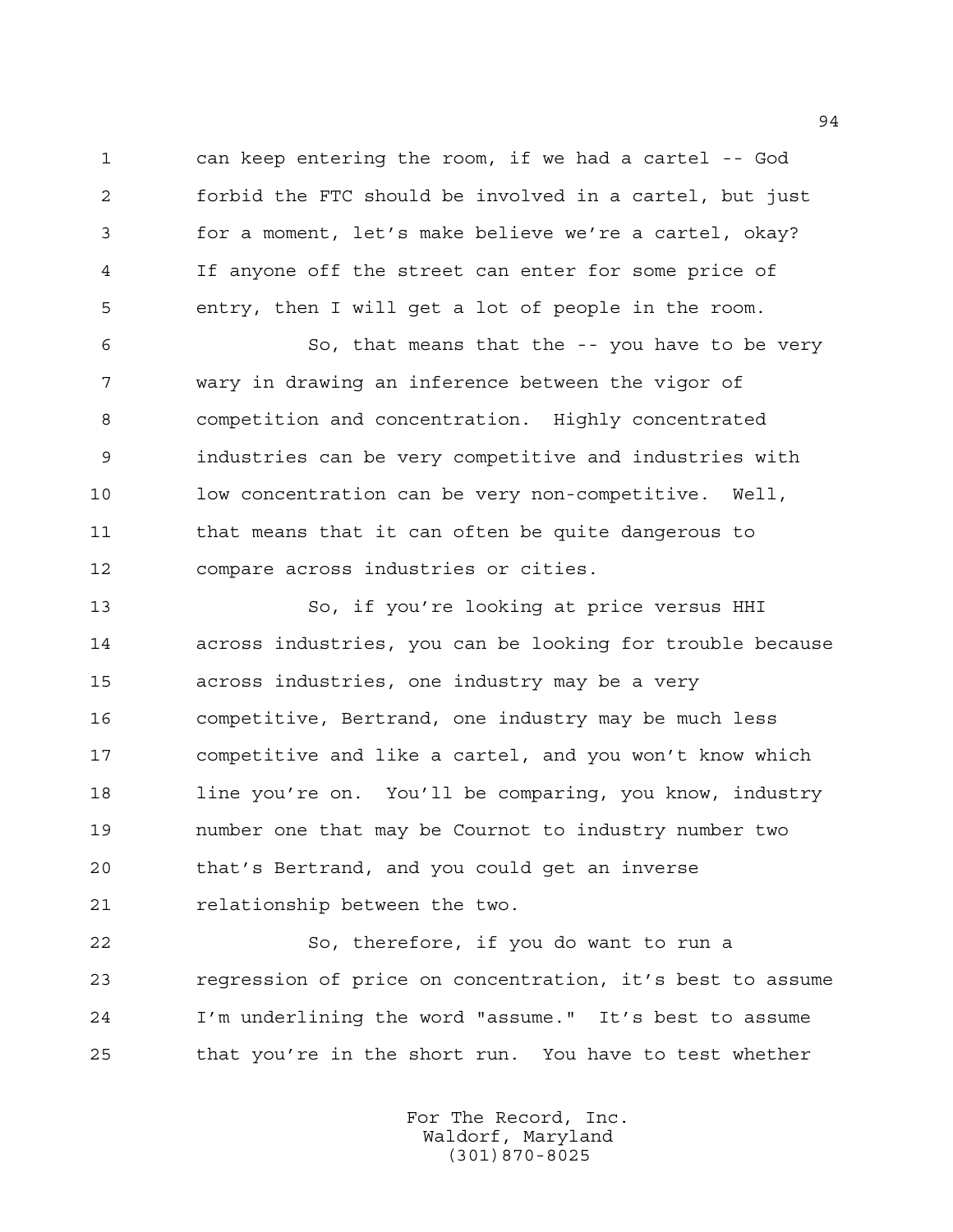can keep entering the room, if we had a cartel -- God forbid the FTC should be involved in a cartel, but just for a moment, let's make believe we're a cartel, okay? If anyone off the street can enter for some price of entry, then I will get a lot of people in the room.

So, that means that the -- you have to be very wary in drawing an inference between the vigor of competition and concentration. Highly concentrated industries can be very competitive and industries with low concentration can be very non-competitive. Well, that means that it can often be quite dangerous to compare across industries or cities.

So, if you're looking at price versus HHI across industries, you can be looking for trouble because across industries, one industry may be a very competitive, Bertrand, one industry may be much less competitive and like a cartel, and you won't know which line you're on. You'll be comparing, you know, industry number one that may be Cournot to industry number two that's Bertrand, and you could get an inverse relationship between the two.

So, therefore, if you do want to run a regression of price on concentration, it's best to assume I'm underlining the word "assume." It's best to assume that you're in the short run. You have to test whether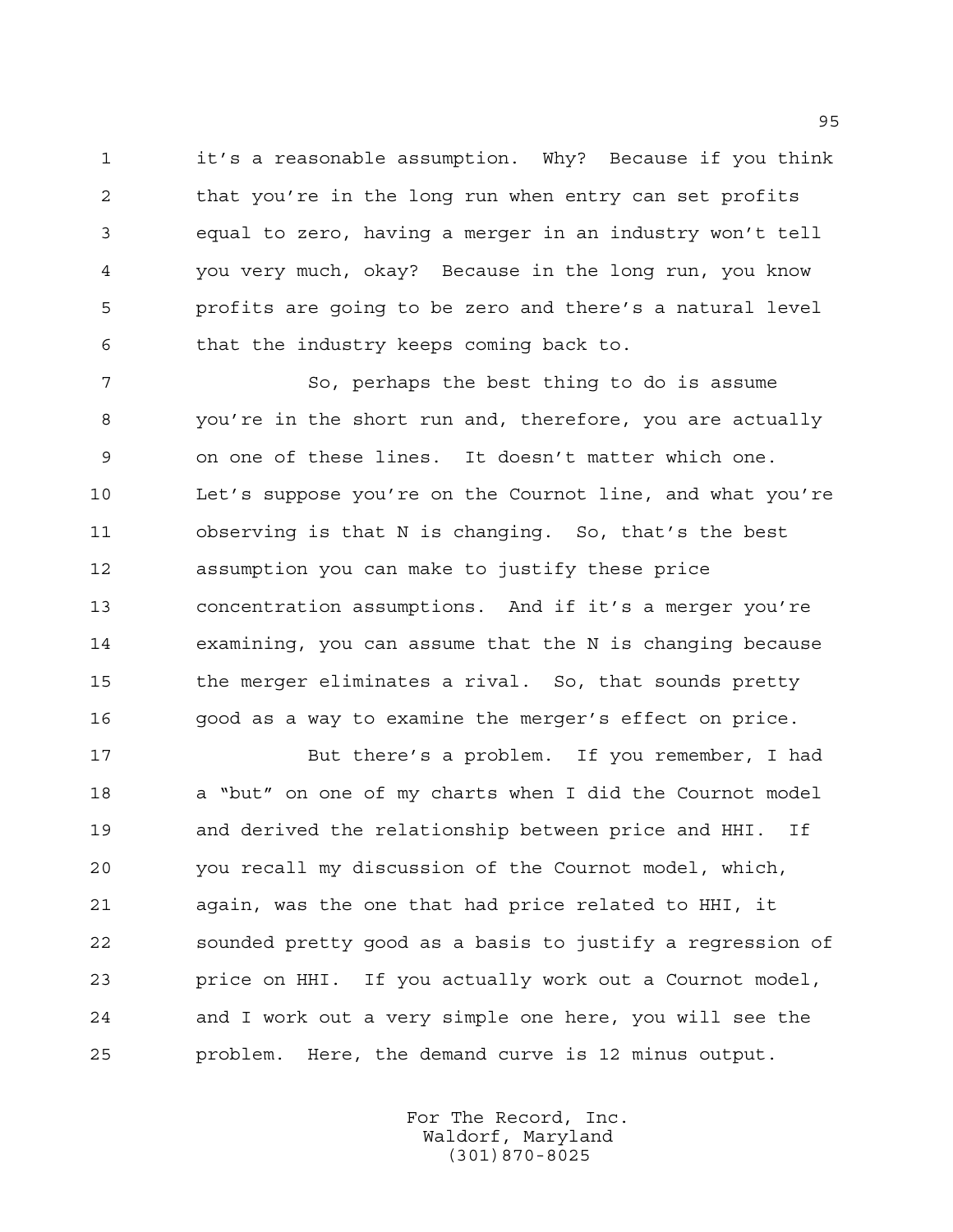it's a reasonable assumption. Why? Because if you think that you're in the long run when entry can set profits equal to zero, having a merger in an industry won't tell you very much, okay? Because in the long run, you know profits are going to be zero and there's a natural level that the industry keeps coming back to.

So, perhaps the best thing to do is assume you're in the short run and, therefore, you are actually on one of these lines. It doesn't matter which one. Let's suppose you're on the Cournot line, and what you're observing is that N is changing. So, that's the best assumption you can make to justify these price concentration assumptions. And if it's a merger you're examining, you can assume that the N is changing because the merger eliminates a rival. So, that sounds pretty good as a way to examine the merger's effect on price.

But there's a problem. If you remember, I had a "but" on one of my charts when I did the Cournot model and derived the relationship between price and HHI. If you recall my discussion of the Cournot model, which, again, was the one that had price related to HHI, it sounded pretty good as a basis to justify a regression of price on HHI. If you actually work out a Cournot model, and I work out a very simple one here, you will see the problem. Here, the demand curve is 12 minus output.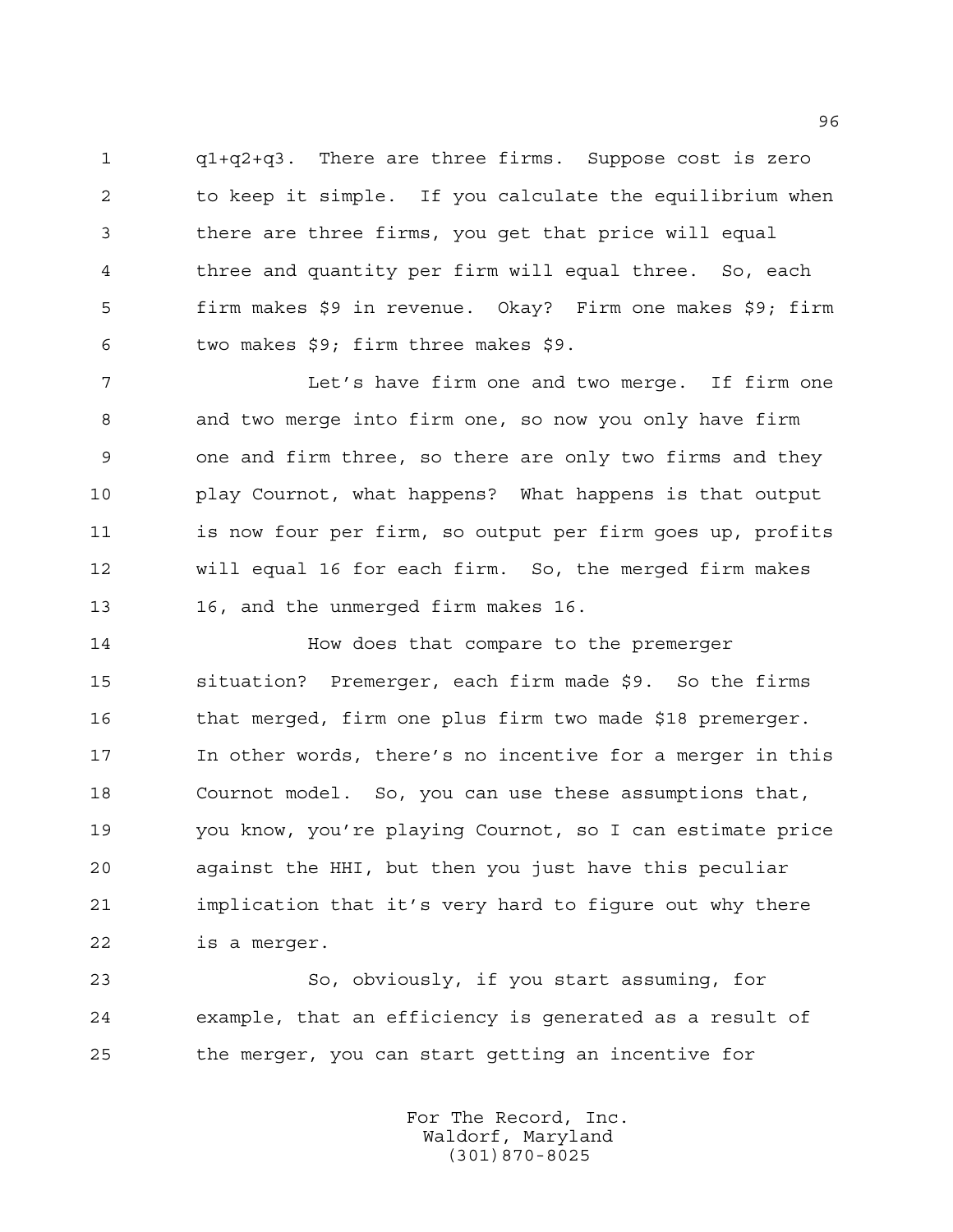$q_1+q_2+q_3$. There are three firms. Suppose cost is zero to keep it simple. If you calculate the equilibrium when there are three firms, you get that price will equal three and quantity per firm will equal three. So, each firm makes $9 in revenue. Okay? Firm one makes $9; firm two makes $9; firm three makes $9.

Let's have firm one and two merge. If firm one and two merge into firm one, so now you only have firm one and firm three, so there are only two firms and they play Cournot, what happens? What happens is that output is now four per firm, so output per firm goes up, profits will equal 16 for each firm. So, the merged firm makes 16, and the unmerged firm makes 16.

How does that compare to the premerger situation? Premerger, each firm made $9. So the firms that merged, firm one plus firm two made $18 premerger. In other words, there's no incentive for a merger in this Cournot model. So, you can use these assumptions that, you know, you're playing Cournot, so I can estimate price against the HHI, but then you just have this peculiar implication that it's very hard to figure out why there is a merger.

So, obviously, if you start assuming, for example, that an efficiency is generated as a result of the merger, you can start getting an incentive for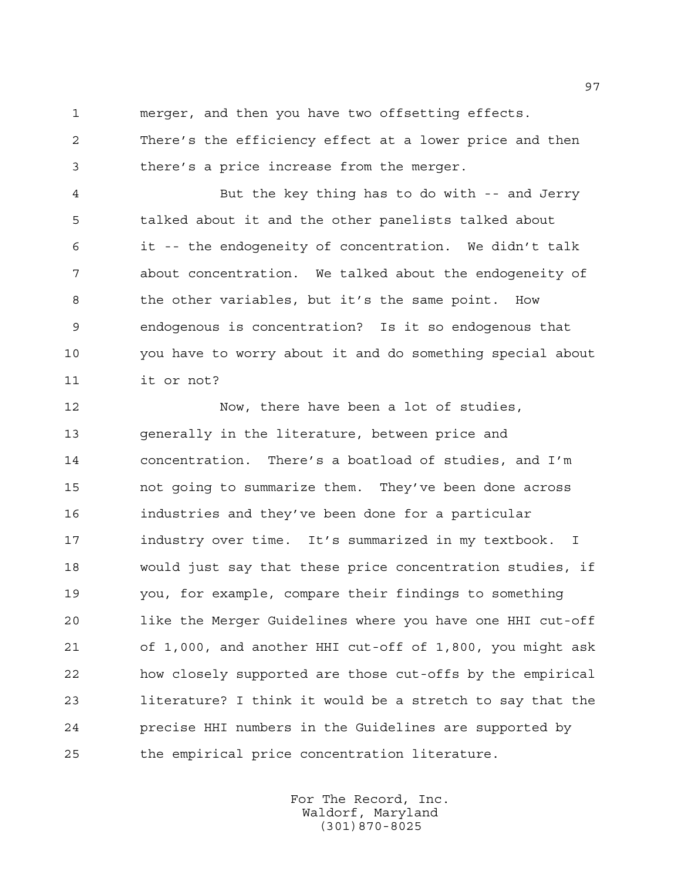merger, and then you have two offsetting effects. There's the efficiency effect at a lower price and then there's a price increase from the merger.

But the key thing has to do with -- and Jerry talked about it and the other panelists talked about it -- the endogeneity of concentration. We didn't talk about concentration. We talked about the endogeneity of the other variables, but it's the same point. How endogenous is concentration? Is it so endogenous that you have to worry about it and do something special about it or not?

Now, there have been a lot of studies, generally in the literature, between price and concentration. There's a boatload of studies, and I'm not going to summarize them. They've been done across industries and they've been done for a particular industry over time. It's summarized in my textbook. I would just say that these price concentration studies, if you, for example, compare their findings to something like the Merger Guidelines where you have one HHI cut-off of 1,000, and another HHI cut-off of 1,800, you might ask how closely supported are those cut-offs by the empirical literature? I think it would be a stretch to say that the precise HHI numbers in the Guidelines are supported by the empirical price concentration literature.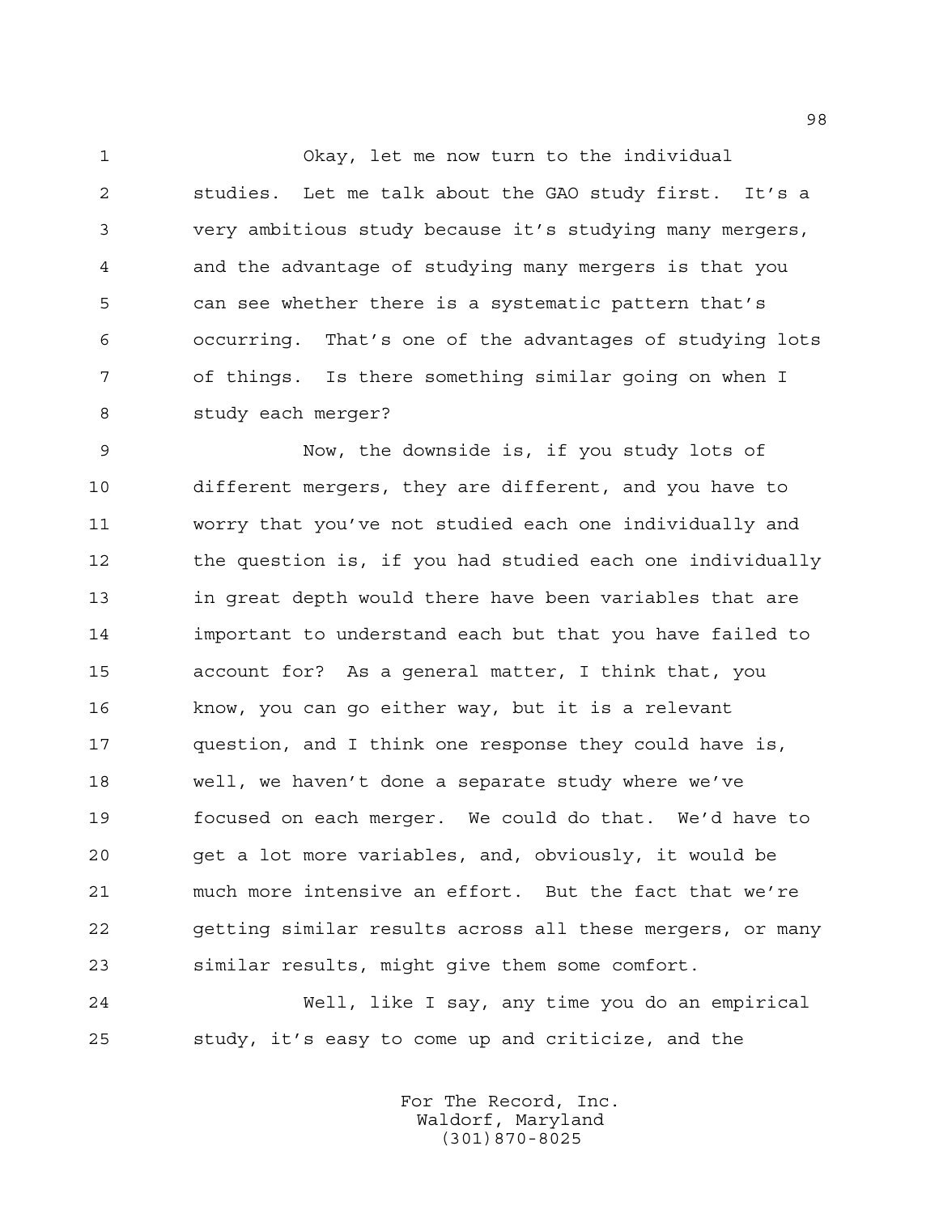Okay, let me now turn to the individual studies. Let me talk about the GAO study first. It's a very ambitious study because it's studying many mergers, and the advantage of studying many mergers is that you can see whether there is a systematic pattern that's occurring. That's one of the advantages of studying lots of things. Is there something similar going on when I study each merger?

Now, the downside is, if you study lots of different mergers, they are different, and you have to worry that you've not studied each one individually and the question is, if you had studied each one individually in great depth would there have been variables that are important to understand each but that you have failed to account for? As a general matter, I think that, you know, you can go either way, but it is a relevant question, and I think one response they could have is, well, we haven't done a separate study where we've focused on each merger. We could do that. We'd have to get a lot more variables, and, obviously, it would be much more intensive an effort. But the fact that we're getting similar results across all these mergers, or many similar results, might give them some comfort.

Well, like I say, any time you do an empirical study, it's easy to come up and criticize, and the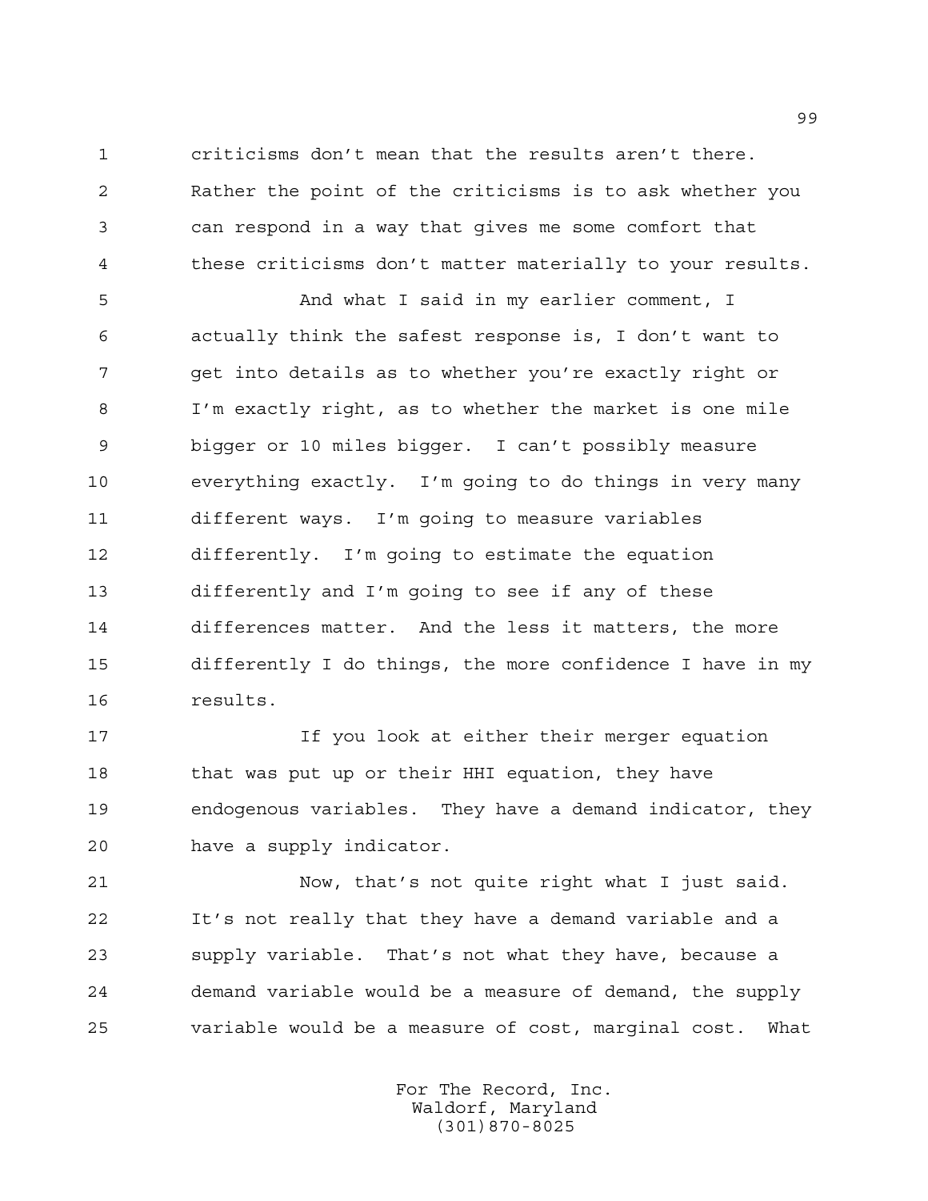criticisms don't mean that the results aren't there. Rather the point of the criticisms is to ask whether you can respond in a way that gives me some comfort that these criticisms don't matter materially to your results.

And what I said in my earlier comment, I actually think the safest response is, I don't want to get into details as to whether you're exactly right or I'm exactly right, as to whether the market is one mile bigger or 10 miles bigger. I can't possibly measure everything exactly. I'm going to do things in very many different ways. I'm going to measure variables differently. I'm going to estimate the equation differently and I'm going to see if any of these differences matter. And the less it matters, the more differently I do things, the more confidence I have in my results.

If you look at either their merger equation that was put up or their HHI equation, they have endogenous variables. They have a demand indicator, they have a supply indicator.

Now, that's not quite right what I just said. It's not really that they have a demand variable and a supply variable. That's not what they have, because a demand variable would be a measure of demand, the supply variable would be a measure of cost, marginal cost. What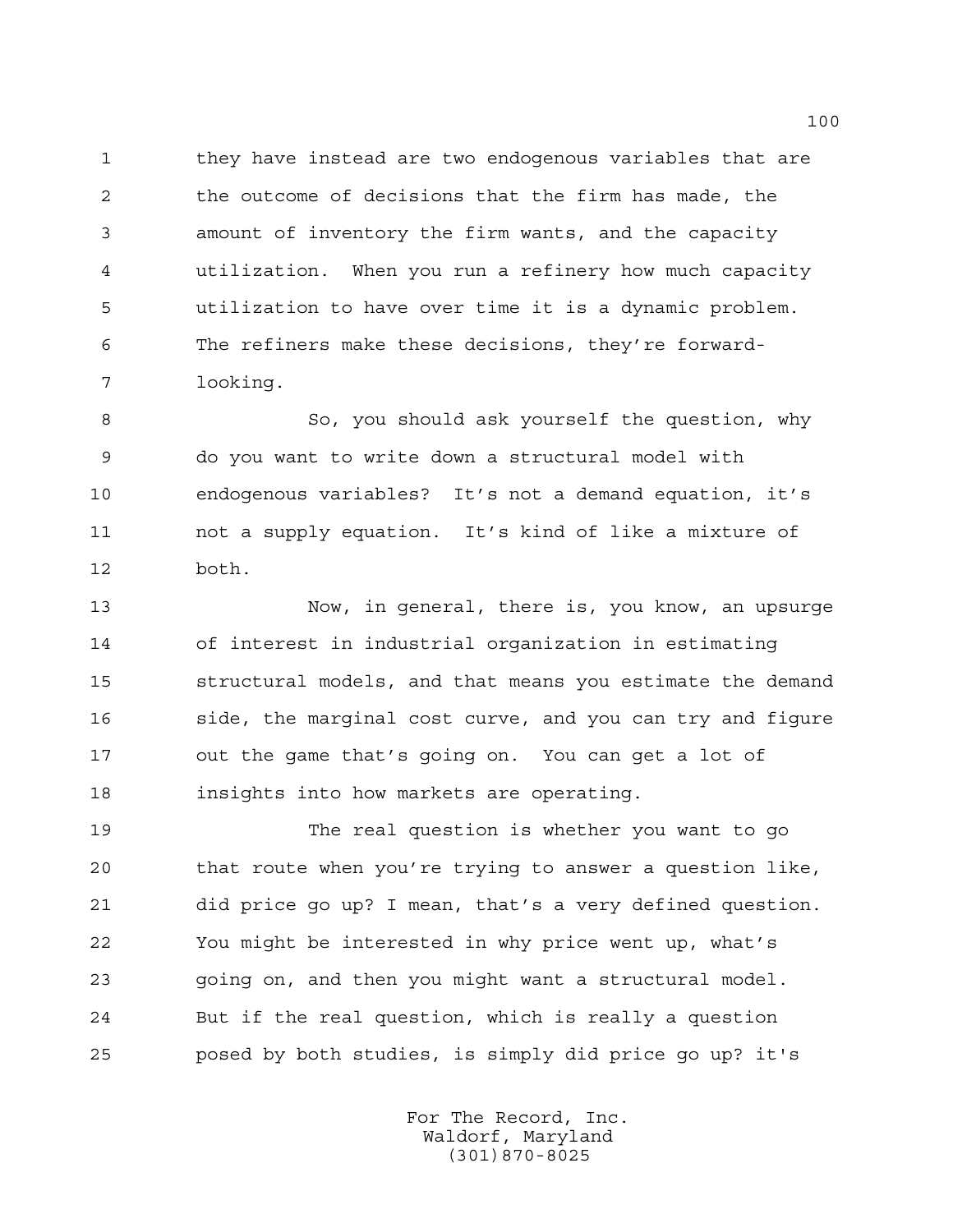they have instead are two endogenous variables that are the outcome of decisions that the firm has made, the amount of inventory the firm wants, and the capacity utilization. When you run a refinery how much capacity utilization to have over time it is a dynamic problem. The refiners make these decisions, they're forward-looking.

So, you should ask yourself the question, why do you want to write down a structural model with endogenous variables? It's not a demand equation, it's not a supply equation. It's kind of like a mixture of both.

Now, in general, there is, you know, an upsurge of interest in industrial organization in estimating structural models, and that means you estimate the demand side, the marginal cost curve, and you can try and figure out the game that's going on. You can get a lot of insights into how markets are operating.

The real question is whether you want to go that route when you're trying to answer a question like, did price go up? I mean, that's a very defined question. You might be interested in why price went up, what's going on, and then you might want a structural model. But if the real question, which is really a question posed by both studies, is simply did price go up? it's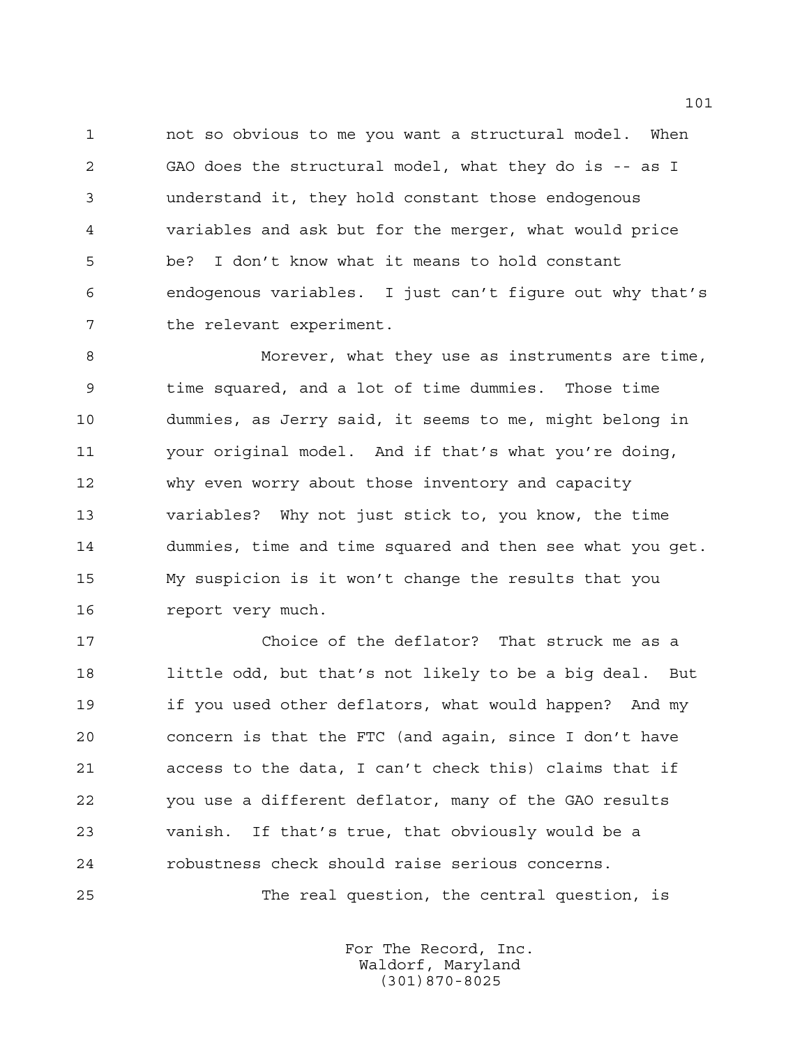not so obvious to me you want a structural model. When GAO does the structural model, what they do is -- as I understand it, they hold constant those endogenous variables and ask but for the merger, what would price be? I don't know what it means to hold constant endogenous variables. I just can't figure out why that's the relevant experiment.

Morever, what they use as instruments are time, time squared, and a lot of time dummies. Those time dummies, as Jerry said, it seems to me, might belong in your original model. And if that's what you're doing, why even worry about those inventory and capacity variables? Why not just stick to, you know, the time dummies, time and time squared and then see what you get. My suspicion is it won't change the results that you report very much.

Choice of the deflator? That struck me as a little odd, but that's not likely to be a big deal. But if you used other deflators, what would happen? And my concern is that the FTC (and again, since I don't have access to the data, I can't check this) claims that if you use a different deflator, many of the GAO results vanish. If that's true, that obviously would be a robustness check should raise serious concerns.

The real question, the central question, is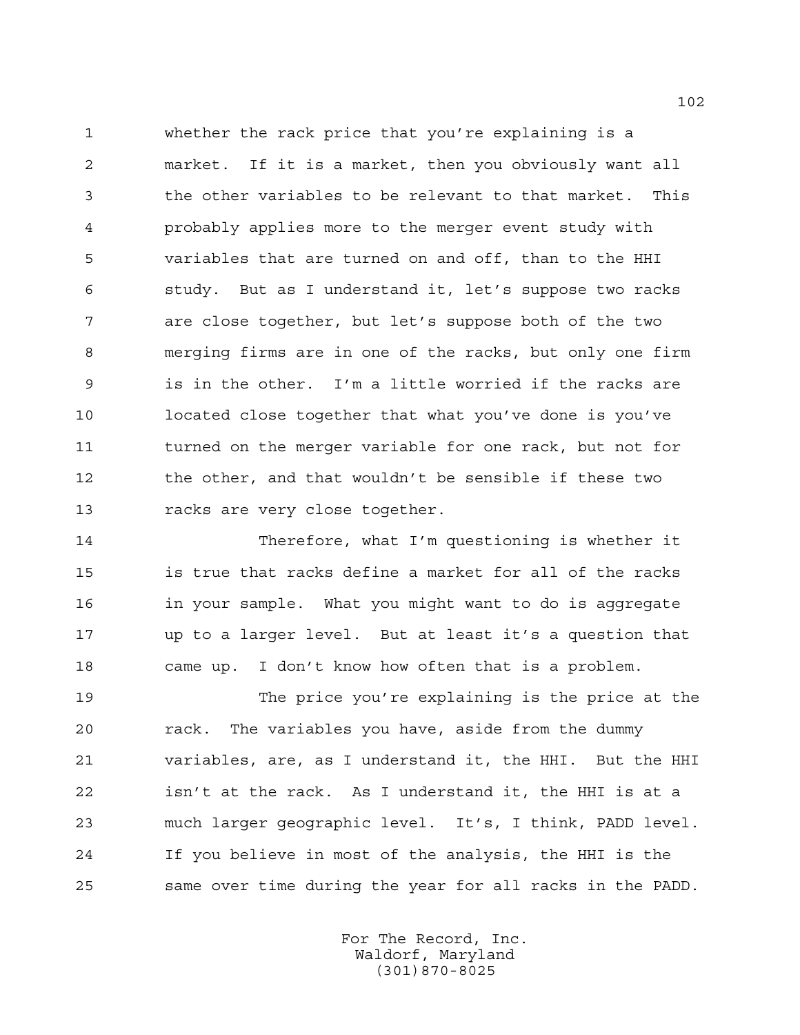whether the rack price that you're explaining is a market. If it is a market, then you obviously want all the other variables to be relevant to that market. This probably applies more to the merger event study with variables that are turned on and off, than to the HHI study. But as I understand it, let's suppose two racks are close together, but let's suppose both of the two merging firms are in one of the racks, but only one firm is in the other. I'm a little worried if the racks are located close together that what you've done is you've turned on the merger variable for one rack, but not for the other, and that wouldn't be sensible if these two racks are very close together.

Therefore, what I'm questioning is whether it is true that racks define a market for all of the racks in your sample. What you might want to do is aggregate up to a larger level. But at least it's a question that came up. I don't know how often that is a problem.

The price you're explaining is the price at the rack. The variables you have, aside from the dummy variables, are, as I understand it, the HHI. But the HHI isn't at the rack. As I understand it, the HHI is at a much larger geographic level. It's, I think, PADD level. If you believe in most of the analysis, the HHI is the same over time during the year for all racks in the PADD.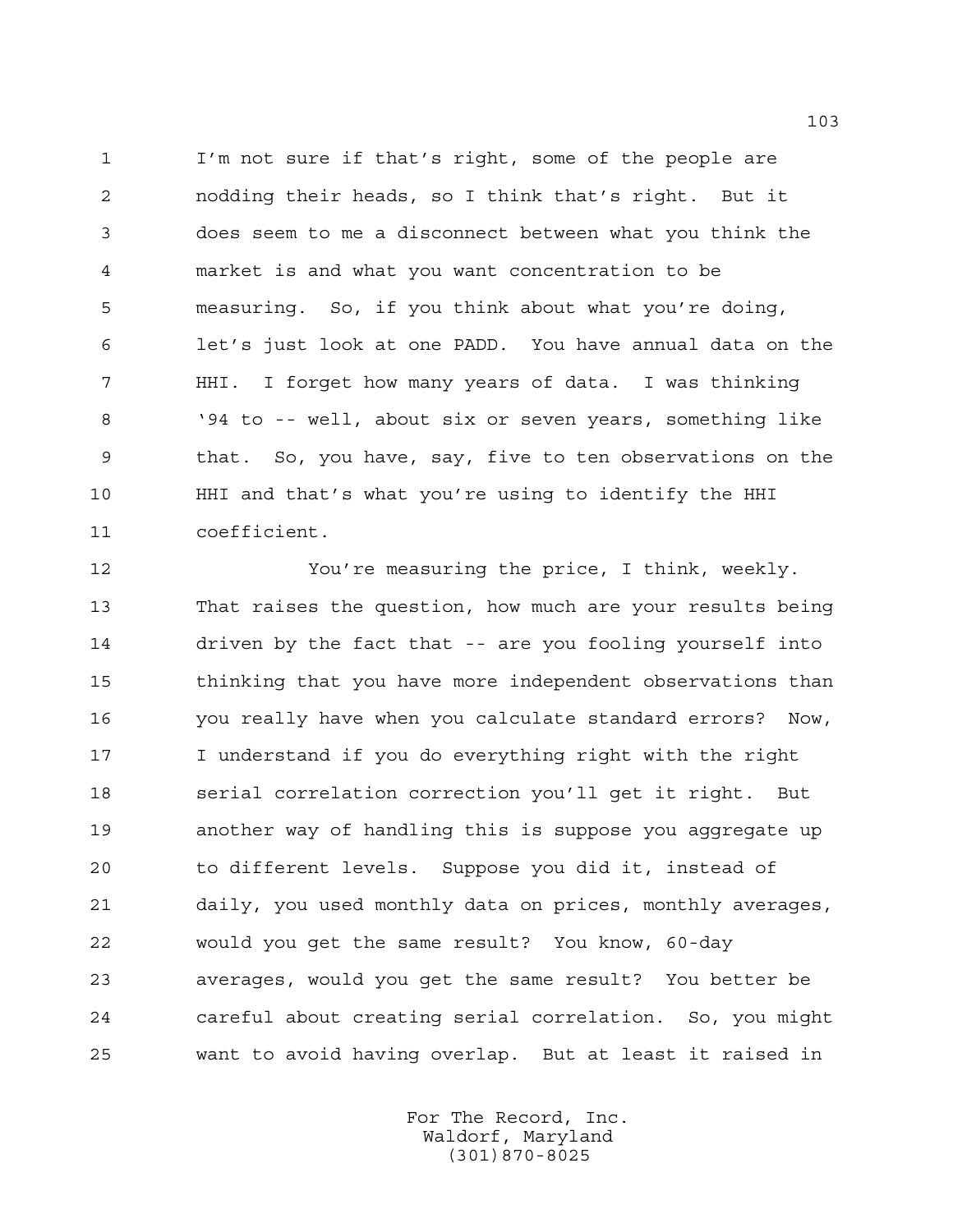I'm not sure if that's right, some of the people are nodding their heads, so I think that's right. But it does seem to me a disconnect between what you think the market is and what you want concentration to be measuring. So, if you think about what you're doing, let's just look at one PADD. You have annual data on the HHI. I forget how many years of data. I was thinking '94 to -- well, about six or seven years, something like that. So, you have, say, five to ten observations on the HHI and that's what you're using to identify the HHI coefficient.

You're measuring the price, I think, weekly. That raises the question, how much are your results being driven by the fact that -- are you fooling yourself into thinking that you have more independent observations than you really have when you calculate standard errors? Now, I understand if you do everything right with the right serial correlation correction you'll get it right. But another way of handling this is suppose you aggregate up to different levels. Suppose you did it, instead of daily, you used monthly data on prices, monthly averages, would you get the same result? You know, 60-day averages, would you get the same result? You better be careful about creating serial correlation. So, you might want to avoid having overlap. But at least it raised in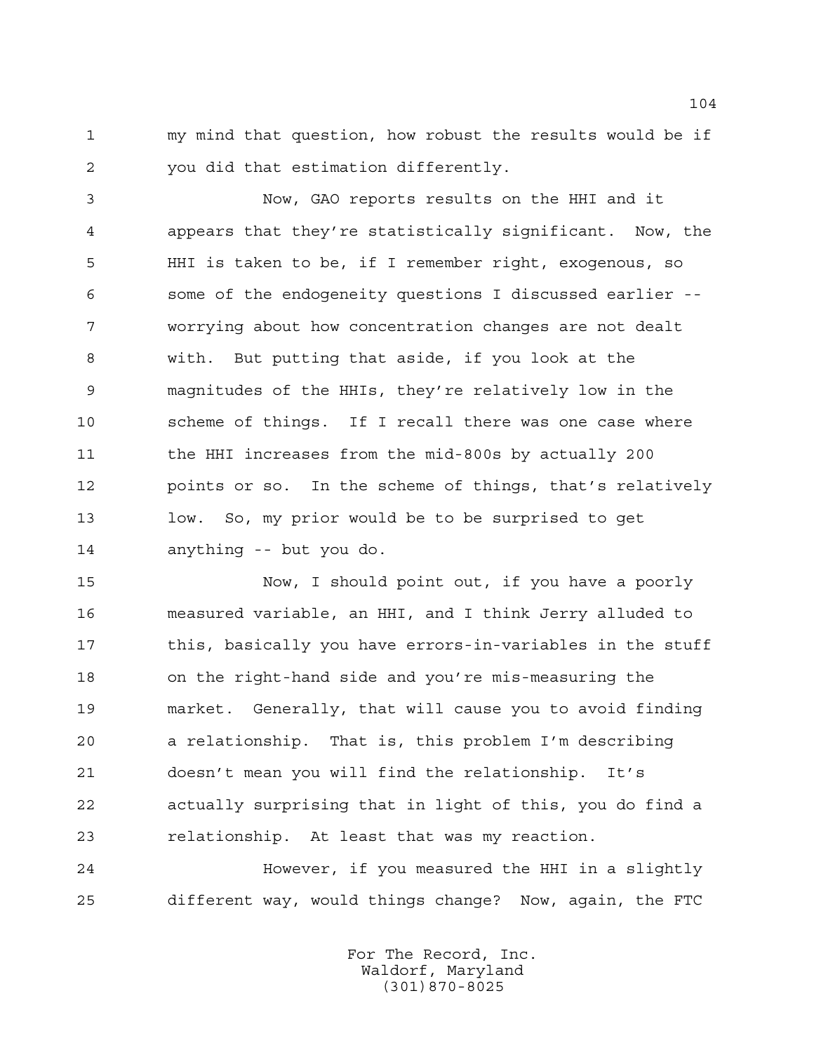my mind that question, how robust the results would be if you did that estimation differently.

Now, GAO reports results on the HHI and it appears that they're statistically significant. Now, the HHI is taken to be, if I remember right, exogenous, so some of the endogeneity questions I discussed earlier -- worrying about how concentration changes are not dealt with. But putting that aside, if you look at the magnitudes of the HHIs, they're relatively low in the scheme of things. If I recall there was one case where the HHI increases from the mid-800s by actually 200 points or so. In the scheme of things, that's relatively low. So, my prior would be to be surprised to get anything -- but you do.

Now, I should point out, if you have a poorly measured variable, an HHI, and I think Jerry alluded to this, basically you have errors-in-variables in the stuff on the right-hand side and you're mis-measuring the market. Generally, that will cause you to avoid finding a relationship. That is, this problem I'm describing doesn't mean you will find the relationship. It's actually surprising that in light of this, you do find a relationship. At least that was my reaction.

However, if you measured the HHI in a slightly different way, would things change? Now, again, the FTC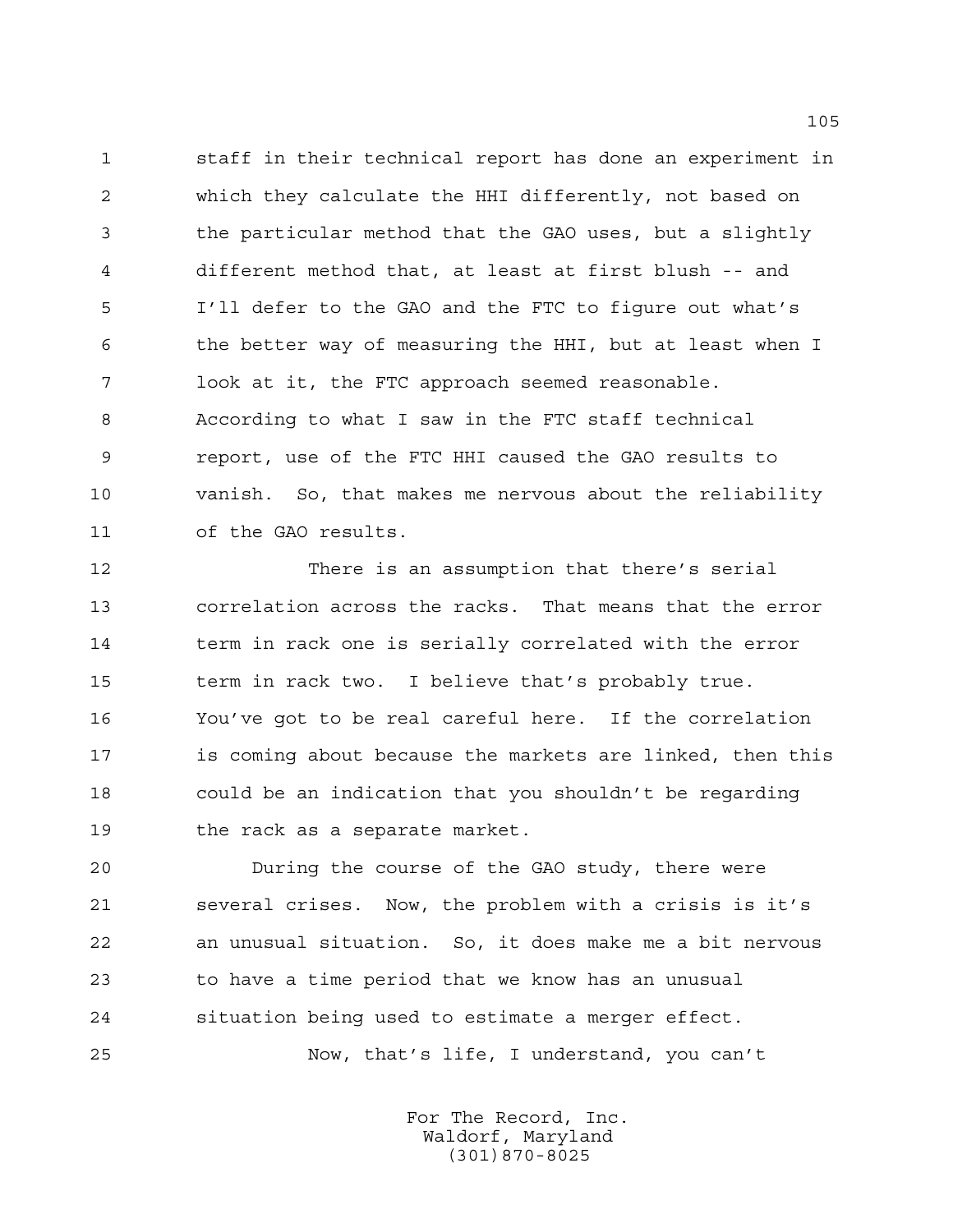staff in their technical report has done an experiment in which they calculate the HHI differently, not based on the particular method that the GAO uses, but a slightly different method that, at least at first blush -- and I'll defer to the GAO and the FTC to figure out what's the better way of measuring the HHI, but at least when I look at it, the FTC approach seemed reasonable. According to what I saw in the FTC staff technical report, use of the FTC HHI caused the GAO results to vanish. So, that makes me nervous about the reliability of the GAO results.

There is an assumption that there's serial correlation across the racks. That means that the error term in rack one is serially correlated with the error term in rack two. I believe that's probably true. You've got to be real careful here. If the correlation is coming about because the markets are linked, then this could be an indication that you shouldn't be regarding the rack as a separate market.

During the course of the GAO study, there were several crises. Now, the problem with a crisis is it's an unusual situation. So, it does make me a bit nervous to have a time period that we know has an unusual situation being used to estimate a merger effect.

Now, that's life, I understand, you can't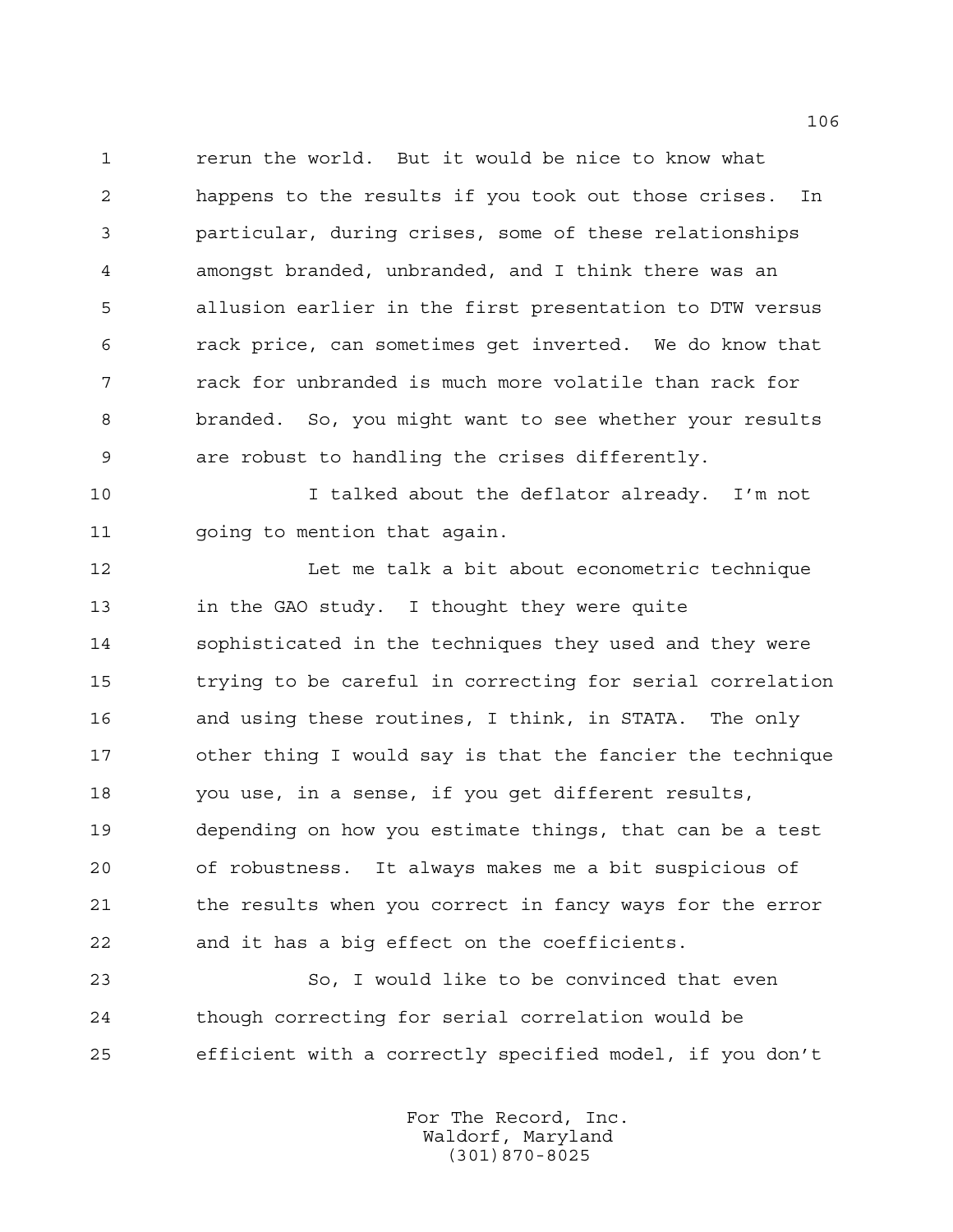rerun the world. But it would be nice to know what happens to the results if you took out those crises. In particular, during crises, some of these relationships amongst branded, unbranded, and I think there was an allusion earlier in the first presentation to DTW versus rack price, can sometimes get inverted. We do know that rack for unbranded is much more volatile than rack for branded. So, you might want to see whether your results are robust to handling the crises differently.

I talked about the deflator already. I'm not going to mention that again.

Let me talk a bit about econometric technique in the GAO study. I thought they were quite sophisticated in the techniques they used and they were trying to be careful in correcting for serial correlation and using these routines, I think, in STATA. The only other thing I would say is that the fancier the technique you use, in a sense, if you get different results, depending on how you estimate things, that can be a test of robustness. It always makes me a bit suspicious of the results when you correct in fancy ways for the error and it has a big effect on the coefficients.

So, I would like to be convinced that even though correcting for serial correlation would be efficient with a correctly specified model, if you don't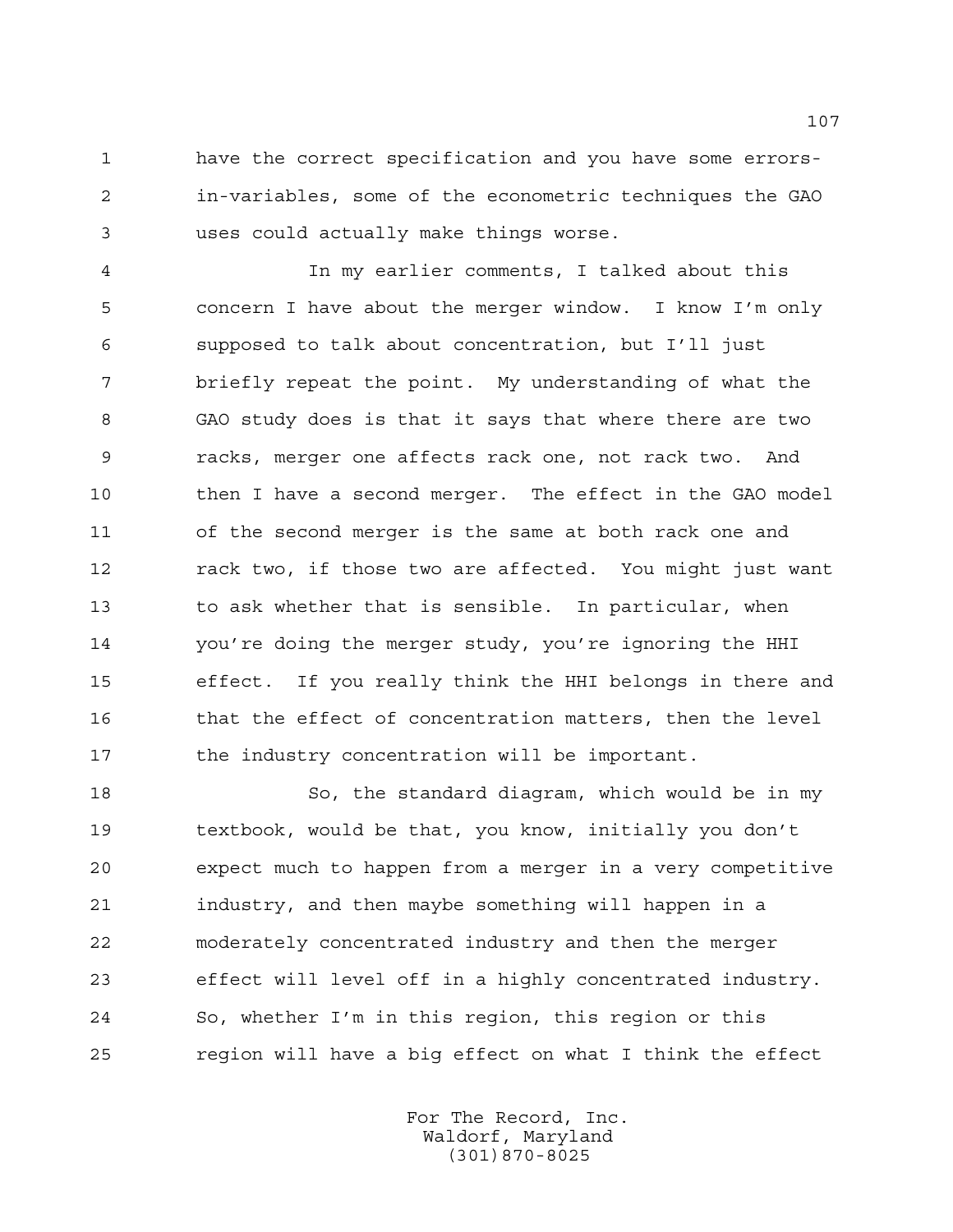have the correct specification and you have some errors-in-variables, some of the econometric techniques the GAO uses could actually make things worse.

In my earlier comments, I talked about this concern I have about the merger window. I know I'm only supposed to talk about concentration, but I'll just briefly repeat the point. My understanding of what the GAO study does is that it says that where there are two racks, merger one affects rack one, not rack two. And then I have a second merger. The effect in the GAO model of the second merger is the same at both rack one and rack two, if those two are affected. You might just want to ask whether that is sensible. In particular, when you're doing the merger study, you're ignoring the HHI effect. If you really think the HHI belongs in there and that the effect of concentration matters, then the level the industry concentration will be important.

So, the standard diagram, which would be in my textbook, would be that, you know, initially you don't expect much to happen from a merger in a very competitive industry, and then maybe something will happen in a moderately concentrated industry and then the merger effect will level off in a highly concentrated industry. So, whether I'm in this region, this region or this region will have a big effect on what I think the effect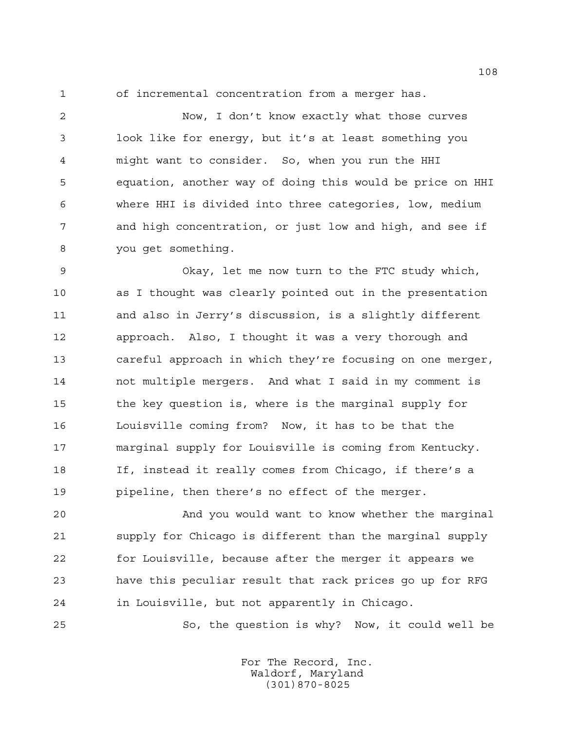of incremental concentration from a merger has.

Now, I don't know exactly what those curves look like for energy, but it's at least something you might want to consider. So, when you run the HHI equation, another way of doing this would be price on HHI where HHI is divided into three categories, low, medium and high concentration, or just low and high, and see if you get something.

Okay, let me now turn to the FTC study which, as I thought was clearly pointed out in the presentation and also in Jerry's discussion, is a slightly different approach. Also, I thought it was a very thorough and careful approach in which they're focusing on one merger, not multiple mergers. And what I said in my comment is the key question is, where is the marginal supply for Louisville coming from? Now, it has to be that the marginal supply for Louisville is coming from Kentucky. If, instead it really comes from Chicago, if there's a pipeline, then there's no effect of the merger.

And you would want to know whether the marginal supply for Chicago is different than the marginal supply for Louisville, because after the merger it appears we have this peculiar result that rack prices go up for RFG in Louisville, but not apparently in Chicago.

So, the question is why? Now, it could well be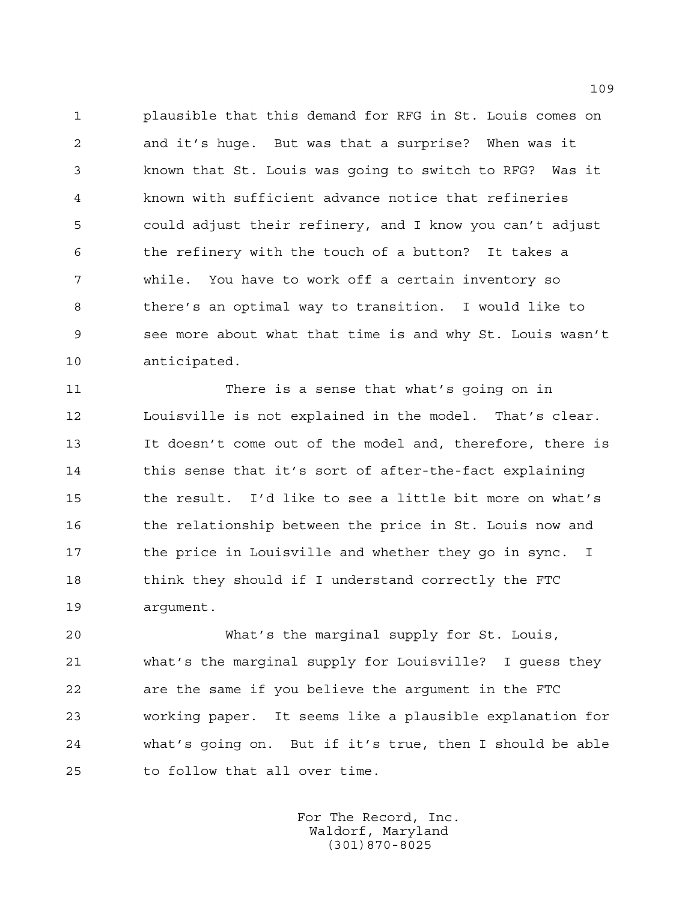plausible that this demand for RFG in St. Louis comes on and it's huge. But was that a surprise? When was it known that St. Louis was going to switch to RFG? Was it known with sufficient advance notice that refineries could adjust their refinery, and I know you can't adjust the refinery with the touch of a button? It takes a while. You have to work off a certain inventory so there's an optimal way to transition. I would like to see more about what that time is and why St. Louis wasn't anticipated.

There is a sense that what's going on in Louisville is not explained in the model. That's clear. It doesn't come out of the model and, therefore, there is this sense that it's sort of after-the-fact explaining the result. I'd like to see a little bit more on what's the relationship between the price in St. Louis now and the price in Louisville and whether they go in sync. I think they should if I understand correctly the FTC argument.

What's the marginal supply for St. Louis, what's the marginal supply for Louisville? I guess they are the same if you believe the argument in the FTC working paper. It seems like a plausible explanation for what's going on. But if it's true, then I should be able to follow that all over time.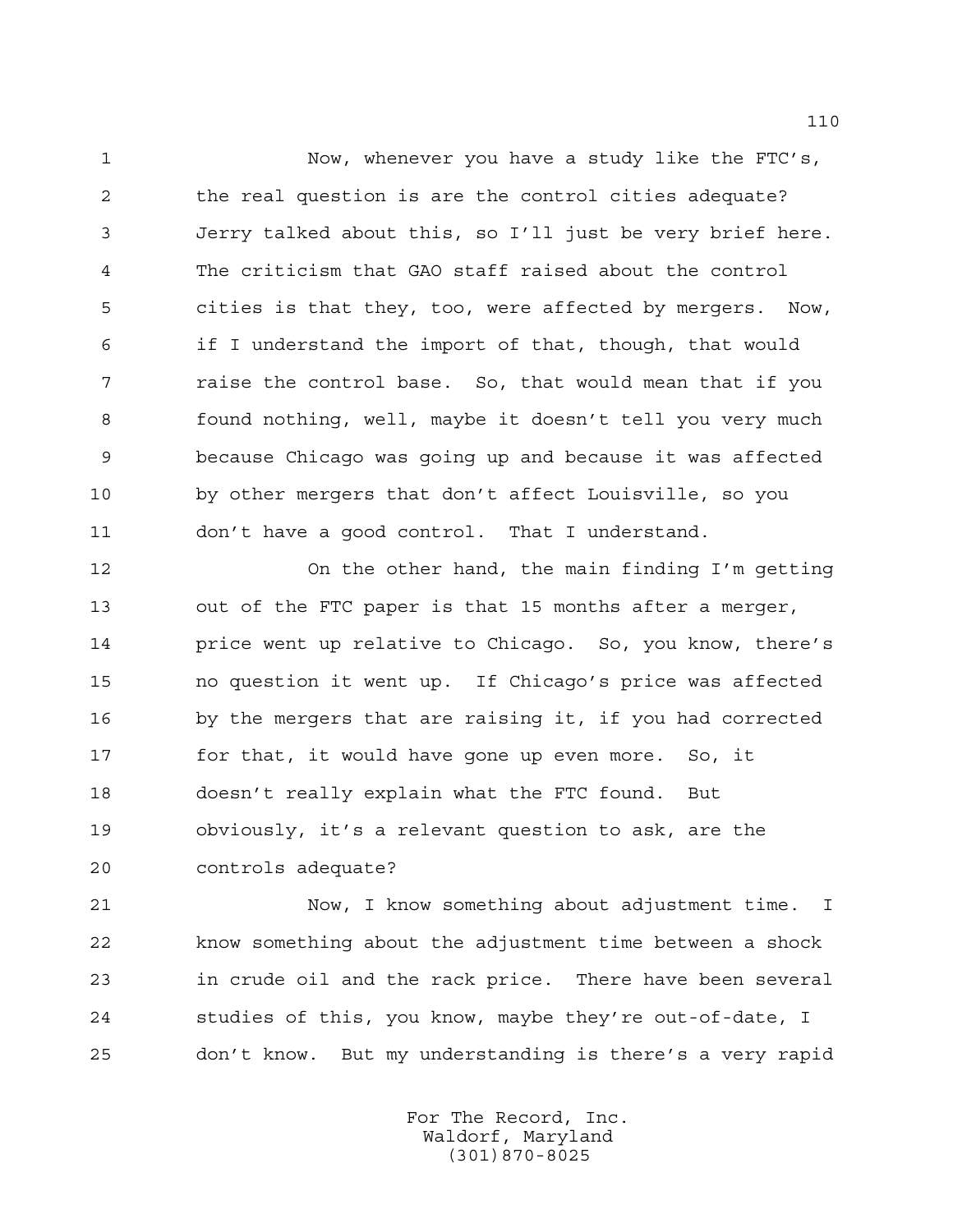Now, whenever you have a study like the FTC's, the real question is are the control cities adequate? Jerry talked about this, so I'll just be very brief here. The criticism that GAO staff raised about the control cities is that they, too, were affected by mergers. Now, if I understand the import of that, though, that would raise the control base. So, that would mean that if you found nothing, well, maybe it doesn't tell you very much because Chicago was going up and because it was affected by other mergers that don't affect Louisville, so you don't have a good control. That I understand.

On the other hand, the main finding I'm getting out of the FTC paper is that 15 months after a merger, price went up relative to Chicago. So, you know, there's no question it went up. If Chicago's price was affected by the mergers that are raising it, if you had corrected for that, it would have gone up even more. So, it doesn't really explain what the FTC found. But obviously, it's a relevant question to ask, are the controls adequate?

Now, I know something about adjustment time. I know something about the adjustment time between a shock in crude oil and the rack price. There have been several studies of this, you know, maybe they're out-of-date, I don't know. But my understanding is there's a very rapid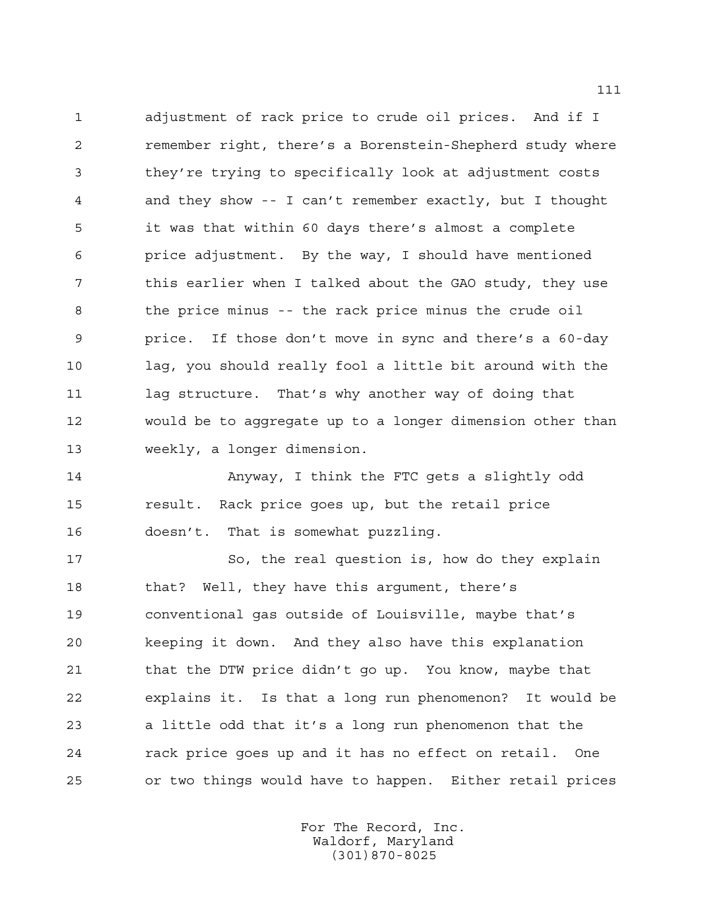adjustment of rack price to crude oil prices. And if I remember right, there's a Borenstein-Shepherd study where they're trying to specifically look at adjustment costs and they show -- I can't remember exactly, but I thought it was that within 60 days there's almost a complete price adjustment. By the way, I should have mentioned this earlier when I talked about the GAO study, they use the price minus -- the rack price minus the crude oil price. If those don't move in sync and there's a 60-day lag, you should really fool a little bit around with the lag structure. That's why another way of doing that would be to aggregate up to a longer dimension other than weekly, a longer dimension.

Anyway, I think the FTC gets a slightly odd result. Rack price goes up, but the retail price doesn't. That is somewhat puzzling.

So, the real question is, how do they explain that? Well, they have this argument, there's conventional gas outside of Louisville, maybe that's keeping it down. And they also have this explanation that the DTW price didn't go up. You know, maybe that explains it. Is that a long run phenomenon? It would be a little odd that it's a long run phenomenon that the rack price goes up and it has no effect on retail. One or two things would have to happen. Either retail prices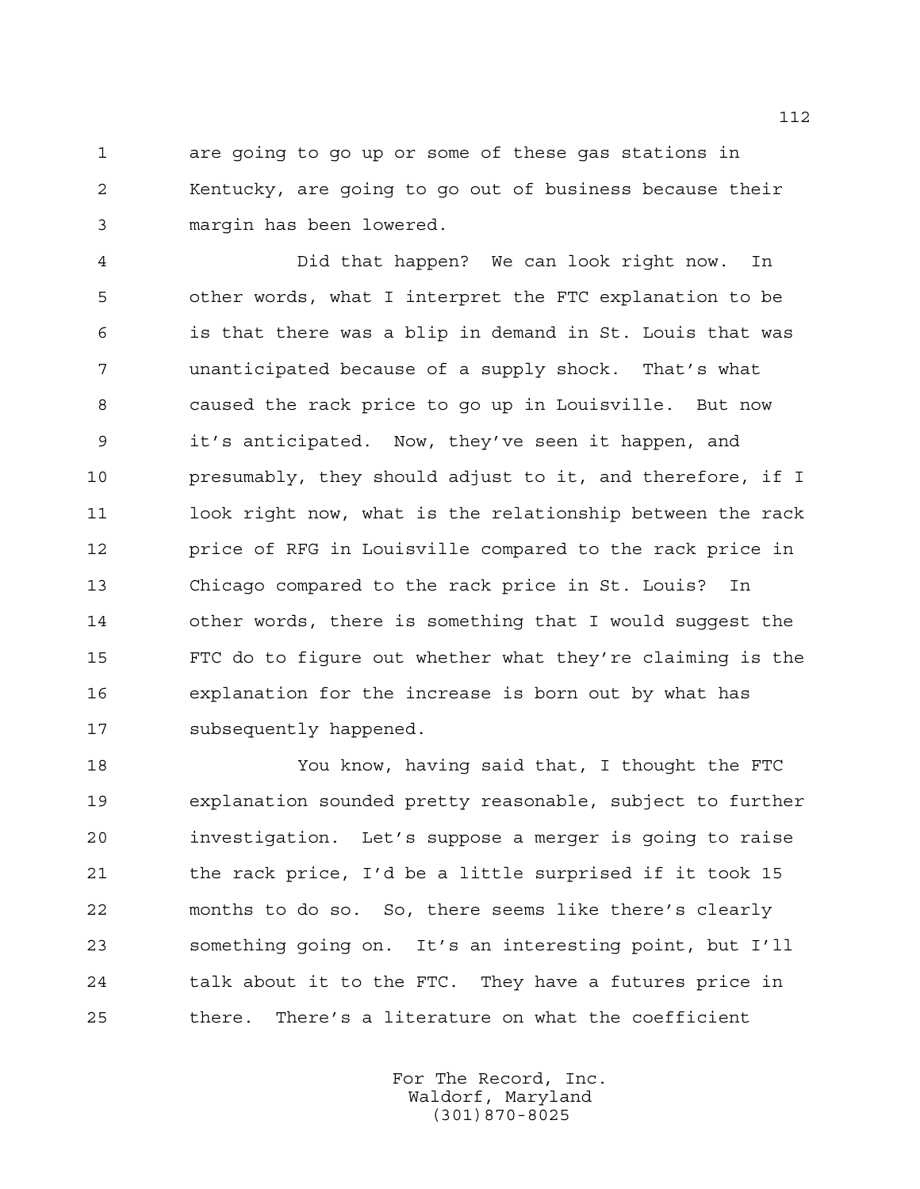are going to go up or some of these gas stations in Kentucky, are going to go out of business because their margin has been lowered.

Did that happen? We can look right now. In other words, what I interpret the FTC explanation to be is that there was a blip in demand in St. Louis that was unanticipated because of a supply shock. That's what caused the rack price to go up in Louisville. But now it's anticipated. Now, they've seen it happen, and presumably, they should adjust to it, and therefore, if I look right now, what is the relationship between the rack price of RFG in Louisville compared to the rack price in Chicago compared to the rack price in St. Louis? In other words, there is something that I would suggest the FTC do to figure out whether what they're claiming is the explanation for the increase is born out by what has subsequently happened.

You know, having said that, I thought the FTC explanation sounded pretty reasonable, subject to further investigation. Let's suppose a merger is going to raise the rack price, I'd be a little surprised if it took 15 months to do so. So, there seems like there's clearly something going on. It's an interesting point, but I'll talk about it to the FTC. They have a futures price in there. There's a literature on what the coefficient

For The Record, Inc.
Waldorf, Maryland
(301)870-8025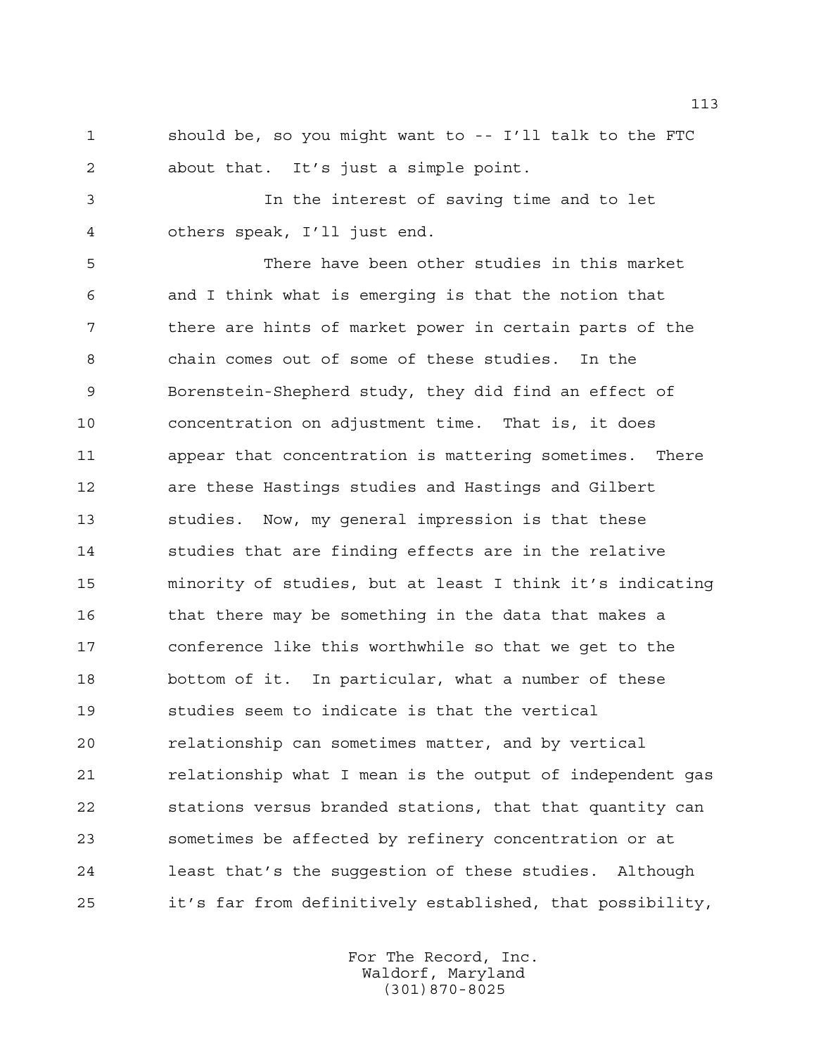should be, so you might want to -- I'll talk to the FTC about that. It's just a simple point.

In the interest of saving time and to let others speak, I'll just end.

There have been other studies in this market and I think what is emerging is that the notion that there are hints of market power in certain parts of the chain comes out of some of these studies. In the Borenstein-Shepherd study, they did find an effect of concentration on adjustment time. That is, it does appear that concentration is mattering sometimes. There are these Hastings studies and Hastings and Gilbert studies. Now, my general impression is that these studies that are finding effects are in the relative minority of studies, but at least I think it's indicating that there may be something in the data that makes a conference like this worthwhile so that we get to the bottom of it. In particular, what a number of these studies seem to indicate is that the vertical relationship can sometimes matter, and by vertical relationship what I mean is the output of independent gas stations versus branded stations, that that quantity can sometimes be affected by refinery concentration or at least that's the suggestion of these studies. Although it's far from definitively established, that possibility,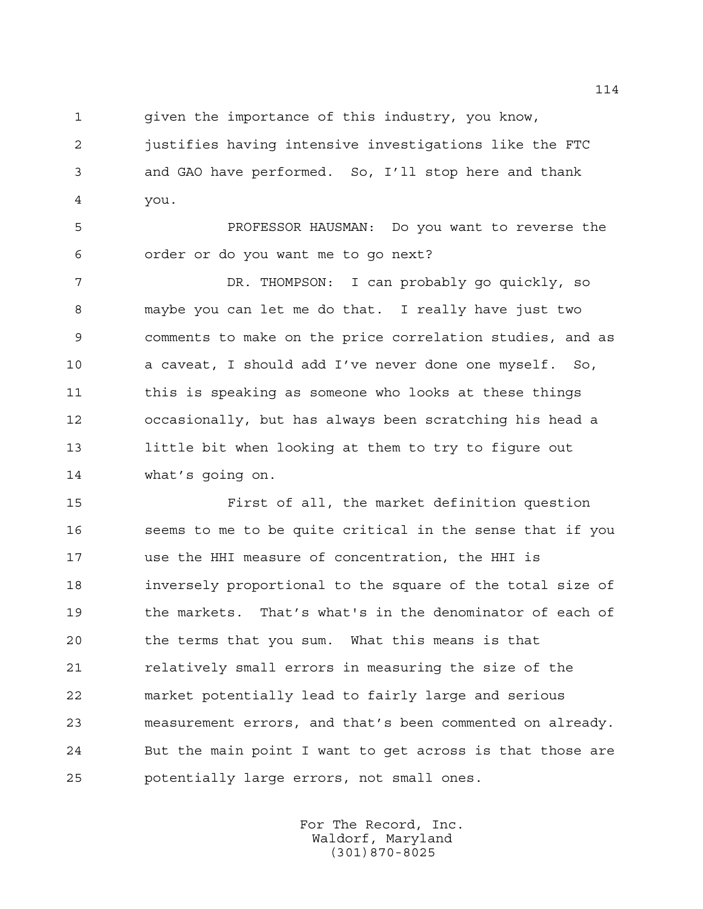given the importance of this industry, you know, justifies having intensive investigations like the FTC and GAO have performed. So, I'll stop here and thank you.

PROFESSOR HAUSMAN: Do you want to reverse the order or do you want me to go next?

DR. THOMPSON: I can probably go quickly, so maybe you can let me do that. I really have just two comments to make on the price correlation studies, and as a caveat, I should add I've never done one myself. So, this is speaking as someone who looks at these things occasionally, but has always been scratching his head a little bit when looking at them to try to figure out what's going on.

First of all, the market definition question seems to me to be quite critical in the sense that if you use the HHI measure of concentration, the HHI is inversely proportional to the square of the total size of the markets. That's what's in the denominator of each of the terms that you sum. What this means is that relatively small errors in measuring the size of the market potentially lead to fairly large and serious measurement errors, and that's been commented on already. But the main point I want to get across is that those are potentially large errors, not small ones.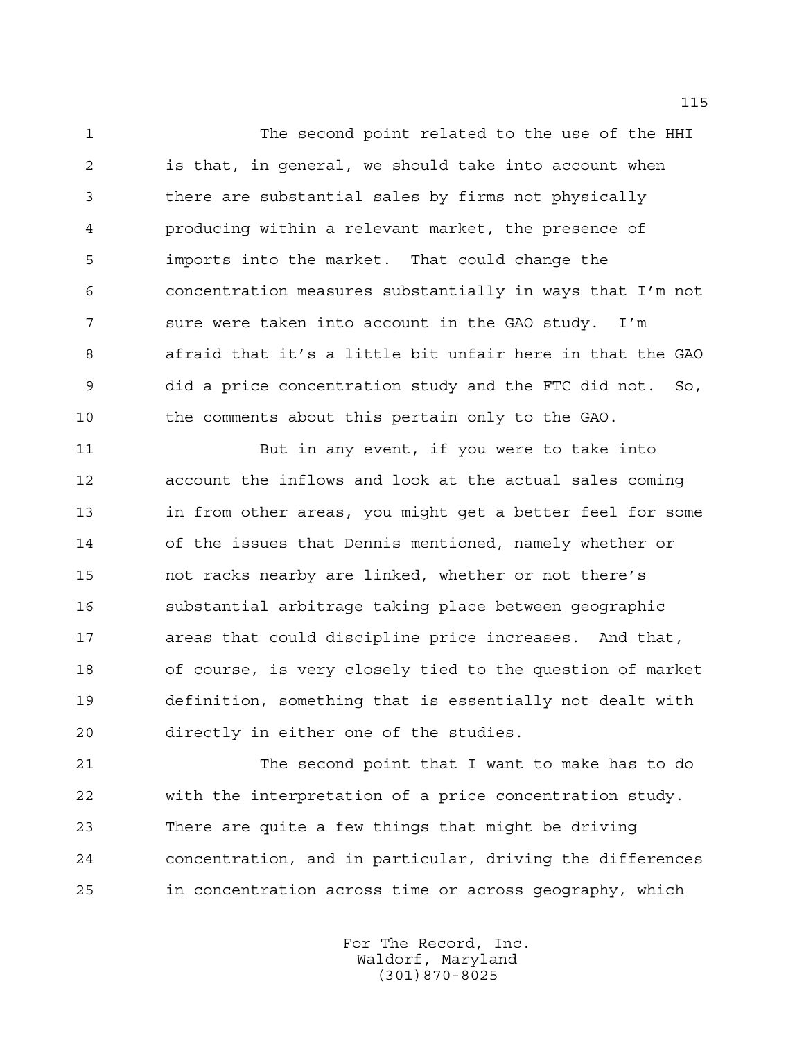The second point related to the use of the HHI is that, in general, we should take into account when there are substantial sales by firms not physically producing within a relevant market, the presence of imports into the market. That could change the concentration measures substantially in ways that I'm not sure were taken into account in the GAO study. I'm afraid that it's a little bit unfair here in that the GAO did a price concentration study and the FTC did not. So, the comments about this pertain only to the GAO.

But in any event, if you were to take into account the inflows and look at the actual sales coming in from other areas, you might get a better feel for some of the issues that Dennis mentioned, namely whether or not racks nearby are linked, whether or not there's substantial arbitrage taking place between geographic areas that could discipline price increases. And that, of course, is very closely tied to the question of market definition, something that is essentially not dealt with directly in either one of the studies.

The second point that I want to make has to do with the interpretation of a price concentration study. There are quite a few things that might be driving concentration, and in particular, driving the differences in concentration across time or across geography, which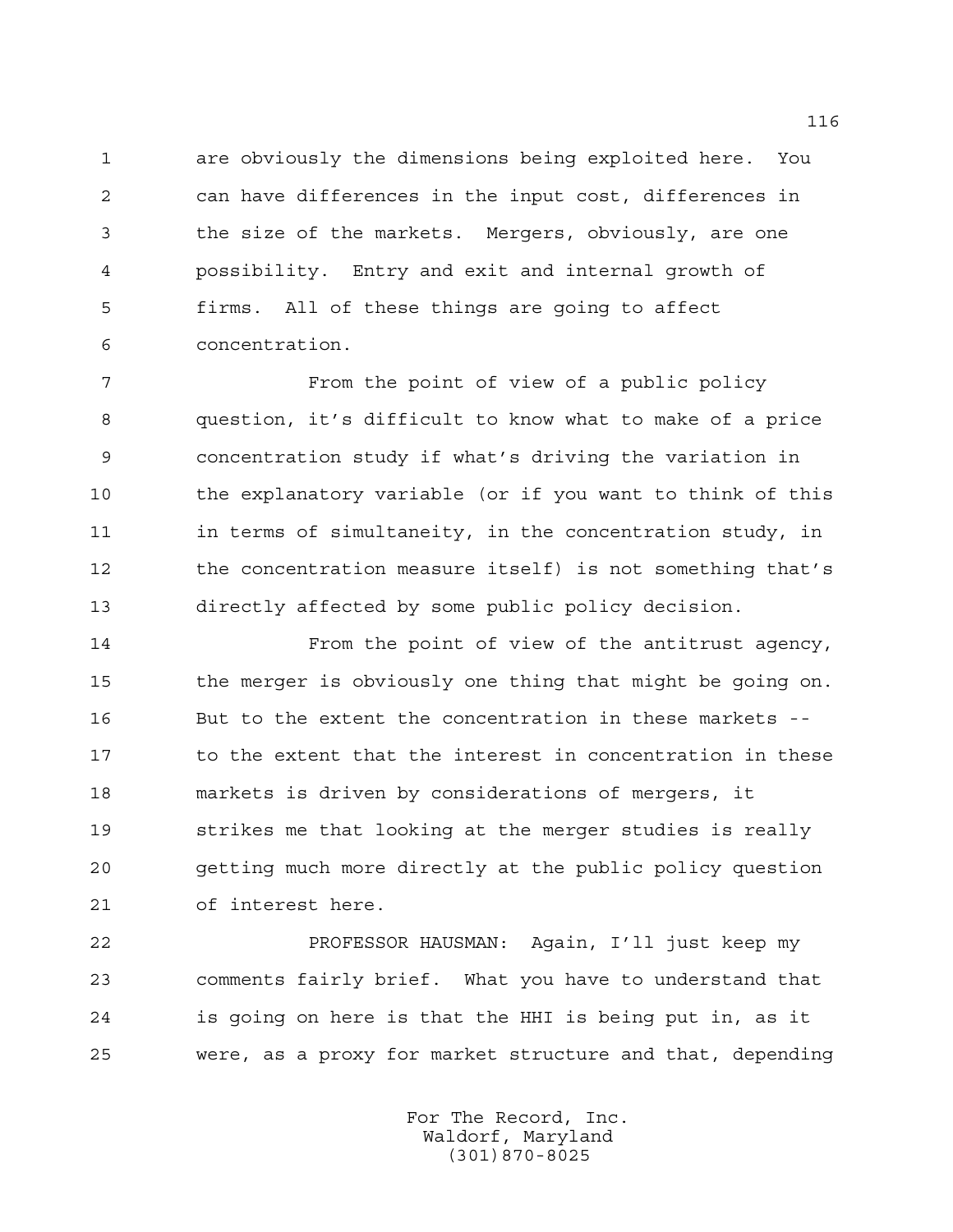are obviously the dimensions being exploited here. You can have differences in the input cost, differences in the size of the markets. Mergers, obviously, are one possibility. Entry and exit and internal growth of firms. All of these things are going to affect concentration.

From the point of view of a public policy question, it's difficult to know what to make of a price concentration study if what's driving the variation in the explanatory variable (or if you want to think of this in terms of simultaneity, in the concentration study, in the concentration measure itself) is not something that's directly affected by some public policy decision.

From the point of view of the antitrust agency, the merger is obviously one thing that might be going on. But to the extent the concentration in these markets -- to the extent that the interest in concentration in these markets is driven by considerations of mergers, it strikes me that looking at the merger studies is really getting much more directly at the public policy question of interest here.

PROFESSOR HAUSMAN: Again, I'll just keep my comments fairly brief. What you have to understand that is going on here is that the HHI is being put in, as it were, as a proxy for market structure and that, depending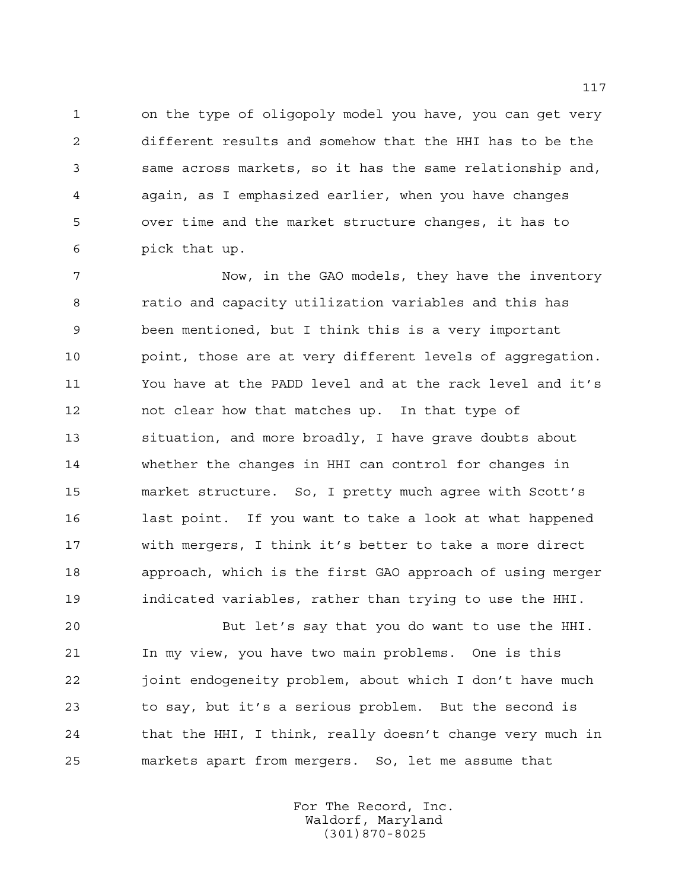on the type of oligopoly model you have, you can get very different results and somehow that the HHI has to be the same across markets, so it has the same relationship and, again, as I emphasized earlier, when you have changes over time and the market structure changes, it has to pick that up.

Now, in the GAO models, they have the inventory ratio and capacity utilization variables and this has been mentioned, but I think this is a very important point, those are at very different levels of aggregation. You have at the PADD level and at the rack level and it's not clear how that matches up. In that type of situation, and more broadly, I have grave doubts about whether the changes in HHI can control for changes in market structure. So, I pretty much agree with Scott's last point. If you want to take a look at what happened with mergers, I think it's better to take a more direct approach, which is the first GAO approach of using merger indicated variables, rather than trying to use the HHI.

But let's say that you do want to use the HHI. In my view, you have two main problems. One is this joint endogeneity problem, about which I don't have much to say, but it's a serious problem. But the second is that the HHI, I think, really doesn't change very much in markets apart from mergers. So, let me assume that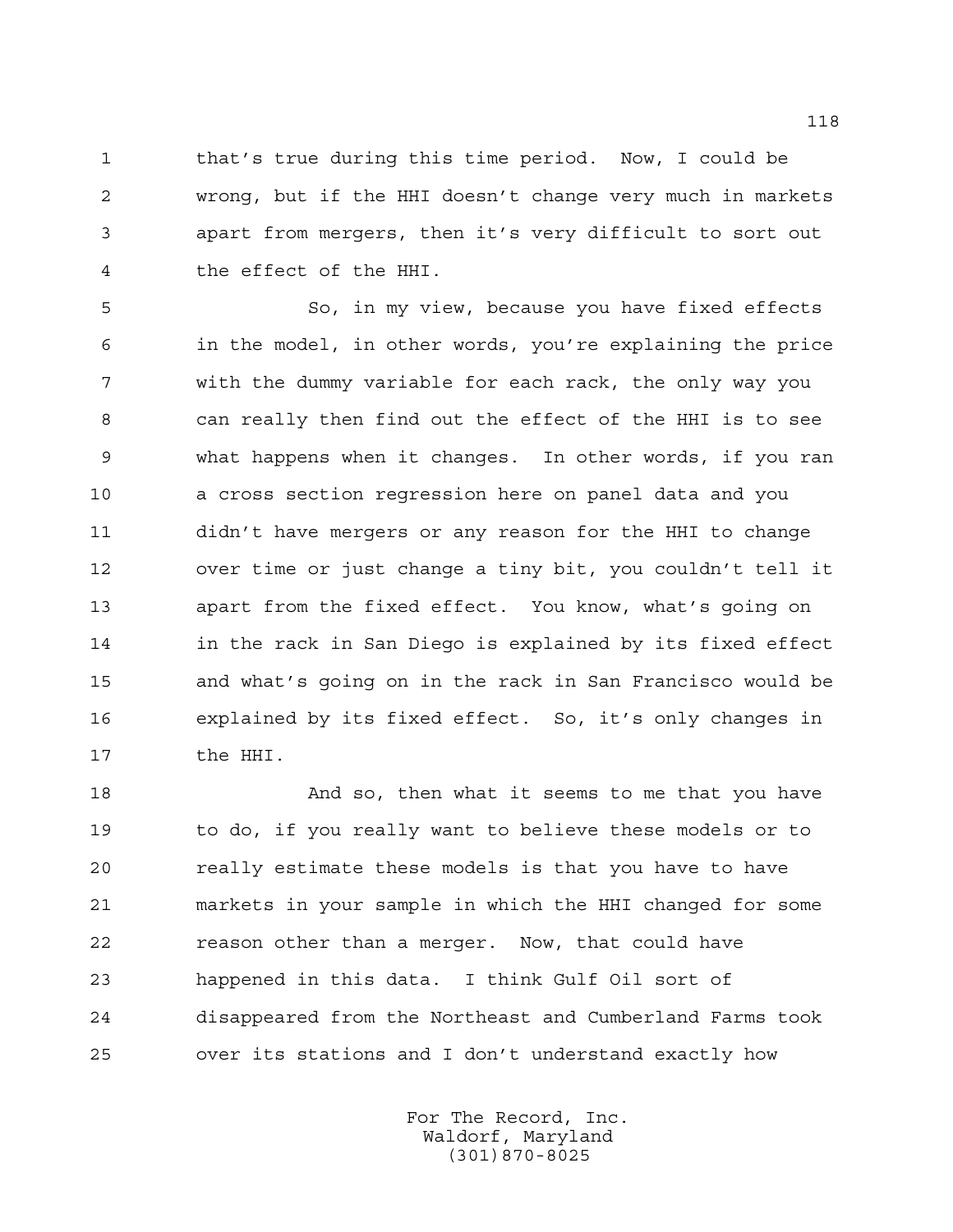that's true during this time period. Now, I could be wrong, but if the HHI doesn't change very much in markets apart from mergers, then it's very difficult to sort out the effect of the HHI.

So, in my view, because you have fixed effects in the model, in other words, you're explaining the price with the dummy variable for each rack, the only way you can really then find out the effect of the HHI is to see what happens when it changes. In other words, if you ran a cross section regression here on panel data and you didn't have mergers or any reason for the HHI to change over time or just change a tiny bit, you couldn't tell it apart from the fixed effect. You know, what's going on in the rack in San Diego is explained by its fixed effect and what's going on in the rack in San Francisco would be explained by its fixed effect. So, it's only changes in the HHI.

And so, then what it seems to me that you have to do, if you really want to believe these models or to really estimate these models is that you have to have markets in your sample in which the HHI changed for some reason other than a merger. Now, that could have happened in this data. I think Gulf Oil sort of disappeared from the Northeast and Cumberland Farms took over its stations and I don't understand exactly how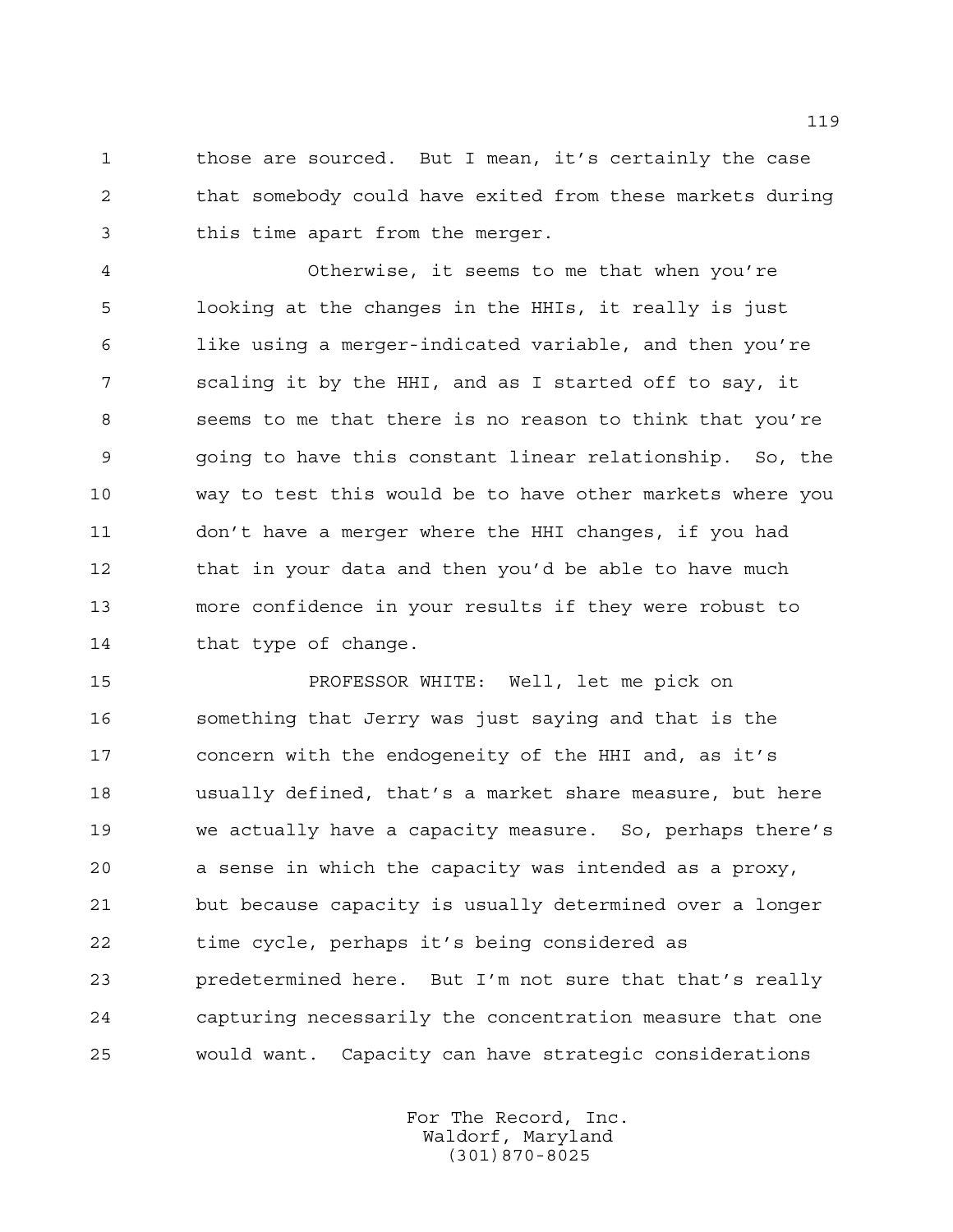those are sourced. But I mean, it's certainly the case that somebody could have exited from these markets during this time apart from the merger.

Otherwise, it seems to me that when you're looking at the changes in the HHIs, it really is just like using a merger-indicated variable, and then you're scaling it by the HHI, and as I started off to say, it seems to me that there is no reason to think that you're going to have this constant linear relationship. So, the way to test this would be to have other markets where you don't have a merger where the HHI changes, if you had that in your data and then you'd be able to have much more confidence in your results if they were robust to that type of change.

PROFESSOR WHITE: Well, let me pick on something that Jerry was just saying and that is the concern with the endogeneity of the HHI and, as it's usually defined, that's a market share measure, but here we actually have a capacity measure. So, perhaps there's a sense in which the capacity was intended as a proxy, but because capacity is usually determined over a longer time cycle, perhaps it's being considered as predetermined here. But I'm not sure that that's really capturing necessarily the concentration measure that one would want. Capacity can have strategic considerations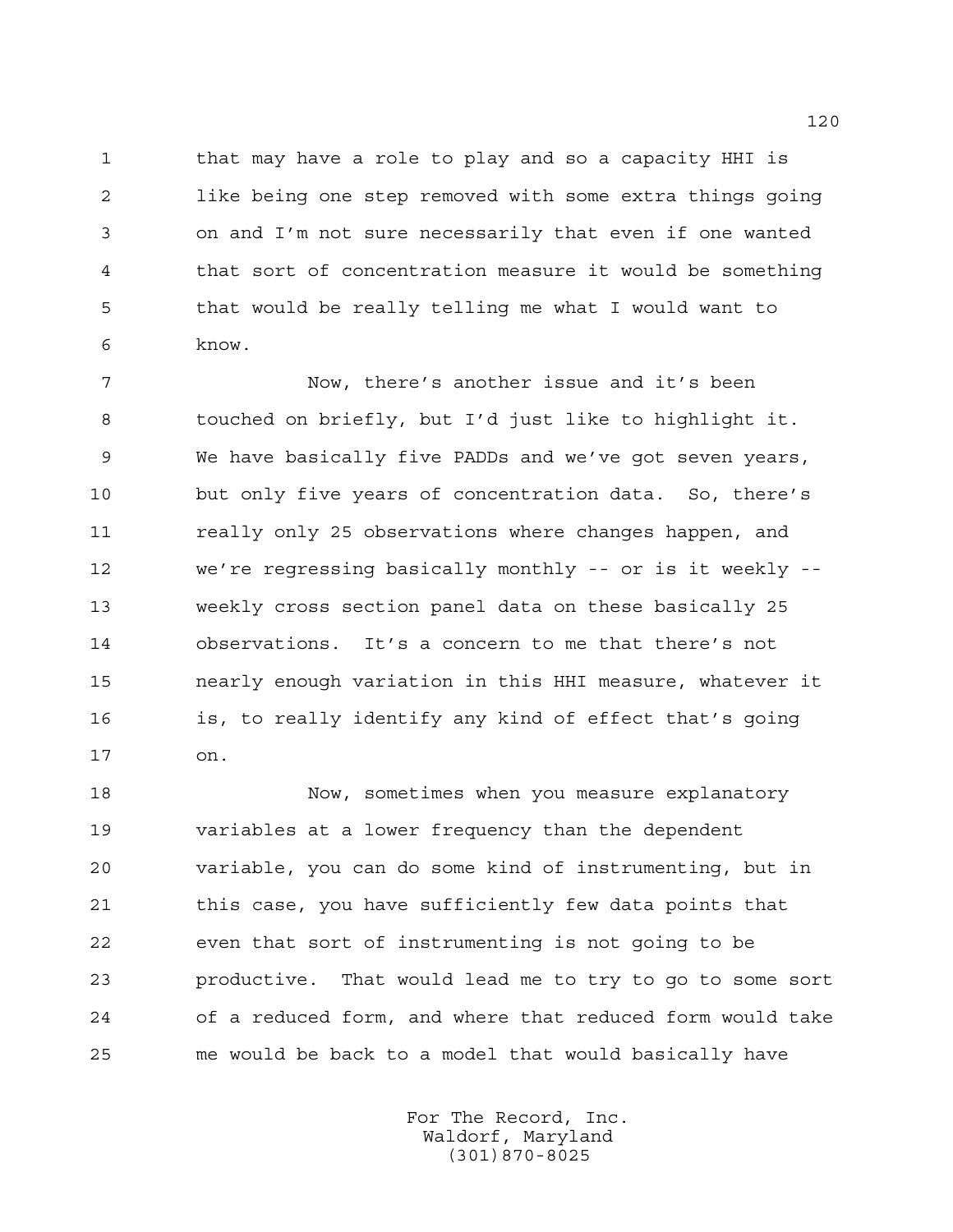that may have a role to play and so a capacity HHI is like being one step removed with some extra things going on and I'm not sure necessarily that even if one wanted that sort of concentration measure it would be something that would be really telling me what I would want to know.

Now, there's another issue and it's been touched on briefly, but I'd just like to highlight it. We have basically five PADDs and we've got seven years, but only five years of concentration data. So, there's really only 25 observations where changes happen, and we're regressing basically monthly -- or is it weekly -- weekly cross section panel data on these basically 25 observations. It's a concern to me that there's not nearly enough variation in this HHI measure, whatever it is, to really identify any kind of effect that's going on.

Now, sometimes when you measure explanatory variables at a lower frequency than the dependent variable, you can do some kind of instrumenting, but in this case, you have sufficiently few data points that even that sort of instrumenting is not going to be productive. That would lead me to try to go to some sort of a reduced form, and where that reduced form would take me would be back to a model that would basically have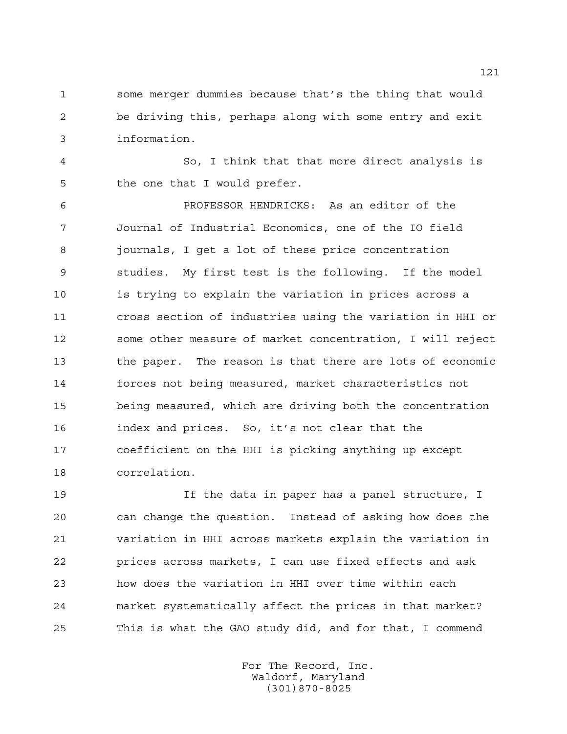some merger dummies because that's the thing that would be driving this, perhaps along with some entry and exit information.

So, I think that that more direct analysis is the one that I would prefer.

PROFESSOR HENDRICKS: As an editor of the Journal of Industrial Economics, one of the IO field journals, I get a lot of these price concentration studies. My first test is the following. If the model is trying to explain the variation in prices across a cross section of industries using the variation in HHI or some other measure of market concentration, I will reject the paper. The reason is that there are lots of economic forces not being measured, market characteristics not being measured, which are driving both the concentration index and prices. So, it's not clear that the coefficient on the HHI is picking anything up except correlation.

If the data in paper has a panel structure, I can change the question. Instead of asking how does the variation in HHI across markets explain the variation in prices across markets, I can use fixed effects and ask how does the variation in HHI over time within each market systematically affect the prices in that market? This is what the GAO study did, and for that, I commend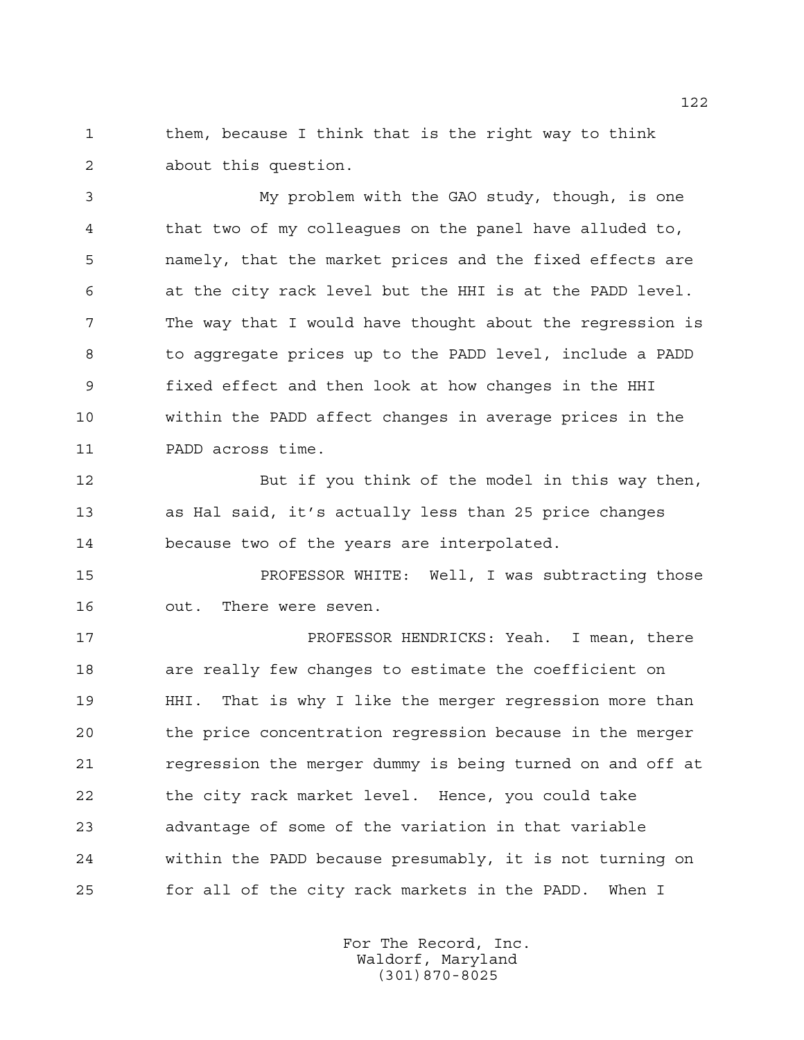them, because I think that is the right way to think about this question.

My problem with the GAO study, though, is one that two of my colleagues on the panel have alluded to, namely, that the market prices and the fixed effects are at the city rack level but the HHI is at the PADD level. The way that I would have thought about the regression is to aggregate prices up to the PADD level, include a PADD fixed effect and then look at how changes in the HHI within the PADD affect changes in average prices in the PADD across time.

But if you think of the model in this way then, as Hal said, it's actually less than 25 price changes because two of the years are interpolated.

PROFESSOR WHITE: Well, I was subtracting those out. There were seven.

PROFESSOR HENDRICKS: Yeah. I mean, there are really few changes to estimate the coefficient on HHI. That is why I like the merger regression more than the price concentration regression because in the merger regression the merger dummy is being turned on and off at the city rack market level. Hence, you could take advantage of some of the variation in that variable within the PADD because presumably, it is not turning on for all of the city rack markets in the PADD. When I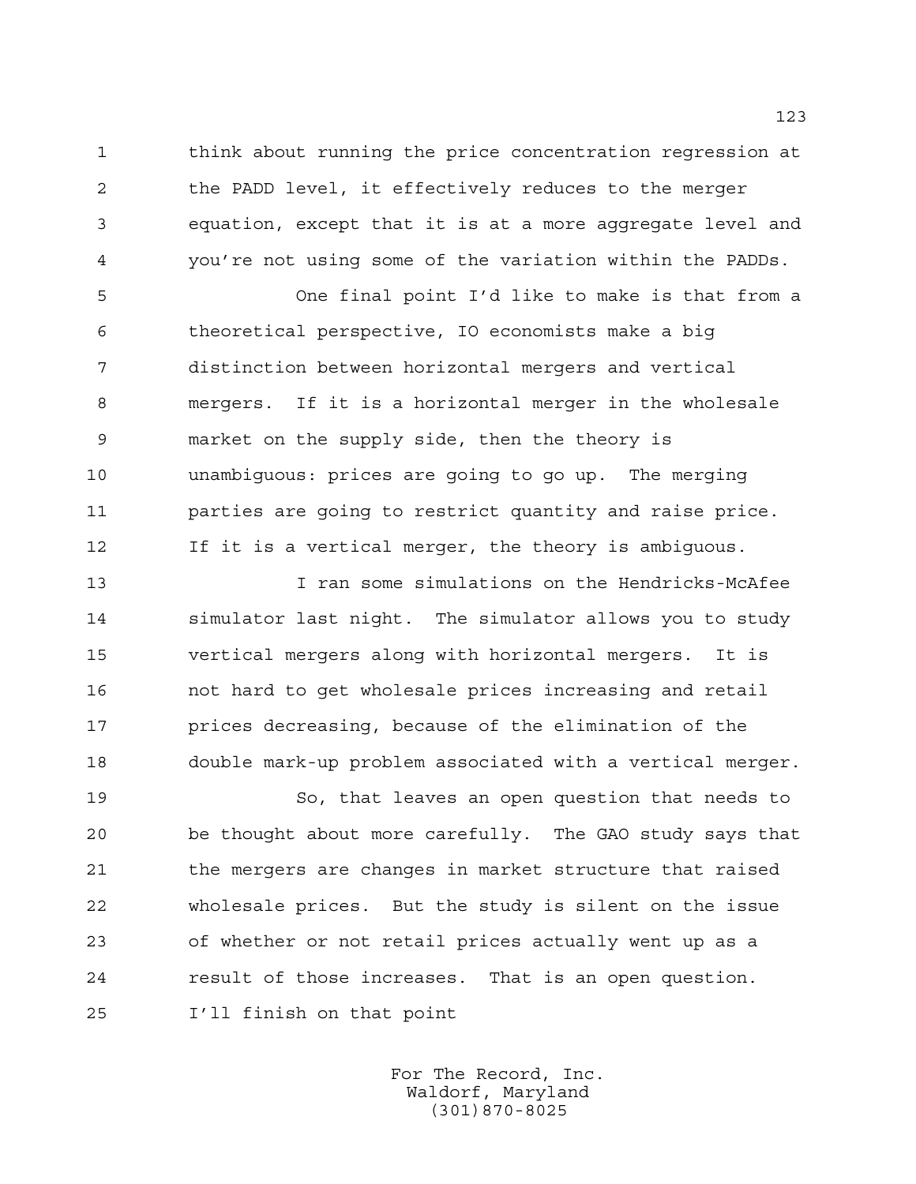think about running the price concentration regression at the PADD level, it effectively reduces to the merger equation, except that it is at a more aggregate level and you're not using some of the variation within the PADDs.

One final point I'd like to make is that from a theoretical perspective, IO economists make a big distinction between horizontal mergers and vertical mergers. If it is a horizontal merger in the wholesale market on the supply side, then the theory is unambiguous: prices are going to go up. The merging parties are going to restrict quantity and raise price. If it is a vertical merger, the theory is ambiguous.

I ran some simulations on the Hendricks-McAfee simulator last night. The simulator allows you to study vertical mergers along with horizontal mergers. It is not hard to get wholesale prices increasing and retail prices decreasing, because of the elimination of the double mark-up problem associated with a vertical merger.

So, that leaves an open question that needs to be thought about more carefully. The GAO study says that the mergers are changes in market structure that raised wholesale prices. But the study is silent on the issue of whether or not retail prices actually went up as a result of those increases. That is an open question. I'll finish on that point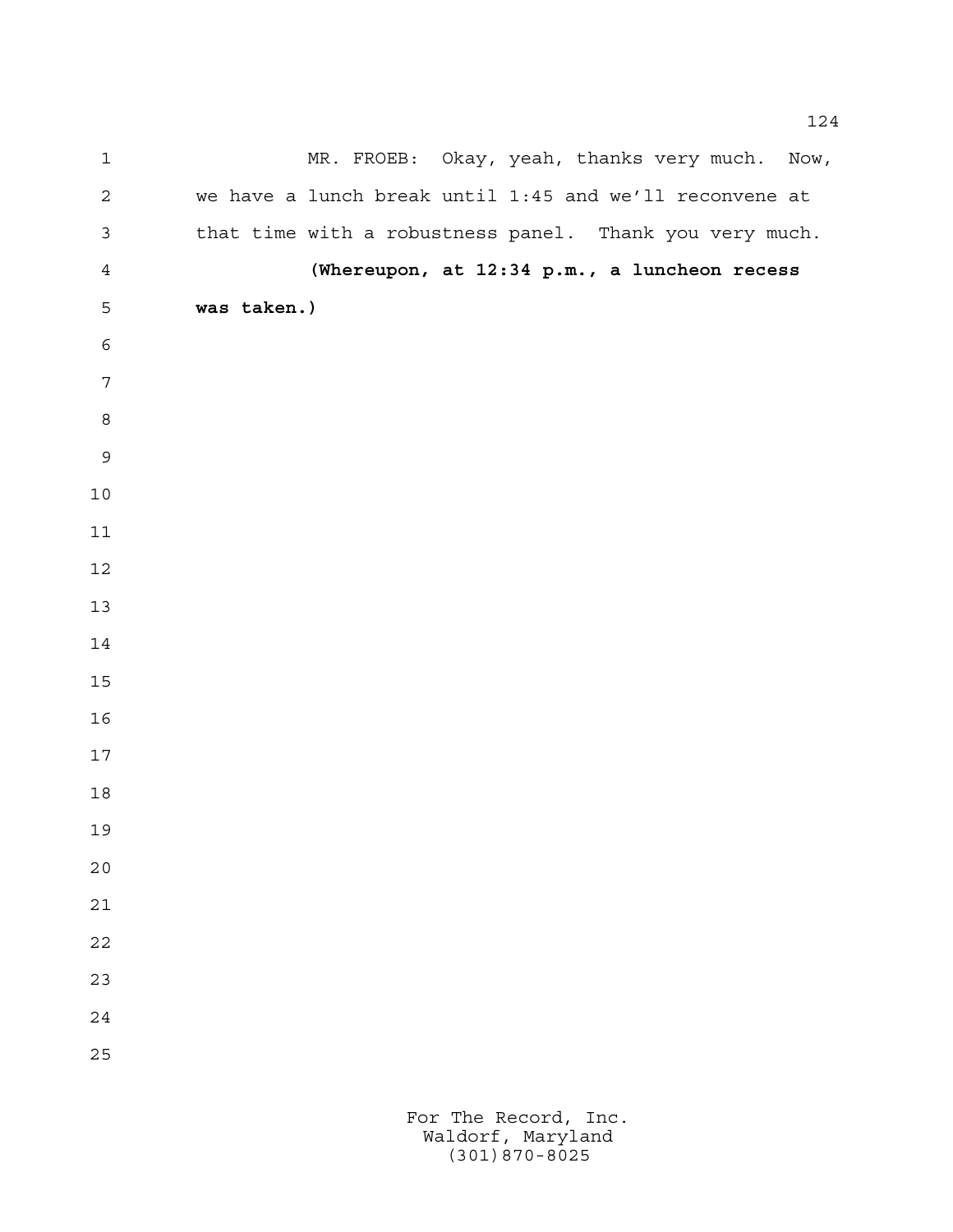MR. FROEB: Okay, yeah, thanks very much. Now, we have a lunch break until 1:45 and we'll reconvene at that time with a robustness panel. Thank you very much.

**(Whereupon, at 12:34 p.m., a luncheon recess was taken.)**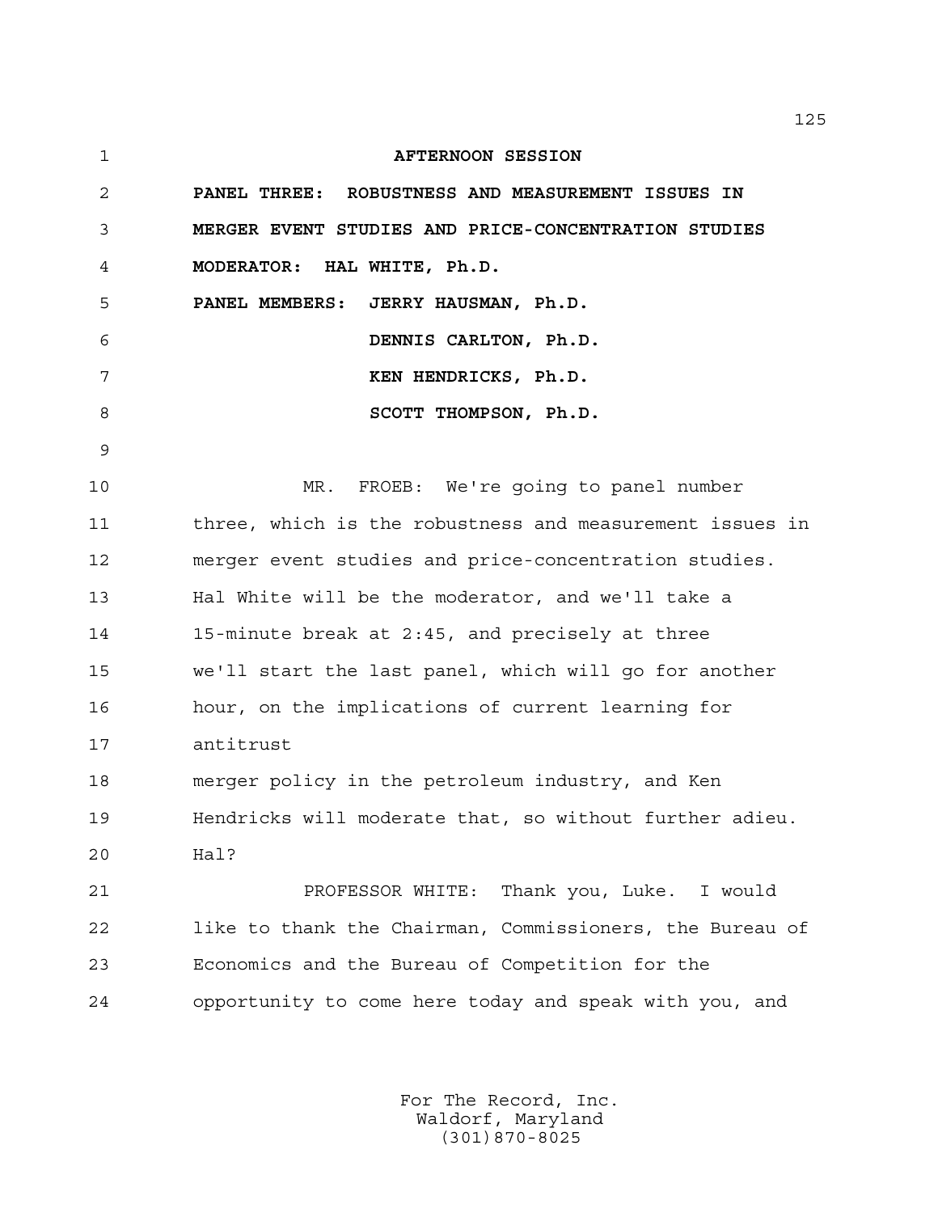**AFTERNOON SESSION**

**PANEL THREE: ROBUSTNESS AND MEASUREMENT ISSUES IN MERGER EVENT STUDIES AND PRICE-CONCENTRATION STUDIES**

**MODERATOR: HAL WHITE, Ph.D.**

**PANEL MEMBERS: JERRY HAUSMAN, Ph.D.**

**DENNIS CARLTON, Ph.D.**

**KEN HENDRICKS, Ph.D.**

**SCOTT THOMPSON, Ph.D.**

MR. FROEB: We're going to panel number three, which is the robustness and measurement issues in merger event studies and price-concentration studies. Hal White will be the moderator, and we'll take a 15-minute break at 2:45, and precisely at three we'll start the last panel, which will go for another hour, on the implications of current learning for antitrust merger policy in the petroleum industry, and Ken Hendricks will moderate that, so without further adieu. Hal?

PROFESSOR WHITE: Thank you, Luke. I would like to thank the Chairman, Commissioners, the Bureau of Economics and the Bureau of Competition for the opportunity to come here today and speak with you, and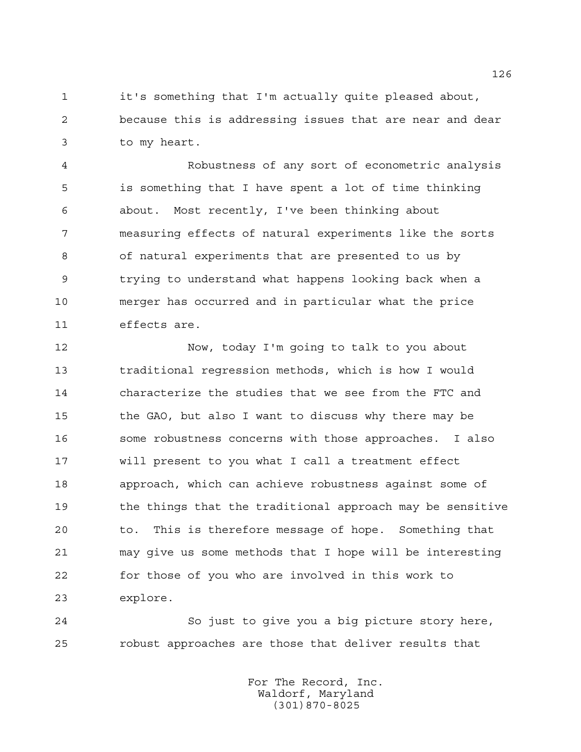it's something that I'm actually quite pleased about, because this is addressing issues that are near and dear to my heart.

Robustness of any sort of econometric analysis is something that I have spent a lot of time thinking about. Most recently, I've been thinking about measuring effects of natural experiments like the sorts of natural experiments that are presented to us by trying to understand what happens looking back when a merger has occurred and in particular what the price effects are.

Now, today I'm going to talk to you about traditional regression methods, which is how I would characterize the studies that we see from the FTC and the GAO, but also I want to discuss why there may be some robustness concerns with those approaches. I also will present to you what I call a treatment effect approach, which can achieve robustness against some of the things that the traditional approach may be sensitive to. This is therefore message of hope. Something that may give us some methods that I hope will be interesting for those of you who are involved in this work to explore.

So just to give you a big picture story here, robust approaches are those that deliver results that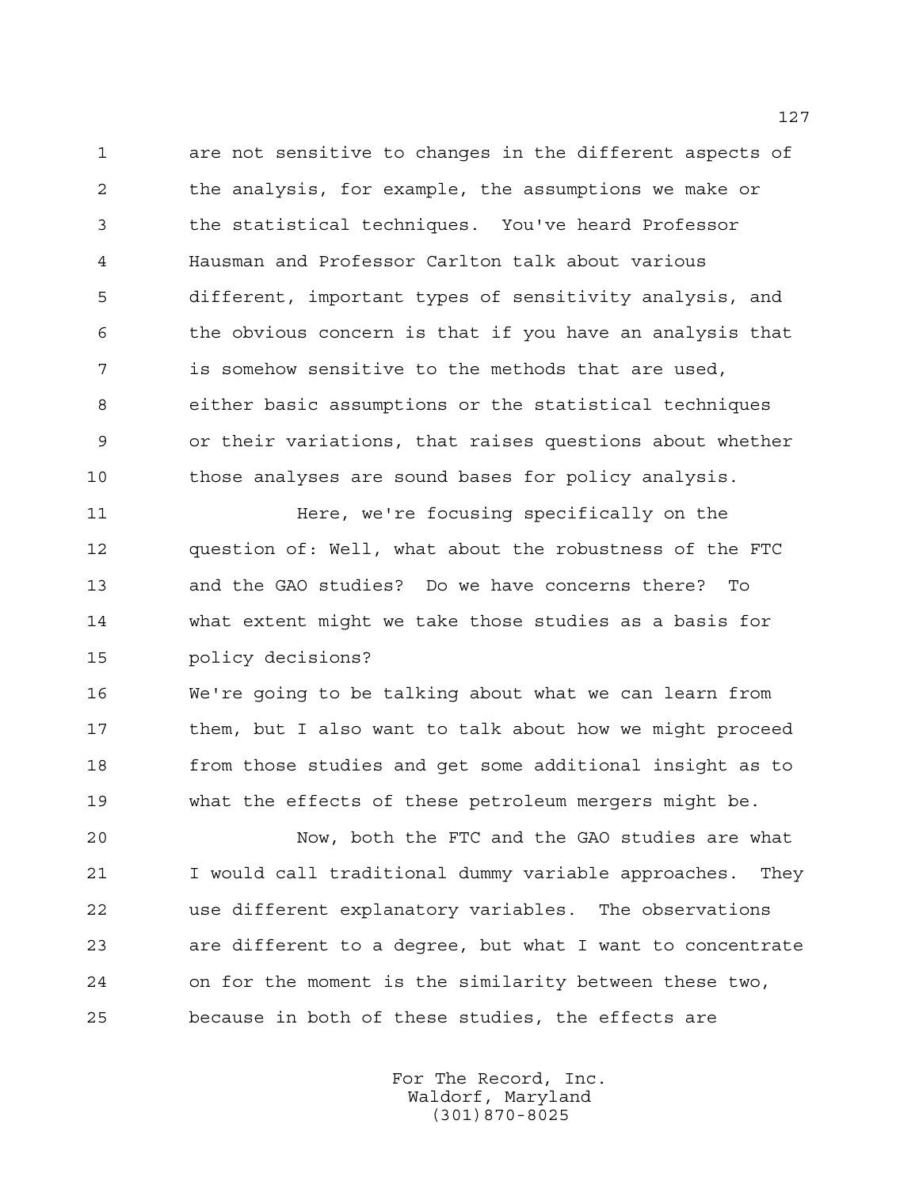are not sensitive to changes in the different aspects of the analysis, for example, the assumptions we make or the statistical techniques. You've heard Professor Hausman and Professor Carlton talk about various different, important types of sensitivity analysis, and the obvious concern is that if you have an analysis that is somehow sensitive to the methods that are used, either basic assumptions or the statistical techniques or their variations, that raises questions about whether those analyses are sound bases for policy analysis.

Here, we're focusing specifically on the question of: Well, what about the robustness of the FTC and the GAO studies? Do we have concerns there? To what extent might we take those studies as a basis for policy decisions?

We're going to be talking about what we can learn from them, but I also want to talk about how we might proceed from those studies and get some additional insight as to what the effects of these petroleum mergers might be.

Now, both the FTC and the GAO studies are what I would call traditional dummy variable approaches. They use different explanatory variables. The observations are different to a degree, but what I want to concentrate on for the moment is the similarity between these two, because in both of these studies, the effects are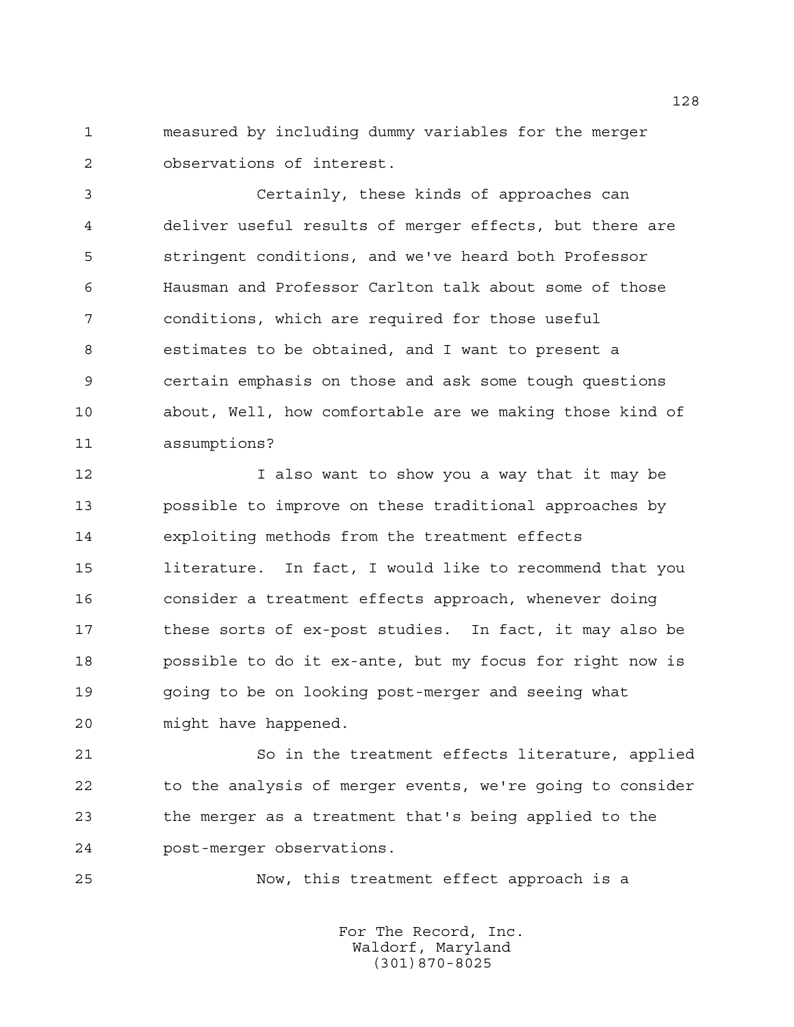measured by including dummy variables for the merger observations of interest.

Certainly, these kinds of approaches can deliver useful results of merger effects, but there are stringent conditions, and we've heard both Professor Hausman and Professor Carlton talk about some of those conditions, which are required for those useful estimates to be obtained, and I want to present a certain emphasis on those and ask some tough questions about, Well, how comfortable are we making those kind of assumptions?

I also want to show you a way that it may be possible to improve on these traditional approaches by exploiting methods from the treatment effects literature. In fact, I would like to recommend that you consider a treatment effects approach, whenever doing these sorts of ex-post studies. In fact, it may also be possible to do it ex-ante, but my focus for right now is going to be on looking post-merger and seeing what might have happened.

So in the treatment effects literature, applied to the analysis of merger events, we're going to consider the merger as a treatment that's being applied to the post-merger observations.

Now, this treatment effect approach is a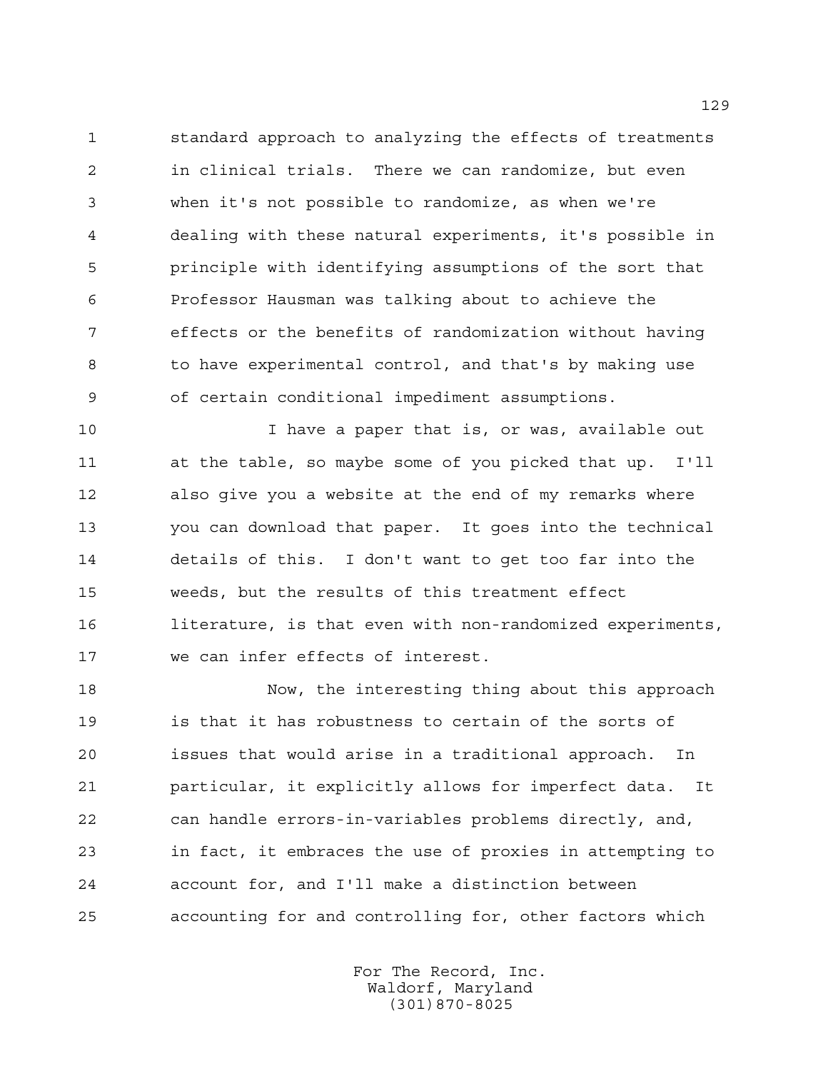standard approach to analyzing the effects of treatments in clinical trials. There we can randomize, but even when it's not possible to randomize, as when we're dealing with these natural experiments, it's possible in principle with identifying assumptions of the sort that Professor Hausman was talking about to achieve the effects or the benefits of randomization without having to have experimental control, and that's by making use of certain conditional impediment assumptions.

I have a paper that is, or was, available out at the table, so maybe some of you picked that up. I'll also give you a website at the end of my remarks where you can download that paper. It goes into the technical details of this. I don't want to get too far into the weeds, but the results of this treatment effect literature, is that even with non-randomized experiments, we can infer effects of interest.

Now, the interesting thing about this approach is that it has robustness to certain of the sorts of issues that would arise in a traditional approach. In particular, it explicitly allows for imperfect data. It can handle errors-in-variables problems directly, and, in fact, it embraces the use of proxies in attempting to account for, and I'll make a distinction between accounting for and controlling for, other factors which

For The Record, Inc.
Waldorf, Maryland
(301)870-8025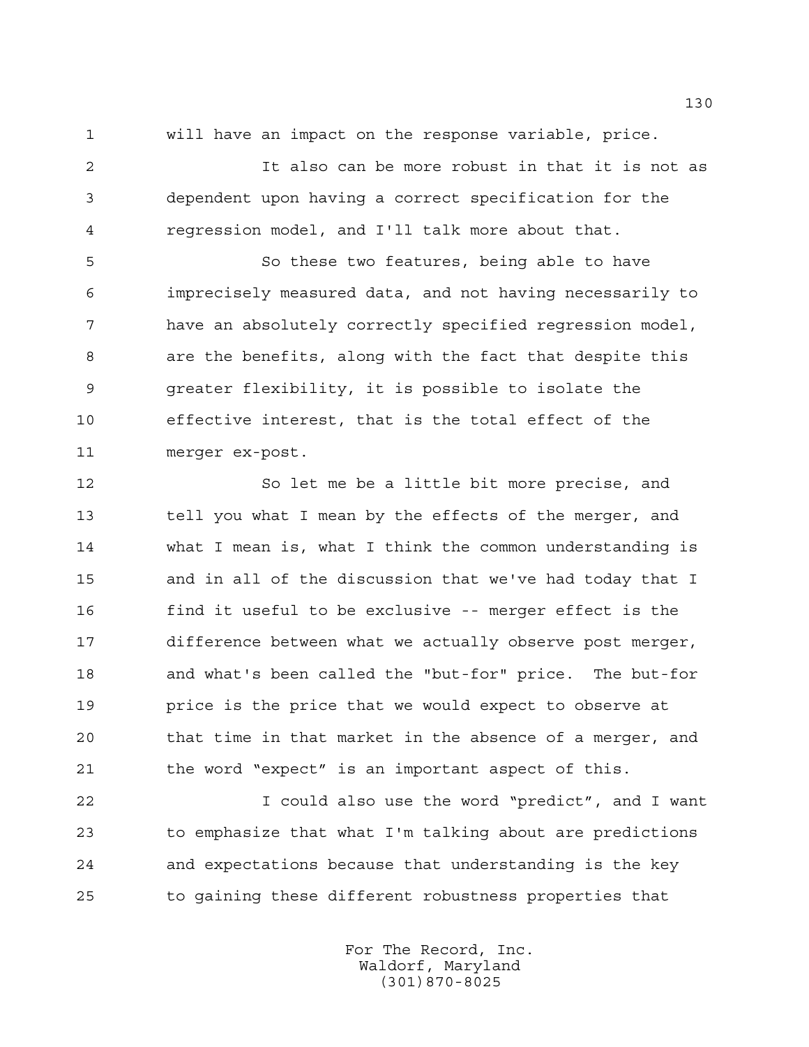will have an impact on the response variable, price.

It also can be more robust in that it is not as dependent upon having a correct specification for the regression model, and I'll talk more about that.

So these two features, being able to have imprecisely measured data, and not having necessarily to have an absolutely correctly specified regression model, are the benefits, along with the fact that despite this greater flexibility, it is possible to isolate the effective interest, that is the total effect of the merger ex-post.

So let me be a little bit more precise, and tell you what I mean by the effects of the merger, and what I mean is, what I think the common understanding is and in all of the discussion that we've had today that I find it useful to be exclusive -- merger effect is the difference between what we actually observe post merger, and what's been called the "but-for" price. The but-for price is the price that we would expect to observe at that time in that market in the absence of a merger, and the word "expect" is an important aspect of this.

I could also use the word "predict", and I want to emphasize that what I'm talking about are predictions and expectations because that understanding is the key to gaining these different robustness properties that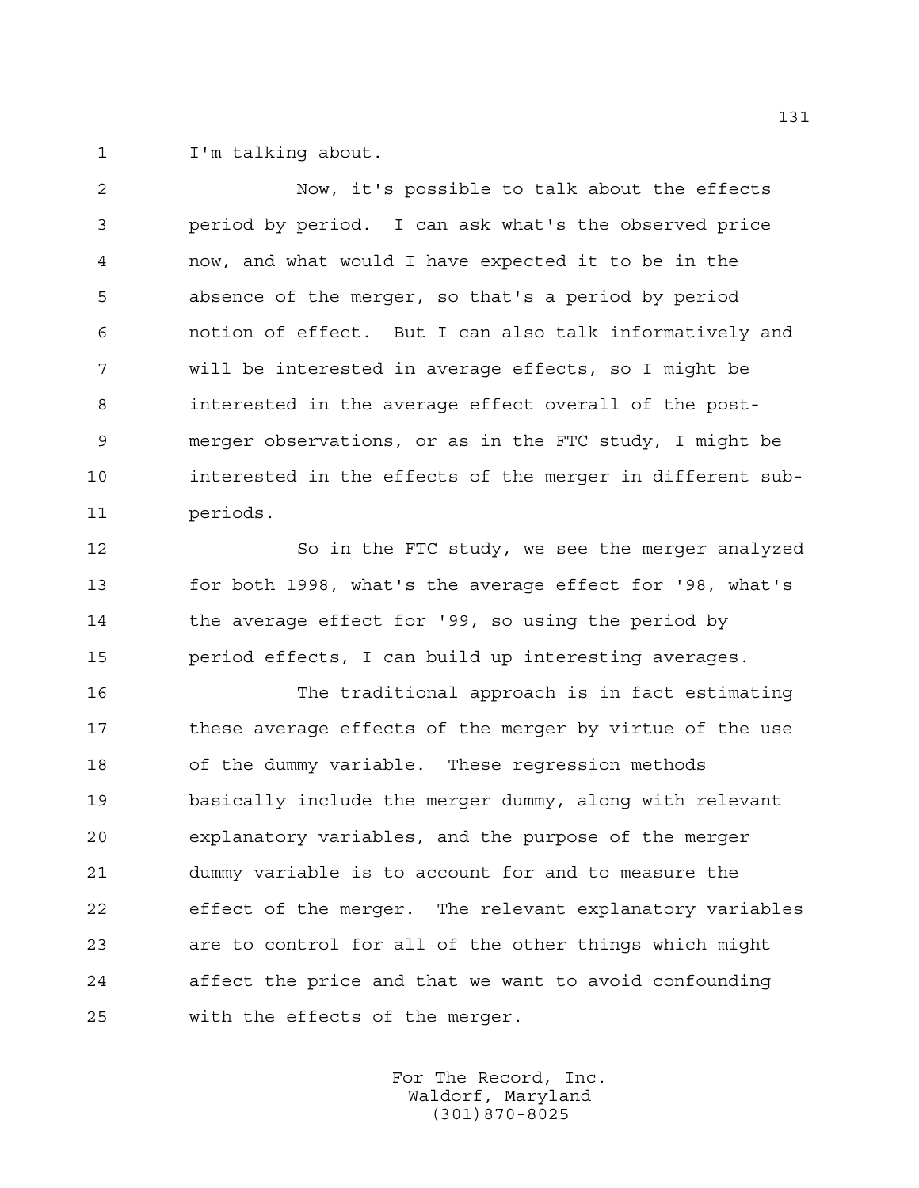I'm talking about.

Now, it's possible to talk about the effects period by period. I can ask what's the observed price now, and what would I have expected it to be in the absence of the merger, so that's a period by period notion of effect. But I can also talk informatively and will be interested in average effects, so I might be interested in the average effect overall of the post-merger observations, or as in the FTC study, I might be interested in the effects of the merger in different sub-periods.

So in the FTC study, we see the merger analyzed for both 1998, what's the average effect for '98, what's the average effect for '99, so using the period by period effects, I can build up interesting averages.

The traditional approach is in fact estimating these average effects of the merger by virtue of the use of the dummy variable. These regression methods basically include the merger dummy, along with relevant explanatory variables, and the purpose of the merger dummy variable is to account for and to measure the effect of the merger. The relevant explanatory variables are to control for all of the other things which might affect the price and that we want to avoid confounding with the effects of the merger.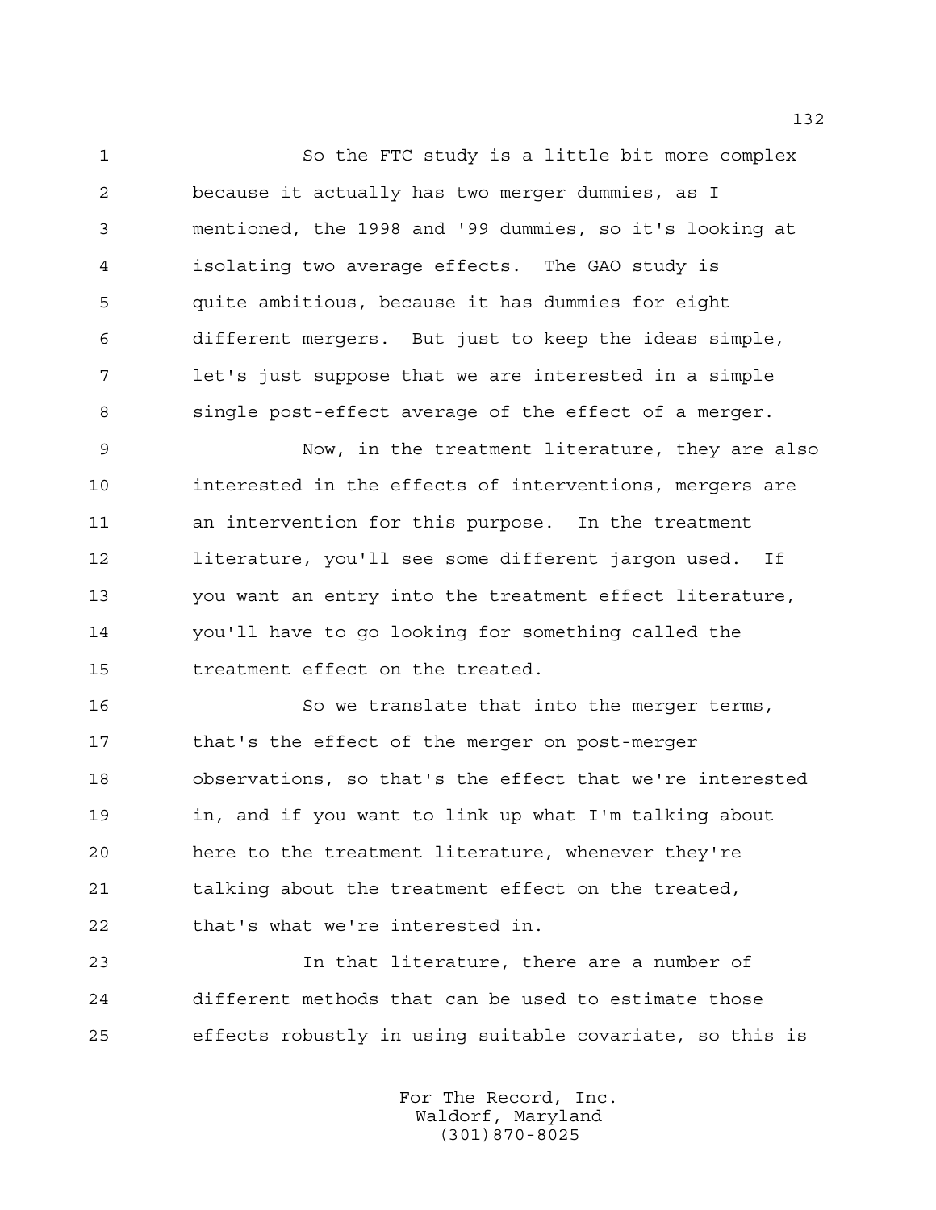So the FTC study is a little bit more complex because it actually has two merger dummies, as I mentioned, the 1998 and '99 dummies, so it's looking at isolating two average effects. The GAO study is quite ambitious, because it has dummies for eight different mergers. But just to keep the ideas simple, let's just suppose that we are interested in a simple single post-effect average of the effect of a merger.

Now, in the treatment literature, they are also interested in the effects of interventions, mergers are an intervention for this purpose. In the treatment literature, you'll see some different jargon used. If you want an entry into the treatment effect literature, you'll have to go looking for something called the treatment effect on the treated.

So we translate that into the merger terms, that's the effect of the merger on post-merger observations, so that's the effect that we're interested in, and if you want to link up what I'm talking about here to the treatment literature, whenever they're talking about the treatment effect on the treated, that's what we're interested in.

In that literature, there are a number of different methods that can be used to estimate those effects robustly in using suitable covariate, so this is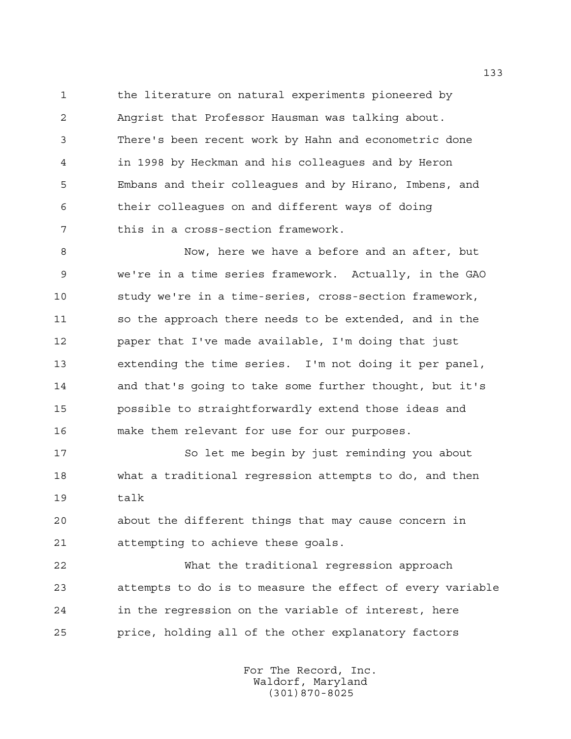the literature on natural experiments pioneered by Angrist that Professor Hausman was talking about. There's been recent work by Hahn and econometric done in 1998 by Heckman and his colleagues and by Heron Embans and their colleagues and by Hirano, Imbens, and their colleagues on and different ways of doing this in a cross-section framework.

Now, here we have a before and an after, but we're in a time series framework. Actually, in the GAO study we're in a time-series, cross-section framework, so the approach there needs to be extended, and in the paper that I've made available, I'm doing that just extending the time series. I'm not doing it per panel, and that's going to take some further thought, but it's possible to straightforwardly extend those ideas and make them relevant for use for our purposes.

So let me begin by just reminding you about what a traditional regression attempts to do, and then talk about the different things that may cause concern in attempting to achieve these goals.

What the traditional regression approach attempts to do is to measure the effect of every variable in the regression on the variable of interest, here price, holding all of the other explanatory factors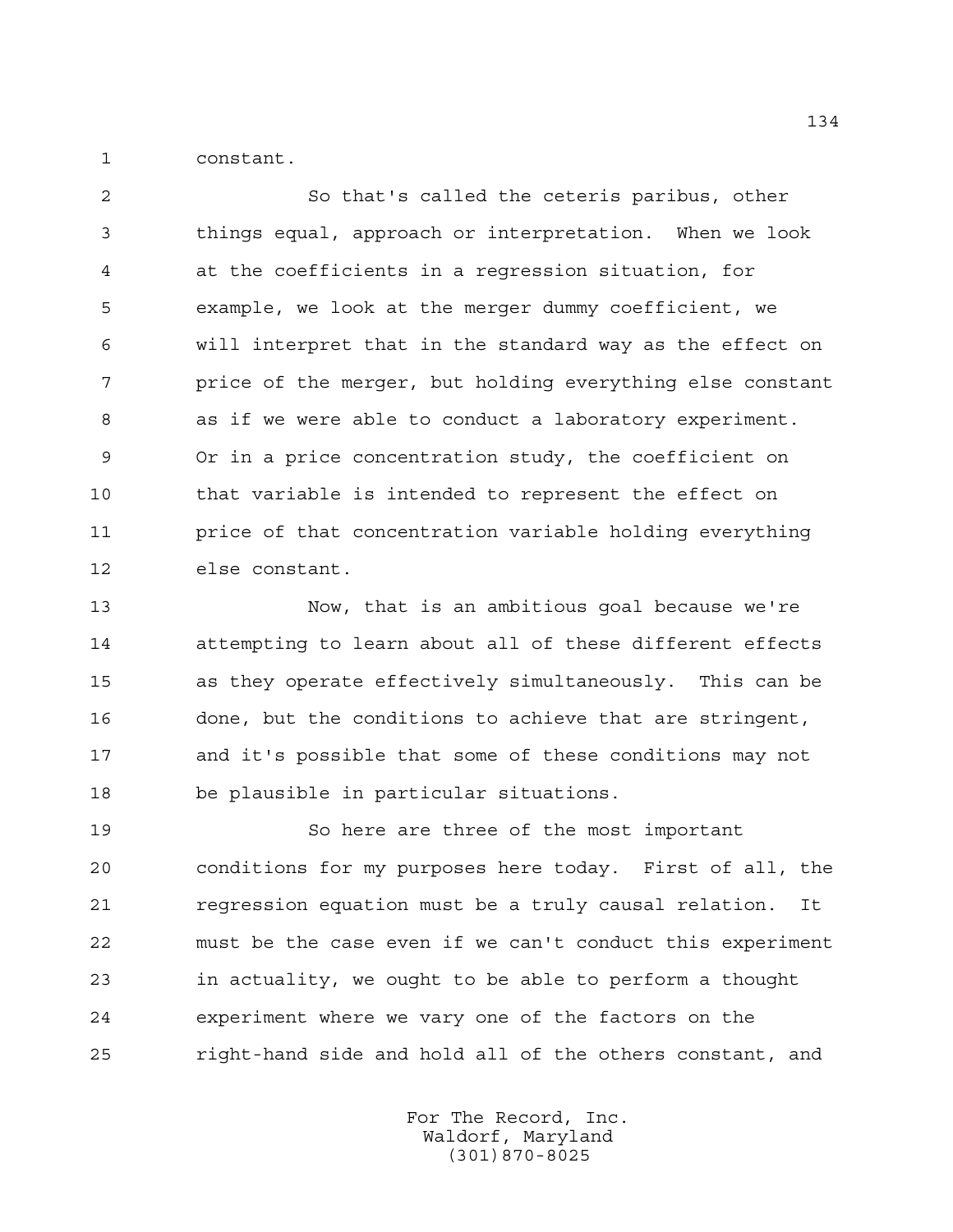constant.

So that's called the ceteris paribus, other things equal, approach or interpretation. When we look at the coefficients in a regression situation, for example, we look at the merger dummy coefficient, we will interpret that in the standard way as the effect on price of the merger, but holding everything else constant as if we were able to conduct a laboratory experiment. Or in a price concentration study, the coefficient on that variable is intended to represent the effect on price of that concentration variable holding everything else constant.

Now, that is an ambitious goal because we're attempting to learn about all of these different effects as they operate effectively simultaneously. This can be done, but the conditions to achieve that are stringent, and it's possible that some of these conditions may not be plausible in particular situations.

So here are three of the most important conditions for my purposes here today. First of all, the regression equation must be a truly causal relation. It must be the case even if we can't conduct this experiment in actuality, we ought to be able to perform a thought experiment where we vary one of the factors on the right-hand side and hold all of the others constant, and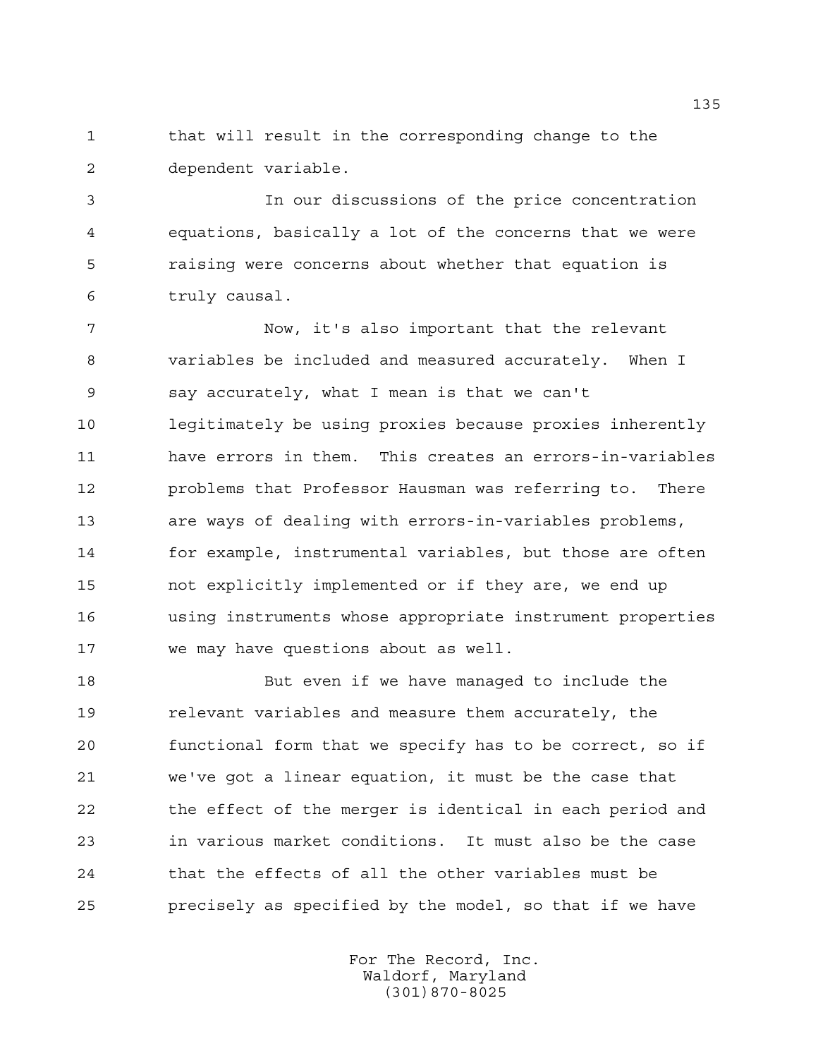that will result in the corresponding change to the dependent variable.

In our discussions of the price concentration equations, basically a lot of the concerns that we were raising were concerns about whether that equation is truly causal.

Now, it's also important that the relevant variables be included and measured accurately. When I say accurately, what I mean is that we can't legitimately be using proxies because proxies inherently have errors in them. This creates an errors-in-variables problems that Professor Hausman was referring to. There are ways of dealing with errors-in-variables problems, for example, instrumental variables, but those are often not explicitly implemented or if they are, we end up using instruments whose appropriate instrument properties we may have questions about as well.

But even if we have managed to include the relevant variables and measure them accurately, the functional form that we specify has to be correct, so if we've got a linear equation, it must be the case that the effect of the merger is identical in each period and in various market conditions. It must also be the case that the effects of all the other variables must be precisely as specified by the model, so that if we have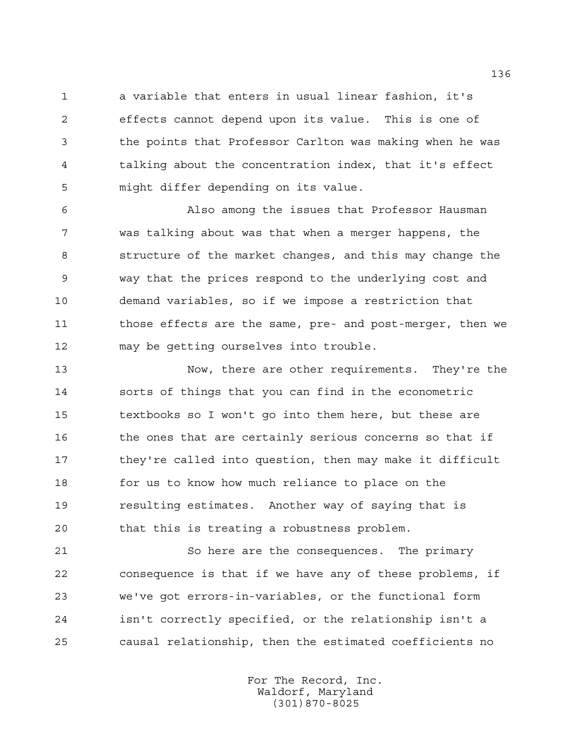a variable that enters in usual linear fashion, it's effects cannot depend upon its value. This is one of the points that Professor Carlton was making when he was talking about the concentration index, that it's effect might differ depending on its value.

Also among the issues that Professor Hausman was talking about was that when a merger happens, the structure of the market changes, and this may change the way that the prices respond to the underlying cost and demand variables, so if we impose a restriction that those effects are the same, pre- and post-merger, then we may be getting ourselves into trouble.

Now, there are other requirements. They're the sorts of things that you can find in the econometric textbooks so I won't go into them here, but these are the ones that are certainly serious concerns so that if they're called into question, then may make it difficult for us to know how much reliance to place on the resulting estimates. Another way of saying that is that this is treating a robustness problem.

So here are the consequences. The primary consequence is that if we have any of these problems, if we've got errors-in-variables, or the functional form isn't correctly specified, or the relationship isn't a causal relationship, then the estimated coefficients no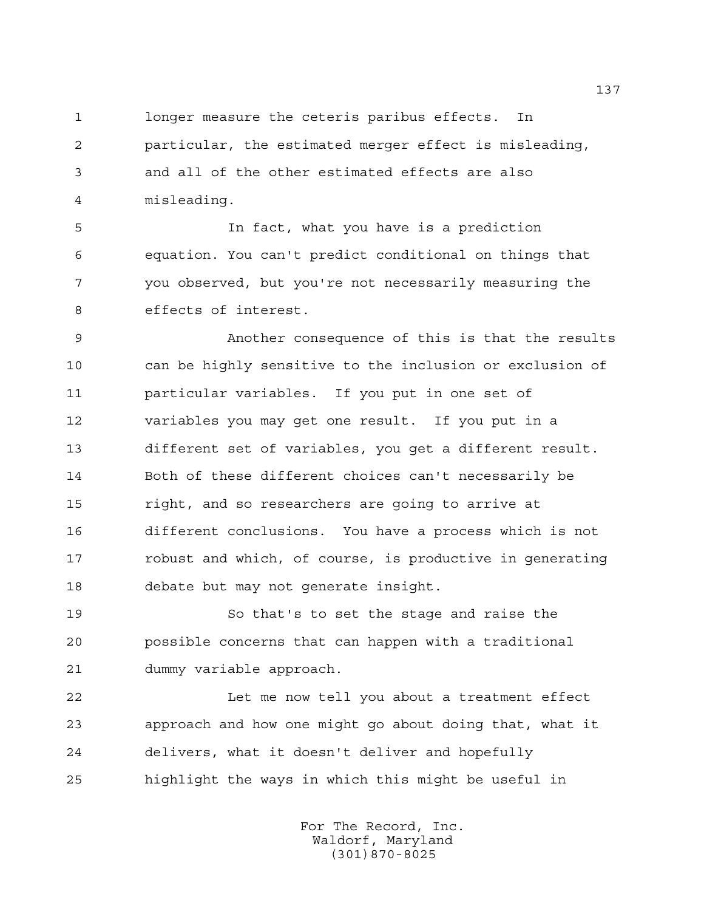longer measure the ceteris paribus effects. In particular, the estimated merger effect is misleading, and all of the other estimated effects are also misleading.

In fact, what you have is a prediction equation. You can't predict conditional on things that you observed, but you're not necessarily measuring the effects of interest.

Another consequence of this is that the results can be highly sensitive to the inclusion or exclusion of particular variables. If you put in one set of variables you may get one result. If you put in a different set of variables, you get a different result. Both of these different choices can't necessarily be right, and so researchers are going to arrive at different conclusions. You have a process which is not robust and which, of course, is productive in generating debate but may not generate insight.

So that's to set the stage and raise the possible concerns that can happen with a traditional dummy variable approach.

Let me now tell you about a treatment effect approach and how one might go about doing that, what it delivers, what it doesn't deliver and hopefully highlight the ways in which this might be useful in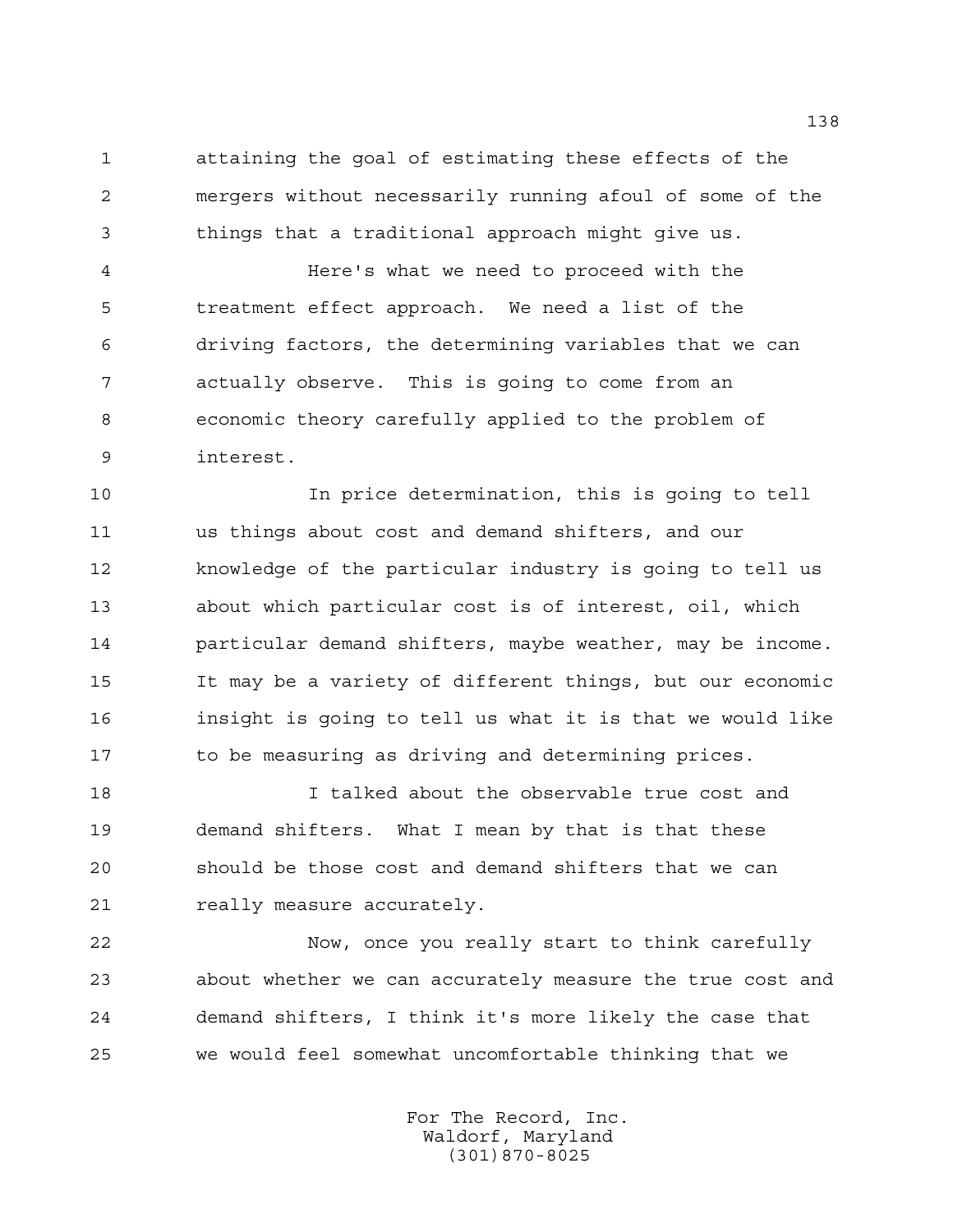attaining the goal of estimating these effects of the mergers without necessarily running afoul of some of the things that a traditional approach might give us.

Here's what we need to proceed with the treatment effect approach. We need a list of the driving factors, the determining variables that we can actually observe. This is going to come from an economic theory carefully applied to the problem of interest.

In price determination, this is going to tell us things about cost and demand shifters, and our knowledge of the particular industry is going to tell us about which particular cost is of interest, oil, which particular demand shifters, maybe weather, may be income. It may be a variety of different things, but our economic insight is going to tell us what it is that we would like to be measuring as driving and determining prices.

I talked about the observable true cost and demand shifters. What I mean by that is that these should be those cost and demand shifters that we can really measure accurately.

Now, once you really start to think carefully about whether we can accurately measure the true cost and demand shifters, I think it's more likely the case that we would feel somewhat uncomfortable thinking that we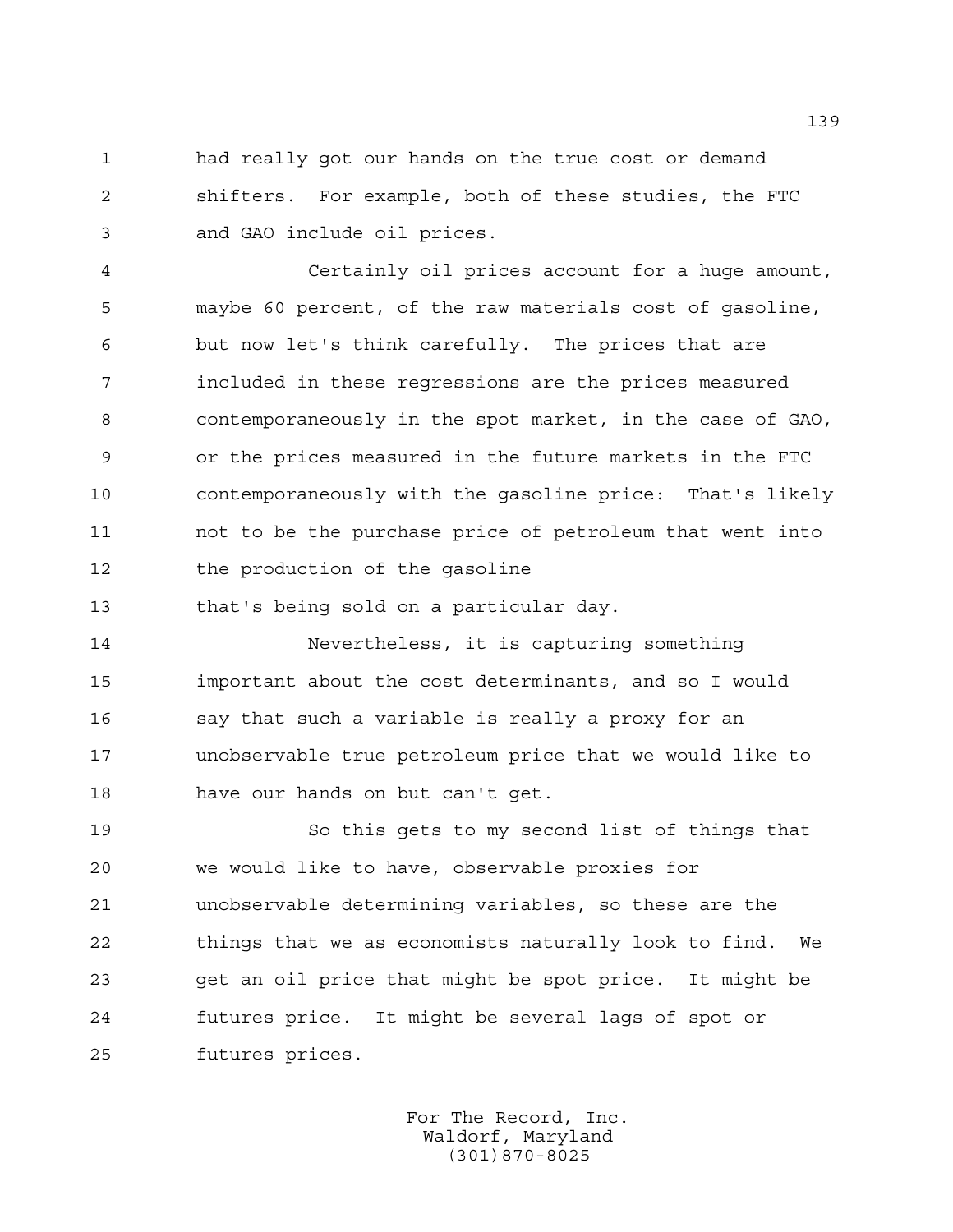had really got our hands on the true cost or demand shifters. For example, both of these studies, the FTC and GAO include oil prices.

Certainly oil prices account for a huge amount, maybe 60 percent, of the raw materials cost of gasoline, but now let's think carefully. The prices that are included in these regressions are the prices measured contemporaneously in the spot market, in the case of GAO, or the prices measured in the future markets in the FTC contemporaneously with the gasoline price: That's likely not to be the purchase price of petroleum that went into the production of the gasoline that's being sold on a particular day.

Nevertheless, it is capturing something important about the cost determinants, and so I would say that such a variable is really a proxy for an unobservable true petroleum price that we would like to have our hands on but can't get.

So this gets to my second list of things that we would like to have, observable proxies for unobservable determining variables, so these are the things that we as economists naturally look to find. We get an oil price that might be spot price. It might be futures price. It might be several lags of spot or futures prices.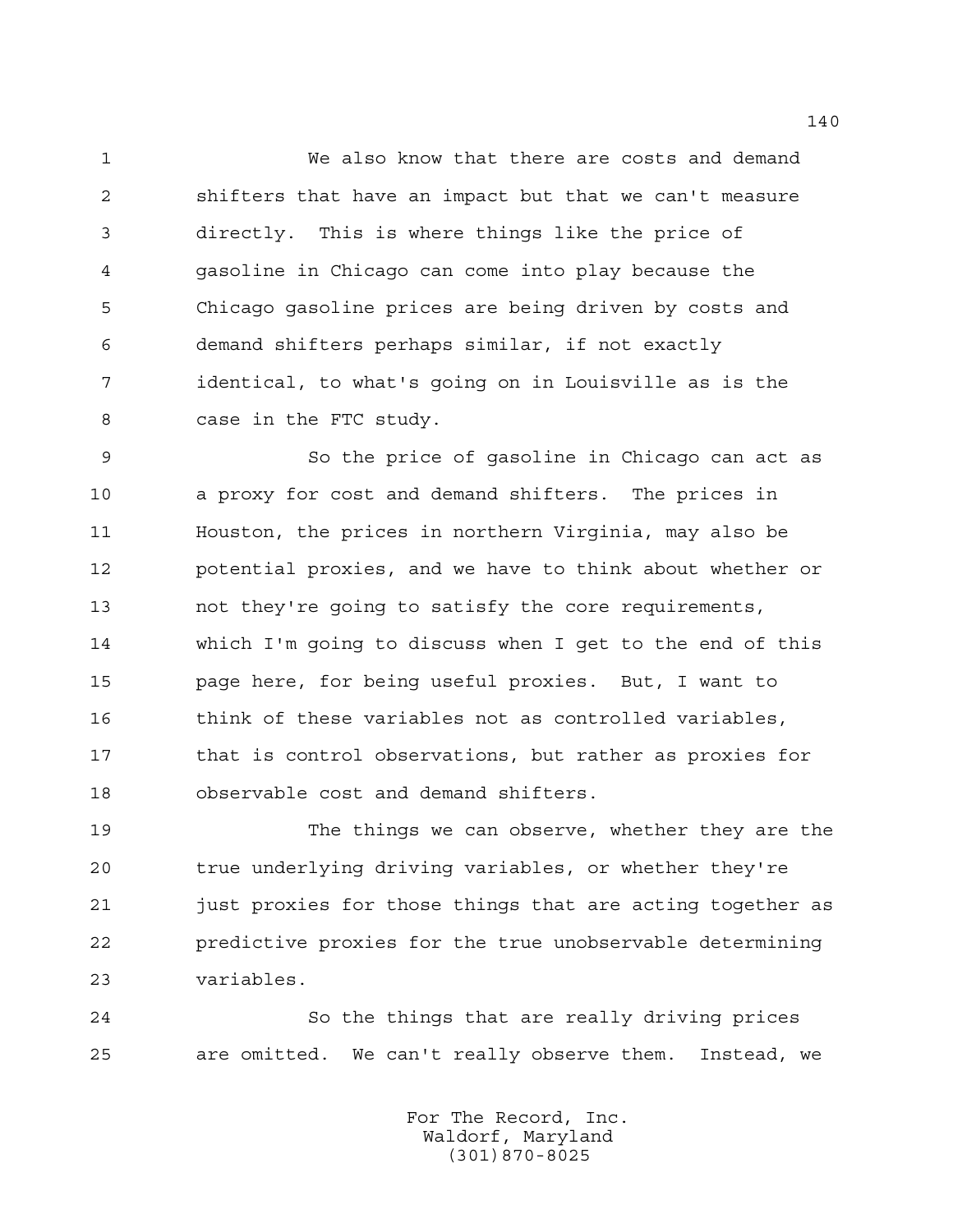We also know that there are costs and demand shifters that have an impact but that we can't measure directly. This is where things like the price of gasoline in Chicago can come into play because the Chicago gasoline prices are being driven by costs and demand shifters perhaps similar, if not exactly identical, to what's going on in Louisville as is the case in the FTC study.

So the price of gasoline in Chicago can act as a proxy for cost and demand shifters. The prices in Houston, the prices in northern Virginia, may also be potential proxies, and we have to think about whether or not they're going to satisfy the core requirements, which I'm going to discuss when I get to the end of this page here, for being useful proxies. But, I want to think of these variables not as controlled variables, that is control observations, but rather as proxies for observable cost and demand shifters.

The things we can observe, whether they are the true underlying driving variables, or whether they're just proxies for those things that are acting together as predictive proxies for the true unobservable determining variables.

So the things that are really driving prices are omitted. We can't really observe them. Instead, we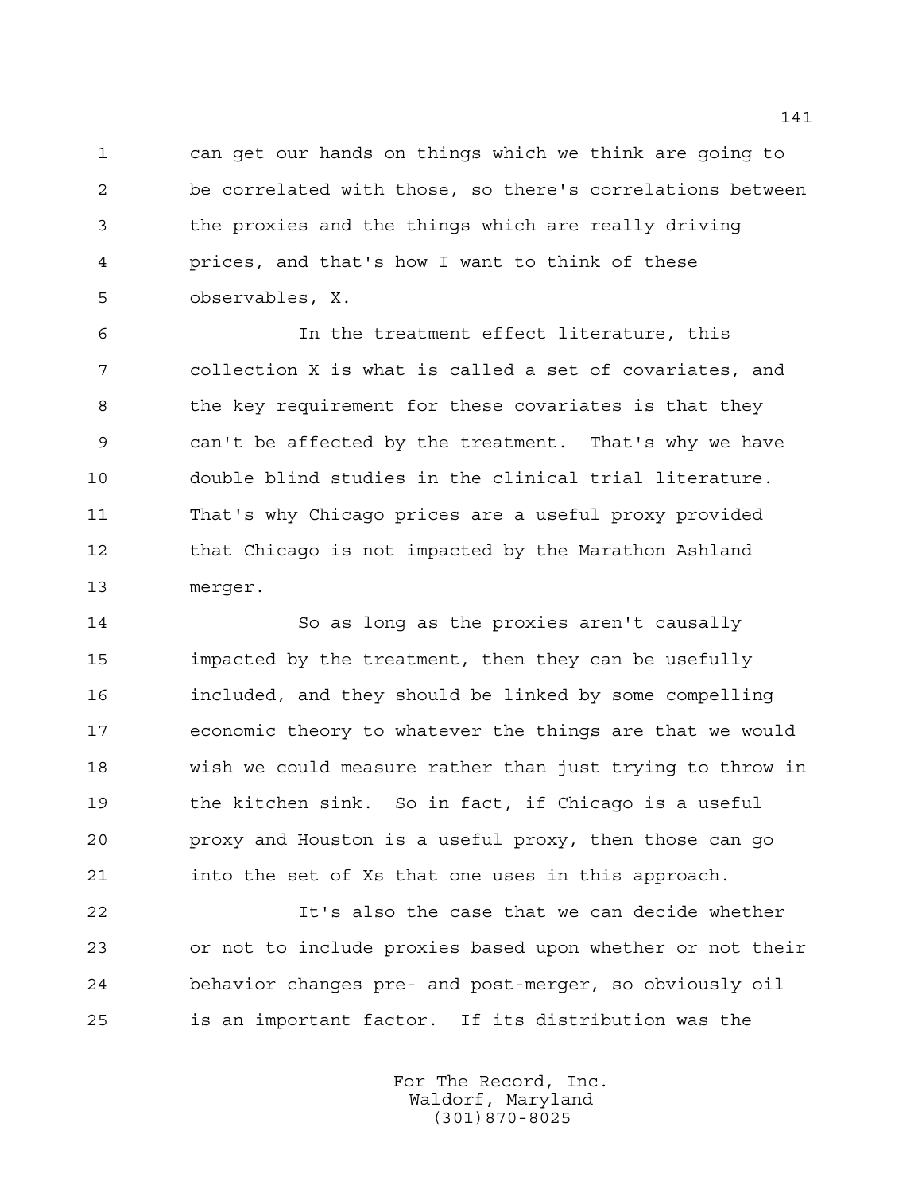can get our hands on things which we think are going to be correlated with those, so there's correlations between the proxies and the things which are really driving prices, and that's how I want to think of these observables, X.

In the treatment effect literature, this collection X is what is called a set of covariates, and the key requirement for these covariates is that they can't be affected by the treatment. That's why we have double blind studies in the clinical trial literature. That's why Chicago prices are a useful proxy provided that Chicago is not impacted by the Marathon Ashland merger.

So as long as the proxies aren't causally impacted by the treatment, then they can be usefully included, and they should be linked by some compelling economic theory to whatever the things are that we would wish we could measure rather than just trying to throw in the kitchen sink. So in fact, if Chicago is a useful proxy and Houston is a useful proxy, then those can go into the set of Xs that one uses in this approach.

It's also the case that we can decide whether or not to include proxies based upon whether or not their behavior changes pre- and post-merger, so obviously oil is an important factor. If its distribution was the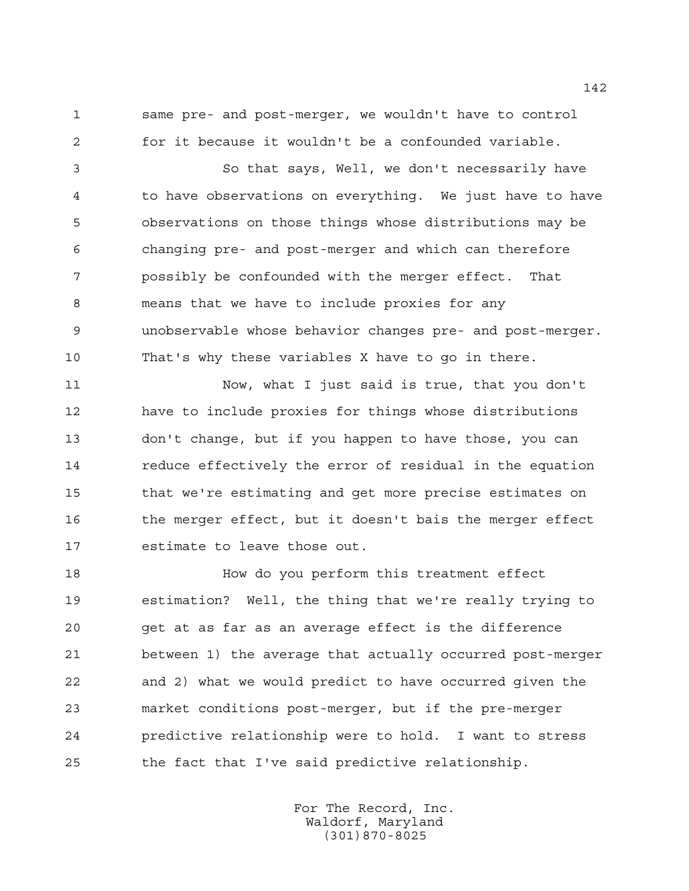same pre- and post-merger, we wouldn't have to control for it because it wouldn't be a confounded variable.

So that says, Well, we don't necessarily have to have observations on everything. We just have to have observations on those things whose distributions may be changing pre- and post-merger and which can therefore possibly be confounded with the merger effect. That means that we have to include proxies for any unobservable whose behavior changes pre- and post-merger. That's why these variables X have to go in there.

Now, what I just said is true, that you don't have to include proxies for things whose distributions don't change, but if you happen to have those, you can reduce effectively the error of residual in the equation that we're estimating and get more precise estimates on the merger effect, but it doesn't bais the merger effect estimate to leave those out.

How do you perform this treatment effect estimation? Well, the thing that we're really trying to get at as far as an average effect is the difference between 1) the average that actually occurred post-merger and 2) what we would predict to have occurred given the market conditions post-merger, but if the pre-merger predictive relationship were to hold. I want to stress the fact that I've said predictive relationship.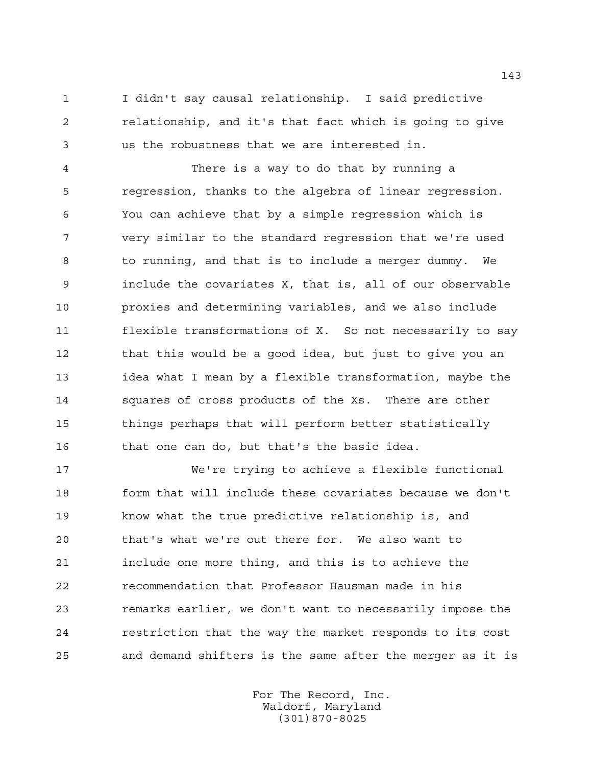I didn't say causal relationship. I said predictive relationship, and it's that fact which is going to give us the robustness that we are interested in.

There is a way to do that by running a regression, thanks to the algebra of linear regression. You can achieve that by a simple regression which is very similar to the standard regression that we're used to running, and that is to include a merger dummy. We include the covariates X, that is, all of our observable proxies and determining variables, and we also include flexible transformations of X. So not necessarily to say that this would be a good idea, but just to give you an idea what I mean by a flexible transformation, maybe the squares of cross products of the Xs. There are other things perhaps that will perform better statistically that one can do, but that's the basic idea.

We're trying to achieve a flexible functional form that will include these covariates because we don't know what the true predictive relationship is, and that's what we're out there for. We also want to include one more thing, and this is to achieve the recommendation that Professor Hausman made in his remarks earlier, we don't want to necessarily impose the restriction that the way the market responds to its cost and demand shifters is the same after the merger as it is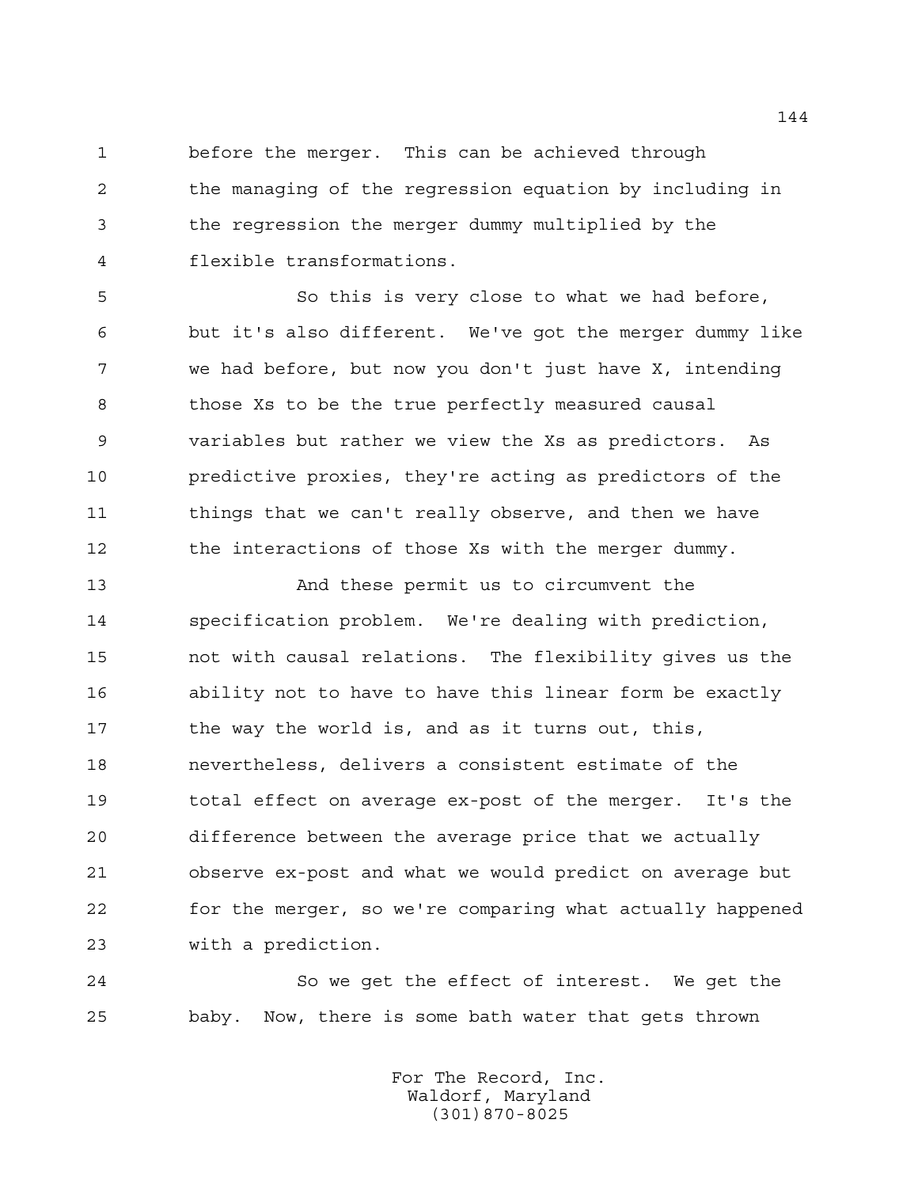before the merger. This can be achieved through the managing of the regression equation by including in the regression the merger dummy multiplied by the flexible transformations.

So this is very close to what we had before, but it's also different. We've got the merger dummy like we had before, but now you don't just have X, intending those Xs to be the true perfectly measured causal variables but rather we view the Xs as predictors. As predictive proxies, they're acting as predictors of the things that we can't really observe, and then we have the interactions of those Xs with the merger dummy.

And these permit us to circumvent the specification problem. We're dealing with prediction, not with causal relations. The flexibility gives us the ability not to have to have this linear form be exactly the way the world is, and as it turns out, this, nevertheless, delivers a consistent estimate of the total effect on average ex-post of the merger. It's the difference between the average price that we actually observe ex-post and what we would predict on average but for the merger, so we're comparing what actually happened with a prediction.

So we get the effect of interest. We get the baby. Now, there is some bath water that gets thrown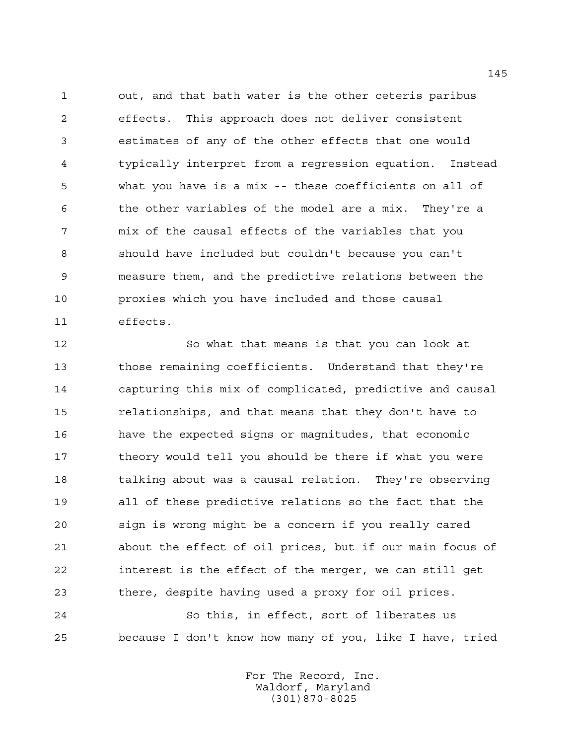out, and that bath water is the other ceteris paribus effects. This approach does not deliver consistent estimates of any of the other effects that one would typically interpret from a regression equation. Instead what you have is a mix -- these coefficients on all of the other variables of the model are a mix. They're a mix of the causal effects of the variables that you should have included but couldn't because you can't measure them, and the predictive relations between the proxies which you have included and those causal effects.

So what that means is that you can look at those remaining coefficients. Understand that they're capturing this mix of complicated, predictive and causal relationships, and that means that they don't have to have the expected signs or magnitudes, that economic theory would tell you should be there if what you were talking about was a causal relation. They're observing all of these predictive relations so the fact that the sign is wrong might be a concern if you really cared about the effect of oil prices, but if our main focus of interest is the effect of the merger, we can still get there, despite having used a proxy for oil prices.

So this, in effect, sort of liberates us because I don't know how many of you, like I have, tried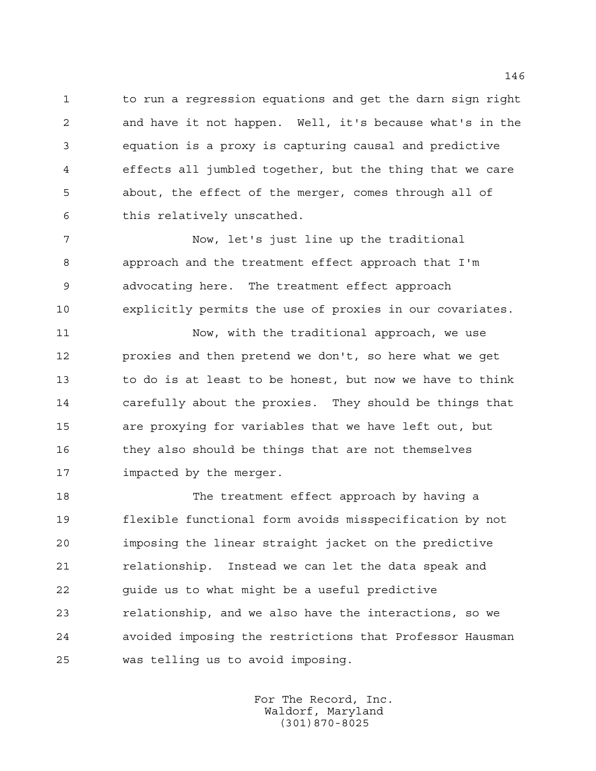to run a regression equations and get the darn sign right and have it not happen. Well, it's because what's in the equation is a proxy is capturing causal and predictive effects all jumbled together, but the thing that we care about, the effect of the merger, comes through all of this relatively unscathed.

Now, let's just line up the traditional approach and the treatment effect approach that I'm advocating here. The treatment effect approach explicitly permits the use of proxies in our covariates.

Now, with the traditional approach, we use proxies and then pretend we don't, so here what we get to do is at least to be honest, but now we have to think carefully about the proxies. They should be things that are proxying for variables that we have left out, but they also should be things that are not themselves impacted by the merger.

The treatment effect approach by having a flexible functional form avoids misspecification by not imposing the linear straight jacket on the predictive relationship. Instead we can let the data speak and guide us to what might be a useful predictive relationship, and we also have the interactions, so we avoided imposing the restrictions that Professor Hausman was telling us to avoid imposing.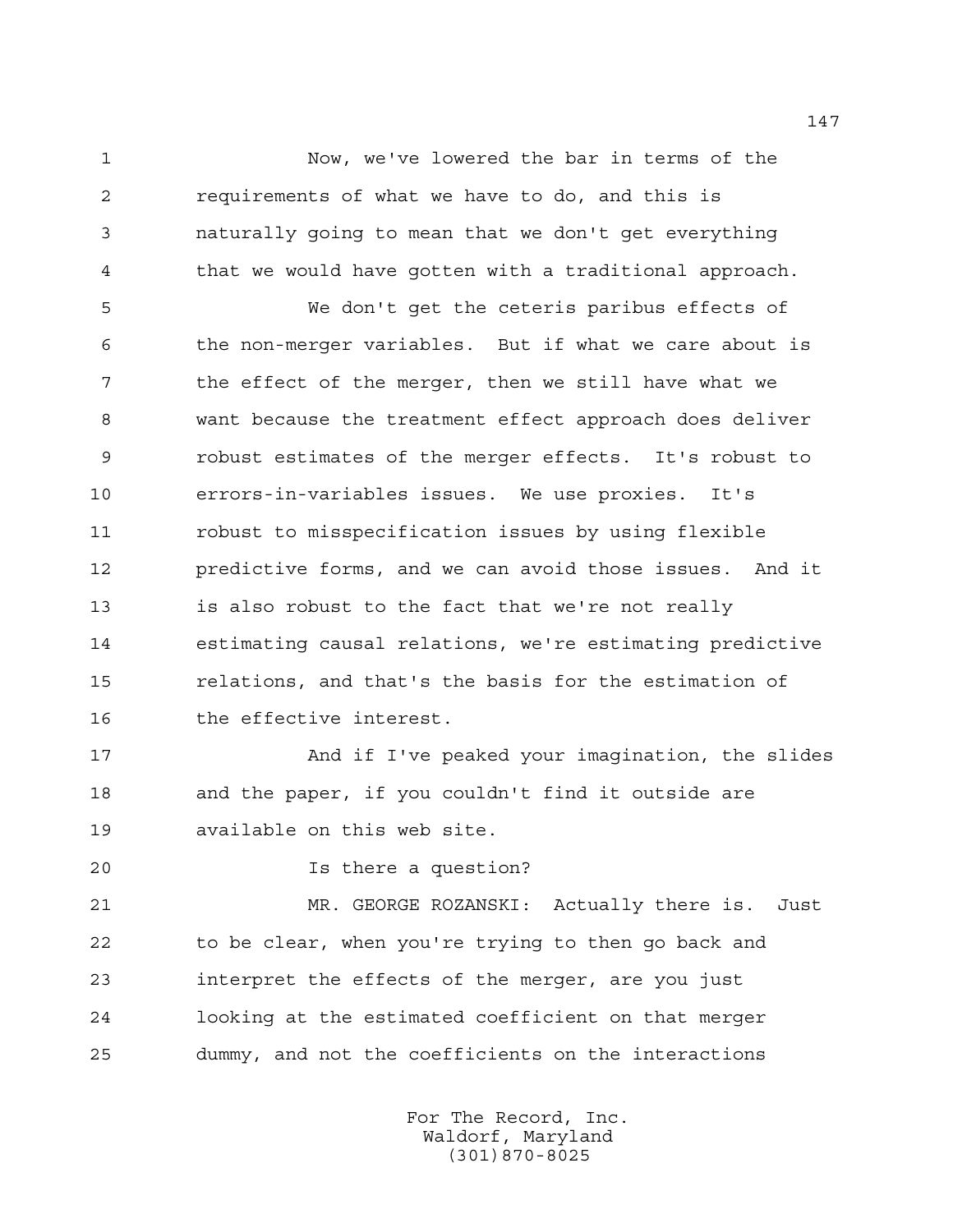Now, we've lowered the bar in terms of the requirements of what we have to do, and this is naturally going to mean that we don't get everything that we would have gotten with a traditional approach.

We don't get the ceteris paribus effects of the non-merger variables. But if what we care about is the effect of the merger, then we still have what we want because the treatment effect approach does deliver robust estimates of the merger effects. It's robust to errors-in-variables issues. We use proxies. It's robust to misspecification issues by using flexible predictive forms, and we can avoid those issues. And it is also robust to the fact that we're not really estimating causal relations, we're estimating predictive relations, and that's the basis for the estimation of the effective interest.

And if I've peaked your imagination, the slides and the paper, if you couldn't find it outside are available on this web site.

Is there a question?

MR. GEORGE ROZANSKI: Actually there is. Just to be clear, when you're trying to then go back and interpret the effects of the merger, are you just looking at the estimated coefficient on that merger dummy, and not the coefficients on the interactions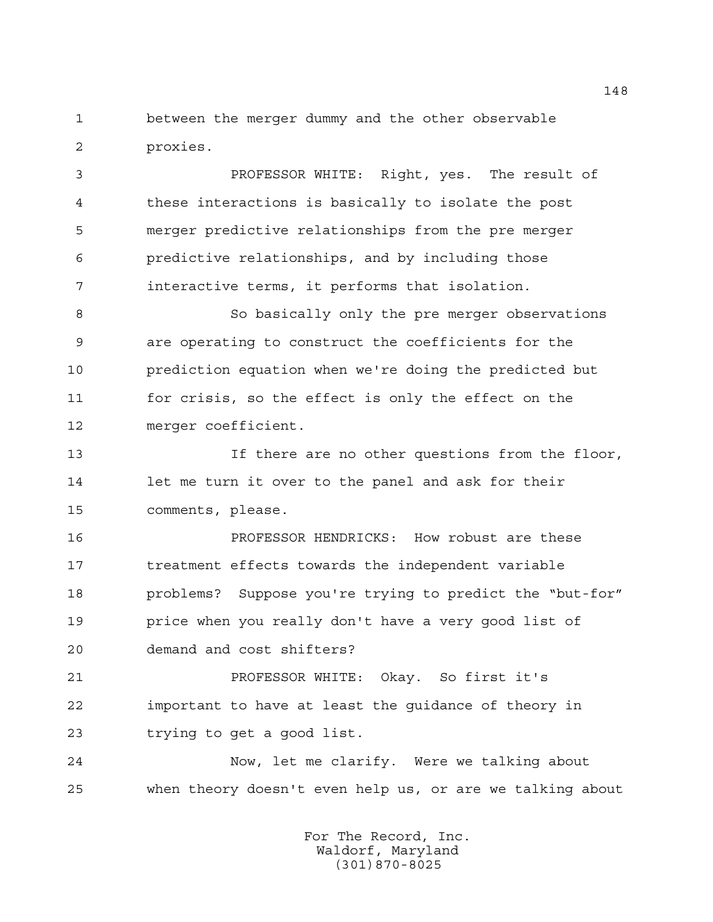between the merger dummy and the other observable proxies.

PROFESSOR WHITE: Right, yes. The result of these interactions is basically to isolate the post merger predictive relationships from the pre merger predictive relationships, and by including those interactive terms, it performs that isolation.

So basically only the pre merger observations are operating to construct the coefficients for the prediction equation when we're doing the predicted but for crisis, so the effect is only the effect on the merger coefficient.

If there are no other questions from the floor, let me turn it over to the panel and ask for their comments, please.

PROFESSOR HENDRICKS: How robust are these treatment effects towards the independent variable problems? Suppose you're trying to predict the "but-for" price when you really don't have a very good list of demand and cost shifters?

PROFESSOR WHITE: Okay. So first it's important to have at least the guidance of theory in trying to get a good list.

Now, let me clarify. Were we talking about when theory doesn't even help us, or are we talking about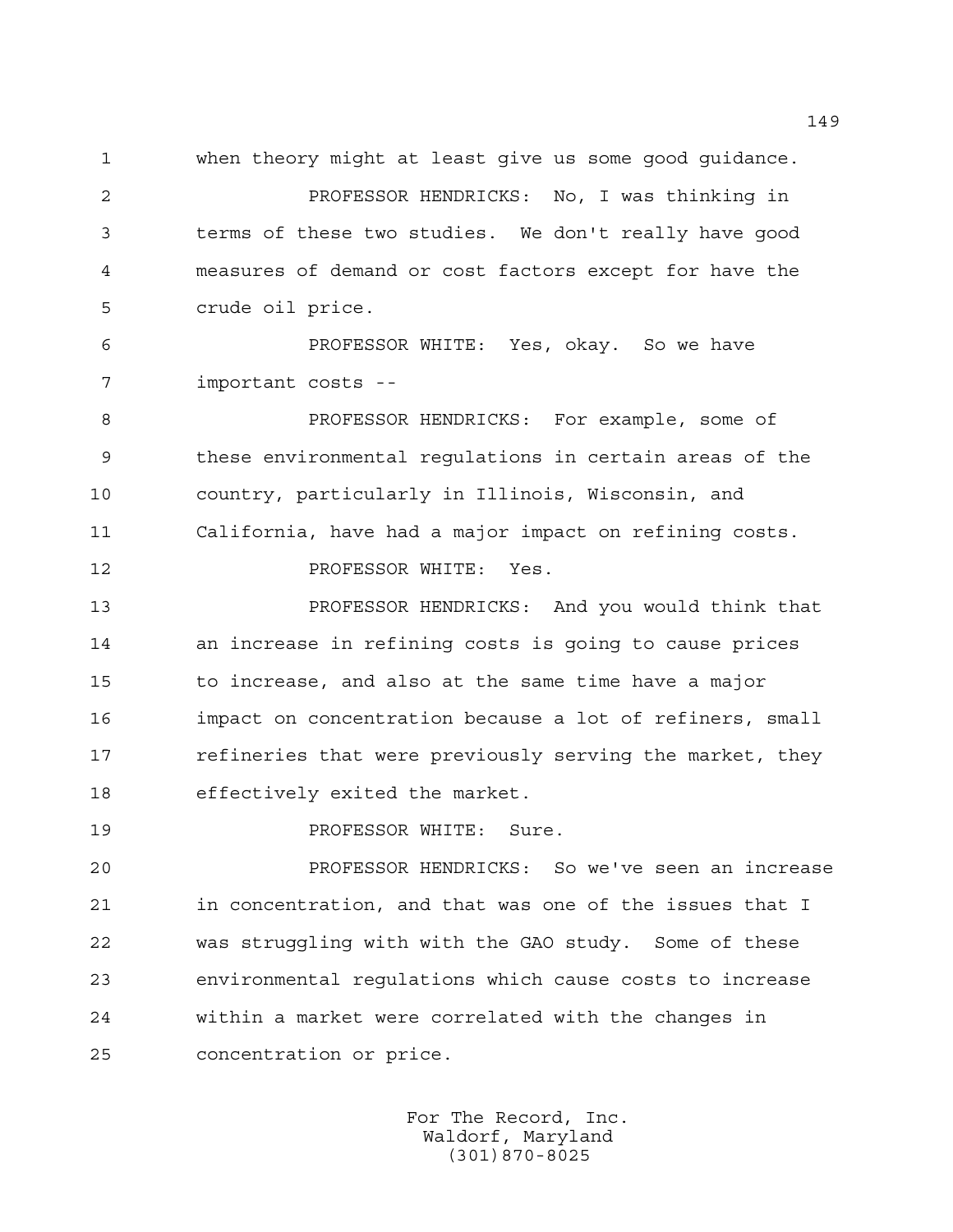when theory might at least give us some good guidance.

PROFESSOR HENDRICKS: No, I was thinking in terms of these two studies. We don't really have good measures of demand or cost factors except for have the crude oil price.

PROFESSOR WHITE: Yes, okay. So we have important costs --

PROFESSOR HENDRICKS: For example, some of these environmental regulations in certain areas of the country, particularly in Illinois, Wisconsin, and California, have had a major impact on refining costs.

PROFESSOR WHITE: Yes.

PROFESSOR HENDRICKS: And you would think that an increase in refining costs is going to cause prices to increase, and also at the same time have a major impact on concentration because a lot of refiners, small refineries that were previously serving the market, they effectively exited the market.

PROFESSOR WHITE: Sure.

PROFESSOR HENDRICKS: So we've seen an increase in concentration, and that was one of the issues that I was struggling with with the GAO study. Some of these environmental regulations which cause costs to increase within a market were correlated with the changes in concentration or price.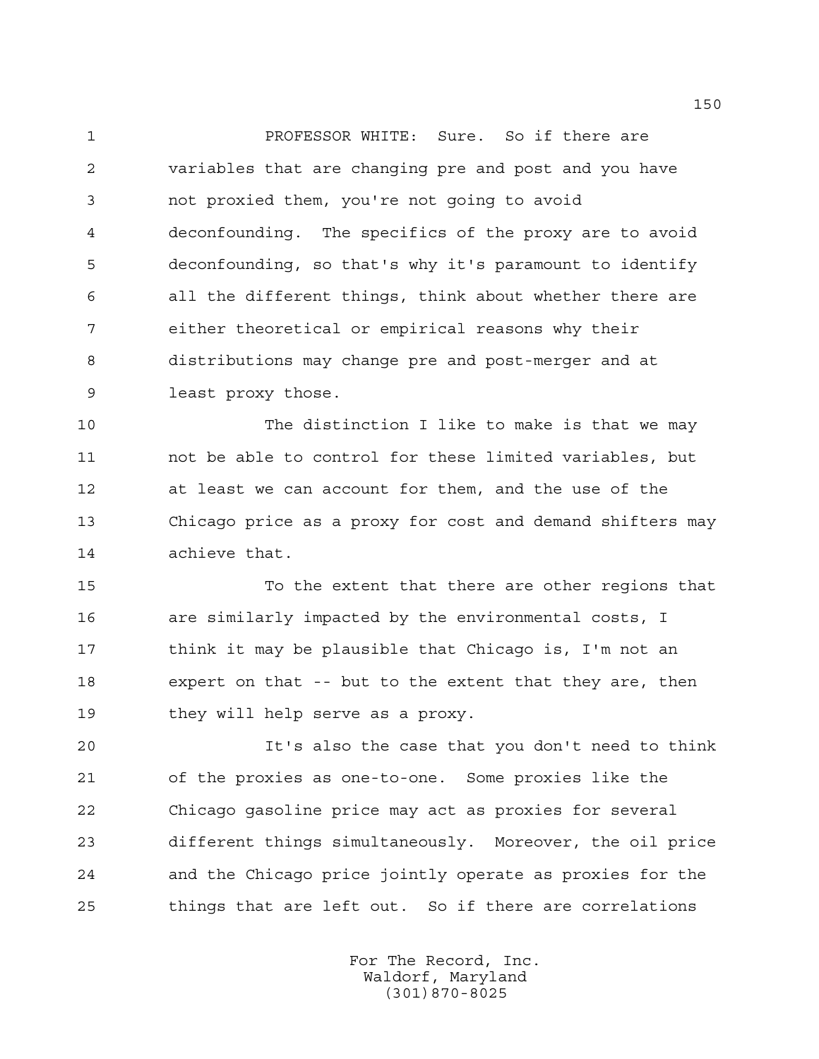PROFESSOR WHITE: Sure. So if there are variables that are changing pre and post and you have not proxied them, you're not going to avoid deconfounding. The specifics of the proxy are to avoid deconfounding, so that's why it's paramount to identify all the different things, think about whether there are either theoretical or empirical reasons why their distributions may change pre and post-merger and at least proxy those.

The distinction I like to make is that we may not be able to control for these limited variables, but at least we can account for them, and the use of the Chicago price as a proxy for cost and demand shifters may achieve that.

To the extent that there are other regions that are similarly impacted by the environmental costs, I think it may be plausible that Chicago is, I'm not an expert on that -- but to the extent that they are, then they will help serve as a proxy.

It's also the case that you don't need to think of the proxies as one-to-one. Some proxies like the Chicago gasoline price may act as proxies for several different things simultaneously. Moreover, the oil price and the Chicago price jointly operate as proxies for the things that are left out. So if there are correlations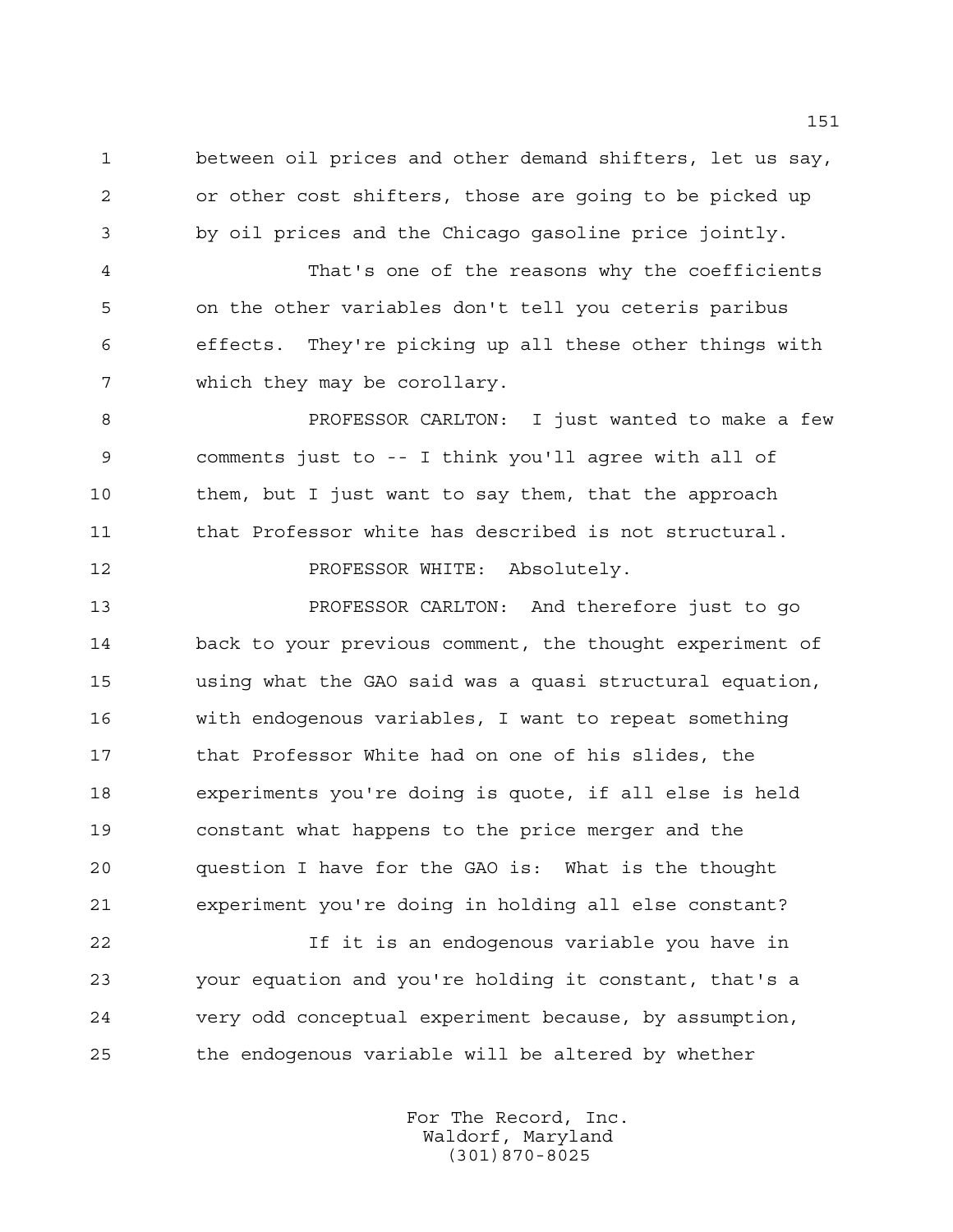between oil prices and other demand shifters, let us say, or other cost shifters, those are going to be picked up by oil prices and the Chicago gasoline price jointly.

That's one of the reasons why the coefficients on the other variables don't tell you ceteris paribus effects. They're picking up all these other things with which they may be corollary.

PROFESSOR CARLTON: I just wanted to make a few comments just to -- I think you'll agree with all of them, but I just want to say them, that the approach that Professor white has described is not structural.

PROFESSOR WHITE: Absolutely.

PROFESSOR CARLTON: And therefore just to go back to your previous comment, the thought experiment of using what the GAO said was a quasi structural equation, with endogenous variables, I want to repeat something that Professor White had on one of his slides, the experiments you're doing is quote, if all else is held constant what happens to the price merger and the question I have for the GAO is: What is the thought experiment you're doing in holding all else constant?

If it is an endogenous variable you have in your equation and you're holding it constant, that's a very odd conceptual experiment because, by assumption, the endogenous variable will be altered by whether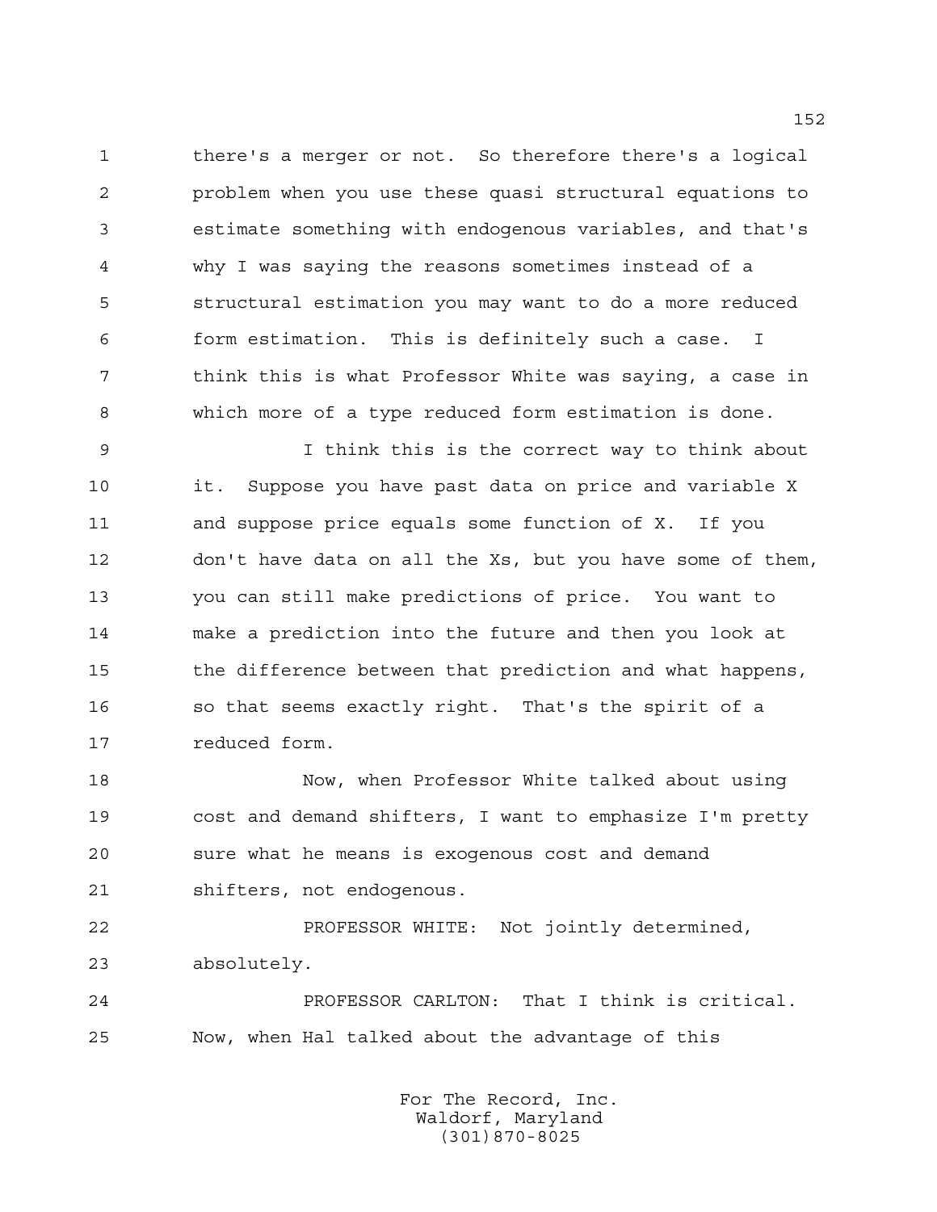there's a merger or not. So therefore there's a logical problem when you use these quasi structural equations to estimate something with endogenous variables, and that's why I was saying the reasons sometimes instead of a structural estimation you may want to do a more reduced form estimation. This is definitely such a case. I think this is what Professor White was saying, a case in which more of a type reduced form estimation is done.

I think this is the correct way to think about it. Suppose you have past data on price and variable X and suppose price equals some function of X. If you don't have data on all the Xs, but you have some of them, you can still make predictions of price. You want to make a prediction into the future and then you look at the difference between that prediction and what happens, so that seems exactly right. That's the spirit of a reduced form.

Now, when Professor White talked about using cost and demand shifters, I want to emphasize I'm pretty sure what he means is exogenous cost and demand shifters, not endogenous.

PROFESSOR WHITE: Not jointly determined, absolutely.

PROFESSOR CARLTON: That I think is critical. Now, when Hal talked about the advantage of this

For The Record, Inc.
Waldorf, Maryland
(301)870-8025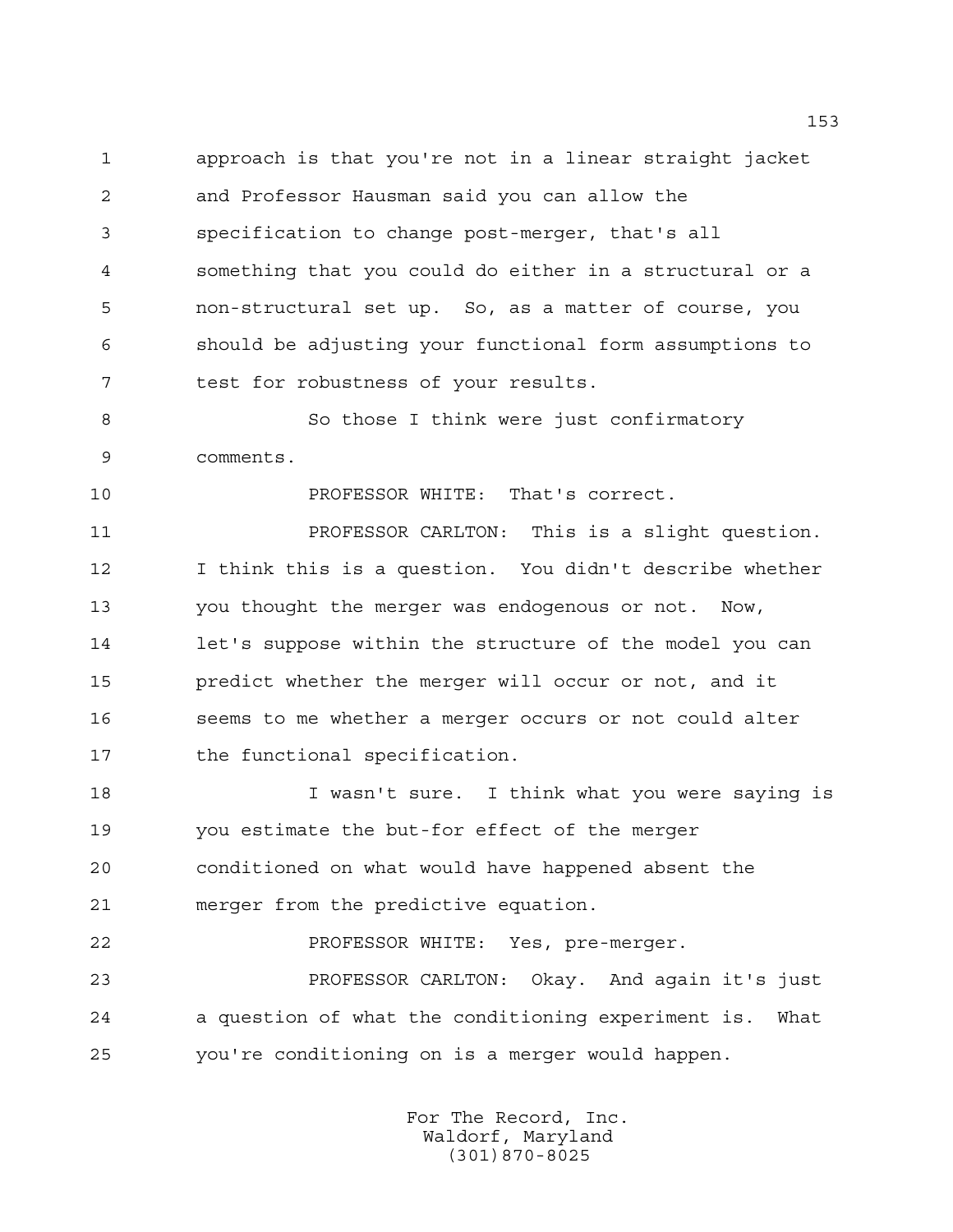approach is that you're not in a linear straight jacket and Professor Hausman said you can allow the specification to change post-merger, that's all something that you could do either in a structural or a non-structural set up. So, as a matter of course, you should be adjusting your functional form assumptions to test for robustness of your results.

So those I think were just confirmatory comments.

PROFESSOR WHITE: That's correct.

PROFESSOR CARLTON: This is a slight question. I think this is a question. You didn't describe whether you thought the merger was endogenous or not. Now, let's suppose within the structure of the model you can predict whether the merger will occur or not, and it seems to me whether a merger occurs or not could alter the functional specification.

I wasn't sure. I think what you were saying is you estimate the but-for effect of the merger conditioned on what would have happened absent the merger from the predictive equation.

PROFESSOR WHITE: Yes, pre-merger.

PROFESSOR CARLTON: Okay. And again it's just a question of what the conditioning experiment is. What you're conditioning on is a merger would happen.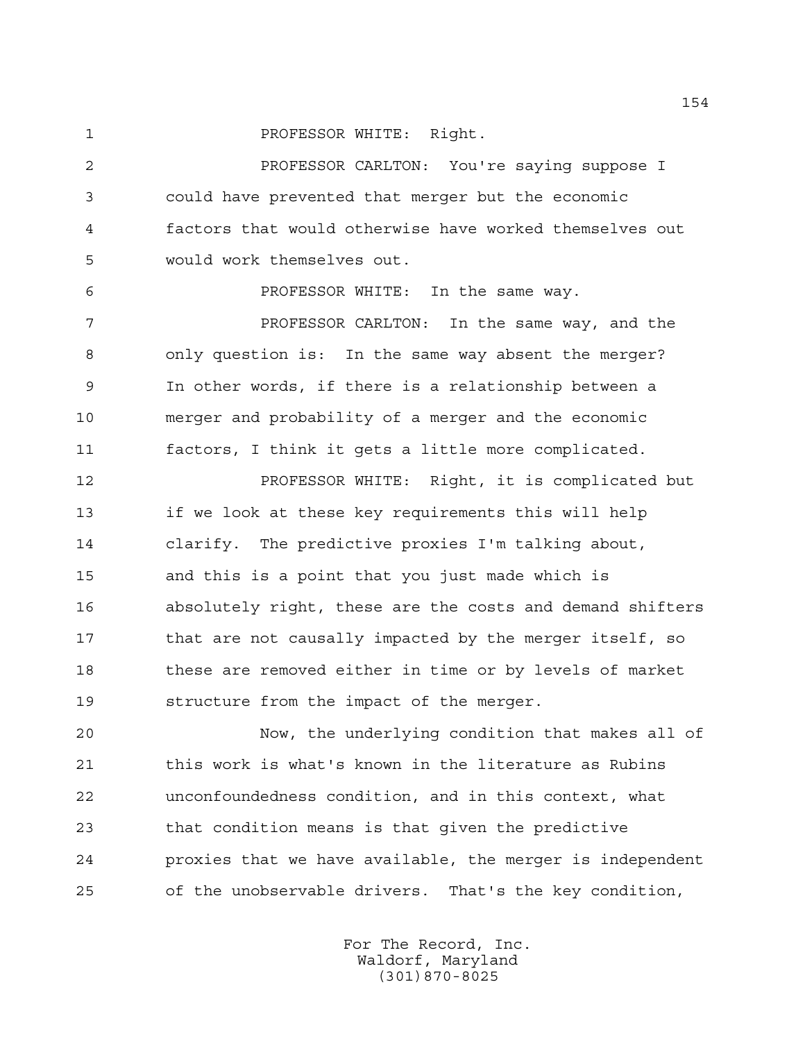PROFESSOR WHITE: Right.

PROFESSOR CARLTON: You're saying suppose I could have prevented that merger but the economic factors that would otherwise have worked themselves out would work themselves out.

PROFESSOR WHITE: In the same way.

PROFESSOR CARLTON: In the same way, and the only question is: In the same way absent the merger? In other words, if there is a relationship between a merger and probability of a merger and the economic factors, I think it gets a little more complicated.

PROFESSOR WHITE: Right, it is complicated but if we look at these key requirements this will help clarify. The predictive proxies I'm talking about, and this is a point that you just made which is absolutely right, these are the costs and demand shifters that are not causally impacted by the merger itself, so these are removed either in time or by levels of market structure from the impact of the merger.

Now, the underlying condition that makes all of this work is what's known in the literature as Rubins unconfoundedness condition, and in this context, what that condition means is that given the predictive proxies that we have available, the merger is independent of the unobservable drivers. That's the key condition,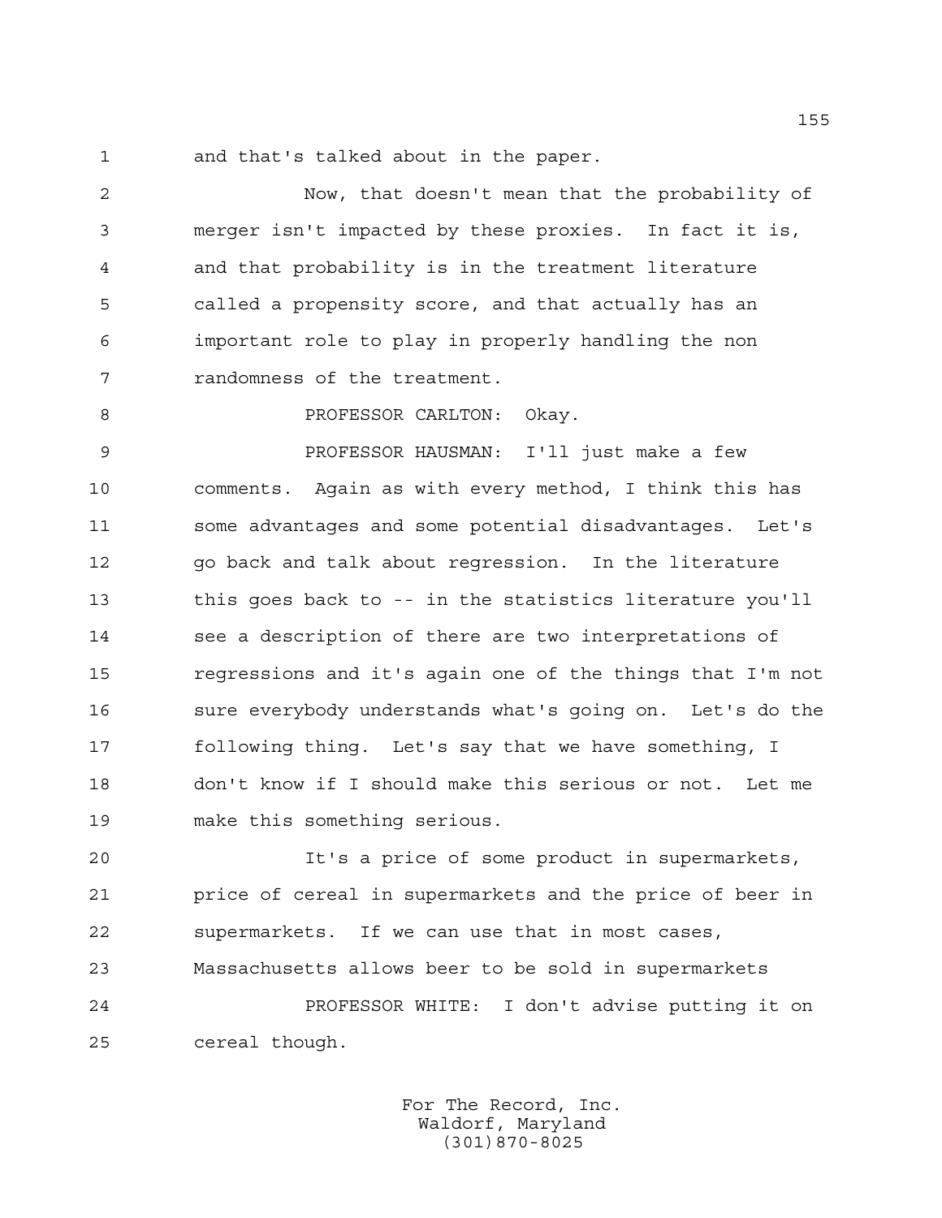and that's talked about in the paper.

Now, that doesn't mean that the probability of merger isn't impacted by these proxies. In fact it is, and that probability is in the treatment literature called a propensity score, and that actually has an important role to play in properly handling the non randomness of the treatment.

PROFESSOR CARLTON: Okay.

PROFESSOR HAUSMAN: I'll just make a few comments. Again as with every method, I think this has some advantages and some potential disadvantages. Let's go back and talk about regression. In the literature this goes back to -- in the statistics literature you'll see a description of there are two interpretations of regressions and it's again one of the things that I'm not sure everybody understands what's going on. Let's do the following thing. Let's say that we have something, I don't know if I should make this serious or not. Let me make this something serious.

It's a price of some product in supermarkets, price of cereal in supermarkets and the price of beer in supermarkets. If we can use that in most cases, Massachusetts allows beer to be sold in supermarkets

PROFESSOR WHITE: I don't advise putting it on cereal though.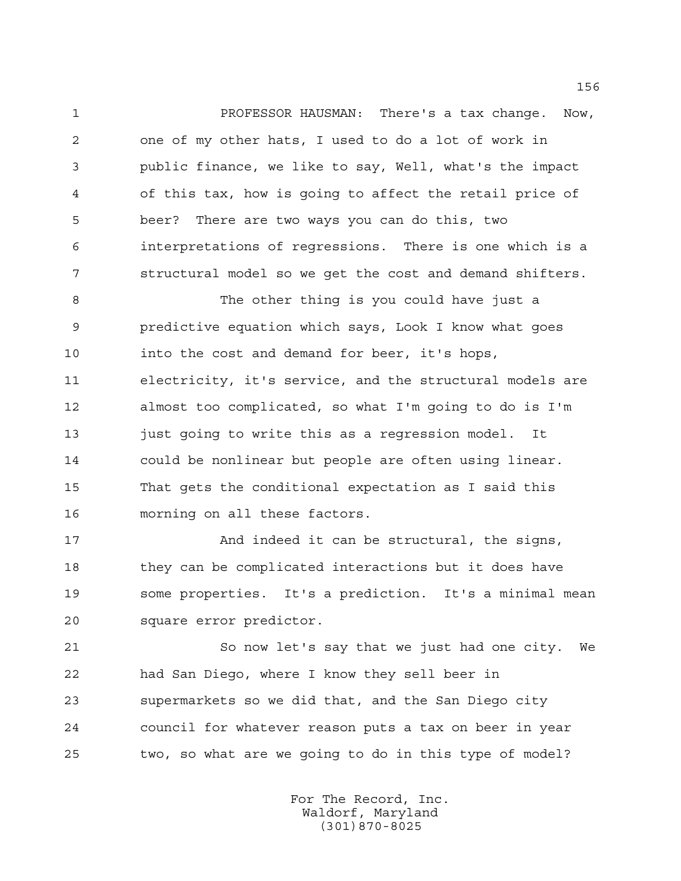PROFESSOR HAUSMAN: There's a tax change. Now, one of my other hats, I used to do a lot of work in public finance, we like to say, Well, what's the impact of this tax, how is going to affect the retail price of beer? There are two ways you can do this, two interpretations of regressions. There is one which is a structural model so we get the cost and demand shifters.

The other thing is you could have just a predictive equation which says, Look I know what goes into the cost and demand for beer, it's hops, electricity, it's service, and the structural models are almost too complicated, so what I'm going to do is I'm just going to write this as a regression model. It could be nonlinear but people are often using linear. That gets the conditional expectation as I said this morning on all these factors.

And indeed it can be structural, the signs, they can be complicated interactions but it does have some properties. It's a prediction. It's a minimal mean square error predictor.

So now let's say that we just had one city. We had San Diego, where I know they sell beer in supermarkets so we did that, and the San Diego city council for whatever reason puts a tax on beer in year two, so what are we going to do in this type of model?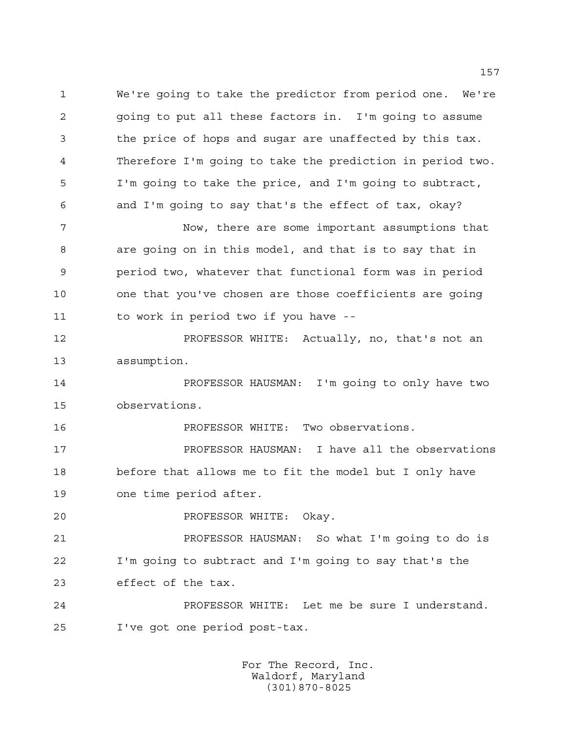We're going to take the predictor from period one. We're going to put all these factors in. I'm going to assume the price of hops and sugar are unaffected by this tax. Therefore I'm going to take the prediction in period two. I'm going to take the price, and I'm going to subtract, and I'm going to say that's the effect of tax, okay?

Now, there are some important assumptions that are going on in this model, and that is to say that in period two, whatever that functional form was in period one that you've chosen are those coefficients are going to work in period two if you have --

PROFESSOR WHITE: Actually, no, that's not an assumption.

PROFESSOR HAUSMAN: I'm going to only have two observations.

PROFESSOR WHITE: Two observations.

PROFESSOR HAUSMAN: I have all the observations before that allows me to fit the model but I only have one time period after.

PROFESSOR WHITE: Okay.

PROFESSOR HAUSMAN: So what I'm going to do is I'm going to subtract and I'm going to say that's the effect of the tax.

PROFESSOR WHITE: Let me be sure I understand. I've got one period post-tax.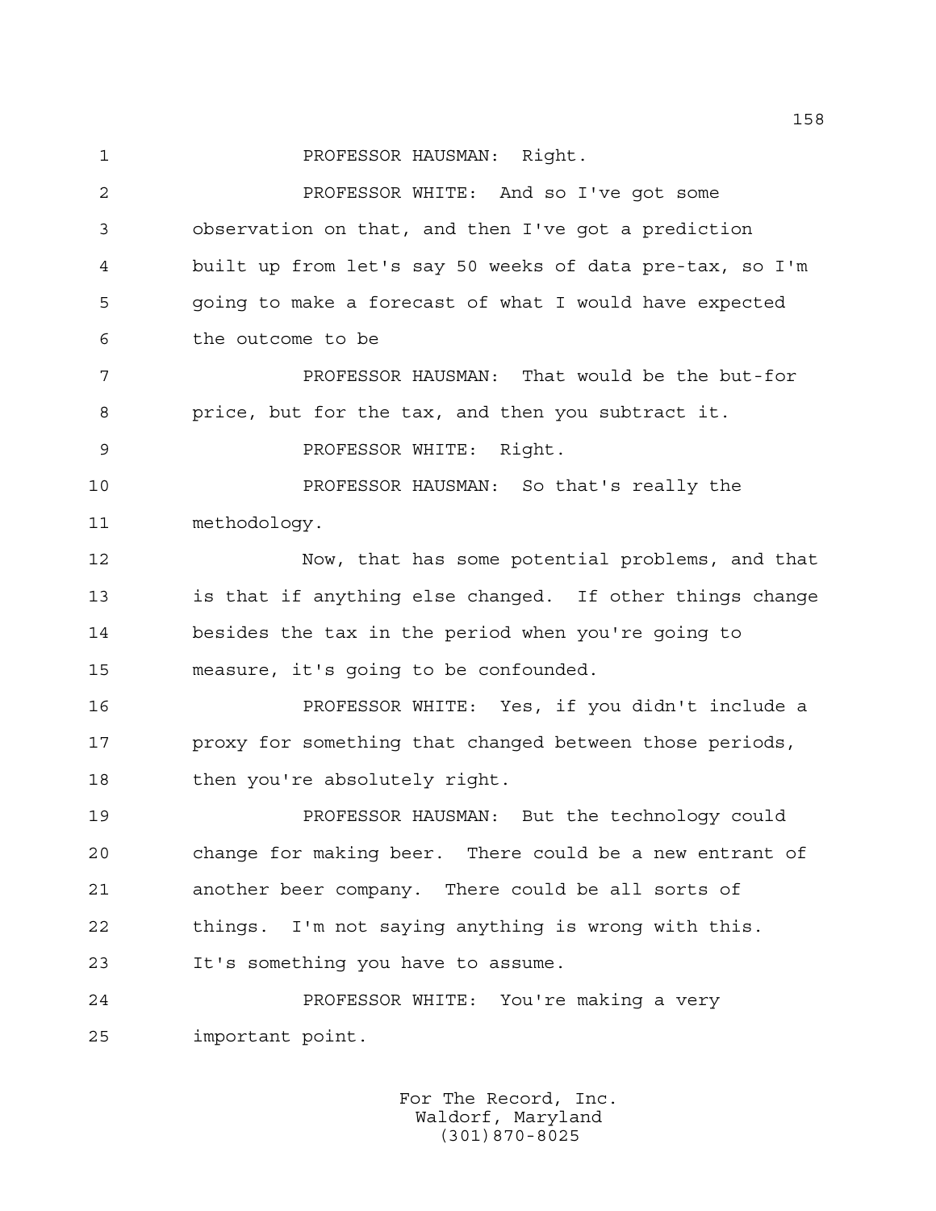PROFESSOR HAUSMAN: Right.

PROFESSOR WHITE: And so I've got some observation on that, and then I've got a prediction built up from let's say 50 weeks of data pre-tax, so I'm going to make a forecast of what I would have expected the outcome to be

PROFESSOR HAUSMAN: That would be the but-for price, but for the tax, and then you subtract it.

PROFESSOR WHITE: Right.

PROFESSOR HAUSMAN: So that's really the methodology.

Now, that has some potential problems, and that is that if anything else changed. If other things change besides the tax in the period when you're going to measure, it's going to be confounded.

PROFESSOR WHITE: Yes, if you didn't include a proxy for something that changed between those periods, then you're absolutely right.

PROFESSOR HAUSMAN: But the technology could change for making beer. There could be a new entrant of another beer company. There could be all sorts of things. I'm not saying anything is wrong with this. It's something you have to assume.

PROFESSOR WHITE: You're making a very important point.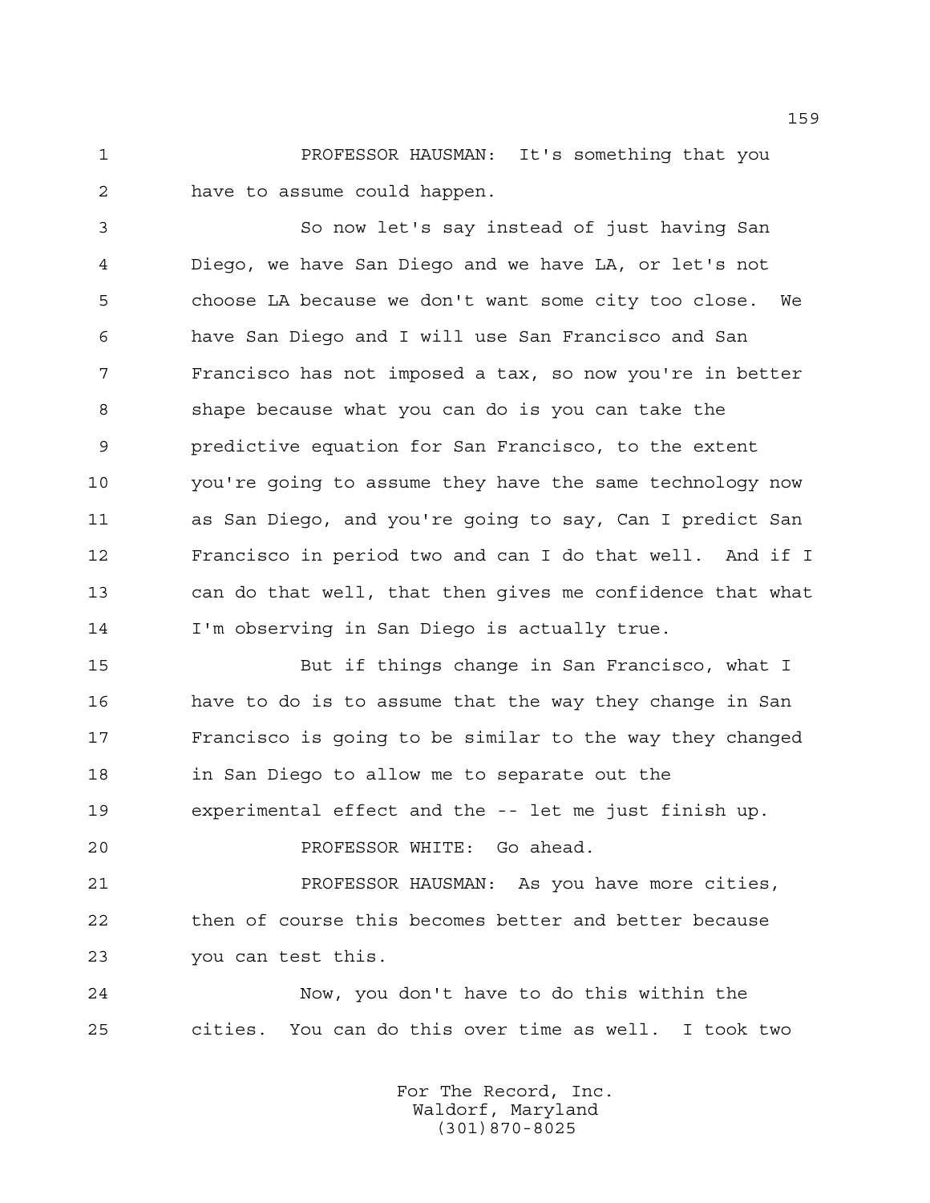PROFESSOR HAUSMAN: It's something that you have to assume could happen.

So now let's say instead of just having San Diego, we have San Diego and we have LA, or let's not choose LA because we don't want some city too close. We have San Diego and I will use San Francisco and San Francisco has not imposed a tax, so now you're in better shape because what you can do is you can take the predictive equation for San Francisco, to the extent you're going to assume they have the same technology now as San Diego, and you're going to say, Can I predict San Francisco in period two and can I do that well. And if I can do that well, that then gives me confidence that what I'm observing in San Diego is actually true.

But if things change in San Francisco, what I have to do is to assume that the way they change in San Francisco is going to be similar to the way they changed in San Diego to allow me to separate out the experimental effect and the -- let me just finish up.

PROFESSOR WHITE: Go ahead.

PROFESSOR HAUSMAN: As you have more cities, then of course this becomes better and better because you can test this.

Now, you don't have to do this within the cities. You can do this over time as well. I took two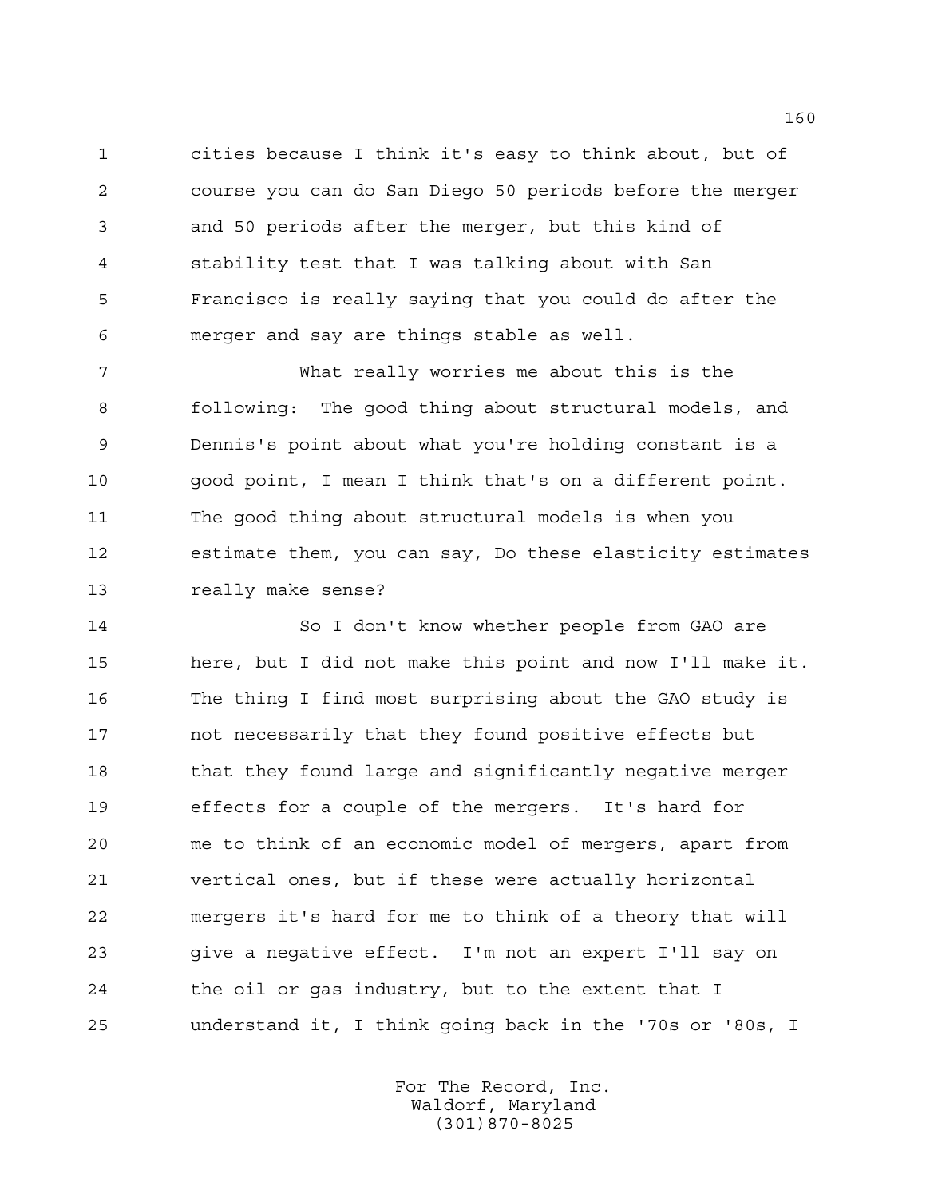cities because I think it's easy to think about, but of course you can do San Diego 50 periods before the merger and 50 periods after the merger, but this kind of stability test that I was talking about with San Francisco is really saying that you could do after the merger and say are things stable as well.

What really worries me about this is the following: The good thing about structural models, and Dennis's point about what you're holding constant is a good point, I mean I think that's on a different point. The good thing about structural models is when you estimate them, you can say, Do these elasticity estimates really make sense?

So I don't know whether people from GAO are here, but I did not make this point and now I'll make it. The thing I find most surprising about the GAO study is not necessarily that they found positive effects but that they found large and significantly negative merger effects for a couple of the mergers. It's hard for me to think of an economic model of mergers, apart from vertical ones, but if these were actually horizontal mergers it's hard for me to think of a theory that will give a negative effect. I'm not an expert I'll say on the oil or gas industry, but to the extent that I understand it, I think going back in the '70s or '80s, I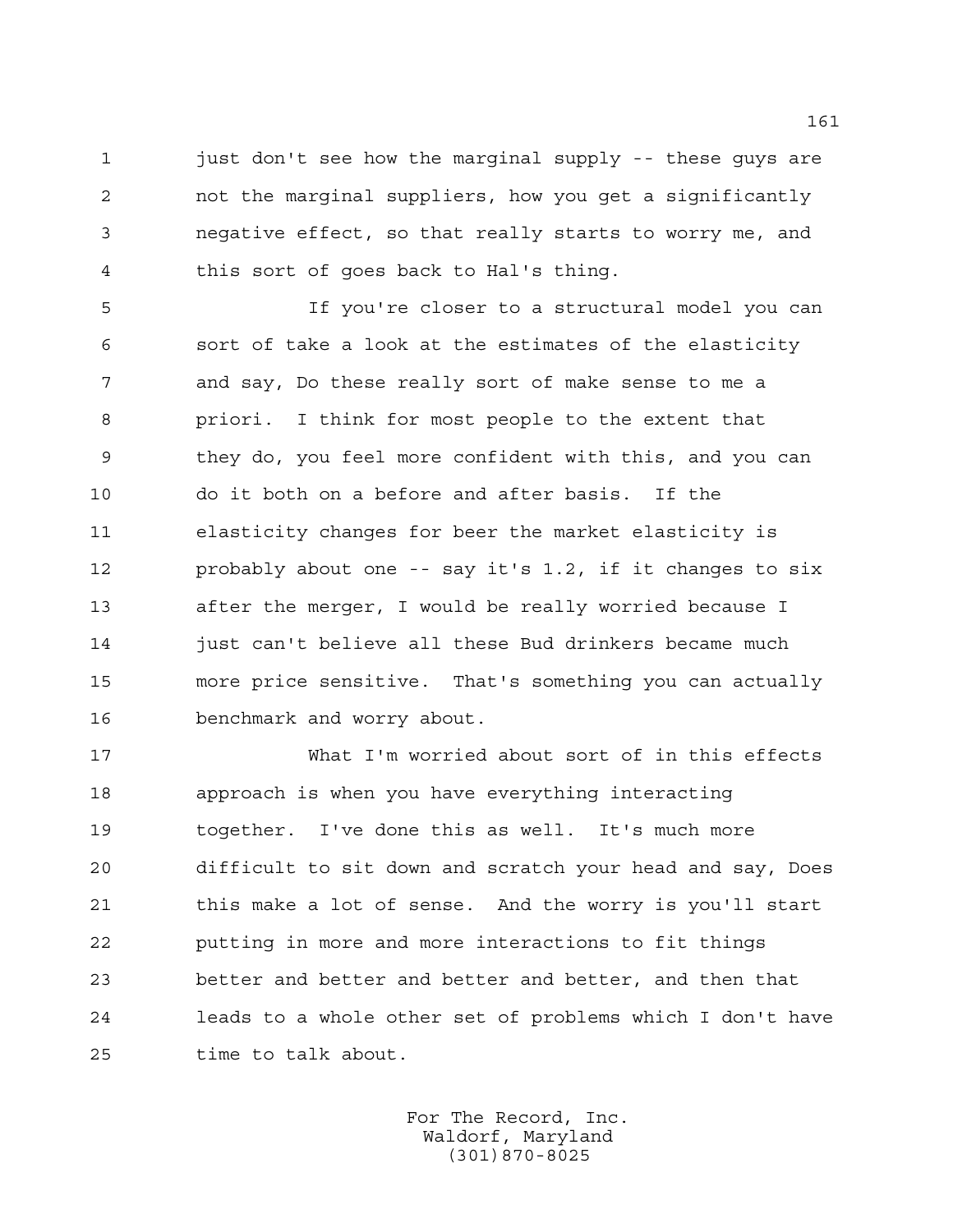just don't see how the marginal supply -- these guys are not the marginal suppliers, how you get a significantly negative effect, so that really starts to worry me, and this sort of goes back to Hal's thing.

If you're closer to a structural model you can sort of take a look at the estimates of the elasticity and say, Do these really sort of make sense to me a priori. I think for most people to the extent that they do, you feel more confident with this, and you can do it both on a before and after basis. If the elasticity changes for beer the market elasticity is probably about one -- say it's 1.2, if it changes to six after the merger, I would be really worried because I just can't believe all these Bud drinkers became much more price sensitive. That's something you can actually benchmark and worry about.

What I'm worried about sort of in this effects approach is when you have everything interacting together. I've done this as well. It's much more difficult to sit down and scratch your head and say, Does this make a lot of sense. And the worry is you'll start putting in more and more interactions to fit things better and better and better and better, and then that leads to a whole other set of problems which I don't have time to talk about.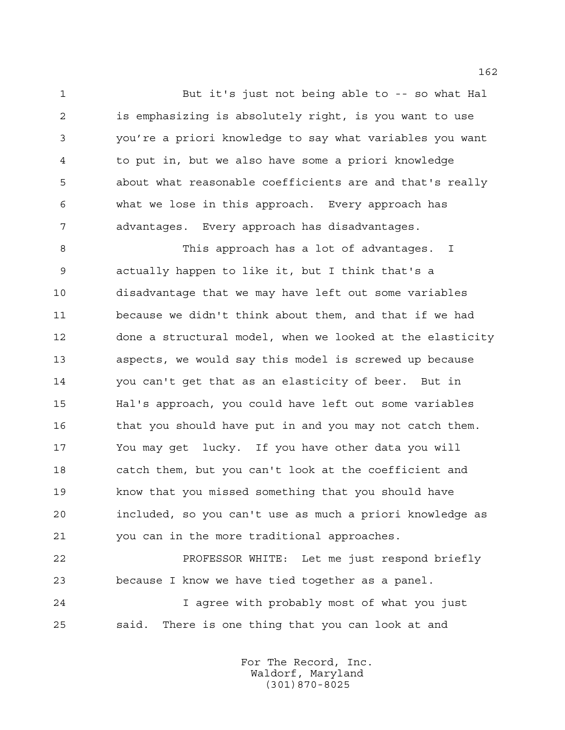But it's just not being able to -- so what Hal is emphasizing is absolutely right, is you want to use you're a priori knowledge to say what variables you want to put in, but we also have some a priori knowledge about what reasonable coefficients are and that's really what we lose in this approach. Every approach has advantages. Every approach has disadvantages.

This approach has a lot of advantages. I actually happen to like it, but I think that's a disadvantage that we may have left out some variables because we didn't think about them, and that if we had done a structural model, when we looked at the elasticity aspects, we would say this model is screwed up because you can't get that as an elasticity of beer. But in Hal's approach, you could have left out some variables that you should have put in and you may not catch them. You may get lucky. If you have other data you will catch them, but you can't look at the coefficient and know that you missed something that you should have included, so you can't use as much a priori knowledge as you can in the more traditional approaches.

PROFESSOR WHITE: Let me just respond briefly because I know we have tied together as a panel.

I agree with probably most of what you just said. There is one thing that you can look at and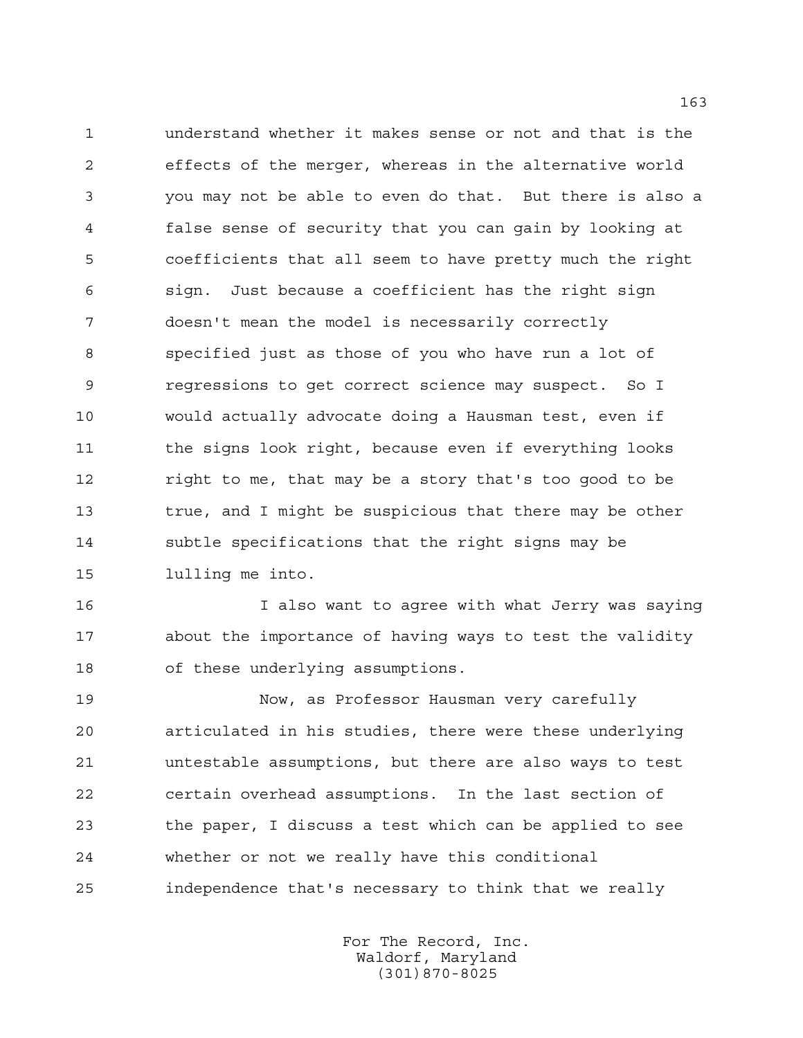understand whether it makes sense or not and that is the effects of the merger, whereas in the alternative world you may not be able to even do that. But there is also a false sense of security that you can gain by looking at coefficients that all seem to have pretty much the right sign. Just because a coefficient has the right sign doesn't mean the model is necessarily correctly specified just as those of you who have run a lot of regressions to get correct science may suspect. So I would actually advocate doing a Hausman test, even if the signs look right, because even if everything looks right to me, that may be a story that's too good to be true, and I might be suspicious that there may be other subtle specifications that the right signs may be lulling me into.

I also want to agree with what Jerry was saying about the importance of having ways to test the validity of these underlying assumptions.

Now, as Professor Hausman very carefully articulated in his studies, there were these underlying untestable assumptions, but there are also ways to test certain overhead assumptions. In the last section of the paper, I discuss a test which can be applied to see whether or not we really have this conditional independence that's necessary to think that we really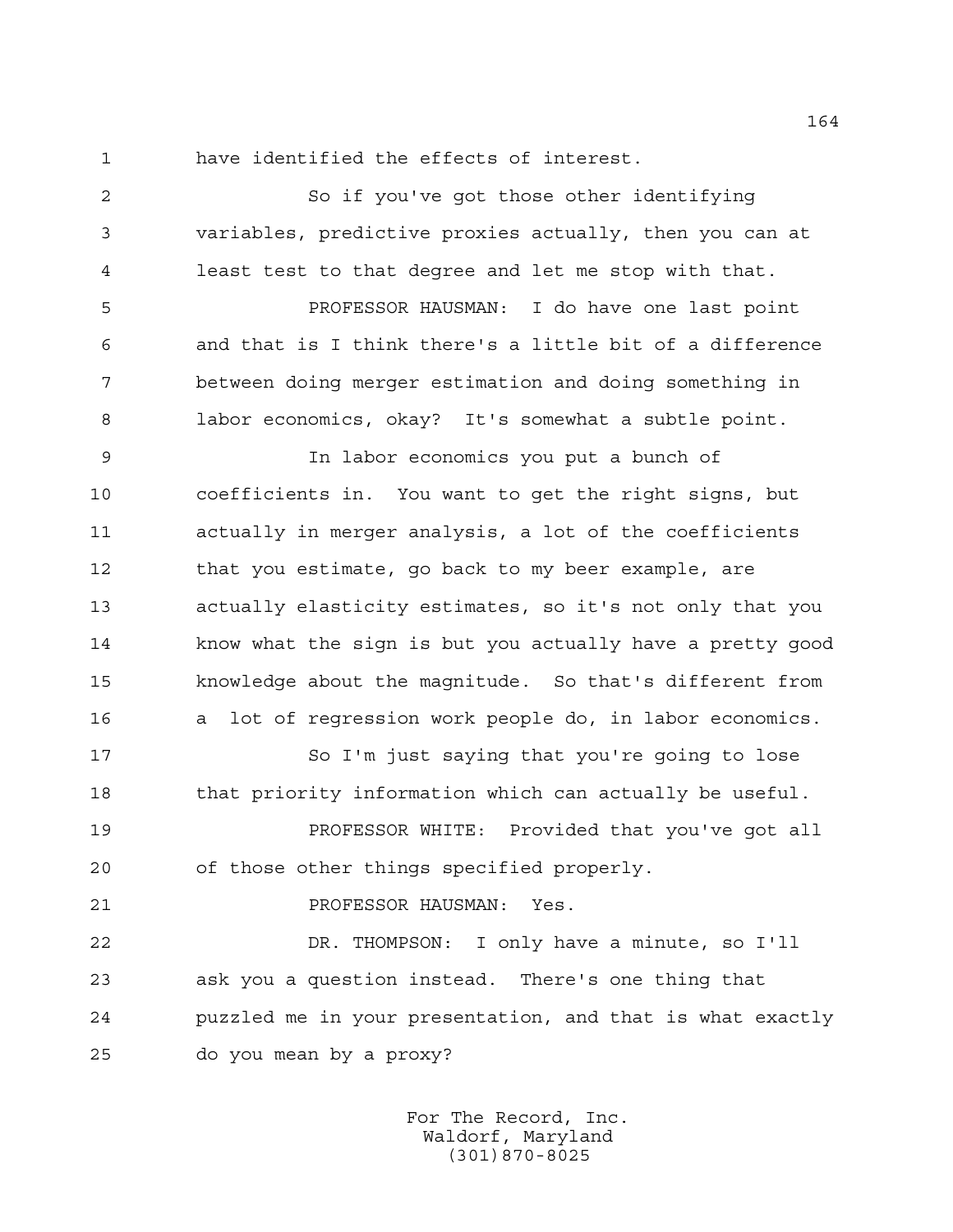have identified the effects of interest.

So if you've got those other identifying variables, predictive proxies actually, then you can at least test to that degree and let me stop with that.

PROFESSOR HAUSMAN: I do have one last point and that is I think there's a little bit of a difference between doing merger estimation and doing something in labor economics, okay? It's somewhat a subtle point.

In labor economics you put a bunch of coefficients in. You want to get the right signs, but actually in merger analysis, a lot of the coefficients that you estimate, go back to my beer example, are actually elasticity estimates, so it's not only that you know what the sign is but you actually have a pretty good knowledge about the magnitude. So that's different from a lot of regression work people do, in labor economics.

So I'm just saying that you're going to lose that priority information which can actually be useful.

PROFESSOR WHITE: Provided that you've got all of those other things specified properly.

PROFESSOR HAUSMAN: Yes.

DR. THOMPSON: I only have a minute, so I'll ask you a question instead. There's one thing that puzzled me in your presentation, and that is what exactly do you mean by a proxy?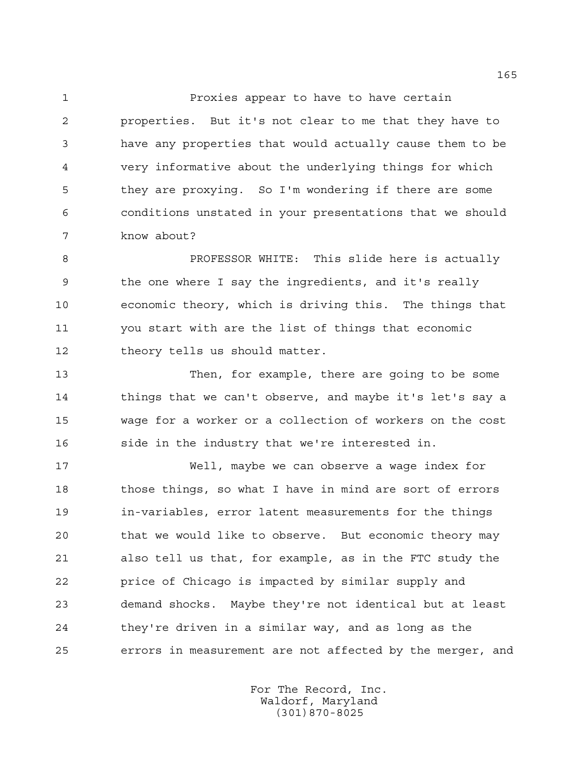Proxies appear to have to have certain properties. But it's not clear to me that they have to have any properties that would actually cause them to be very informative about the underlying things for which they are proxying. So I'm wondering if there are some conditions unstated in your presentations that we should know about?

PROFESSOR WHITE: This slide here is actually the one where I say the ingredients, and it's really economic theory, which is driving this. The things that you start with are the list of things that economic theory tells us should matter.

Then, for example, there are going to be some things that we can't observe, and maybe it's let's say a wage for a worker or a collection of workers on the cost side in the industry that we're interested in.

Well, maybe we can observe a wage index for those things, so what I have in mind are sort of errors in-variables, error latent measurements for the things that we would like to observe. But economic theory may also tell us that, for example, as in the FTC study the price of Chicago is impacted by similar supply and demand shocks. Maybe they're not identical but at least they're driven in a similar way, and as long as the errors in measurement are not affected by the merger, and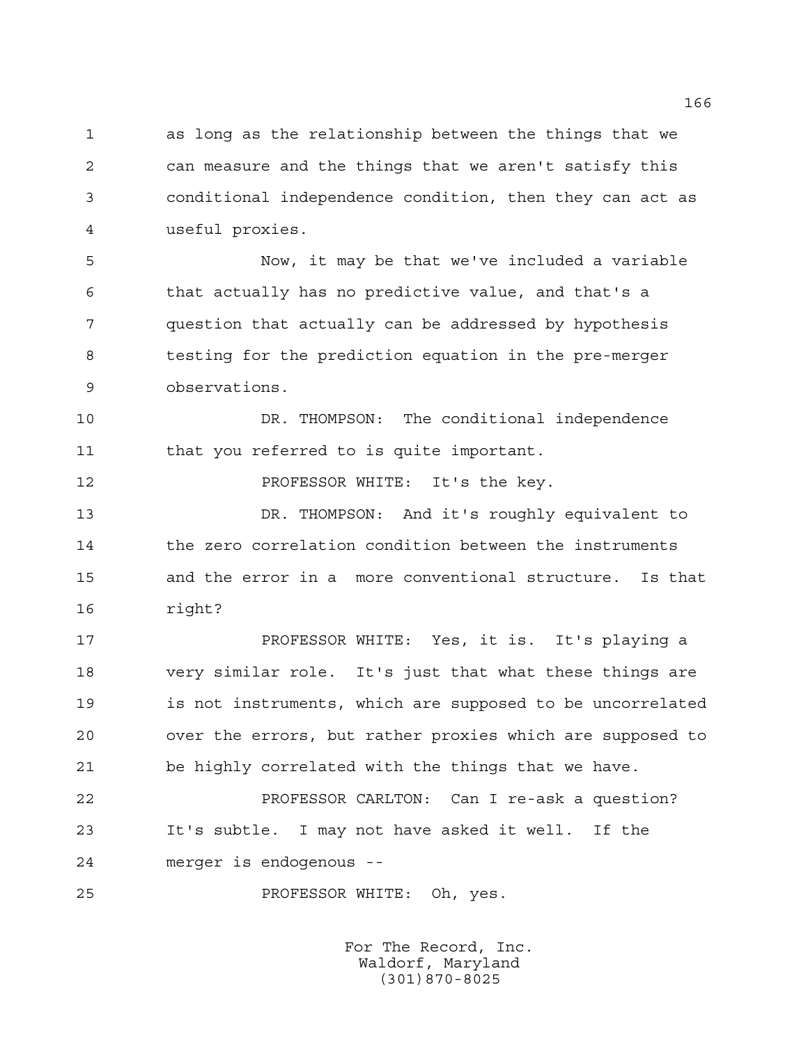as long as the relationship between the things that we can measure and the things that we aren't satisfy this conditional independence condition, then they can act as useful proxies.

Now, it may be that we've included a variable that actually has no predictive value, and that's a question that actually can be addressed by hypothesis testing for the prediction equation in the pre-merger observations.

DR. THOMPSON: The conditional independence that you referred to is quite important.

PROFESSOR WHITE: It's the key.

DR. THOMPSON: And it's roughly equivalent to the zero correlation condition between the instruments and the error in a more conventional structure. Is that right?

PROFESSOR WHITE: Yes, it is. It's playing a very similar role. It's just that what these things are is not instruments, which are supposed to be uncorrelated over the errors, but rather proxies which are supposed to be highly correlated with the things that we have.

PROFESSOR CARLTON: Can I re-ask a question? It's subtle. I may not have asked it well. If the merger is endogenous --

PROFESSOR WHITE: Oh, yes.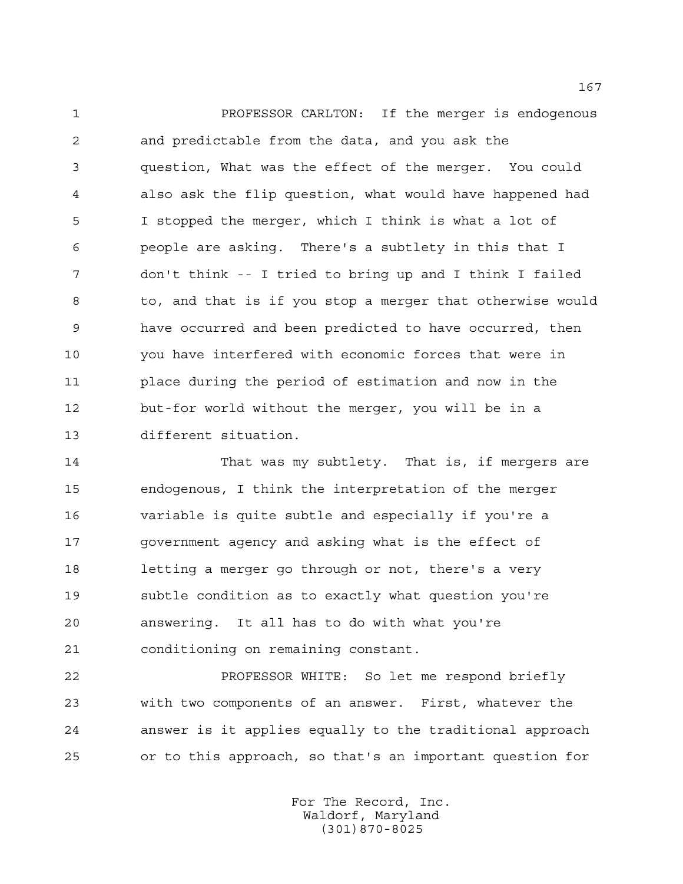PROFESSOR CARLTON: If the merger is endogenous and predictable from the data, and you ask the question, What was the effect of the merger. You could also ask the flip question, what would have happened had I stopped the merger, which I think is what a lot of people are asking. There's a subtlety in this that I don't think -- I tried to bring up and I think I failed to, and that is if you stop a merger that otherwise would have occurred and been predicted to have occurred, then you have interfered with economic forces that were in place during the period of estimation and now in the but-for world without the merger, you will be in a different situation.

That was my subtlety. That is, if mergers are endogenous, I think the interpretation of the merger variable is quite subtle and especially if you're a government agency and asking what is the effect of letting a merger go through or not, there's a very subtle condition as to exactly what question you're answering. It all has to do with what you're conditioning on remaining constant.

PROFESSOR WHITE: So let me respond briefly with two components of an answer. First, whatever the answer is it applies equally to the traditional approach or to this approach, so that's an important question for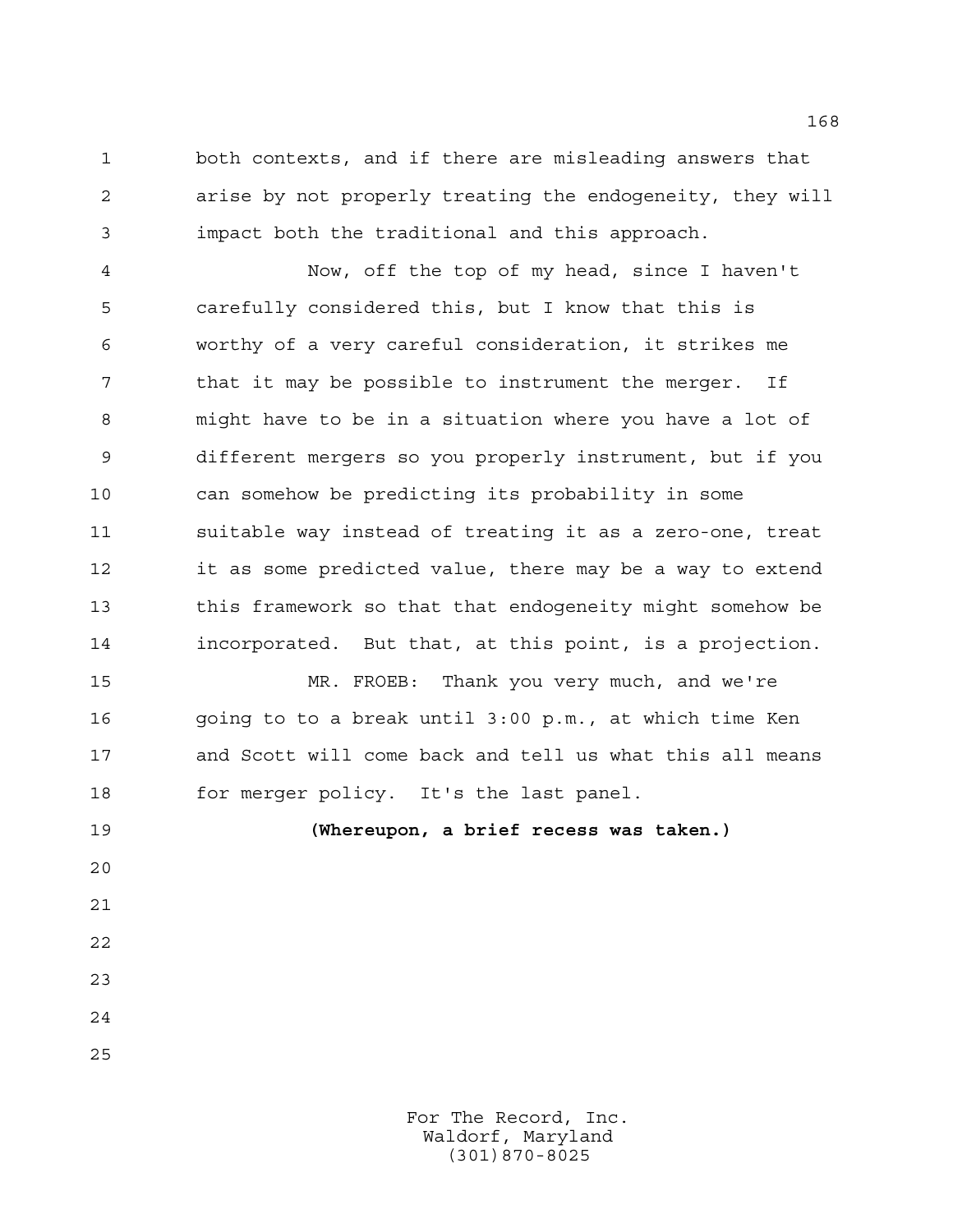both contexts, and if there are misleading answers that arise by not properly treating the endogeneity, they will impact both the traditional and this approach.

Now, off the top of my head, since I haven't carefully considered this, but I know that this is worthy of a very careful consideration, it strikes me that it may be possible to instrument the merger. If might have to be in a situation where you have a lot of different mergers so you properly instrument, but if you can somehow be predicting its probability in some suitable way instead of treating it as a zero-one, treat it as some predicted value, there may be a way to extend this framework so that that endogeneity might somehow be incorporated. But that, at this point, is a projection.

MR. FROEB: Thank you very much, and we're going to to a break until 3:00 p.m., at which time Ken and Scott will come back and tell us what this all means for merger policy. It's the last panel.

**(Whereupon, a brief recess was taken.)**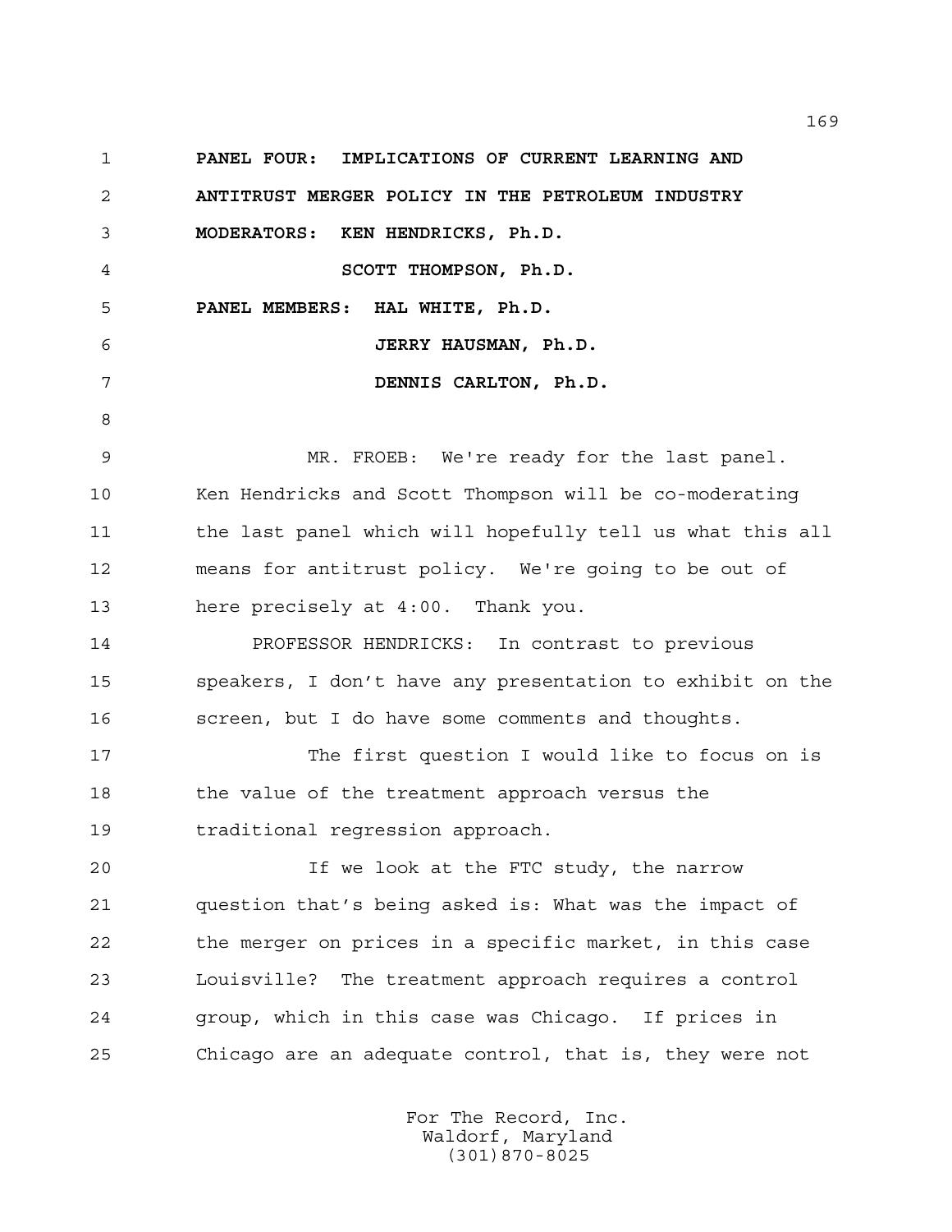**PANEL FOUR: IMPLICATIONS OF CURRENT LEARNING AND ANTITRUST MERGER POLICY IN THE PETROLEUM INDUSTRY**

**MODERATORS: KEN HENDRICKS, Ph.D.**

**SCOTT THOMPSON, Ph.D.**

**PANEL MEMBERS: HAL WHITE, Ph.D.**

**JERRY HAUSMAN, Ph.D.**

**DENNIS CARLTON, Ph.D.**

MR. FROEB: We're ready for the last panel. Ken Hendricks and Scott Thompson will be co-moderating the last panel which will hopefully tell us what this all means for antitrust policy. We're going to be out of here precisely at 4:00. Thank you.

PROFESSOR HENDRICKS: In contrast to previous speakers, I don't have any presentation to exhibit on the screen, but I do have some comments and thoughts.

The first question I would like to focus on is the value of the treatment approach versus the traditional regression approach.

If we look at the FTC study, the narrow question that's being asked is: What was the impact of the merger on prices in a specific market, in this case Louisville? The treatment approach requires a control group, which in this case was Chicago. If prices in Chicago are an adequate control, that is, they were not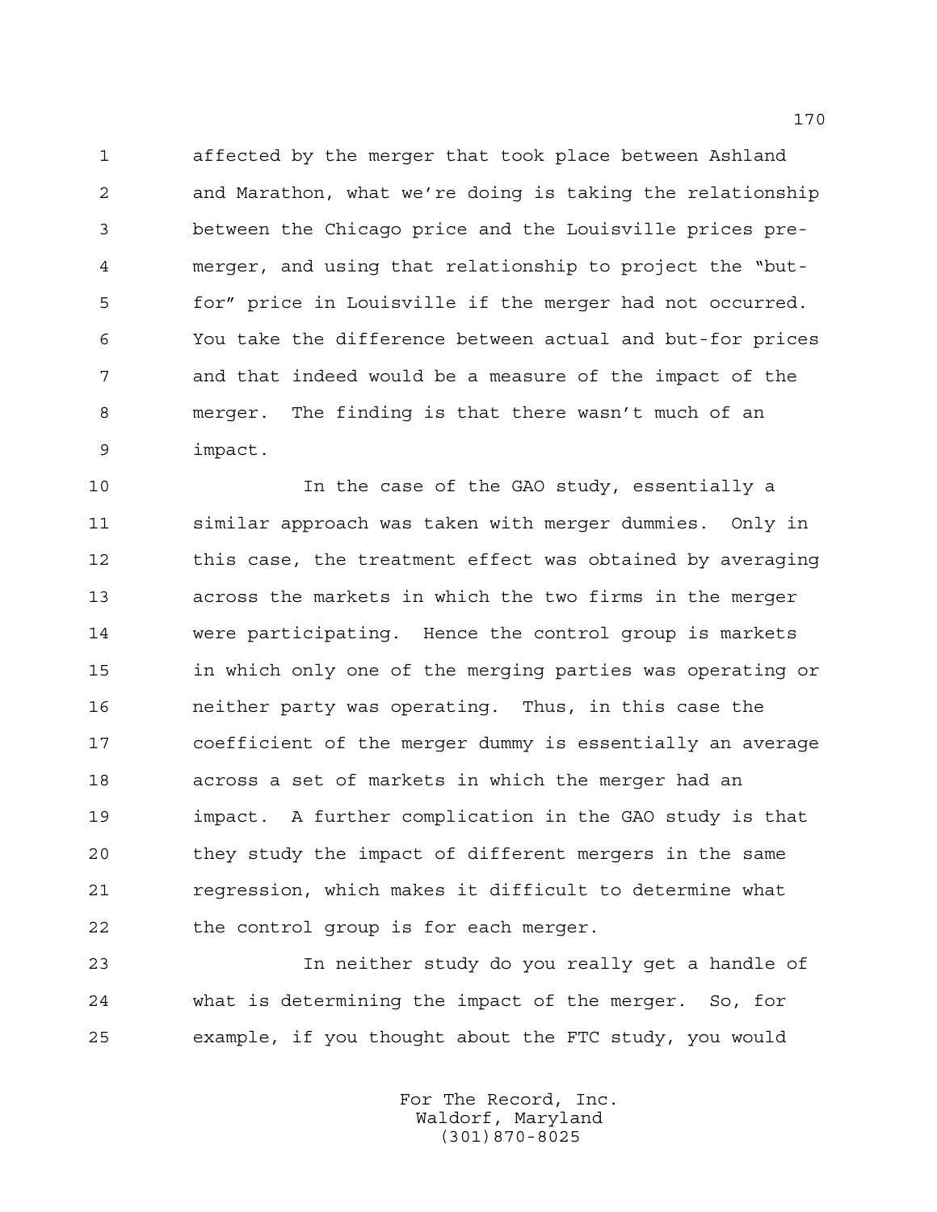affected by the merger that took place between Ashland and Marathon, what we're doing is taking the relationship between the Chicago price and the Louisville prices pre-merger, and using that relationship to project the "but-for" price in Louisville if the merger had not occurred. You take the difference between actual and but-for prices and that indeed would be a measure of the impact of the merger. The finding is that there wasn't much of an impact.

In the case of the GAO study, essentially a similar approach was taken with merger dummies. Only in this case, the treatment effect was obtained by averaging across the markets in which the two firms in the merger were participating. Hence the control group is markets in which only one of the merging parties was operating or neither party was operating. Thus, in this case the coefficient of the merger dummy is essentially an average across a set of markets in which the merger had an impact. A further complication in the GAO study is that they study the impact of different mergers in the same regression, which makes it difficult to determine what the control group is for each merger.

In neither study do you really get a handle of what is determining the impact of the merger. So, for example, if you thought about the FTC study, you would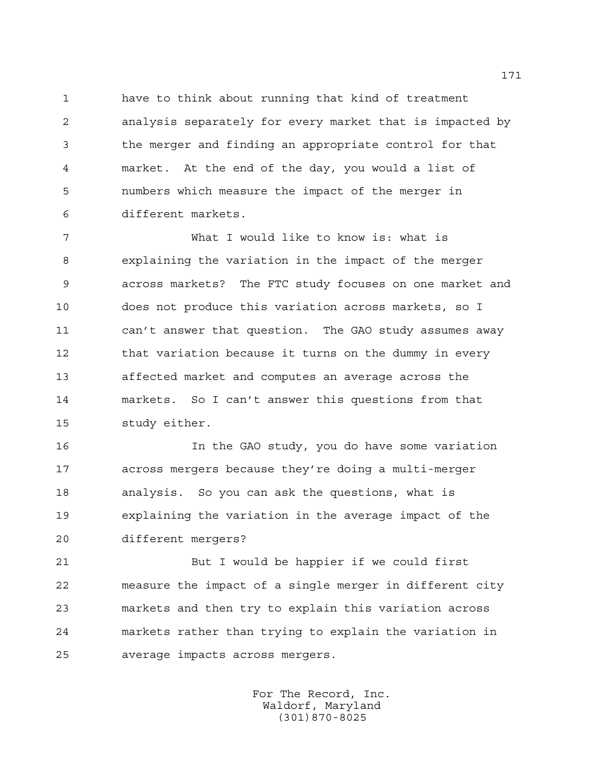have to think about running that kind of treatment analysis separately for every market that is impacted by the merger and finding an appropriate control for that market. At the end of the day, you would a list of numbers which measure the impact of the merger in different markets.

What I would like to know is: what is explaining the variation in the impact of the merger across markets? The FTC study focuses on one market and does not produce this variation across markets, so I can't answer that question. The GAO study assumes away that variation because it turns on the dummy in every affected market and computes an average across the markets. So I can't answer this questions from that study either.

In the GAO study, you do have some variation across mergers because they're doing a multi-merger analysis. So you can ask the questions, what is explaining the variation in the average impact of the different mergers?

But I would be happier if we could first measure the impact of a single merger in different city markets and then try to explain this variation across markets rather than trying to explain the variation in average impacts across mergers.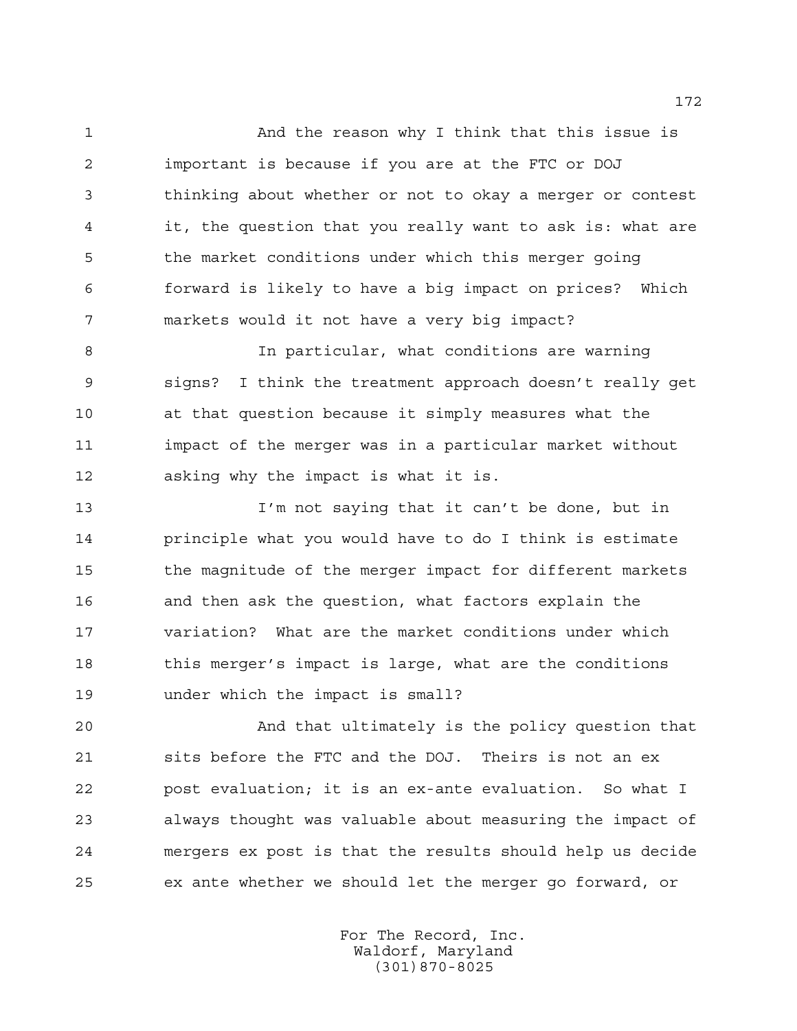And the reason why I think that this issue is important is because if you are at the FTC or DOJ thinking about whether or not to okay a merger or contest it, the question that you really want to ask is: what are the market conditions under which this merger going forward is likely to have a big impact on prices? Which markets would it not have a very big impact?

In particular, what conditions are warning signs? I think the treatment approach doesn't really get at that question because it simply measures what the impact of the merger was in a particular market without asking why the impact is what it is.

I'm not saying that it can't be done, but in principle what you would have to do I think is estimate the magnitude of the merger impact for different markets and then ask the question, what factors explain the variation? What are the market conditions under which this merger's impact is large, what are the conditions under which the impact is small?

And that ultimately is the policy question that sits before the FTC and the DOJ. Theirs is not an ex post evaluation; it is an ex-ante evaluation. So what I always thought was valuable about measuring the impact of mergers ex post is that the results should help us decide ex ante whether we should let the merger go forward, or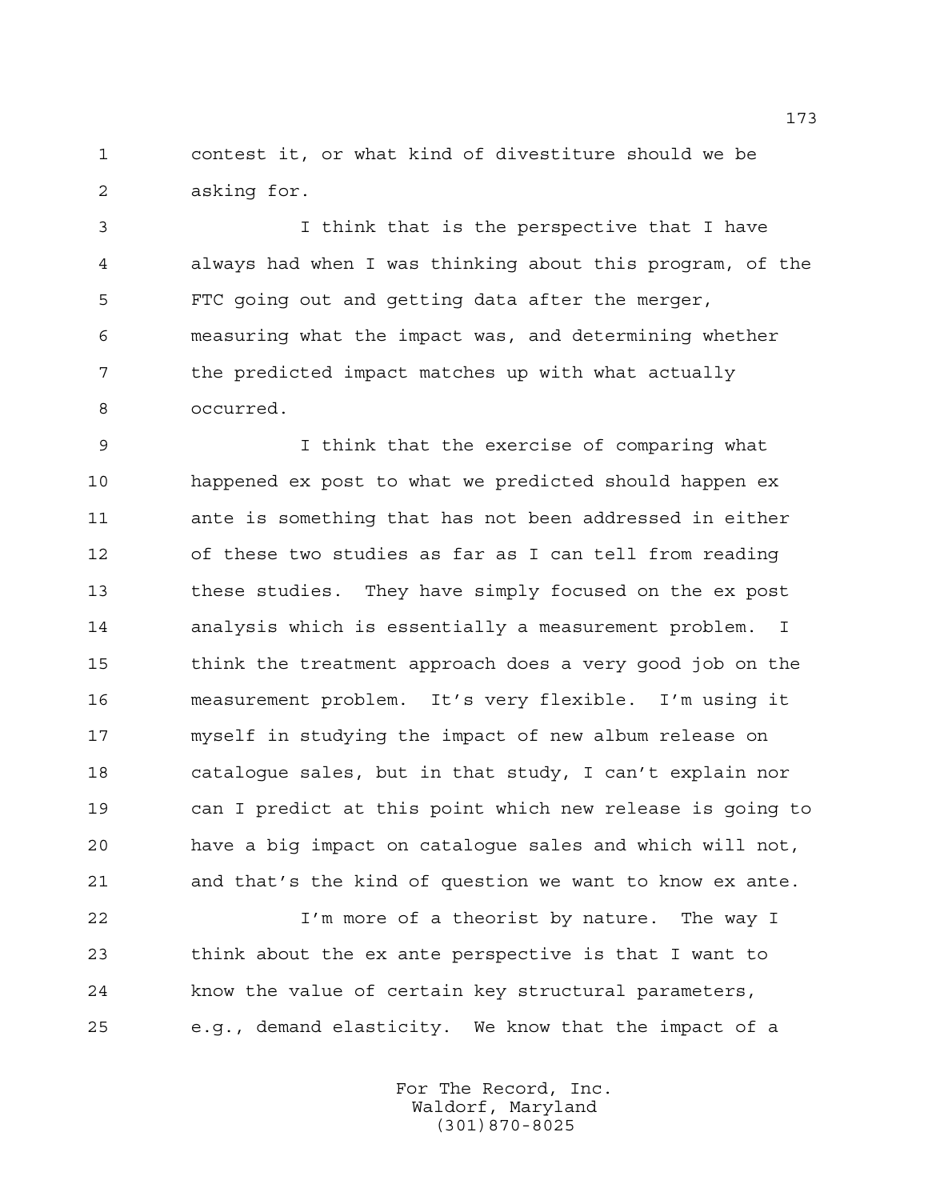contest it, or what kind of divestiture should we be asking for.

I think that is the perspective that I have always had when I was thinking about this program, of the FTC going out and getting data after the merger, measuring what the impact was, and determining whether the predicted impact matches up with what actually occurred.

I think that the exercise of comparing what happened ex post to what we predicted should happen ex ante is something that has not been addressed in either of these two studies as far as I can tell from reading these studies. They have simply focused on the ex post analysis which is essentially a measurement problem. I think the treatment approach does a very good job on the measurement problem. It's very flexible. I'm using it myself in studying the impact of new album release on catalogue sales, but in that study, I can't explain nor can I predict at this point which new release is going to have a big impact on catalogue sales and which will not, and that's the kind of question we want to know ex ante.

I'm more of a theorist by nature. The way I think about the ex ante perspective is that I want to know the value of certain key structural parameters, e.g., demand elasticity. We know that the impact of a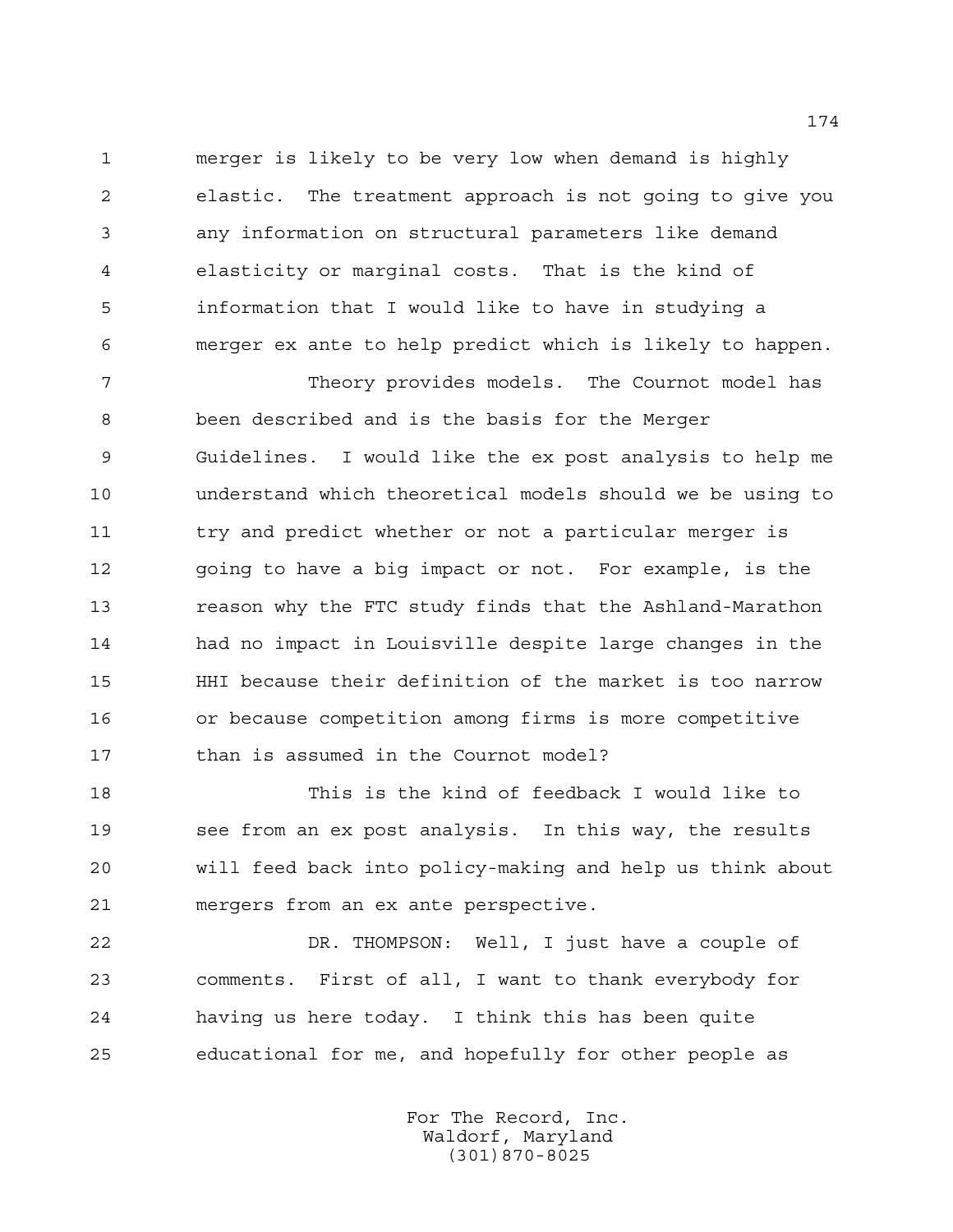merger is likely to be very low when demand is highly elastic. The treatment approach is not going to give you any information on structural parameters like demand elasticity or marginal costs. That is the kind of information that I would like to have in studying a merger ex ante to help predict which is likely to happen.

Theory provides models. The Cournot model has been described and is the basis for the Merger Guidelines. I would like the ex post analysis to help me understand which theoretical models should we be using to try and predict whether or not a particular merger is going to have a big impact or not. For example, is the reason why the FTC study finds that the Ashland-Marathon had no impact in Louisville despite large changes in the HHI because their definition of the market is too narrow or because competition among firms is more competitive than is assumed in the Cournot model?

This is the kind of feedback I would like to see from an ex post analysis. In this way, the results will feed back into policy-making and help us think about mergers from an ex ante perspective.

DR. THOMPSON: Well, I just have a couple of comments. First of all, I want to thank everybody for having us here today. I think this has been quite educational for me, and hopefully for other people as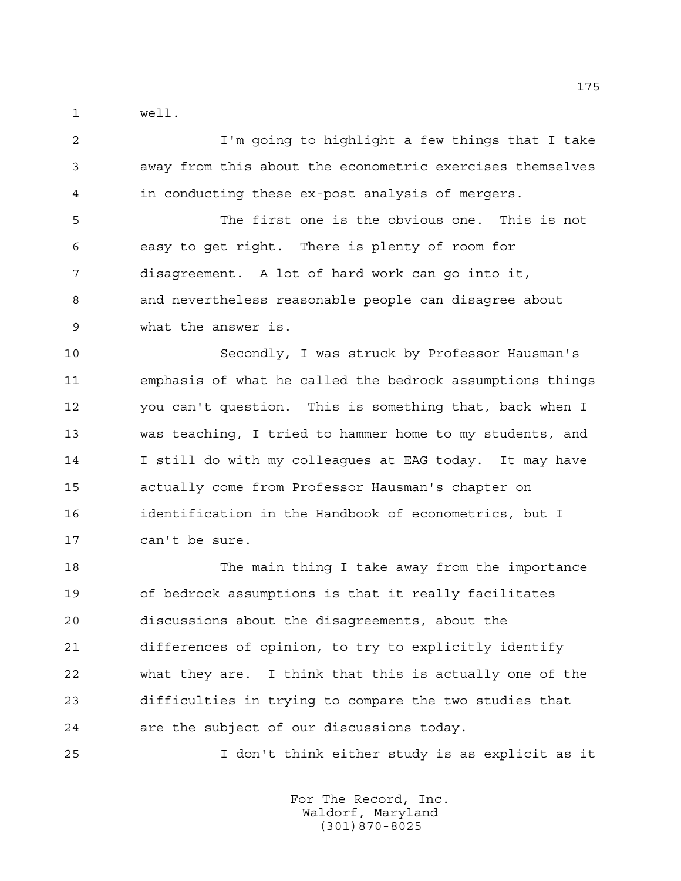well.

I'm going to highlight a few things that I take away from this about the econometric exercises themselves in conducting these ex-post analysis of mergers.

The first one is the obvious one. This is not easy to get right. There is plenty of room for disagreement. A lot of hard work can go into it, and nevertheless reasonable people can disagree about what the answer is.

Secondly, I was struck by Professor Hausman's emphasis of what he called the bedrock assumptions things you can't question. This is something that, back when I was teaching, I tried to hammer home to my students, and I still do with my colleagues at EAG today. It may have actually come from Professor Hausman's chapter on identification in the Handbook of econometrics, but I can't be sure.

The main thing I take away from the importance of bedrock assumptions is that it really facilitates discussions about the disagreements, about the differences of opinion, to try to explicitly identify what they are. I think that this is actually one of the difficulties in trying to compare the two studies that are the subject of our discussions today.

I don't think either study is as explicit as it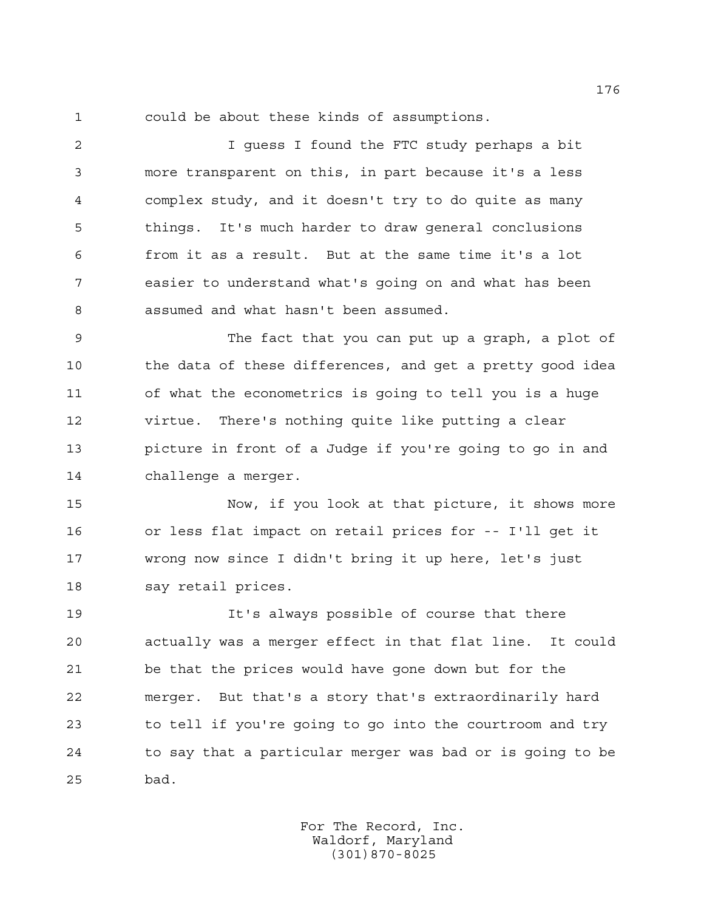could be about these kinds of assumptions.

I guess I found the FTC study perhaps a bit more transparent on this, in part because it's a less complex study, and it doesn't try to do quite as many things. It's much harder to draw general conclusions from it as a result. But at the same time it's a lot easier to understand what's going on and what has been assumed and what hasn't been assumed.

The fact that you can put up a graph, a plot of the data of these differences, and get a pretty good idea of what the econometrics is going to tell you is a huge virtue. There's nothing quite like putting a clear picture in front of a Judge if you're going to go in and challenge a merger.

Now, if you look at that picture, it shows more or less flat impact on retail prices for -- I'll get it wrong now since I didn't bring it up here, let's just say retail prices.

It's always possible of course that there actually was a merger effect in that flat line. It could be that the prices would have gone down but for the merger. But that's a story that's extraordinarily hard to tell if you're going to go into the courtroom and try to say that a particular merger was bad or is going to be bad.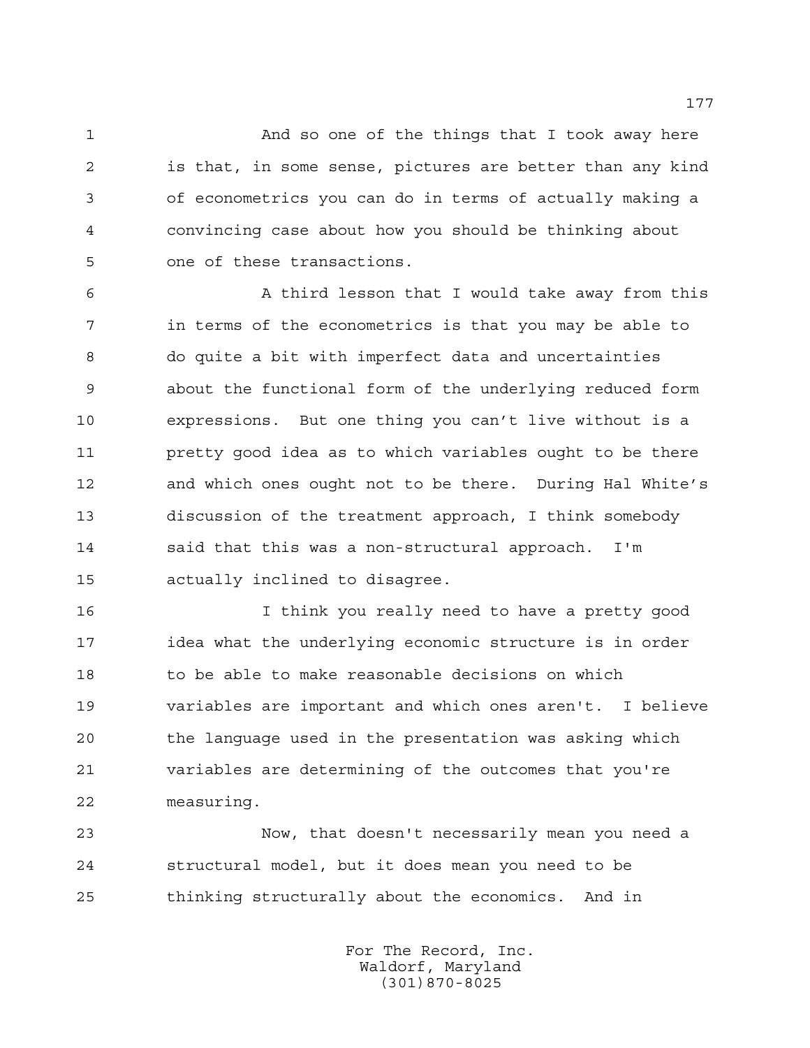And so one of the things that I took away here is that, in some sense, pictures are better than any kind of econometrics you can do in terms of actually making a convincing case about how you should be thinking about one of these transactions.

A third lesson that I would take away from this in terms of the econometrics is that you may be able to do quite a bit with imperfect data and uncertainties about the functional form of the underlying reduced form expressions. But one thing you can't live without is a pretty good idea as to which variables ought to be there and which ones ought not to be there. During Hal White's discussion of the treatment approach, I think somebody said that this was a non-structural approach. I'm actually inclined to disagree.

I think you really need to have a pretty good idea what the underlying economic structure is in order to be able to make reasonable decisions on which variables are important and which ones aren't. I believe the language used in the presentation was asking which variables are determining of the outcomes that you're measuring.

Now, that doesn't necessarily mean you need a structural model, but it does mean you need to be thinking structurally about the economics. And in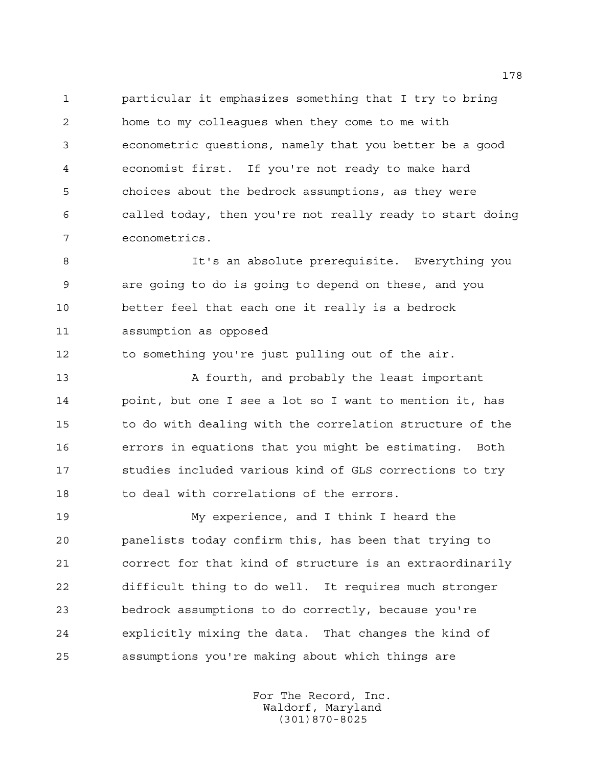particular it emphasizes something that I try to bring home to my colleagues when they come to me with econometric questions, namely that you better be a good economist first. If you're not ready to make hard choices about the bedrock assumptions, as they were called today, then you're not really ready to start doing econometrics.

It's an absolute prerequisite. Everything you are going to do is going to depend on these, and you better feel that each one it really is a bedrock assumption as opposed to something you're just pulling out of the air.

A fourth, and probably the least important point, but one I see a lot so I want to mention it, has to do with dealing with the correlation structure of the errors in equations that you might be estimating. Both studies included various kind of GLS corrections to try to deal with correlations of the errors.

My experience, and I think I heard the panelists today confirm this, has been that trying to correct for that kind of structure is an extraordinarily difficult thing to do well. It requires much stronger bedrock assumptions to do correctly, because you're explicitly mixing the data. That changes the kind of assumptions you're making about which things are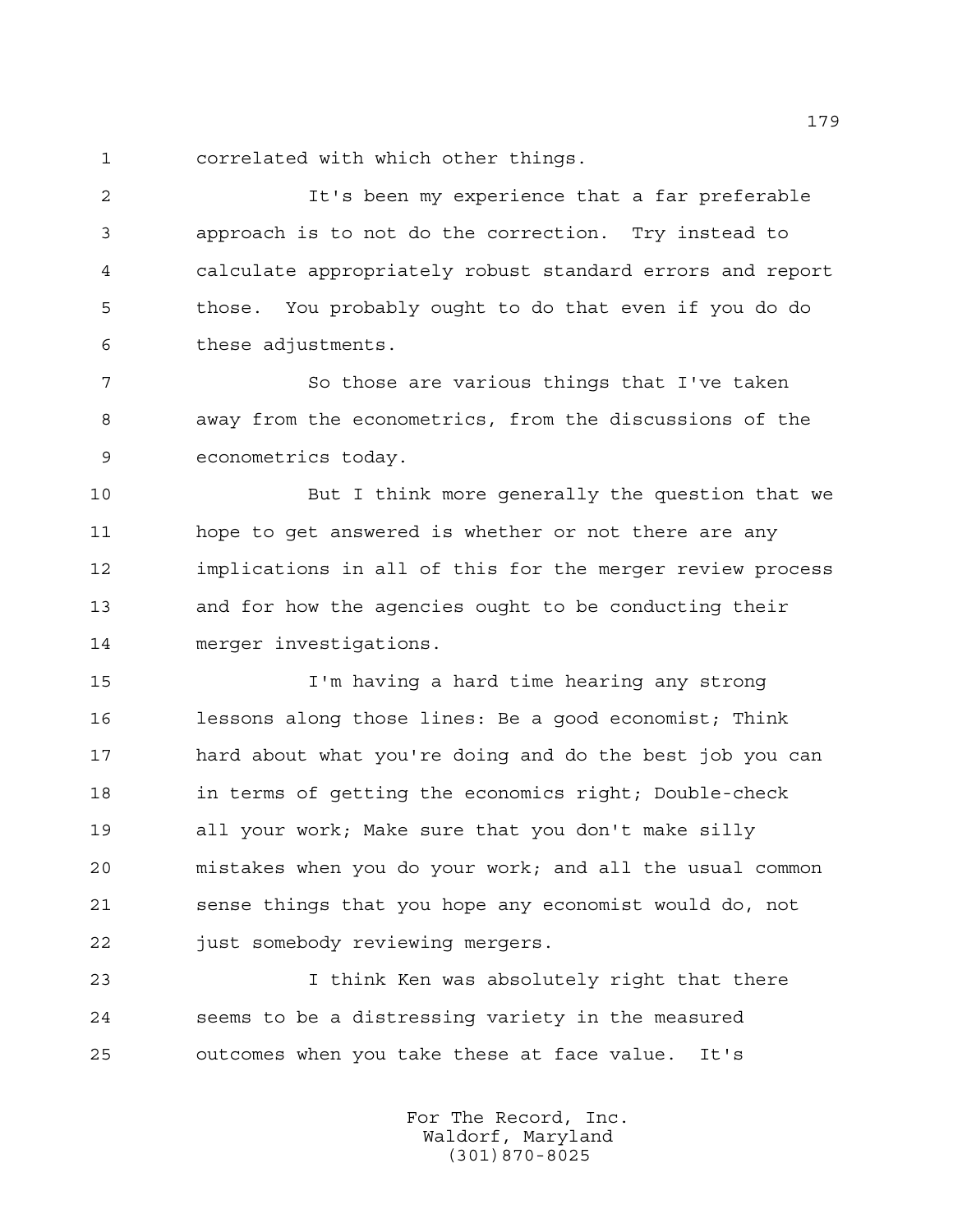correlated with which other things.

It's been my experience that a far preferable approach is to not do the correction. Try instead to calculate appropriately robust standard errors and report those. You probably ought to do that even if you do do these adjustments.

So those are various things that I've taken away from the econometrics, from the discussions of the econometrics today.

But I think more generally the question that we hope to get answered is whether or not there are any implications in all of this for the merger review process and for how the agencies ought to be conducting their merger investigations.

I'm having a hard time hearing any strong lessons along those lines: Be a good economist; Think hard about what you're doing and do the best job you can in terms of getting the economics right; Double-check all your work; Make sure that you don't make silly mistakes when you do your work; and all the usual common sense things that you hope any economist would do, not just somebody reviewing mergers.

I think Ken was absolutely right that there seems to be a distressing variety in the measured outcomes when you take these at face value. It's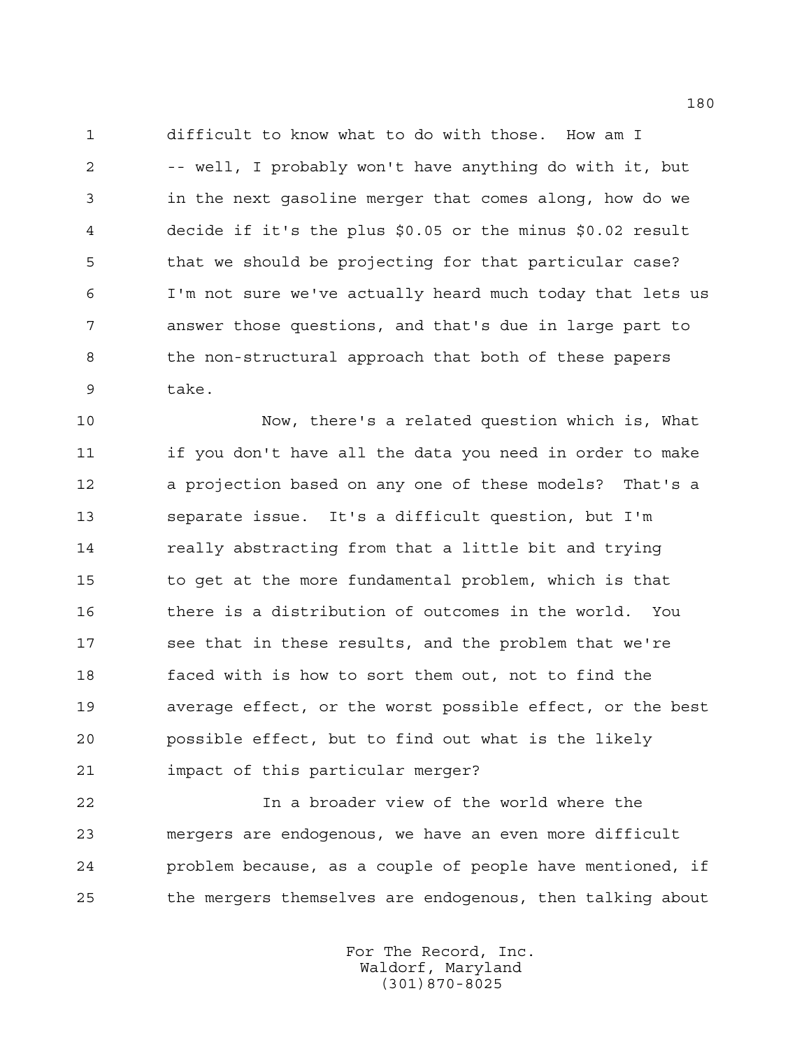difficult to know what to do with those. How am I -- well, I probably won't have anything do with it, but in the next gasoline merger that comes along, how do we decide if it's the plus $0.05 or the minus $0.02 result that we should be projecting for that particular case? I'm not sure we've actually heard much today that lets us answer those questions, and that's due in large part to the non-structural approach that both of these papers take.

Now, there's a related question which is, What if you don't have all the data you need in order to make a projection based on any one of these models? That's a separate issue. It's a difficult question, but I'm really abstracting from that a little bit and trying to get at the more fundamental problem, which is that there is a distribution of outcomes in the world. You see that in these results, and the problem that we're faced with is how to sort them out, not to find the average effect, or the worst possible effect, or the best possible effect, but to find out what is the likely impact of this particular merger?

In a broader view of the world where the mergers are endogenous, we have an even more difficult problem because, as a couple of people have mentioned, if the mergers themselves are endogenous, then talking about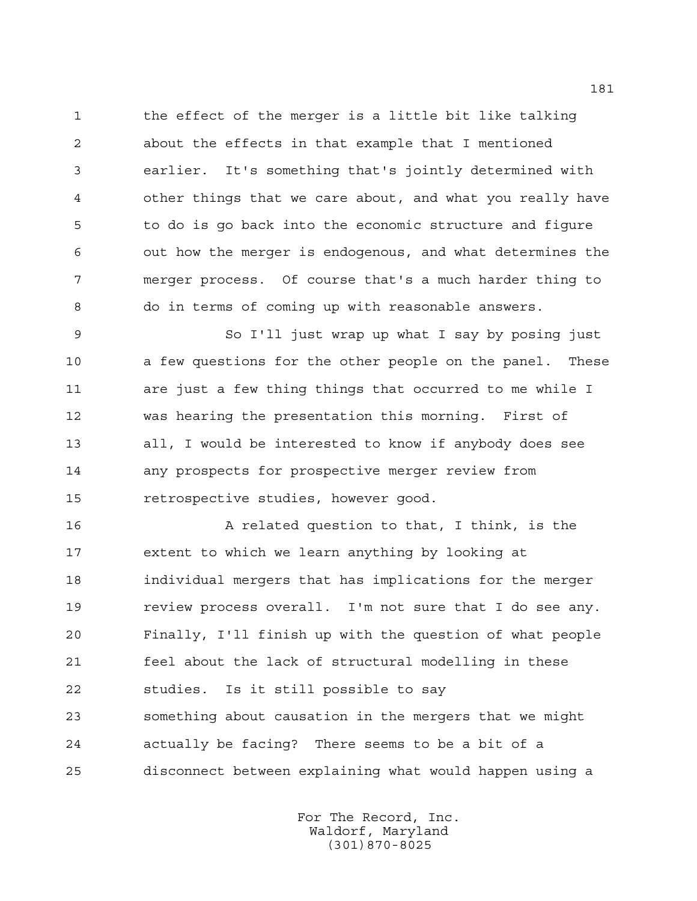the effect of the merger is a little bit like talking about the effects in that example that I mentioned earlier. It's something that's jointly determined with other things that we care about, and what you really have to do is go back into the economic structure and figure out how the merger is endogenous, and what determines the merger process. Of course that's a much harder thing to do in terms of coming up with reasonable answers.

So I'll just wrap up what I say by posing just a few questions for the other people on the panel. These are just a few thing things that occurred to me while I was hearing the presentation this morning. First of all, I would be interested to know if anybody does see any prospects for prospective merger review from retrospective studies, however good.

A related question to that, I think, is the extent to which we learn anything by looking at individual mergers that has implications for the merger review process overall. I'm not sure that I do see any. Finally, I'll finish up with the question of what people feel about the lack of structural modelling in these studies. Is it still possible to say something about causation in the mergers that we might actually be facing? There seems to be a bit of a disconnect between explaining what would happen using a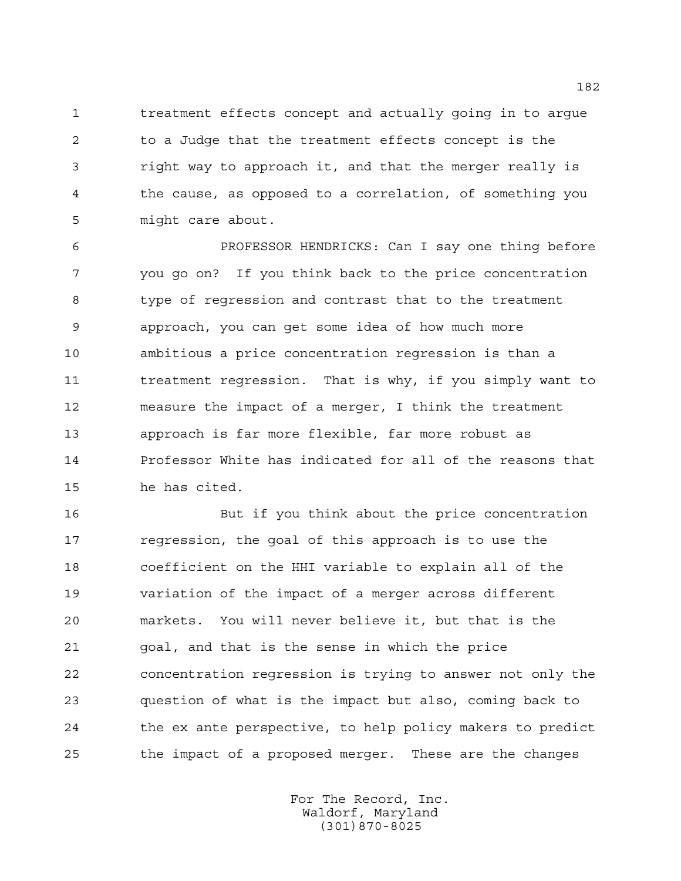treatment effects concept and actually going in to argue to a Judge that the treatment effects concept is the right way to approach it, and that the merger really is the cause, as opposed to a correlation, of something you might care about.

PROFESSOR HENDRICKS: Can I say one thing before you go on? If you think back to the price concentration type of regression and contrast that to the treatment approach, you can get some idea of how much more ambitious a price concentration regression is than a treatment regression. That is why, if you simply want to measure the impact of a merger, I think the treatment approach is far more flexible, far more robust as Professor White has indicated for all of the reasons that he has cited.

But if you think about the price concentration regression, the goal of this approach is to use the coefficient on the HHI variable to explain all of the variation of the impact of a merger across different markets. You will never believe it, but that is the goal, and that is the sense in which the price concentration regression is trying to answer not only the question of what is the impact but also, coming back to the ex ante perspective, to help policy makers to predict the impact of a proposed merger. These are the changes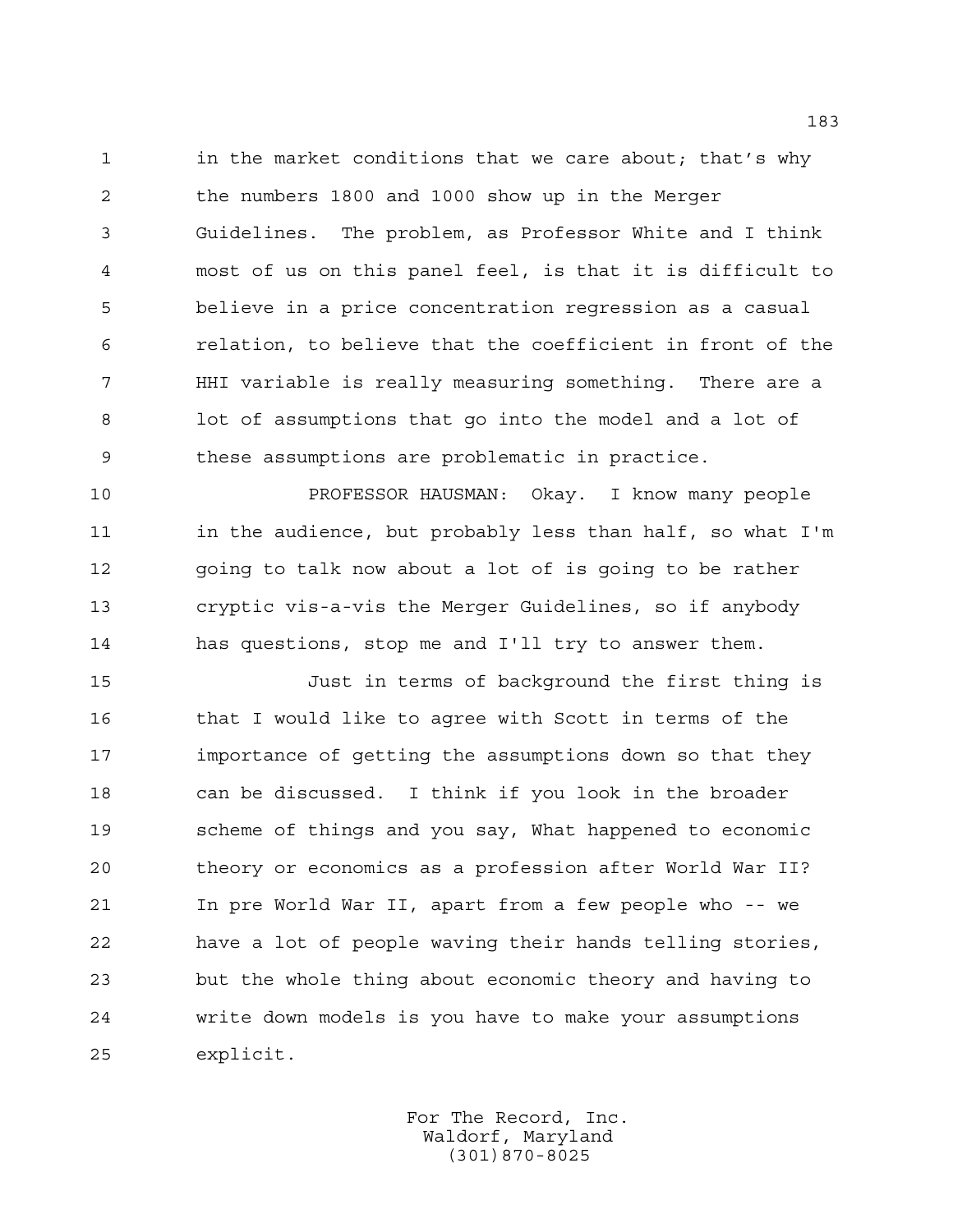in the market conditions that we care about; that's why the numbers 1800 and 1000 show up in the Merger Guidelines. The problem, as Professor White and I think most of us on this panel feel, is that it is difficult to believe in a price concentration regression as a casual relation, to believe that the coefficient in front of the HHI variable is really measuring something. There are a lot of assumptions that go into the model and a lot of these assumptions are problematic in practice.

PROFESSOR HAUSMAN: Okay. I know many people in the audience, but probably less than half, so what I'm going to talk now about a lot of is going to be rather cryptic vis-a-vis the Merger Guidelines, so if anybody has questions, stop me and I'll try to answer them.

Just in terms of background the first thing is that I would like to agree with Scott in terms of the importance of getting the assumptions down so that they can be discussed. I think if you look in the broader scheme of things and you say, What happened to economic theory or economics as a profession after World War II? In pre World War II, apart from a few people who -- we have a lot of people waving their hands telling stories, but the whole thing about economic theory and having to write down models is you have to make your assumptions explicit.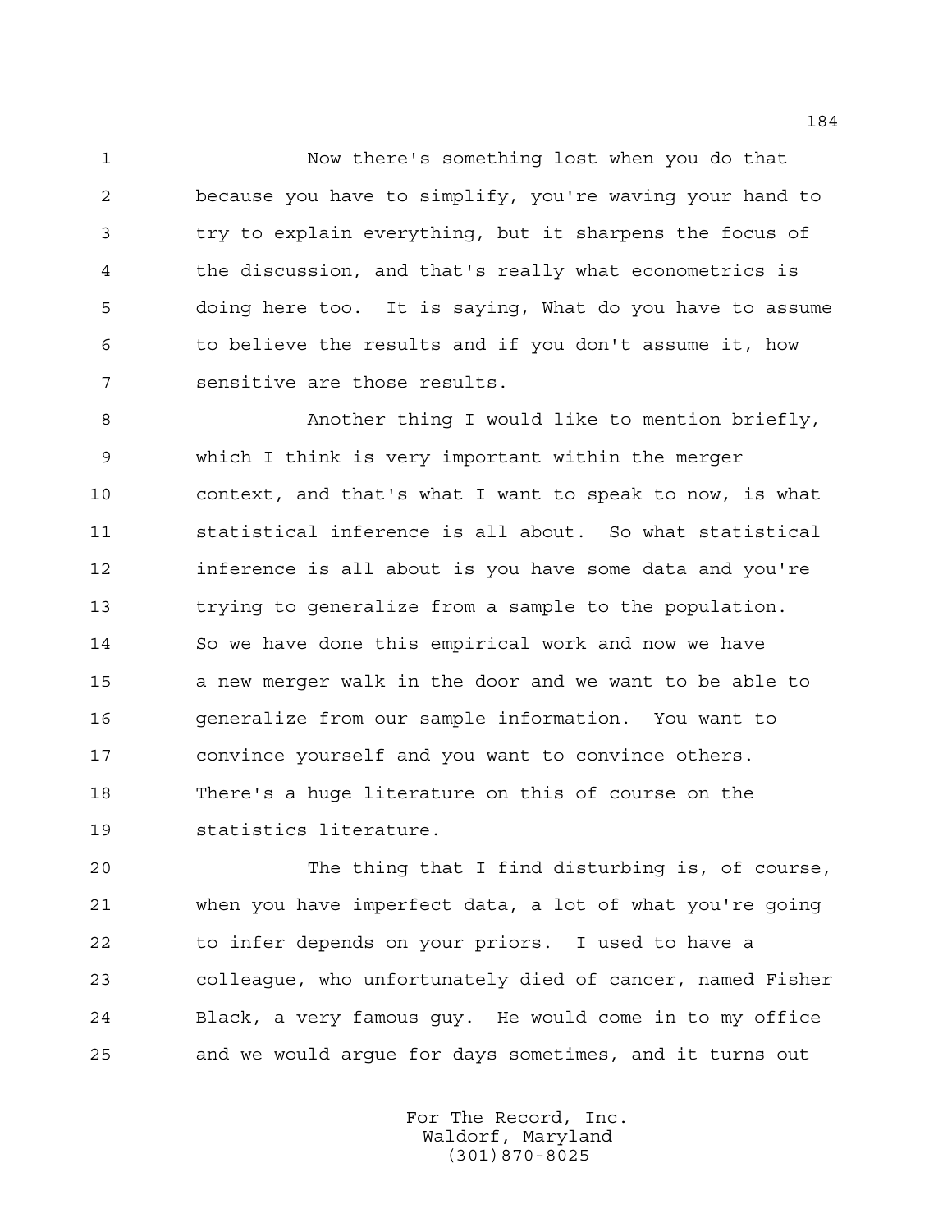Now there's something lost when you do that because you have to simplify, you're waving your hand to try to explain everything, but it sharpens the focus of the discussion, and that's really what econometrics is doing here too. It is saying, What do you have to assume to believe the results and if you don't assume it, how sensitive are those results.

Another thing I would like to mention briefly, which I think is very important within the merger context, and that's what I want to speak to now, is what statistical inference is all about. So what statistical inference is all about is you have some data and you're trying to generalize from a sample to the population. So we have done this empirical work and now we have a new merger walk in the door and we want to be able to generalize from our sample information. You want to convince yourself and you want to convince others. There's a huge literature on this of course on the statistics literature.

The thing that I find disturbing is, of course, when you have imperfect data, a lot of what you're going to infer depends on your priors. I used to have a colleague, who unfortunately died of cancer, named Fisher Black, a very famous guy. He would come in to my office and we would argue for days sometimes, and it turns out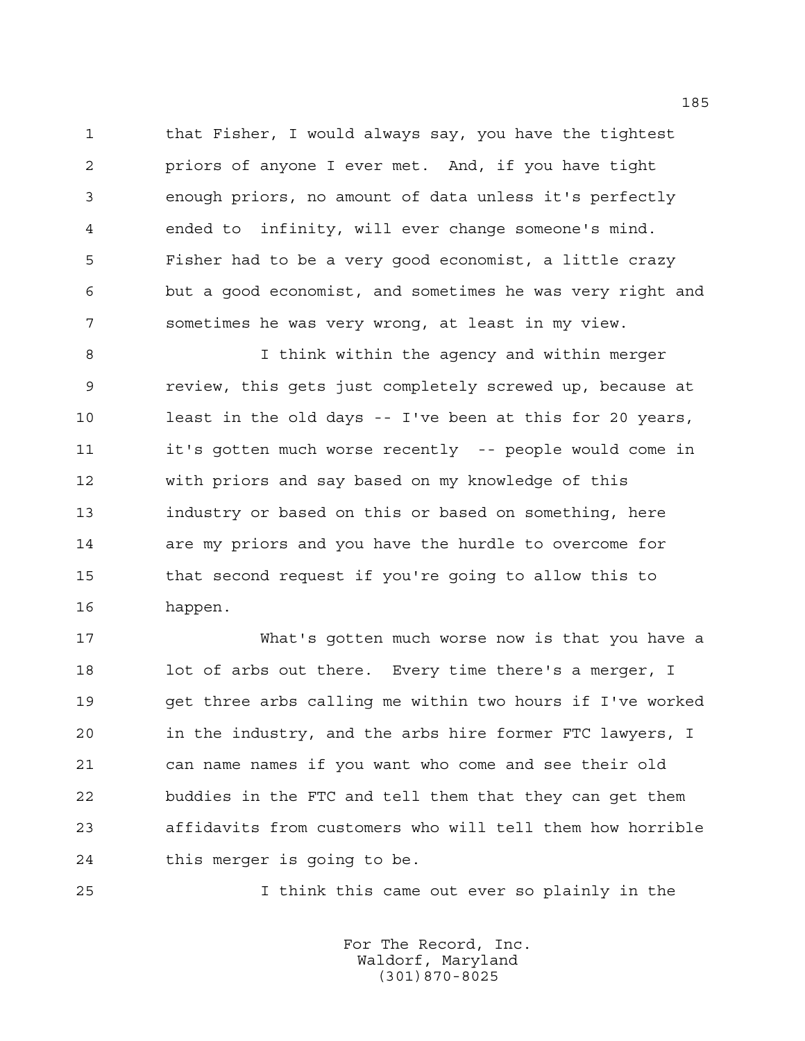that Fisher, I would always say, you have the tightest priors of anyone I ever met. And, if you have tight enough priors, no amount of data unless it's perfectly ended to infinity, will ever change someone's mind. Fisher had to be a very good economist, a little crazy but a good economist, and sometimes he was very right and sometimes he was very wrong, at least in my view.

I think within the agency and within merger review, this gets just completely screwed up, because at least in the old days -- I've been at this for 20 years, it's gotten much worse recently -- people would come in with priors and say based on my knowledge of this industry or based on this or based on something, here are my priors and you have the hurdle to overcome for that second request if you're going to allow this to happen.

What's gotten much worse now is that you have a lot of arbs out there. Every time there's a merger, I get three arbs calling me within two hours if I've worked in the industry, and the arbs hire former FTC lawyers, I can name names if you want who come and see their old buddies in the FTC and tell them that they can get them affidavits from customers who will tell them how horrible this merger is going to be.

I think this came out ever so plainly in the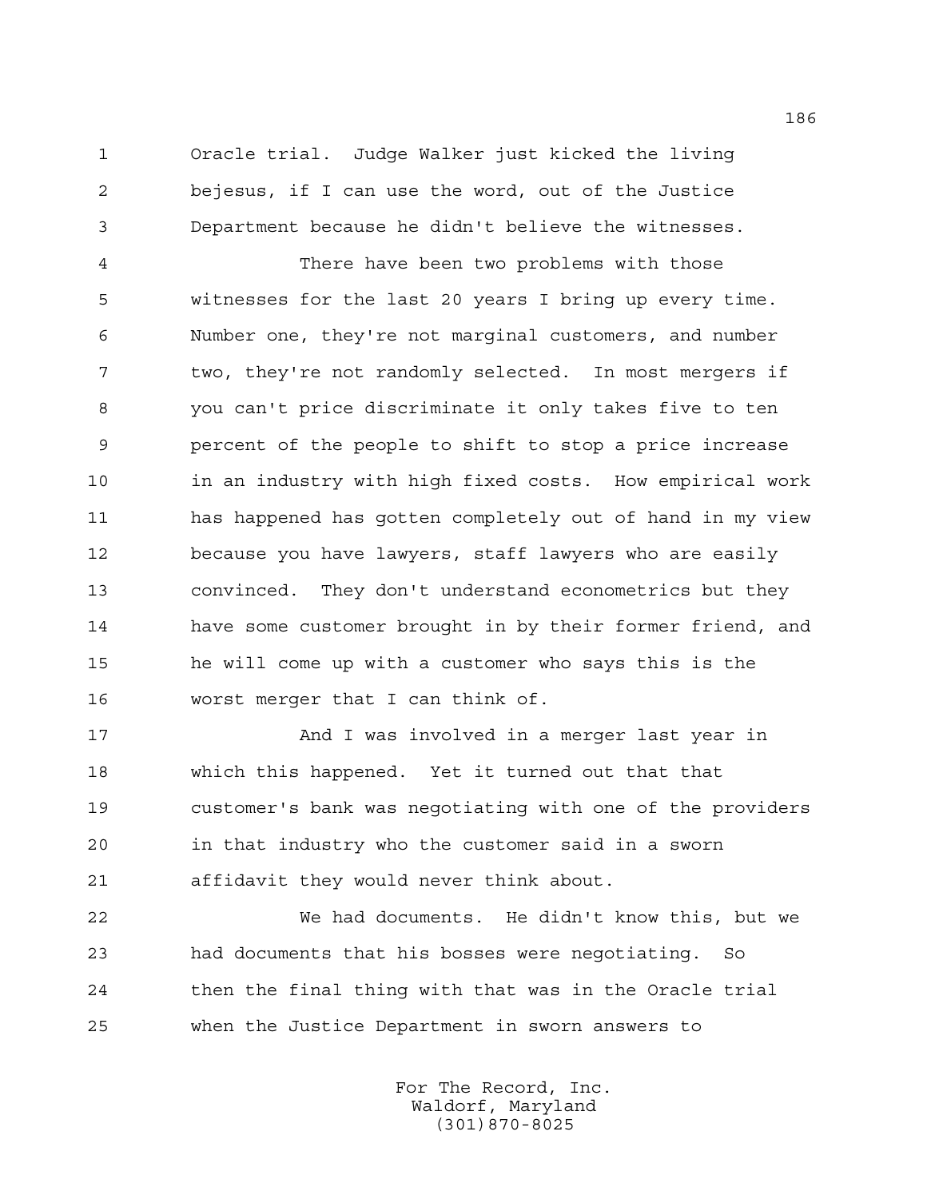Oracle trial. Judge Walker just kicked the living bejesus, if I can use the word, out of the Justice Department because he didn't believe the witnesses.

There have been two problems with those witnesses for the last 20 years I bring up every time. Number one, they're not marginal customers, and number two, they're not randomly selected. In most mergers if you can't price discriminate it only takes five to ten percent of the people to shift to stop a price increase in an industry with high fixed costs. How empirical work has happened has gotten completely out of hand in my view because you have lawyers, staff lawyers who are easily convinced. They don't understand econometrics but they have some customer brought in by their former friend, and he will come up with a customer who says this is the worst merger that I can think of.

And I was involved in a merger last year in which this happened. Yet it turned out that that customer's bank was negotiating with one of the providers in that industry who the customer said in a sworn affidavit they would never think about.

We had documents. He didn't know this, but we had documents that his bosses were negotiating. So then the final thing with that was in the Oracle trial when the Justice Department in sworn answers to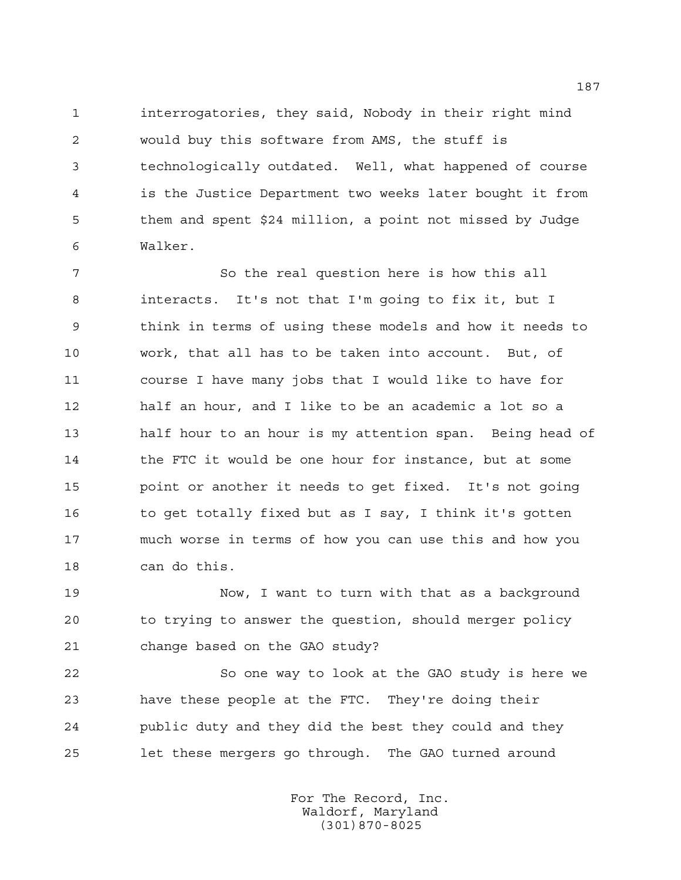interrogatories, they said, Nobody in their right mind would buy this software from AMS, the stuff is technologically outdated. Well, what happened of course is the Justice Department two weeks later bought it from them and spent $24 million, a point not missed by Judge Walker.

So the real question here is how this all interacts. It's not that I'm going to fix it, but I think in terms of using these models and how it needs to work, that all has to be taken into account. But, of course I have many jobs that I would like to have for half an hour, and I like to be an academic a lot so a half hour to an hour is my attention span. Being head of the FTC it would be one hour for instance, but at some point or another it needs to get fixed. It's not going to get totally fixed but as I say, I think it's gotten much worse in terms of how you can use this and how you can do this.

Now, I want to turn with that as a background to trying to answer the question, should merger policy change based on the GAO study?

So one way to look at the GAO study is here we have these people at the FTC. They're doing their public duty and they did the best they could and they let these mergers go through. The GAO turned around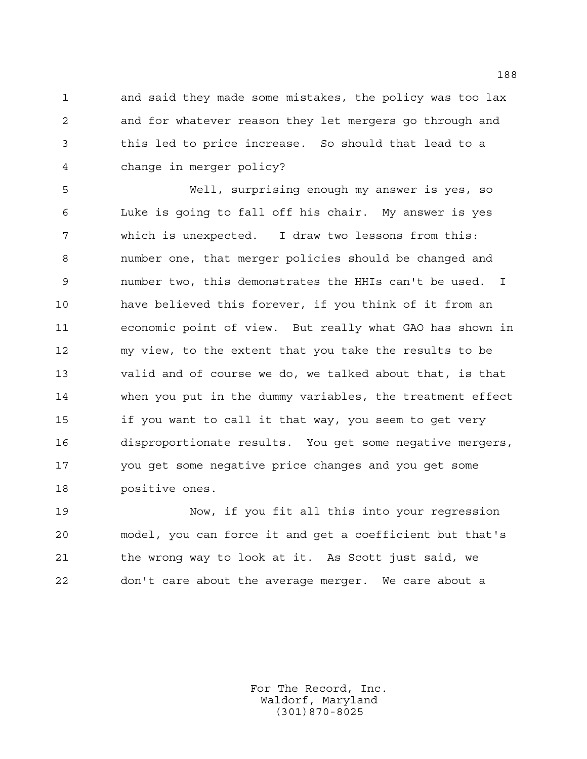and said they made some mistakes, the policy was too lax and for whatever reason they let mergers go through and this led to price increase. So should that lead to a change in merger policy?

Well, surprising enough my answer is yes, so Luke is going to fall off his chair. My answer is yes which is unexpected. I draw two lessons from this: number one, that merger policies should be changed and number two, this demonstrates the HHIs can't be used. I have believed this forever, if you think of it from an economic point of view. But really what GAO has shown in my view, to the extent that you take the results to be valid and of course we do, we talked about that, is that when you put in the dummy variables, the treatment effect if you want to call it that way, you seem to get very disproportionate results. You get some negative mergers, you get some negative price changes and you get some positive ones.

Now, if you fit all this into your regression model, you can force it and get a coefficient but that's the wrong way to look at it. As Scott just said, we don't care about the average merger. We care about a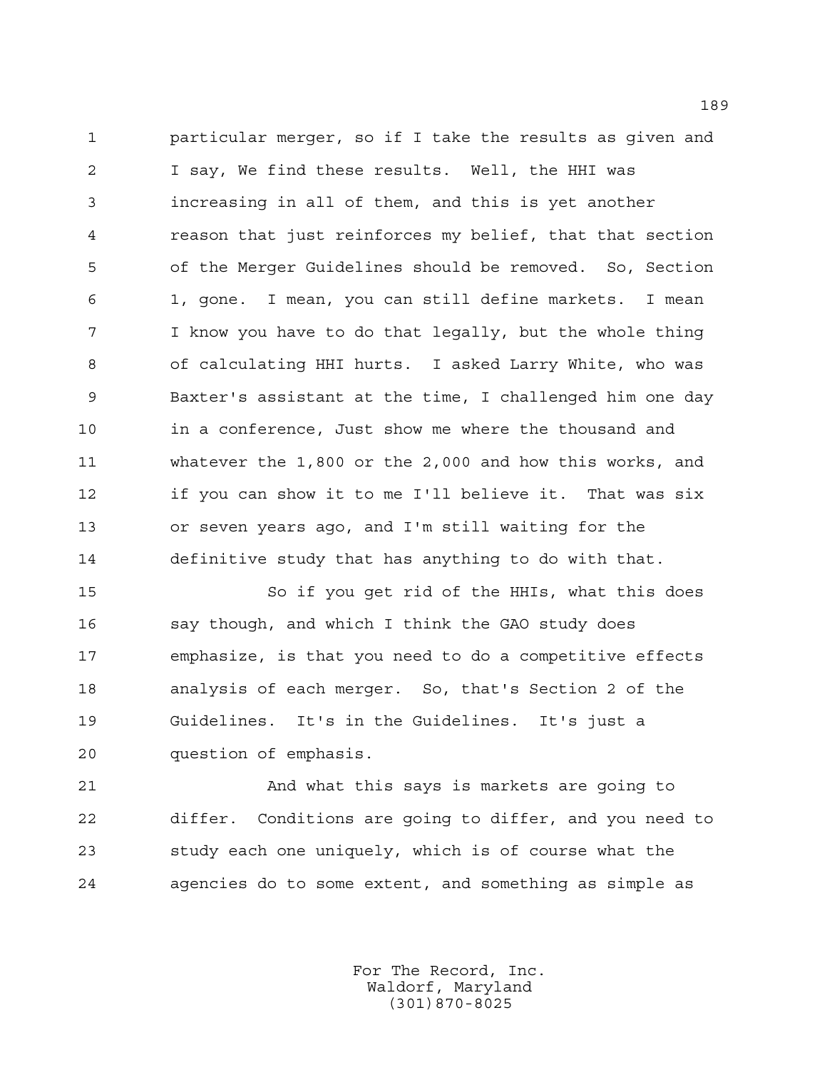particular merger, so if I take the results as given and I say, We find these results. Well, the HHI was increasing in all of them, and this is yet another reason that just reinforces my belief, that that section of the Merger Guidelines should be removed. So, Section 1, gone. I mean, you can still define markets. I mean I know you have to do that legally, but the whole thing of calculating HHI hurts. I asked Larry White, who was Baxter's assistant at the time, I challenged him one day in a conference, Just show me where the thousand and whatever the 1,800 or the 2,000 and how this works, and if you can show it to me I'll believe it. That was six or seven years ago, and I'm still waiting for the definitive study that has anything to do with that.

So if you get rid of the HHIs, what this does say though, and which I think the GAO study does emphasize, is that you need to do a competitive effects analysis of each merger. So, that's Section 2 of the Guidelines. It's in the Guidelines. It's just a question of emphasis.

And what this says is markets are going to differ. Conditions are going to differ, and you need to study each one uniquely, which is of course what the agencies do to some extent, and something as simple as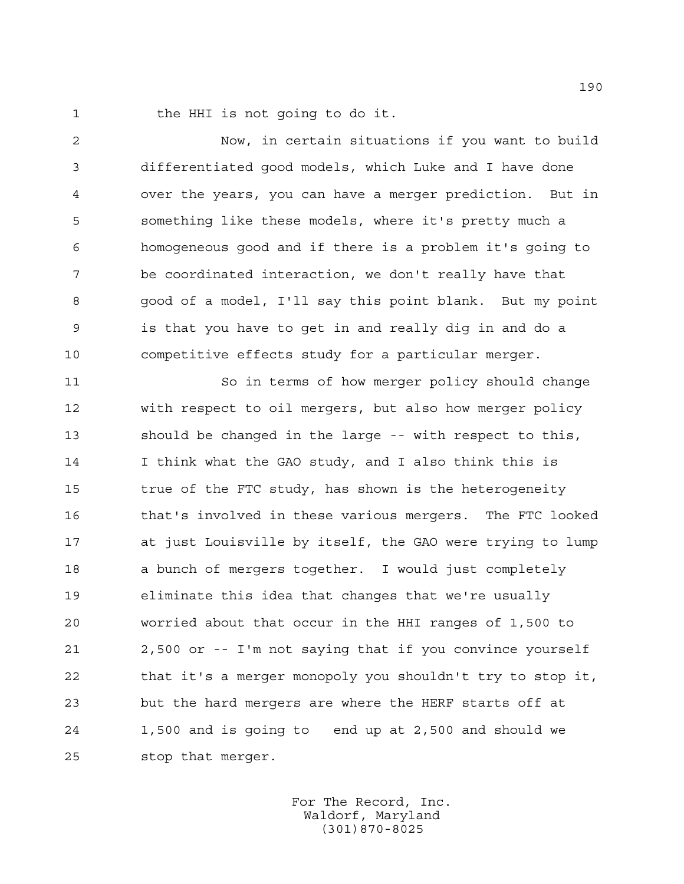the HHI is not going to do it.

Now, in certain situations if you want to build differentiated good models, which Luke and I have done over the years, you can have a merger prediction. But in something like these models, where it's pretty much a homogeneous good and if there is a problem it's going to be coordinated interaction, we don't really have that good of a model, I'll say this point blank. But my point is that you have to get in and really dig in and do a competitive effects study for a particular merger.

So in terms of how merger policy should change with respect to oil mergers, but also how merger policy should be changed in the large -- with respect to this, I think what the GAO study, and I also think this is true of the FTC study, has shown is the heterogeneity that's involved in these various mergers. The FTC looked at just Louisville by itself, the GAO were trying to lump a bunch of mergers together. I would just completely eliminate this idea that changes that we're usually worried about that occur in the HHI ranges of 1,500 to 2,500 or -- I'm not saying that if you convince yourself that it's a merger monopoly you shouldn't try to stop it, but the hard mergers are where the HERF starts off at 1,500 and is going to end up at 2,500 and should we stop that merger.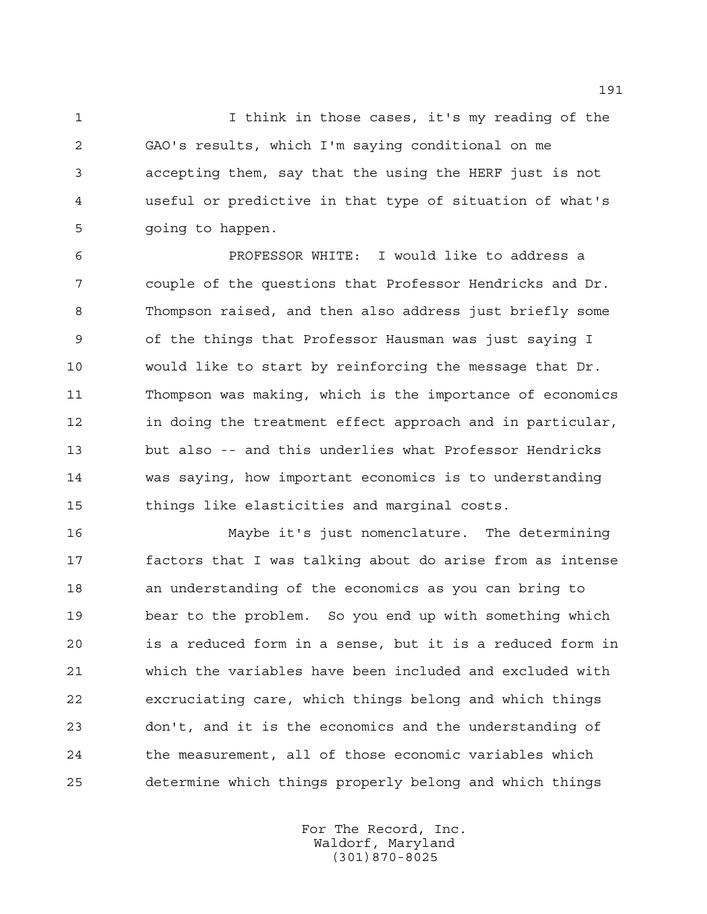I think in those cases, it's my reading of the GAO's results, which I'm saying conditional on me accepting them, say that the using the HERF just is not useful or predictive in that type of situation of what's going to happen.

PROFESSOR WHITE: I would like to address a couple of the questions that Professor Hendricks and Dr. Thompson raised, and then also address just briefly some of the things that Professor Hausman was just saying I would like to start by reinforcing the message that Dr. Thompson was making, which is the importance of economics in doing the treatment effect approach and in particular, but also -- and this underlies what Professor Hendricks was saying, how important economics is to understanding things like elasticities and marginal costs.

Maybe it's just nomenclature. The determining factors that I was talking about do arise from as intense an understanding of the economics as you can bring to bear to the problem. So you end up with something which is a reduced form in a sense, but it is a reduced form in which the variables have been included and excluded with excruciating care, which things belong and which things don't, and it is the economics and the understanding of the measurement, all of those economic variables which determine which things properly belong and which things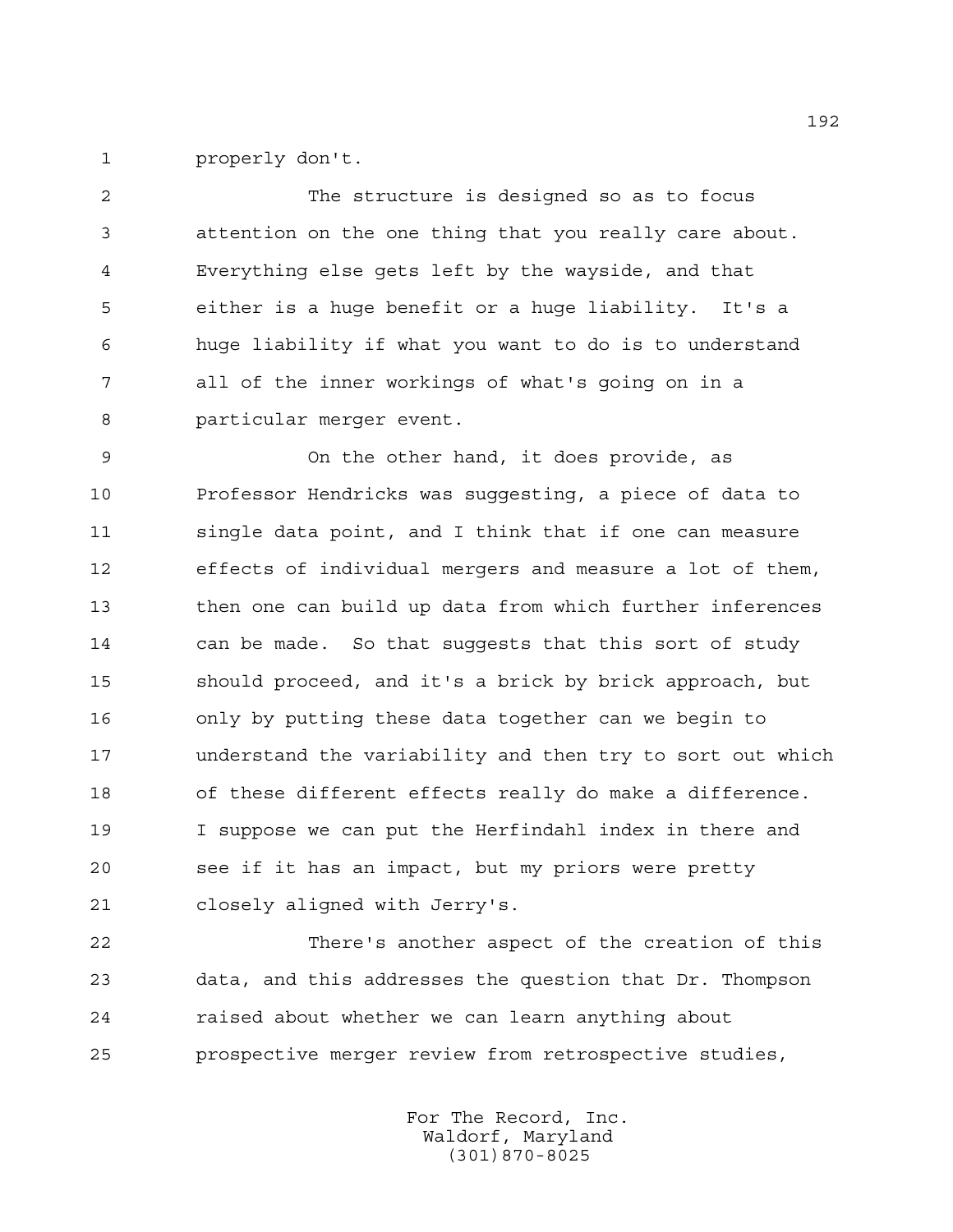properly don't.

The structure is designed so as to focus attention on the one thing that you really care about. Everything else gets left by the wayside, and that either is a huge benefit or a huge liability. It's a huge liability if what you want to do is to understand all of the inner workings of what's going on in a particular merger event.

On the other hand, it does provide, as Professor Hendricks was suggesting, a piece of data to single data point, and I think that if one can measure effects of individual mergers and measure a lot of them, then one can build up data from which further inferences can be made. So that suggests that this sort of study should proceed, and it's a brick by brick approach, but only by putting these data together can we begin to understand the variability and then try to sort out which of these different effects really do make a difference. I suppose we can put the Herfindahl index in there and see if it has an impact, but my priors were pretty closely aligned with Jerry's.

There's another aspect of the creation of this data, and this addresses the question that Dr. Thompson raised about whether we can learn anything about prospective merger review from retrospective studies,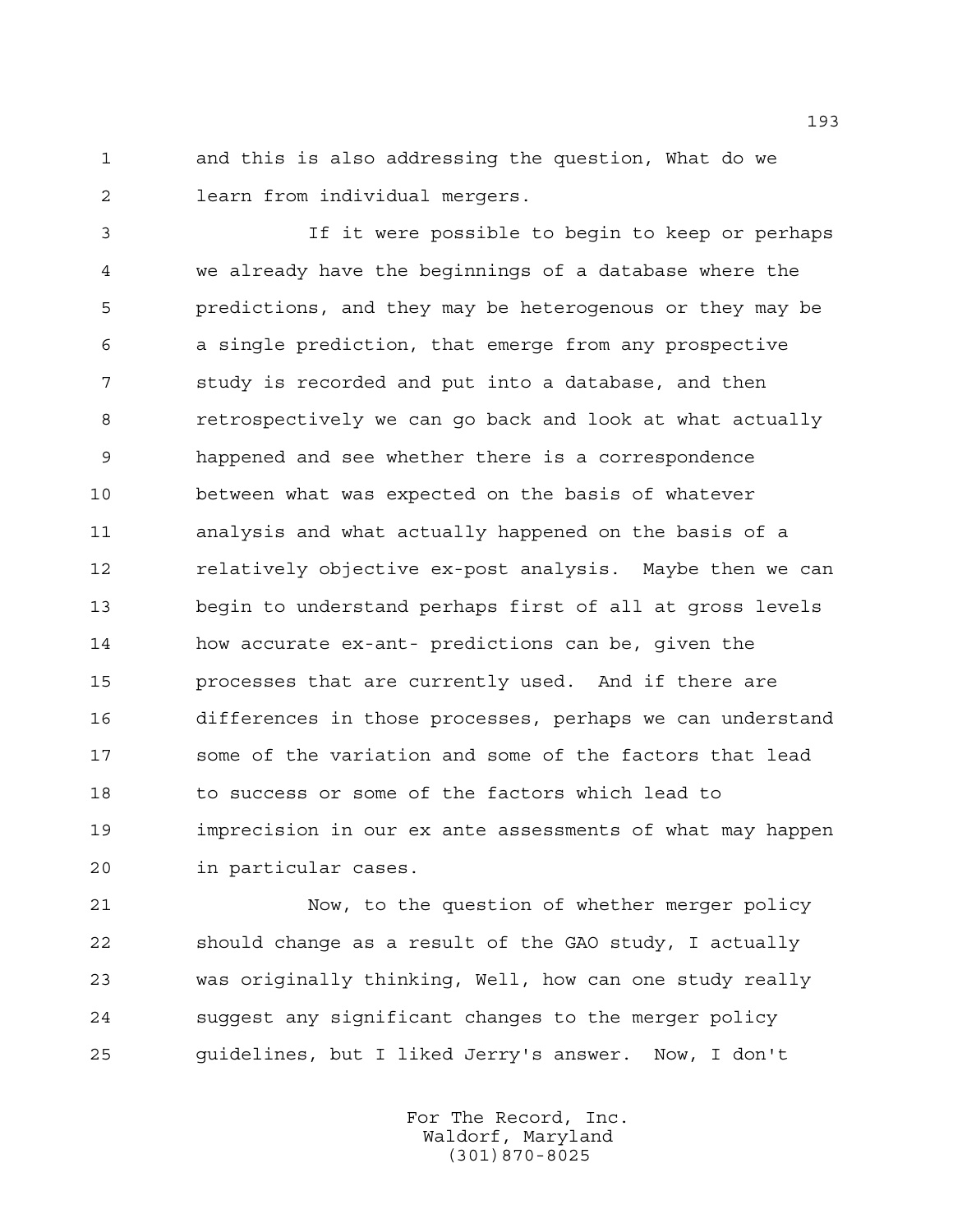and this is also addressing the question, What do we learn from individual mergers.

If it were possible to begin to keep or perhaps we already have the beginnings of a database where the predictions, and they may be heterogenous or they may be a single prediction, that emerge from any prospective study is recorded and put into a database, and then retrospectively we can go back and look at what actually happened and see whether there is a correspondence between what was expected on the basis of whatever analysis and what actually happened on the basis of a relatively objective ex-post analysis. Maybe then we can begin to understand perhaps first of all at gross levels how accurate ex-ant- predictions can be, given the processes that are currently used. And if there are differences in those processes, perhaps we can understand some of the variation and some of the factors that lead to success or some of the factors which lead to imprecision in our ex ante assessments of what may happen in particular cases.

Now, to the question of whether merger policy should change as a result of the GAO study, I actually was originally thinking, Well, how can one study really suggest any significant changes to the merger policy guidelines, but I liked Jerry's answer. Now, I don't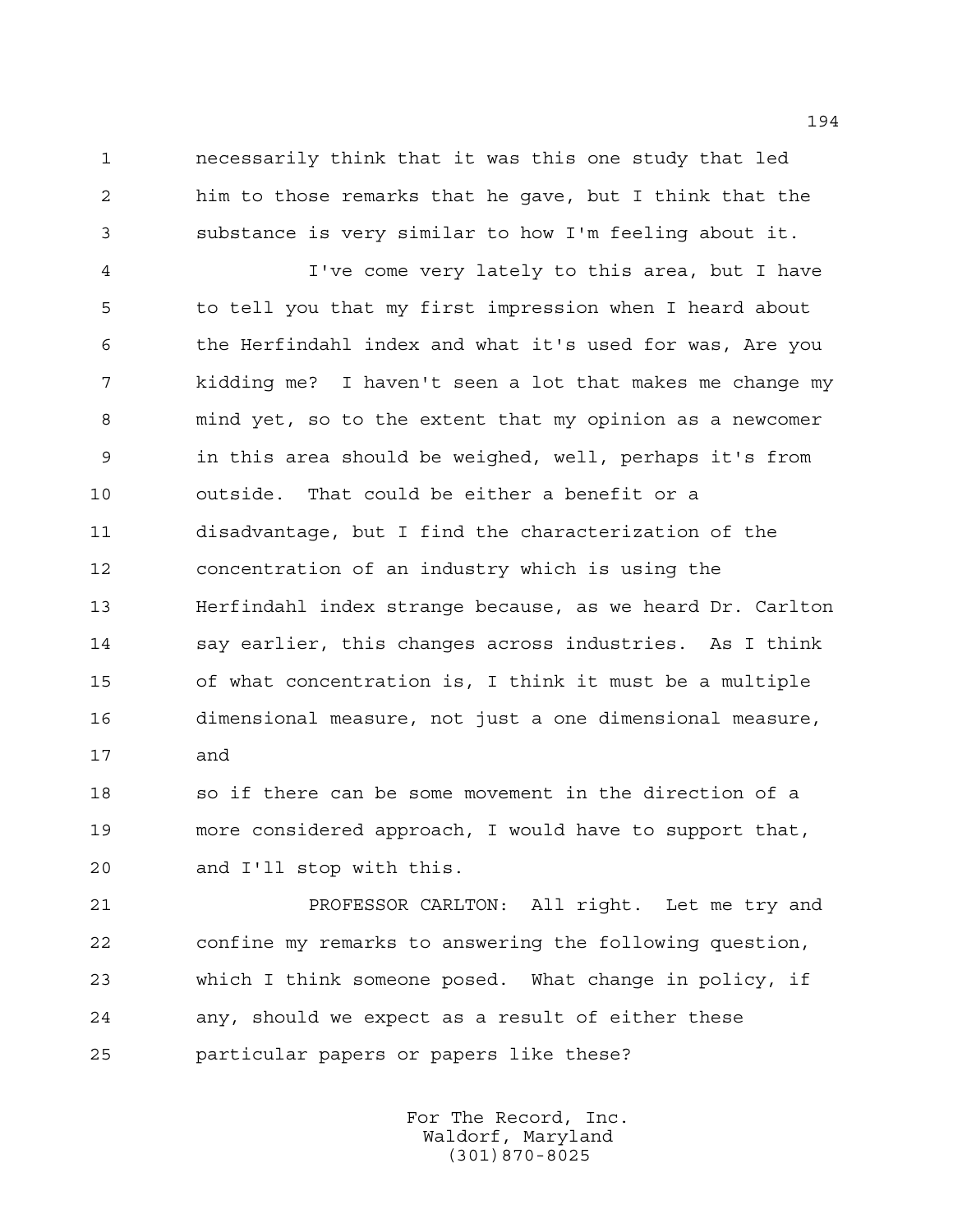necessarily think that it was this one study that led him to those remarks that he gave, but I think that the substance is very similar to how I'm feeling about it.

I've come very lately to this area, but I have to tell you that my first impression when I heard about the Herfindahl index and what it's used for was, Are you kidding me? I haven't seen a lot that makes me change my mind yet, so to the extent that my opinion as a newcomer in this area should be weighed, well, perhaps it's from outside. That could be either a benefit or a disadvantage, but I find the characterization of the concentration of an industry which is using the Herfindahl index strange because, as we heard Dr. Carlton say earlier, this changes across industries. As I think of what concentration is, I think it must be a multiple dimensional measure, not just a one dimensional measure, and so if there can be some movement in the direction of a more considered approach, I would have to support that, and I'll stop with this.

PROFESSOR CARLTON: All right. Let me try and confine my remarks to answering the following question, which I think someone posed. What change in policy, if any, should we expect as a result of either these particular papers or papers like these?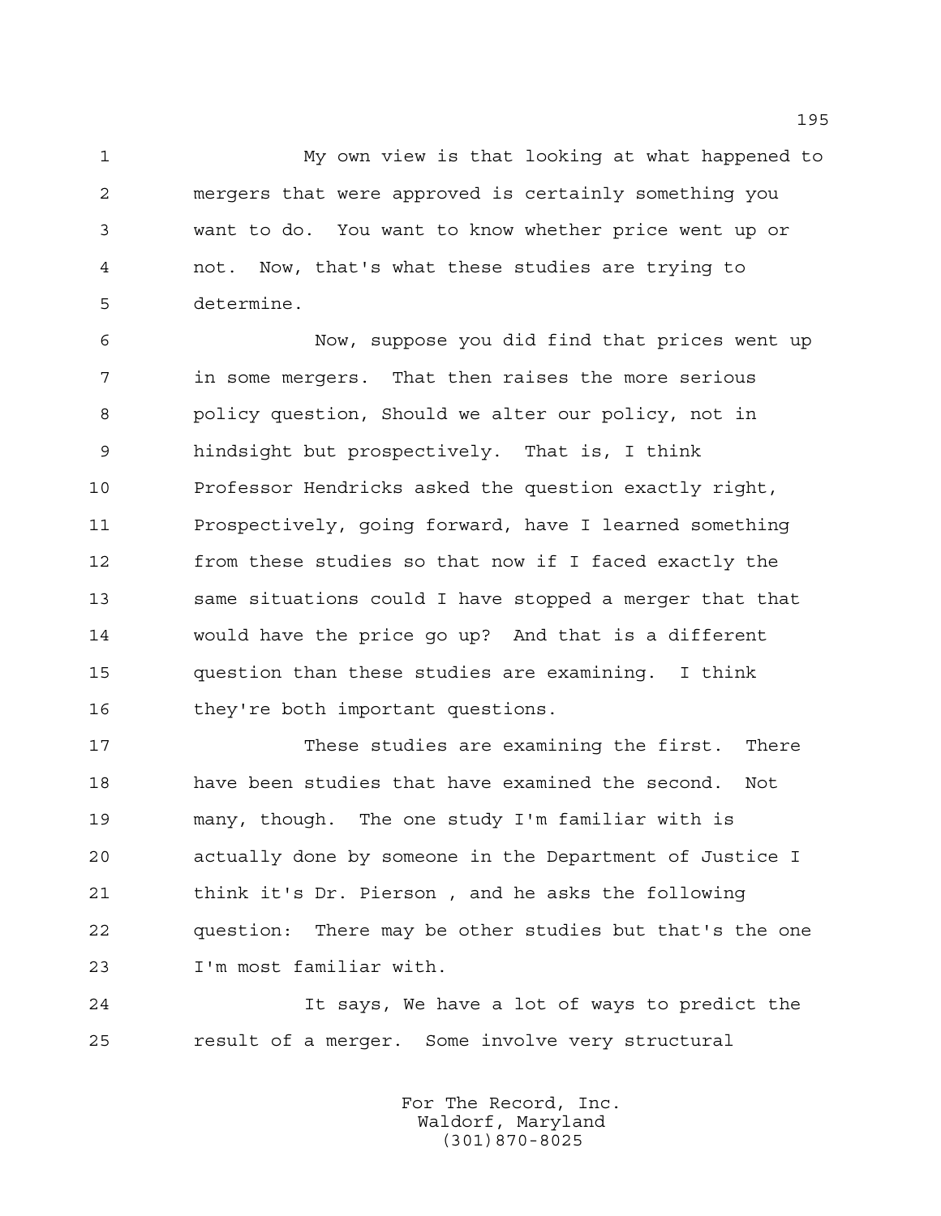My own view is that looking at what happened to mergers that were approved is certainly something you want to do. You want to know whether price went up or not. Now, that's what these studies are trying to determine.

Now, suppose you did find that prices went up in some mergers. That then raises the more serious policy question, Should we alter our policy, not in hindsight but prospectively. That is, I think Professor Hendricks asked the question exactly right, Prospectively, going forward, have I learned something from these studies so that now if I faced exactly the same situations could I have stopped a merger that that would have the price go up? And that is a different question than these studies are examining. I think they're both important questions.

These studies are examining the first. There have been studies that have examined the second. Not many, though. The one study I'm familiar with is actually done by someone in the Department of Justice I think it's Dr. Pierson , and he asks the following question: There may be other studies but that's the one I'm most familiar with.

It says, We have a lot of ways to predict the result of a merger. Some involve very structural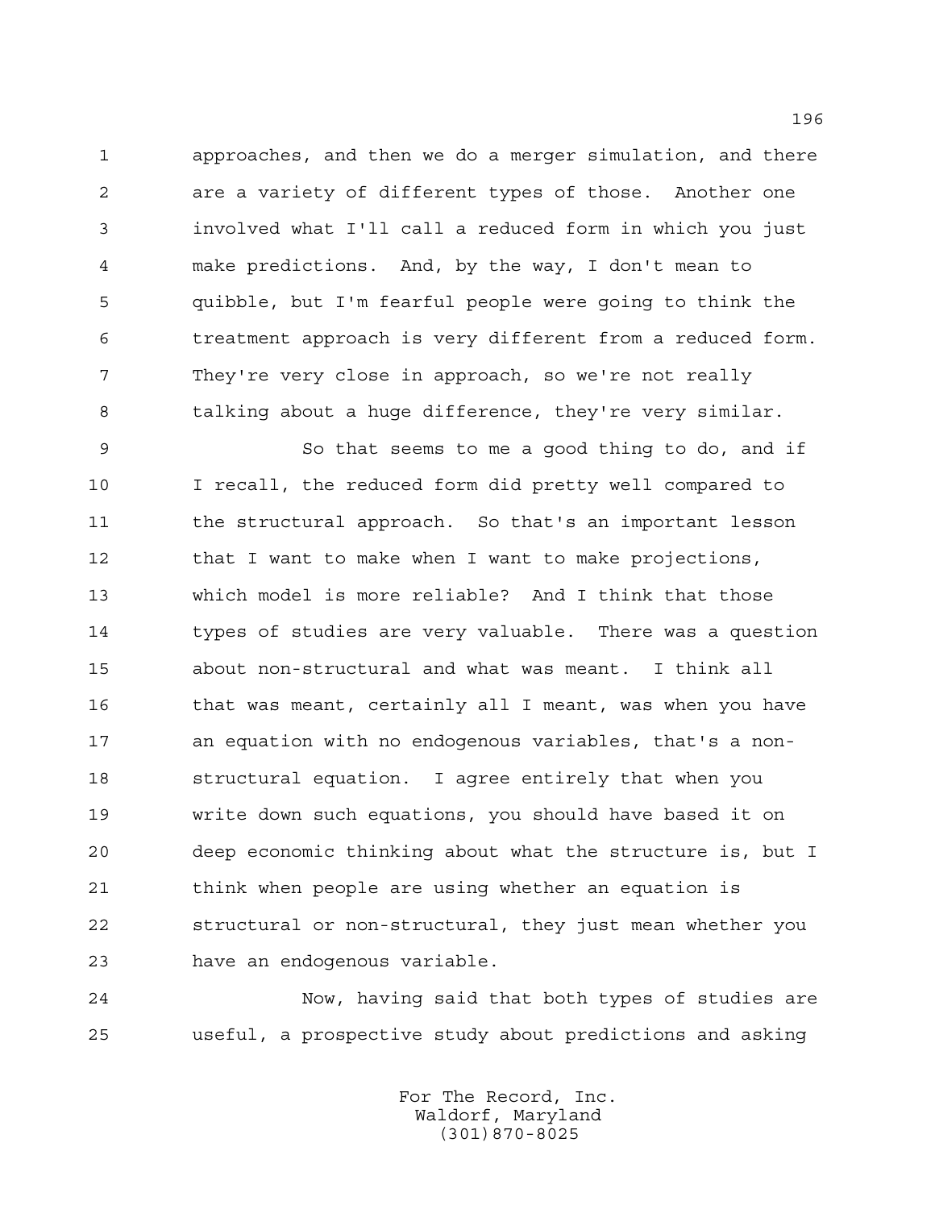approaches, and then we do a merger simulation, and there are a variety of different types of those. Another one involved what I'll call a reduced form in which you just make predictions. And, by the way, I don't mean to quibble, but I'm fearful people were going to think the treatment approach is very different from a reduced form. They're very close in approach, so we're not really talking about a huge difference, they're very similar.

So that seems to me a good thing to do, and if I recall, the reduced form did pretty well compared to the structural approach. So that's an important lesson that I want to make when I want to make projections, which model is more reliable? And I think that those types of studies are very valuable. There was a question about non-structural and what was meant. I think all that was meant, certainly all I meant, was when you have an equation with no endogenous variables, that's a non-structural equation. I agree entirely that when you write down such equations, you should have based it on deep economic thinking about what the structure is, but I think when people are using whether an equation is structural or non-structural, they just mean whether you have an endogenous variable.

Now, having said that both types of studies are useful, a prospective study about predictions and asking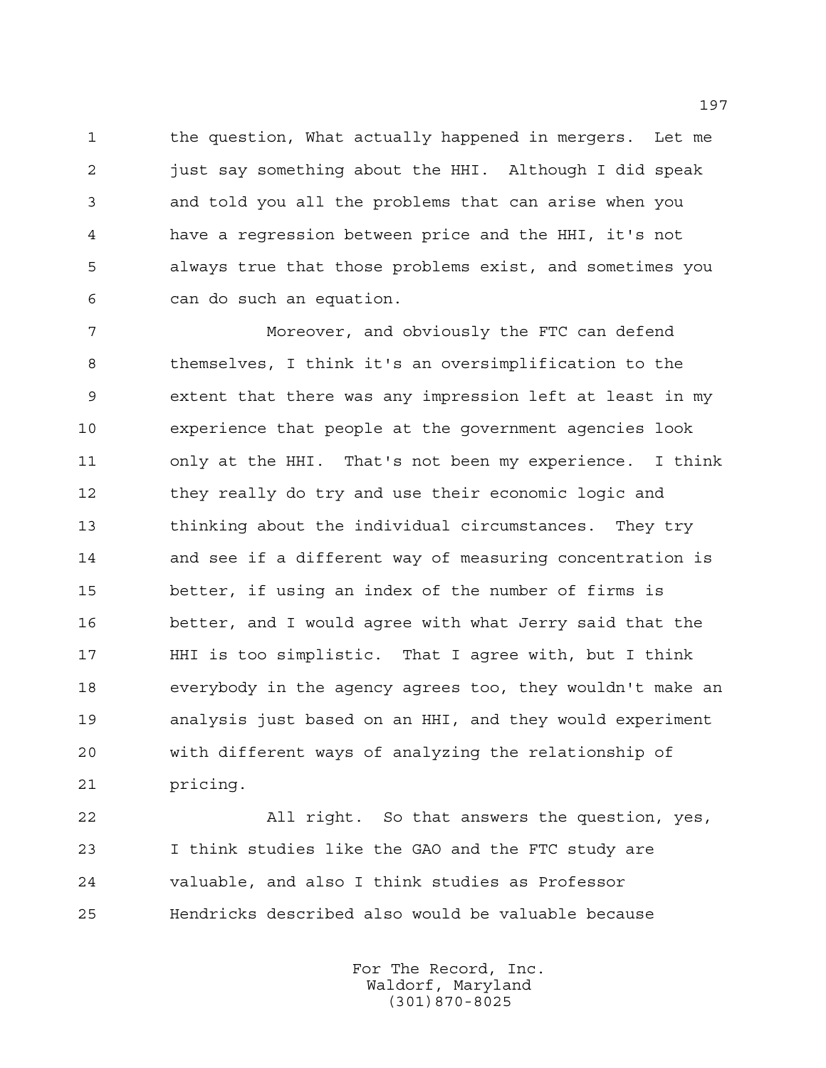the question, What actually happened in mergers. Let me just say something about the HHI. Although I did speak and told you all the problems that can arise when you have a regression between price and the HHI, it's not always true that those problems exist, and sometimes you can do such an equation.

Moreover, and obviously the FTC can defend themselves, I think it's an oversimplification to the extent that there was any impression left at least in my experience that people at the government agencies look only at the HHI. That's not been my experience. I think they really do try and use their economic logic and thinking about the individual circumstances. They try and see if a different way of measuring concentration is better, if using an index of the number of firms is better, and I would agree with what Jerry said that the HHI is too simplistic. That I agree with, but I think everybody in the agency agrees too, they wouldn't make an analysis just based on an HHI, and they would experiment with different ways of analyzing the relationship of pricing.

All right. So that answers the question, yes, I think studies like the GAO and the FTC study are valuable, and also I think studies as Professor Hendricks described also would be valuable because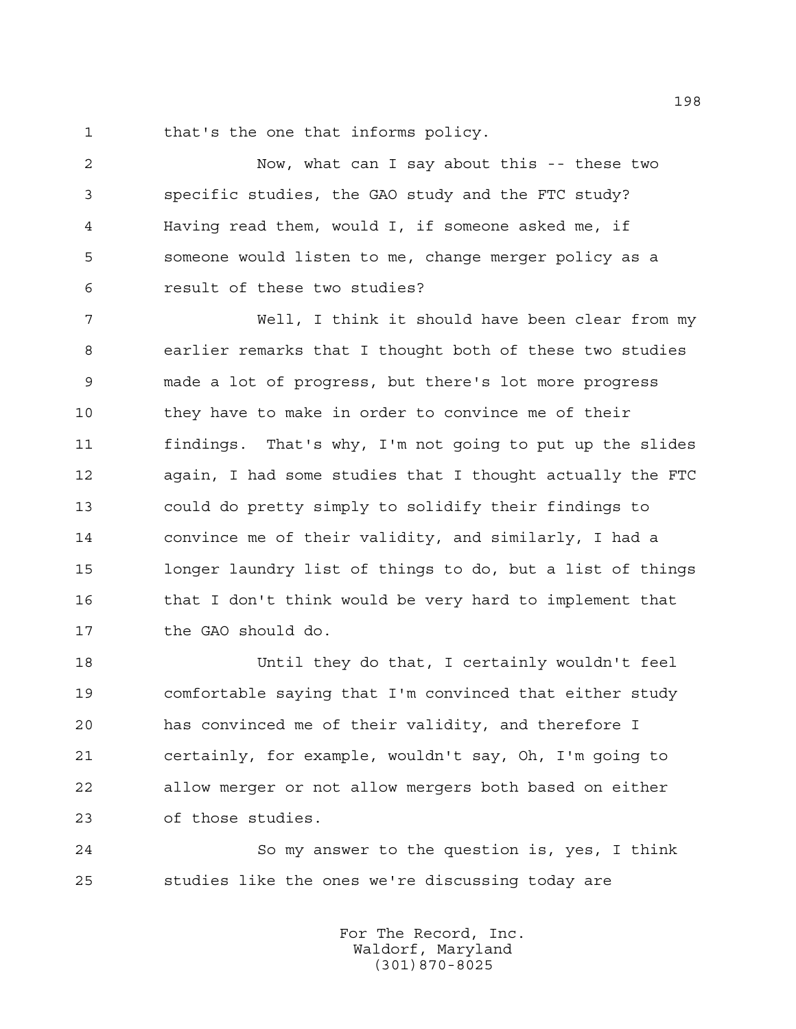that's the one that informs policy.

Now, what can I say about this -- these two specific studies, the GAO study and the FTC study? Having read them, would I, if someone asked me, if someone would listen to me, change merger policy as a result of these two studies?

Well, I think it should have been clear from my earlier remarks that I thought both of these two studies made a lot of progress, but there's lot more progress they have to make in order to convince me of their findings. That's why, I'm not going to put up the slides again, I had some studies that I thought actually the FTC could do pretty simply to solidify their findings to convince me of their validity, and similarly, I had a longer laundry list of things to do, but a list of things that I don't think would be very hard to implement that the GAO should do.

Until they do that, I certainly wouldn't feel comfortable saying that I'm convinced that either study has convinced me of their validity, and therefore I certainly, for example, wouldn't say, Oh, I'm going to allow merger or not allow mergers both based on either of those studies.

So my answer to the question is, yes, I think studies like the ones we're discussing today are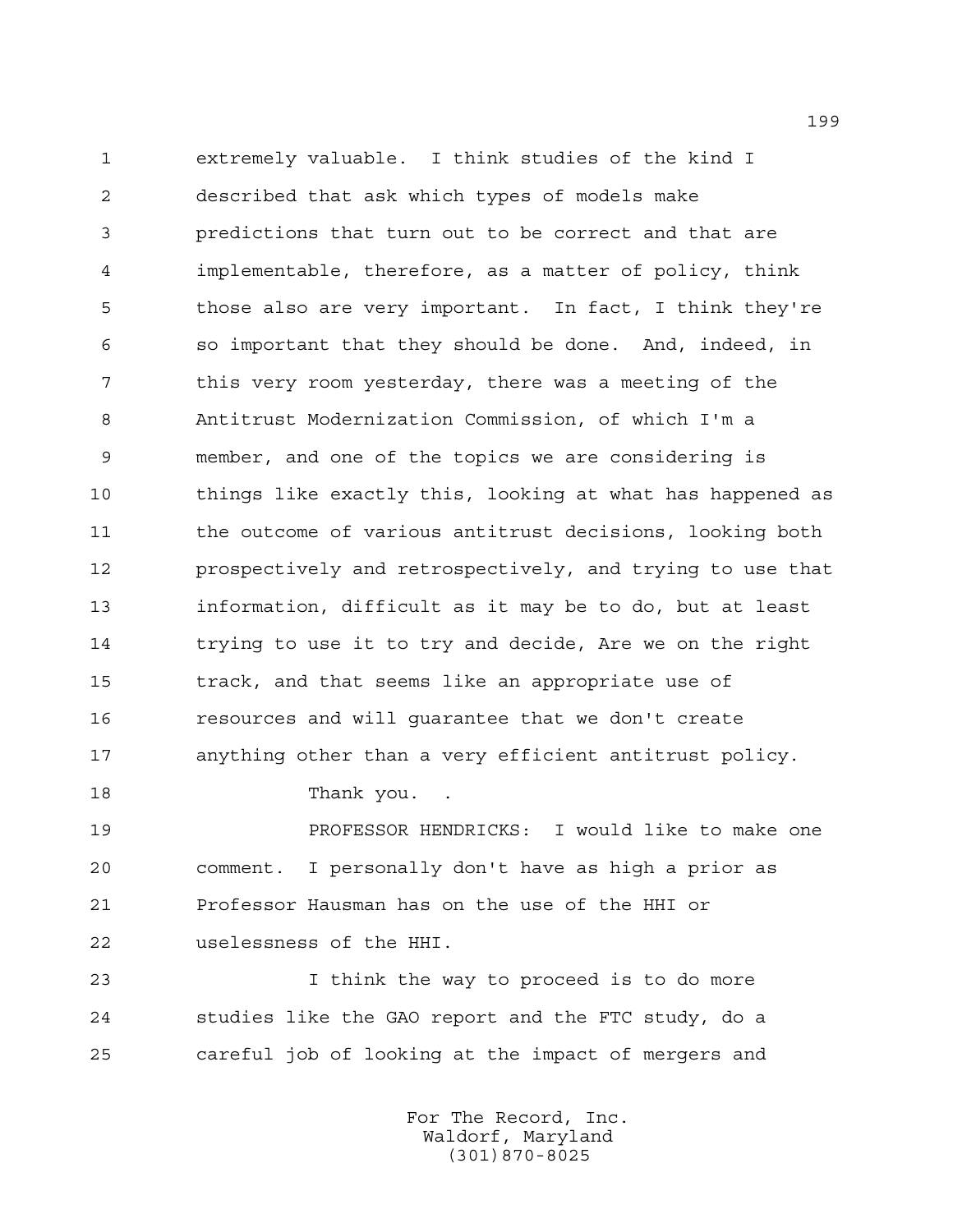extremely valuable. I think studies of the kind I described that ask which types of models make predictions that turn out to be correct and that are implementable, therefore, as a matter of policy, think those also are very important. In fact, I think they're so important that they should be done. And, indeed, in this very room yesterday, there was a meeting of the Antitrust Modernization Commission, of which I'm a member, and one of the topics we are considering is things like exactly this, looking at what has happened as the outcome of various antitrust decisions, looking both prospectively and retrospectively, and trying to use that information, difficult as it may be to do, but at least trying to use it to try and decide, Are we on the right track, and that seems like an appropriate use of resources and will guarantee that we don't create anything other than a very efficient antitrust policy.

Thank you. .

PROFESSOR HENDRICKS: I would like to make one comment. I personally don't have as high a prior as Professor Hausman has on the use of the HHI or uselessness of the HHI.

I think the way to proceed is to do more studies like the GAO report and the FTC study, do a careful job of looking at the impact of mergers and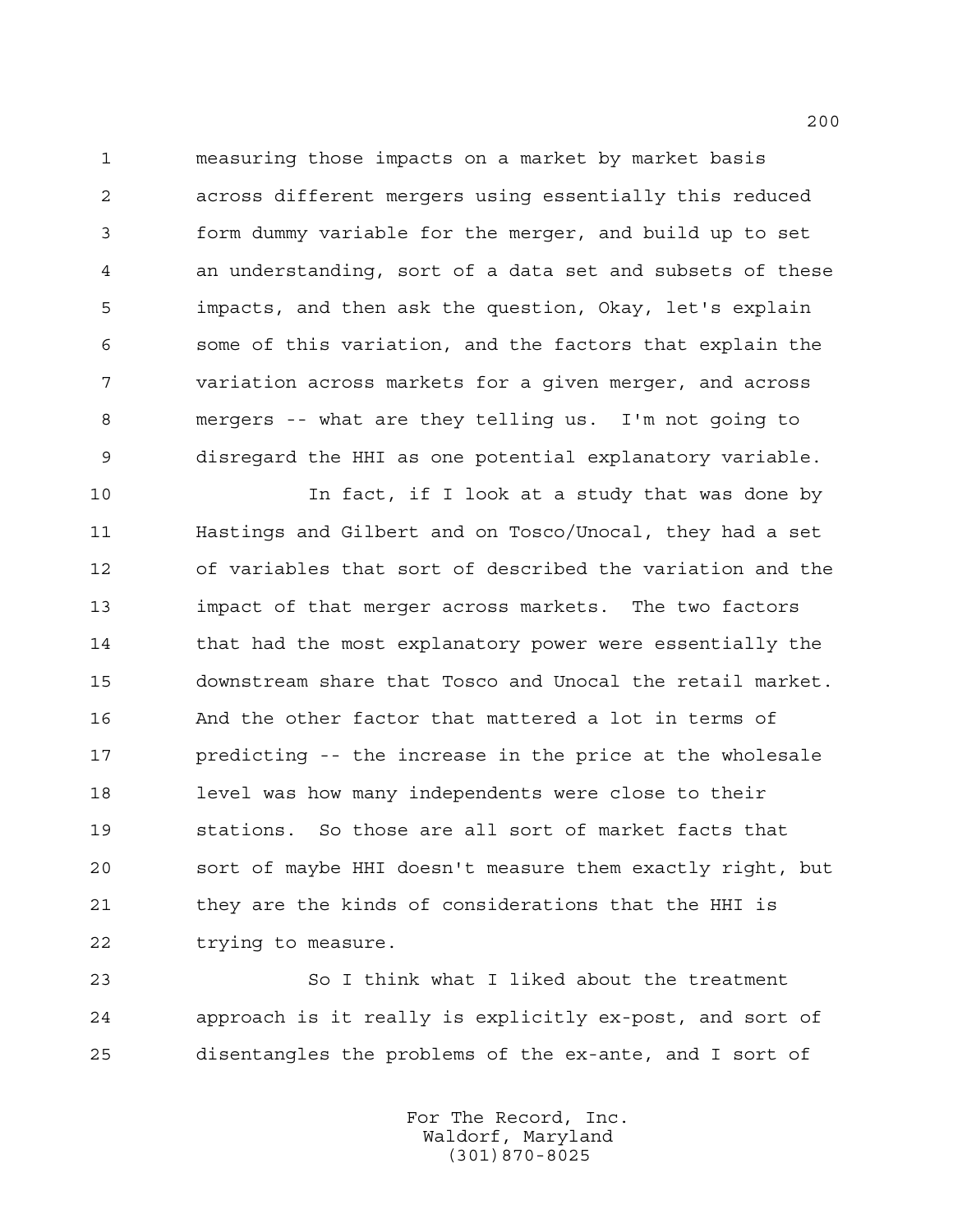measuring those impacts on a market by market basis across different mergers using essentially this reduced form dummy variable for the merger, and build up to set an understanding, sort of a data set and subsets of these impacts, and then ask the question, Okay, let's explain some of this variation, and the factors that explain the variation across markets for a given merger, and across mergers -- what are they telling us. I'm not going to disregard the HHI as one potential explanatory variable.

In fact, if I look at a study that was done by Hastings and Gilbert and on Tosco/Unocal, they had a set of variables that sort of described the variation and the impact of that merger across markets. The two factors that had the most explanatory power were essentially the downstream share that Tosco and Unocal the retail market. And the other factor that mattered a lot in terms of predicting -- the increase in the price at the wholesale level was how many independents were close to their stations. So those are all sort of market facts that sort of maybe HHI doesn't measure them exactly right, but they are the kinds of considerations that the HHI is trying to measure.

So I think what I liked about the treatment approach is it really is explicitly ex-post, and sort of disentangles the problems of the ex-ante, and I sort of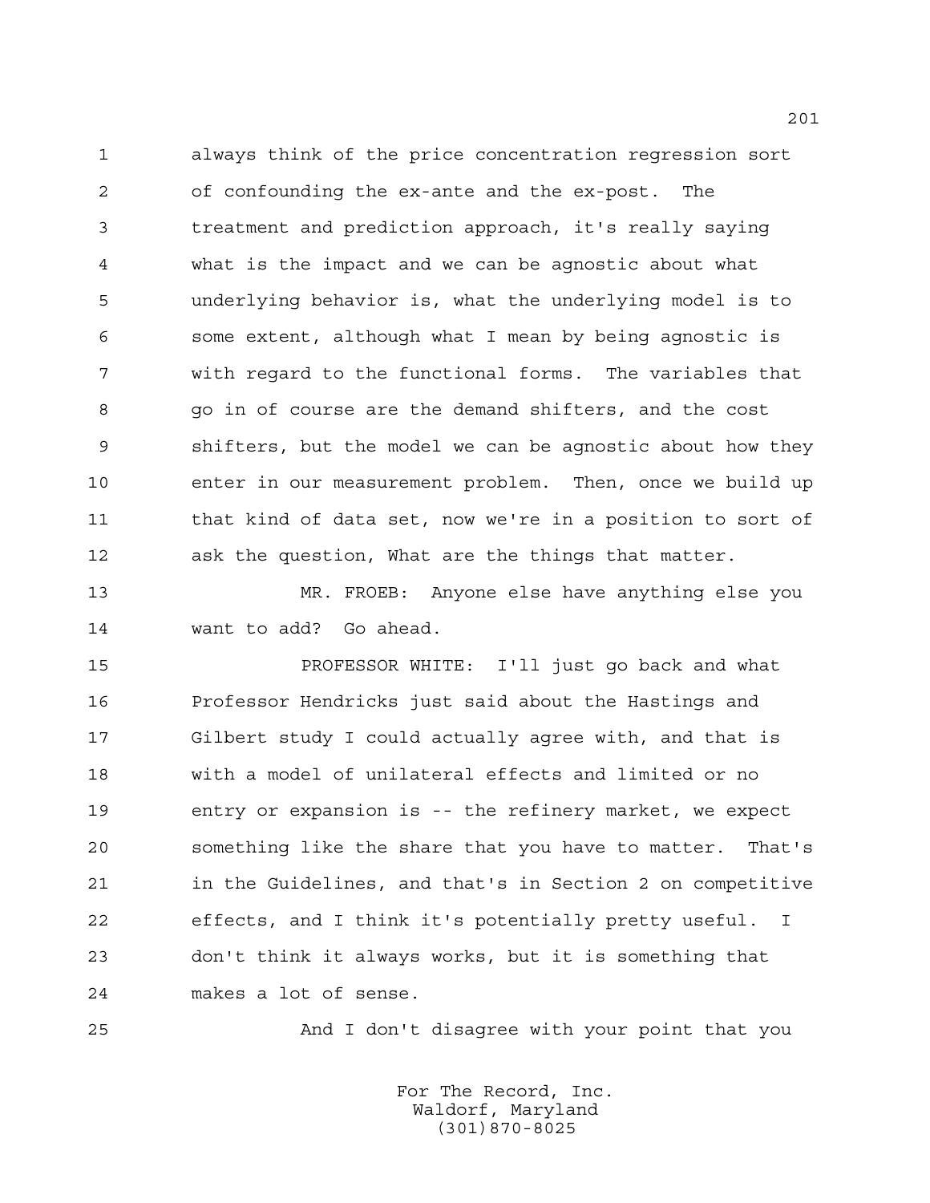always think of the price concentration regression sort of confounding the ex-ante and the ex-post. The treatment and prediction approach, it's really saying what is the impact and we can be agnostic about what underlying behavior is, what the underlying model is to some extent, although what I mean by being agnostic is with regard to the functional forms. The variables that go in of course are the demand shifters, and the cost shifters, but the model we can be agnostic about how they enter in our measurement problem. Then, once we build up that kind of data set, now we're in a position to sort of ask the question, What are the things that matter.

MR. FROEB: Anyone else have anything else you want to add? Go ahead.

PROFESSOR WHITE: I'll just go back and what Professor Hendricks just said about the Hastings and Gilbert study I could actually agree with, and that is with a model of unilateral effects and limited or no entry or expansion is -- the refinery market, we expect something like the share that you have to matter. That's in the Guidelines, and that's in Section 2 on competitive effects, and I think it's potentially pretty useful. I don't think it always works, but it is something that makes a lot of sense.

And I don't disagree with your point that you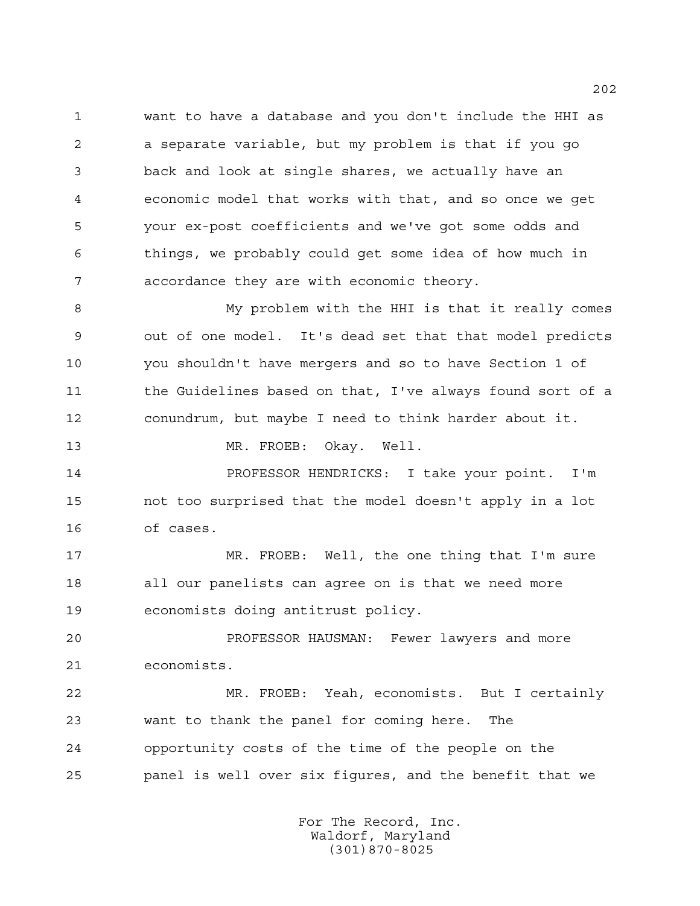want to have a database and you don't include the HHI as a separate variable, but my problem is that if you go back and look at single shares, we actually have an economic model that works with that, and so once we get your ex-post coefficients and we've got some odds and things, we probably could get some idea of how much in accordance they are with economic theory.

My problem with the HHI is that it really comes out of one model. It's dead set that that model predicts you shouldn't have mergers and so to have Section 1 of the Guidelines based on that, I've always found sort of a conundrum, but maybe I need to think harder about it.

MR. FROEB: Okay. Well.

PROFESSOR HENDRICKS: I take your point. I'm not too surprised that the model doesn't apply in a lot of cases.

MR. FROEB: Well, the one thing that I'm sure all our panelists can agree on is that we need more economists doing antitrust policy.

PROFESSOR HAUSMAN: Fewer lawyers and more economists.

MR. FROEB: Yeah, economists. But I certainly want to thank the panel for coming here. The opportunity costs of the time of the people on the panel is well over six figures, and the benefit that we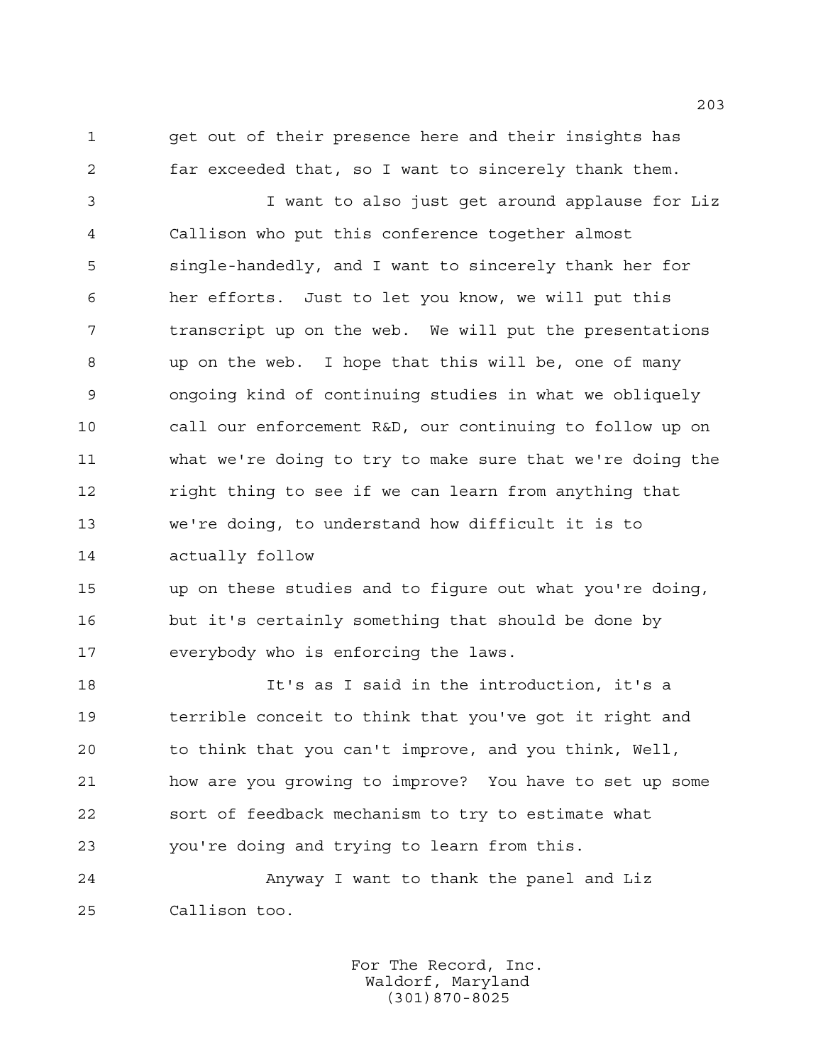get out of their presence here and their insights has far exceeded that, so I want to sincerely thank them.

I want to also just get around applause for Liz Callison who put this conference together almost single-handedly, and I want to sincerely thank her for her efforts. Just to let you know, we will put this transcript up on the web. We will put the presentations up on the web. I hope that this will be, one of many ongoing kind of continuing studies in what we obliquely call our enforcement R&D, our continuing to follow up on what we're doing to try to make sure that we're doing the right thing to see if we can learn from anything that we're doing, to understand how difficult it is to actually follow up on these studies and to figure out what you're doing, but it's certainly something that should be done by everybody who is enforcing the laws.

It's as I said in the introduction, it's a terrible conceit to think that you've got it right and to think that you can't improve, and you think, Well, how are you growing to improve? You have to set up some sort of feedback mechanism to try to estimate what you're doing and trying to learn from this.

Anyway I want to thank the panel and Liz Callison too.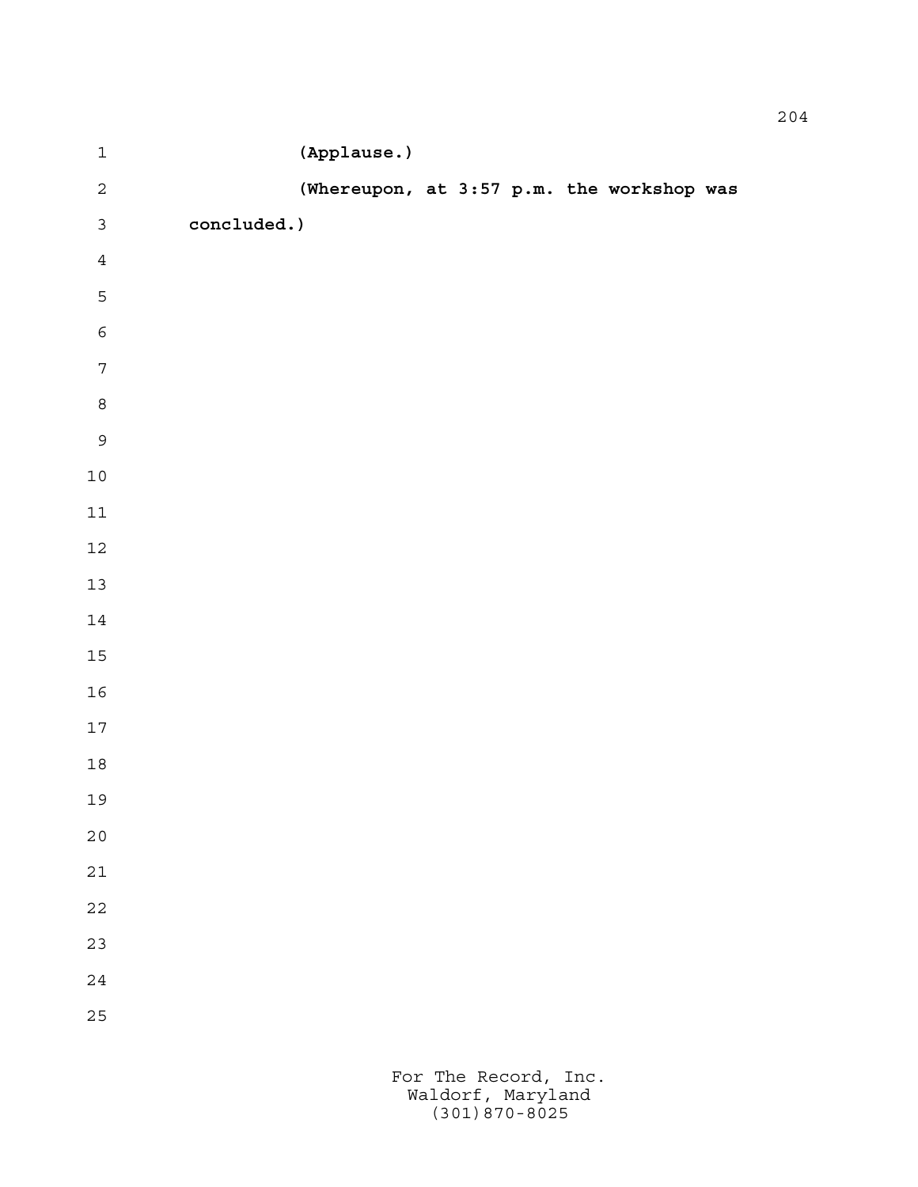**(Applause.)**

**(Whereupon, at 3:57 p.m. the workshop was concluded.)**

For The Record, Inc.
Waldorf, Maryland
(301)870-8025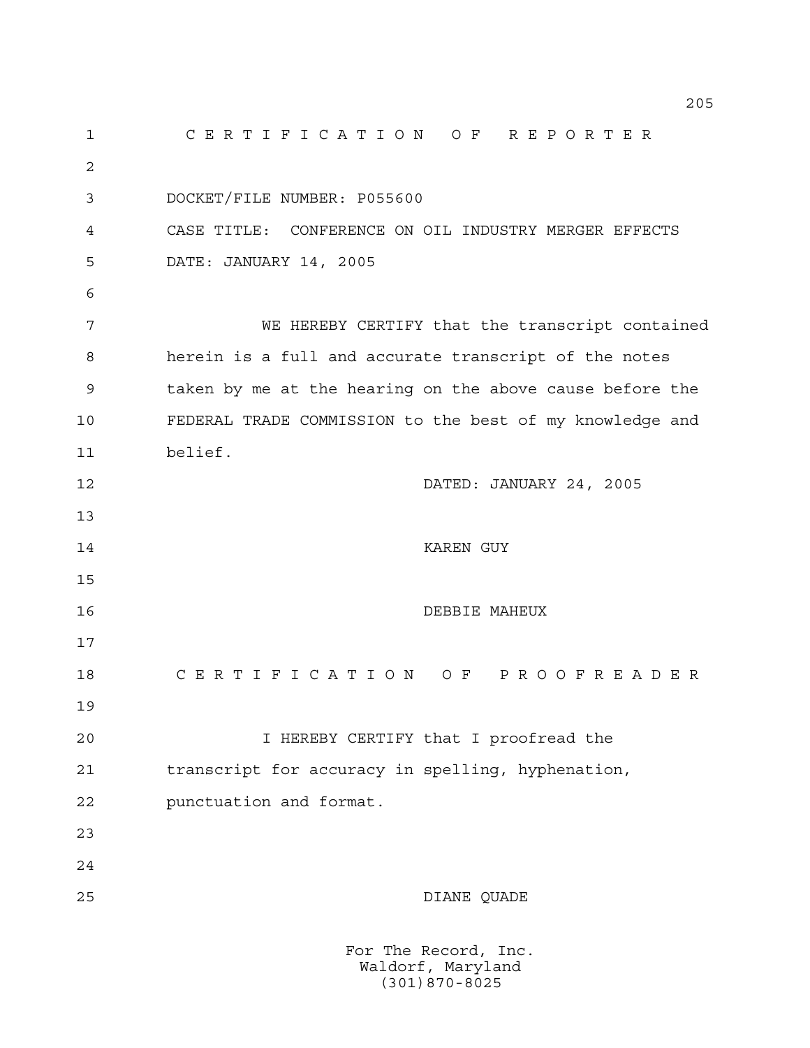# C E R T I F I C A T I O N   O F   R E P O R T E R

DOCKET/FILE NUMBER: P055600

CASE TITLE: CONFERENCE ON OIL INDUSTRY MERGER EFFECTS

DATE: JANUARY 14, 2005

WE HEREBY CERTIFY that the transcript contained herein is a full and accurate transcript of the notes taken by me at the hearing on the above cause before the FEDERAL TRADE COMMISSION to the best of my knowledge and belief.

DATED: JANUARY 24, 2005

KAREN GUY

DEBBIE MAHEUX

# C E R T I F I C A T I O N   O F   P R O O F R E A D E R

I HEREBY CERTIFY that I proofread the transcript for accuracy in spelling, hyphenation, punctuation and format.

DIANE QUADE